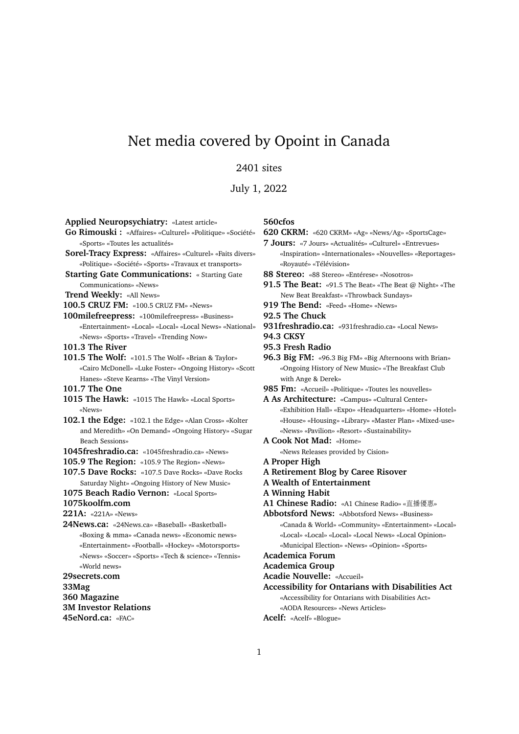# Net media covered by Opoint in Canada

2401 sites

July 1, 2022

**Applied Neuropsychiatry:** «Latest article»

**Go Rimouski :** «Affaires» «Culturel» «Politique» «Société» «Sports» «Toutes les actualités»

**Sorel-Tracy Express:** «Affaires» «Culturel» «Faits divers» «Politique» «Société» «Sports» «Travaux et transports»

**Starting Gate Communications:** « Starting Gate Communications» «News»

**Trend Weekly:** «All News»

**100.5 CRUZ FM:** «100.5 CRUZ FM» «News»

**100milefreepress:** «100milefreepress» «Business» «Entertainment» «Local» «Local» «Local News» «National» «News» «Sports» «Travel» «Trending Now»

**101.3 The River**

**101.5 The Wolf:** «101.5 The Wolf» «Brian & Taylor» «Cairo McDonell» «Luke Foster» «Ongoing History» «Scott Hanes» «Steve Kearns» «The Vinyl Version»

**101.7 The One**

**1015 The Hawk:** «1015 The Hawk» «Local Sports» «News»

**102.1 the Edge:** «102.1 the Edge» «Alan Cross» «Kolter and Meredith» «On Demand» «Ongoing History» «Sugar Beach Sessions»

**1045freshradio.ca:** «1045freshradio.ca» «News»

**105.9 The Region:** «105.9 The Region» «News»

**107.5 Dave Rocks:** «107.5 Dave Rocks» «Dave Rocks Saturday Night» «Ongoing History of New Music»

**1075 Beach Radio Vernon:** «Local Sports»

**1075koolfm.com**

**221A:** «221A» «News»

**24News.ca:** «24News.ca» «Baseball» «Basketball» «Boxing & mma» «Canada news» «Economic news» «Entertainment» «Football» «Hockey» «Motorsports» «News» «Soccer» «Sports» «Tech & science» «Tennis» «World news»

**29secrets.com**

**33Mag**

**360 Magazine**

**3M Investor Relations**

**45eNord.ca:** «FAC»

**560cfos**

**620 CKRM:** «620 CKRM» «Ag» «News/Ag» «SportsCage»

**7 Jours:** «7 Jours» «Actualités» «Culturel» «Entrevues» «Inspiration» «Internationales» «Nouvelles» «Reportages» «Royauté» «Télévision»

**88 Stereo:** «88 Stereo» «Entérese» «Nosotros»

**91.5 The Beat:** «91.5 The Beat» «The Beat @ Night» «The New Beat Breakfast» «Throwback Sundays»

**919 The Bend:** «Feed» «Home» «News»

**92.5 The Chuck**

**931freshradio.ca:** «931freshradio.ca» «Local News»

**94.3 CKSY**

**95.3 Fresh Radio**

**96.3 Big FM:** «96.3 Big FM» «Big Afternoons with Brian» «Ongoing History of New Music» «The Breakfast Club with Ange & Derek»

**985 Fm:** «Accueil» «Politique» «Toutes les nouvelles»

**A As Architecture:** «Campus» «Cultural Center» «Exhibition Hall» «Expo» «Headquarters» «Home» «Hotel» «House» «Housing» «Library» «Master Plan» «Mixed-use» «News» «Pavilion» «Resort» «Sustainability»

**A Cook Not Mad:** «Home» «News Releases provided by Cision»

**A Proper High**

**A Retirement Blog by Caree Risover**

**A Wealth of Entertainment**

**A Winning Habit**

**A1 Chinese Radio:** «A1 Chinese Radio» «直播優惠»

**Abbotsford News:** «Abbotsford News» «Business» «Canada & World» «Community» «Entertainment» «Local» «Local» «Local» «Local» «Local News» «Local Opinion» «Municipal Election» «News» «Opinion» «Sports»

**Academica Forum**

**Academica Group**

**Acadie Nouvelle:** «Accueil»

**Accessibility for Ontarians with Disabilities Act** «Accessibility for Ontarians with Disabilities Act» «AODA Resources» «News Articles»

**Acelf:** «Acelf» «Blogue»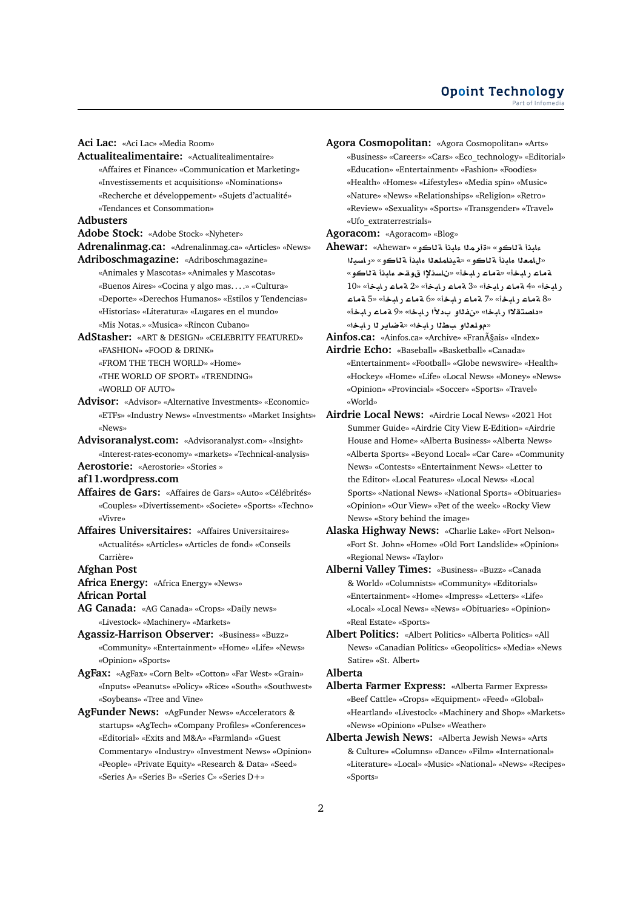**Aci Lac:** «Aci Lac» «Media Room»

**Actualitealimentaire:** «Actualitealimentaire» «Affaires et Finance» «Communication et Marketing» «Investissements et acquisitions» «Nominations» «Recherche et développement» «Sujets d'actualité» «Tendances et Consommation»

**Adbusters**

**Adobe Stock:** «Adobe Stock» «Nyheter»

**Adrenalinmag.ca:** «Adrenalinmag.ca» «Articles» «News»

**Adriboschmagazine:** «Adriboschmagazine» «Animales y Mascotas» «Animales y Mascotas» «Buenos Aires» «Cocina y algo mas. . . .» «Cultura» «Deporte» «Derechos Humanos» «Estilos y Tendencias» «Historias» «Literatura» «Lugares en el mundo» «Mis Notas.» «Musica» «Rincon Cubano»

**AdStasher:** «ART & DESIGN» «CELEBRITY FEATURED» «FASHION» «FOOD & DRINK» «FROM THE TECH WORLD» «Home» «THE WORLD OF SPORT» «TRENDING» «WORLD OF AUTO»

**Advisor:** «Advisor» «Alternative Investments» «Economic» «ETFs» «Industry News» «Investments» «Market Insights» «News»

**Advisoranalyst.com:** «Advisoranalyst.com» «Insight» «Interest-rates-economy» «markets» «Technical-analysis»

**Aerostorie:** «Aerostorie» «Stories »

**af11.wordpress.com**

**Affaires de Gars:** «Affaires de Gars» «Auto» «Célébrités» «Couples» «Divertissement» «Societe» «Sports» «Techno» «Vivre»

**Affaires Universitaires:** «Affaires Universitaires» «Actualités» «Articles» «Articles de fond» «Conseils Carrière»

**Afghan Post**

**Africa Energy:** «Africa Energy» «News»

**African Portal**

**AG Canada:** «AG Canada» «Crops» «Daily news» «Livestock» «Machinery» «Markets»

**Agassiz-Harrison Observer:** «Business» «Buzz» «Community» «Entertainment» «Home» «Life» «News» «Opinion» «Sports»

**AgFax:** «AgFax» «Corn Belt» «Cotton» «Far West» «Grain» «Inputs» «Peanuts» «Policy» «Rice» «South» «Southwest» «Soybeans» «Tree and Vine»

**AgFunder News:** «AgFunder News» «Accelerators & startups» «AgTech» «Company Profiles» «Conferences» «Editorial» «Exits and M&A» «Farmland» «Guest Commentary» «Industry» «Investment News» «Opinion» «People» «Private Equity» «Research & Data» «Seed» «Series A» «Series B» «Series C» «Series D+»

**Agora Cosmopolitan:** «Agora Cosmopolitan» «Arts» «Business» «Careers» «Cars» «Eco_technology» «Editorial» «Education» «Entertainment» «Fashion» «Foodies» «Health» «Homes» «Lifestyles» «Media spin» «Music» «Nature» «News» «Relationships» «Religion» «Retro» «Review» «Sexuality» «Sports» «Transgender» «Travel» «Ufo_extraterrestrials»

**Agoracom:** «Agoracom» «Blog»

**Ahewar:** «Ahewar» «وكالة انباء المرأة» «وكالة انباء العمال» «وكالة انباء العلمانية» «وكالة انباء اليسار» «وكالة انباء حقوق الإنسان» «أخبار عامة» «أخبار عامة 10» «أخبار عامة 2» «أخبار عامة 3» «أخبار عامة 4» «أخبار عامة 5» «أخبار عامة 6» «أخبار عامة 7» «أخبار عامة 8» «أخبار عامة 9» «اخبار الأدب والفن» «اخبار الاقتصاد» «اخبار الرياضة» «اخبار الطب والعلوم»

**Ainfos.ca:** «Ainfos.ca» «Archive» «FranÃ§ais» «Index»

**Airdrie Echo:** «Baseball» «Basketball» «Canada» «Entertainment» «Football» «Globe newswire» «Health» «Hockey» «Home» «Life» «Local News» «Money» «News» «Opinion» «Provincial» «Soccer» «Sports» «Travel» «World»

**Airdrie Local News:** «Airdrie Local News» «2021 Hot Summer Guide» «Airdrie City View E-Edition» «Airdrie House and Home» «Alberta Business» «Alberta News» «Alberta Sports» «Beyond Local» «Car Care» «Community News» «Contests» «Entertainment News» «Letter to the Editor» «Local Features» «Local News» «Local Sports» «National News» «National Sports» «Obituaries» «Opinion» «Our View» «Pet of the week» «Rocky View News» «Story behind the image»

**Alaska Highway News:** «Charlie Lake» «Fort Nelson» «Fort St. John» «Home» «Old Fort Landslide» «Opinion» «Regional News» «Taylor»

**Alberni Valley Times:** «Business» «Buzz» «Canada & World» «Columnists» «Community» «Editorials» «Entertainment» «Home» «Impress» «Letters» «Life» «Local» «Local News» «News» «Obituaries» «Opinion» «Real Estate» «Sports»

**Albert Politics:** «Albert Politics» «Alberta Politics» «All News» «Canadian Politics» «Geopolitics» «Media» «News Satire» «St. Albert»

**Alberta**

**Alberta Farmer Express:** «Alberta Farmer Express» «Beef Cattle» «Crops» «Equipment» «Feed» «Global» «Heartland» «Livestock» «Machinery and Shop» «Markets» «News» «Opinion» «Pulse» «Weather»

**Alberta Jewish News:** «Alberta Jewish News» «Arts & Culture» «Columns» «Dance» «Film» «International» «Literature» «Local» «Music» «National» «News» «Recipes» «Sports»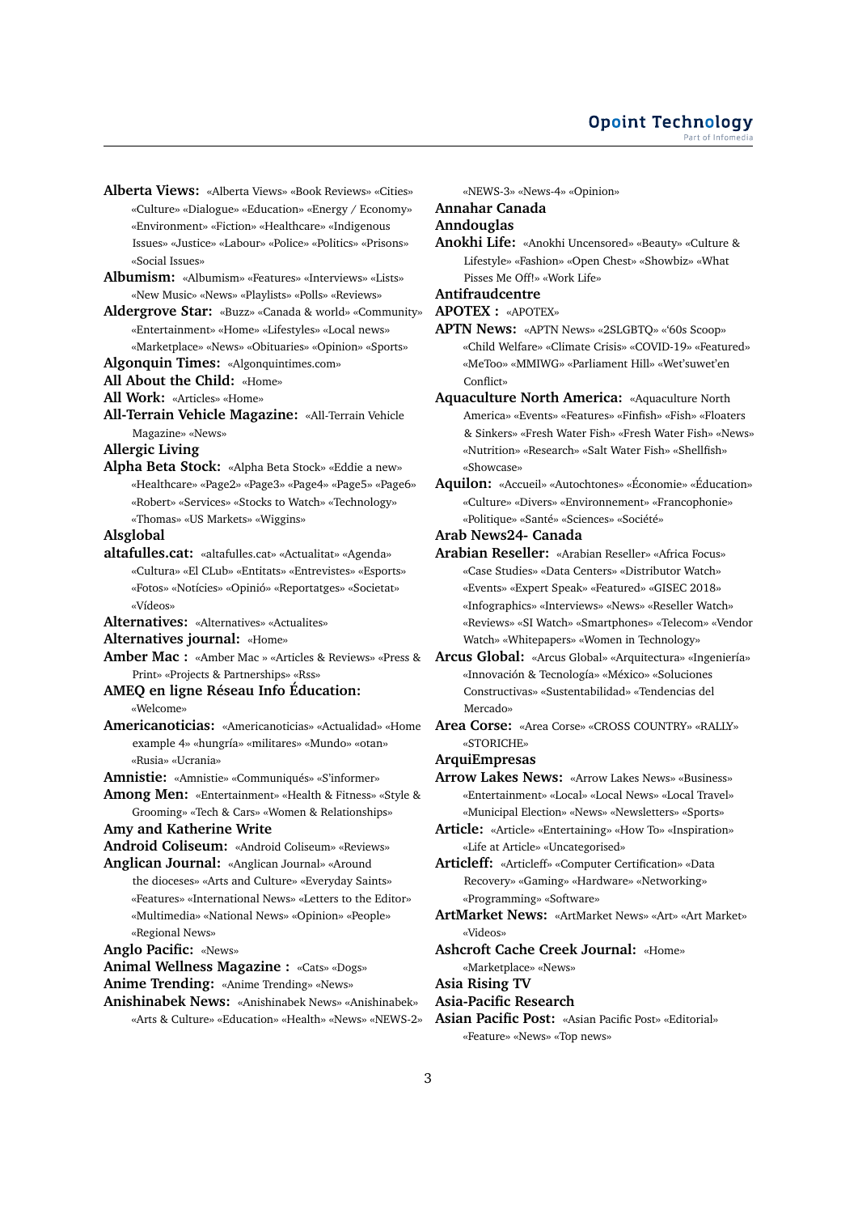**Alberta Views:** «Alberta Views» «Book Reviews» «Cities» «Culture» «Dialogue» «Education» «Energy / Economy» «Environment» «Fiction» «Healthcare» «Indigenous Issues» «Justice» «Labour» «Police» «Politics» «Prisons» «Social Issues»

**Albumism:** «Albumism» «Features» «Interviews» «Lists» «New Music» «News» «Playlists» «Polls» «Reviews»

**Aldergrove Star:** «Buzz» «Canada & world» «Community» «Entertainment» «Home» «Lifestyles» «Local news» «Marketplace» «News» «Obituaries» «Opinion» «Sports»

**Algonquin Times:** «Algonquintimes.com»

**All About the Child:** «Home»

**All Work:** «Articles» «Home»

**All-Terrain Vehicle Magazine:** «All-Terrain Vehicle Magazine» «News»

**Allergic Living**

**Alpha Beta Stock:** «Alpha Beta Stock» «Eddie a new» «Healthcare» «Page2» «Page3» «Page4» «Page5» «Page6» «Robert» «Services» «Stocks to Watch» «Technology» «Thomas» «US Markets» «Wiggins»

**Alsglobal**

**altafulles.cat:** «altafulles.cat» «Actualitat» «Agenda» «Cultura» «El CLub» «Entitats» «Entrevistes» «Esports» «Fotos» «Notícies» «Opinió» «Reportatges» «Societat» «Vídeos»

**Alternatives:** «Alternatives» «Actualites»

**Alternatives journal:** «Home»

**Amber Mac :** «Amber Mac » «Articles & Reviews» «Press & Print» «Projects & Partnerships» «Rss»

**AMEQ en ligne Réseau Info Éducation:** «Welcome»

**Americanoticias:** «Americanoticias» «Actualidad» «Home example 4» «hungría» «militares» «Mundo» «otan» «Rusia» «Ucrania»

**Amnistie:** «Amnistie» «Communiqués» «S'informer»

**Among Men:** «Entertainment» «Health & Fitness» «Style & Grooming» «Tech & Cars» «Women & Relationships»

**Amy and Katherine Write**

**Android Coliseum:** «Android Coliseum» «Reviews»

**Anglican Journal:** «Anglican Journal» «Around the dioceses» «Arts and Culture» «Everyday Saints» «Features» «International News» «Letters to the Editor» «Multimedia» «National News» «Opinion» «People» «Regional News»

**Anglo Pacific:** «News»

**Animal Wellness Magazine :** «Cats» «Dogs»

**Anime Trending:** «Anime Trending» «News»

**Anishinabek News:** «Anishinabek News» «Anishinabek» «Arts & Culture» «Education» «Health» «News» «NEWS-2» «NEWS-3» «News-4» «Opinion»

**Annahar Canada**

**Anndouglas**

**Anokhi Life:** «Anokhi Uncensored» «Beauty» «Culture & Lifestyle» «Fashion» «Open Chest» «Showbiz» «What Pisses Me Off!» «Work Life»

**Antifraudcentre**

**APOTEX :** «APOTEX»

**APTN News:** «APTN News» «2SLGBTQ» «'60s Scoop» «Child Welfare» «Climate Crisis» «COVID-19» «Featured» «MeToo» «MMIWG» «Parliament Hill» «Wet'suwet'en Conflict»

**Aquaculture North America:** «Aquaculture North America» «Events» «Features» «Finfish» «Fish» «Floaters & Sinkers» «Fresh Water Fish» «Fresh Water Fish» «News» «Nutrition» «Research» «Salt Water Fish» «Shellfish» «Showcase»

**Aquilon:** «Accueil» «Autochtones» «Économie» «Éducation» «Culture» «Divers» «Environnement» «Francophonie» «Politique» «Santé» «Sciences» «Société»

**Arab News24- Canada**

**Arabian Reseller:** «Arabian Reseller» «Africa Focus» «Case Studies» «Data Centers» «Distributor Watch» «Events» «Expert Speak» «Featured» «GISEC 2018» «Infographics» «Interviews» «News» «Reseller Watch» «Reviews» «SI Watch» «Smartphones» «Telecom» «Vendor Watch» «Whitepapers» «Women in Technology»

**Arcus Global:** «Arcus Global» «Arquitectura» «Ingeniería» «Innovación & Tecnología» «México» «Soluciones Constructivas» «Sustentabilidad» «Tendencias del Mercado»

**Area Corse:** «Area Corse» «CROSS COUNTRY» «RALLY» «STORICHE»

**ArquiEmpresas**

**Arrow Lakes News:** «Arrow Lakes News» «Business» «Entertainment» «Local» «Local News» «Local Travel» «Municipal Election» «News» «Newsletters» «Sports»

**Article:** «Article» «Entertaining» «How To» «Inspiration» «Life at Article» «Uncategorised»

**Articleff:** «Articleff» «Computer Certification» «Data Recovery» «Gaming» «Hardware» «Networking» «Programming» «Software»

**ArtMarket News:** «ArtMarket News» «Art» «Art Market» «Videos»

**Ashcroft Cache Creek Journal:** «Home» «Marketplace» «News»

**Asia Rising TV**

**Asia-Pacific Research**

**Asian Pacific Post:** «Asian Pacific Post» «Editorial» «Feature» «News» «Top news»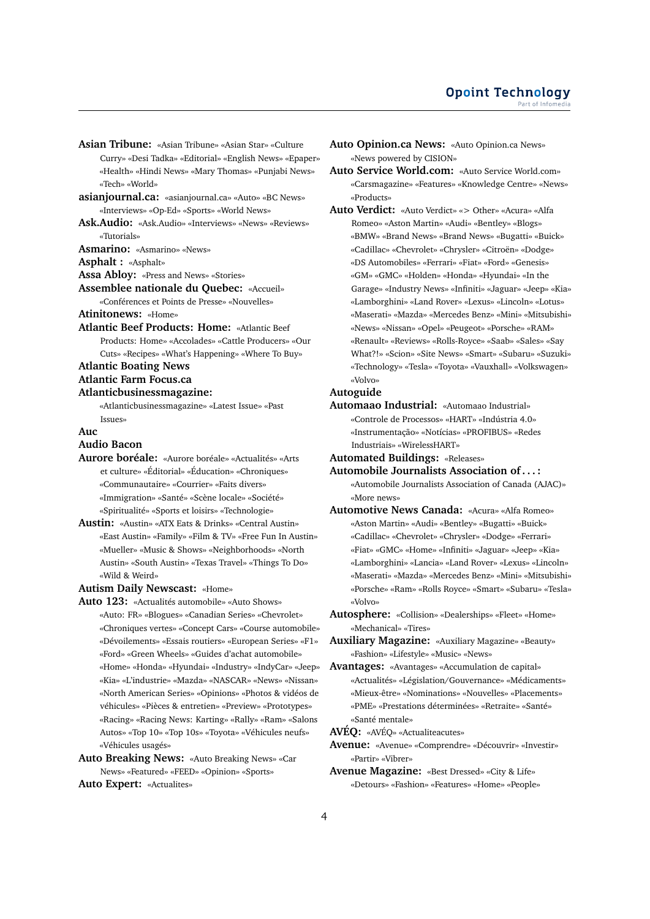**Asian Tribune:** «Asian Tribune» «Asian Star» «Culture Curry» «Desi Tadka» «Editorial» «English News» «Epaper» «Health» «Hindi News» «Mary Thomas» «Punjabi News» «Tech» «World»

**asianjournal.ca:** «asianjournal.ca» «Auto» «BC News» «Interviews» «Op-Ed» «Sports» «World News»

**Ask.Audio:** «Ask.Audio» «Interviews» «News» «Reviews» «Tutorials»

**Asmarino:** «Asmarino» «News»

**Asphalt :** «Asphalt»

**Assa Abloy:** «Press and News» «Stories»

**Assemblee nationale du Quebec:** «Accueil» «Conférences et Points de Presse» «Nouvelles»

**Atinitonews:** «Home»

**Atlantic Beef Products: Home:** «Atlantic Beef Products: Home» «Accolades» «Cattle Producers» «Our Cuts» «Recipes» «What's Happening» «Where To Buy»

**Atlantic Boating News**

**Atlantic Farm Focus.ca**

**Atlanticbusinessmagazine:** «Atlanticbusinessmagazine» «Latest Issue» «Past Issues»

**Auc**

**Audio Bacon**

**Aurore boréale:** «Aurore boréale» «Actualités» «Arts et culture» «Éditorial» «Éducation» «Chroniques» «Communautaire» «Courrier» «Faits divers» «Immigration» «Santé» «Scène locale» «Société» «Spiritualité» «Sports et loisirs» «Technologie»

**Austin:** «Austin» «ATX Eats & Drinks» «Central Austin» «East Austin» «Family» «Film & TV» «Free Fun In Austin» «Mueller» «Music & Shows» «Neighborhoods» «North Austin» «South Austin» «Texas Travel» «Things To Do» «Wild & Weird»

**Autism Daily Newscast:** «Home»

**Auto 123:** «Actualités automobile» «Auto Shows» «Auto: FR» «Blogues» «Canadian Series» «Chevrolet» «Chroniques vertes» «Concept Cars» «Course automobile» «Dévoilements» «Essais routiers» «European Series» «F1» «Ford» «Green Wheels» «Guides d'achat automobile» «Home» «Honda» «Hyundai» «Industry» «IndyCar» «Jeep» «Kia» «L'industrie» «Mazda» «NASCAR» «News» «Nissan» «North American Series» «Opinions» «Photos & vidéos de véhicules» «Pièces & entretien» «Preview» «Prototypes» «Racing» «Racing News: Karting» «Rally» «Ram» «Salons Autos» «Top 10» «Top 10s» «Toyota» «Véhicules neufs» «Véhicules usagés»

**Auto Breaking News:** «Auto Breaking News» «Car News» «Featured» «FEED» «Opinion» «Sports»

**Auto Expert:** «Actualites»

**Auto Opinion.ca News:** «Auto Opinion.ca News» «News powered by CISION»

**Auto Service World.com:** «Auto Service World.com» «Carsmagazine» «Features» «Knowledge Centre» «News» «Products»

**Auto Verdict:** «Auto Verdict» «> Other» «Acura» «Alfa Romeo» «Aston Martin» «Audi» «Bentley» «Blogs» «BMW» «Brand News» «Brand News» «Bugatti» «Buick» «Cadillac» «Chevrolet» «Chrysler» «Citroën» «Dodge» «DS Automobiles» «Ferrari» «Fiat» «Ford» «Genesis» «GM» «GMC» «Holden» «Honda» «Hyundai» «In the Garage» «Industry News» «Infiniti» «Jaguar» «Jeep» «Kia» «Lamborghini» «Land Rover» «Lexus» «Lincoln» «Lotus» «Maserati» «Mazda» «Mercedes Benz» «Mini» «Mitsubishi» «News» «Nissan» «Opel» «Peugeot» «Porsche» «RAM» «Renault» «Reviews» «Rolls-Royce» «Saab» «Sales» «Say What?!» «Scion» «Site News» «Smart» «Subaru» «Suzuki» «Technology» «Tesla» «Toyota» «Vauxhall» «Volkswagen» «Volvo»

**Autoguide**

**Automaao Industrial:** «Automaao Industrial» «Controle de Processos» «HART» «Indústria 4.0» «Instrumentação» «Notícias» «PROFIBUS» «Redes Industriais» «WirelessHART»

**Automated Buildings:** «Releases»

**Automobile Journalists Association of . . . :** «Automobile Journalists Association of Canada (AJAC)» «More news»

**Automotive News Canada:** «Acura» «Alfa Romeo» «Aston Martin» «Audi» «Bentley» «Bugatti» «Buick» «Cadillac» «Chevrolet» «Chrysler» «Dodge» «Ferrari» «Fiat» «GMC» «Home» «Infiniti» «Jaguar» «Jeep» «Kia» «Lamborghini» «Lancia» «Land Rover» «Lexus» «Lincoln» «Maserati» «Mazda» «Mercedes Benz» «Mini» «Mitsubishi» «Porsche» «Ram» «Rolls Royce» «Smart» «Subaru» «Tesla» «Volvo»

**Autosphere:** «Collision» «Dealerships» «Fleet» «Home» «Mechanical» «Tires»

**Auxiliary Magazine:** «Auxiliary Magazine» «Beauty» «Fashion» «Lifestyle» «Music» «News»

**Avantages:** «Avantages» «Accumulation de capital» «Actualités» «Législation/Gouvernance» «Médicaments» «Mieux-être» «Nominations» «Nouvelles» «Placements» «PME» «Prestations déterminées» «Retraite» «Santé» «Santé mentale»

**AVÉQ:** «AVÉQ» «Actualiteacutes»

**Avenue:** «Avenue» «Comprendre» «Découvrir» «Investir» «Partir» «Vibrer»

**Avenue Magazine:** «Best Dressed» «City & Life» «Detours» «Fashion» «Features» «Home» «People»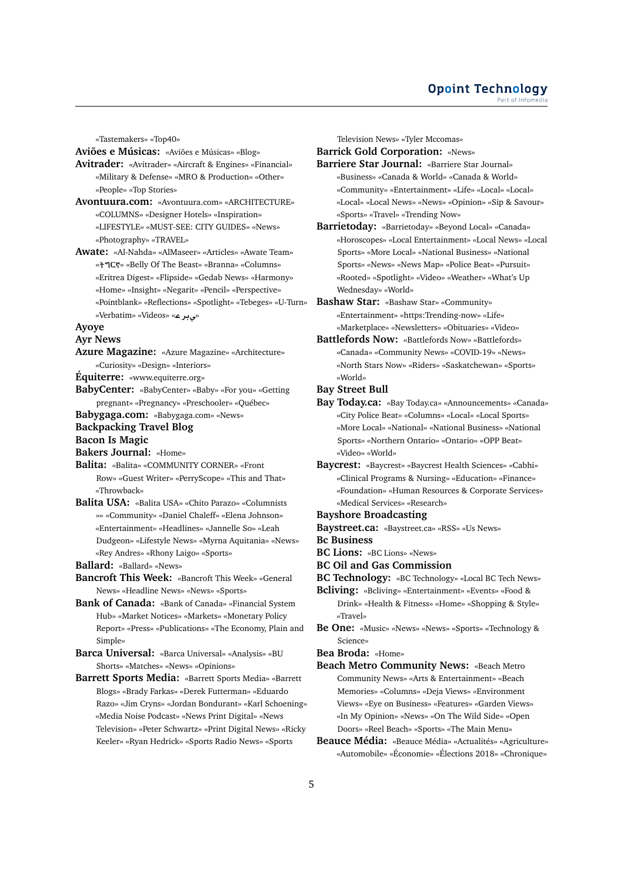«Tastemakers» «Top40»

**Aviões e Músicas:** «Aviões e Músicas» «Blog»

**Avitrader:** «Avitrader» «Aircraft & Engines» «Financial» «Military & Defense» «MRO & Production» «Other» «People» «Top Stories»

**Avontuura.com:** «Avontuura.com» «ARCHITECTURE» «COLUMNS» «Designer Hotels» «Inspiration» «LIFESTYLE» «MUST-SEE: CITY GUIDES» «News» «Photography» «TRAVEL»

**Awate:** «Al-Nahda» «AlMaseer» «Articles» «Awate Team» «ትግርኛ» «Belly Of The Beast» «Branna» «Columns» «Eritrea Digest» «Flipside» «Gedab News» «Harmony» «Home» «Insight» «Negarit» «Pencil» «Perspective» «Pointblank» «Reflections» «Spotlight» «Tebeges» «U-Turn» «Verbatim» «Videos» «عربي»

**Ayoye**

**Ayr News**

**Azure Magazine:** «Azure Magazine» «Architecture» «Curiosity» «Design» «Interiors»

**Équiterre:** «www.equiterre.org»

**BabyCenter:** «BabyCenter» «Baby» «For you» «Getting pregnant» «Pregnancy» «Preschooler» «Québec»

**Babygaga.com:** «Babygaga.com» «News»

**Backpacking Travel Blog**

**Bacon Is Magic**

**Bakers Journal:** «Home»

**Balita:** «Balita» «COMMUNITY CORNER» «Front Row» «Guest Writer» «PerryScope» «This and That» «Throwback»

**Balita USA:** «Balita USA» «Chito Parazo» «Columnists »» «Community» «Daniel Chaleff» «Elena Johnson» «Entertainment» «Headlines» «Jannelle So» «Leah Dudgeon» «Lifestyle News» «Myrna Aquitania» «News» «Rey Andres» «Rhony Laigo» «Sports»

**Ballard:** «Ballard» «News»

**Bancroft This Week:** «Bancroft This Week» «General News» «Headline News» «News» «Sports»

**Bank of Canada:** «Bank of Canada» «Financial System Hub» «Market Notices» «Markets» «Monetary Policy Report» «Press» «Publications» «The Economy, Plain and Simple»

**Barca Universal:** «Barca Universal» «Analysis» «BU Shorts» «Matches» «News» «Opinions»

**Barrett Sports Media:** «Barrett Sports Media» «Barrett Blogs» «Brady Farkas» «Derek Futterman» «Eduardo Razo» «Jim Cryns» «Jordan Bondurant» «Karl Schoening» «Media Noise Podcast» «News Print Digital» «News Television» «Peter Schwartz» «Print Digital News» «Ricky Keeler» «Ryan Hedrick» «Sports Radio News» «Sports Television News» «Tyler Mccomas»

**Barrick Gold Corporation:** «News»

**Barriere Star Journal:** «Barriere Star Journal» «Business» «Canada & World» «Canada & World» «Community» «Entertainment» «Life» «Local» «Local» «Local» «Local News» «News» «Opinion» «Sip & Savour» «Sports» «Travel» «Trending Now»

**Barrietoday:** «Barrietoday» «Beyond Local» «Canada» «Horoscopes» «Local Entertainment» «Local News» «Local Sports» «More Local» «National Business» «National Sports» «News» «News Map» «Police Beat» «Pursuit» «Rooted» «Spotlight» «Video» «Weather» «What's Up Wednesday» «World»

**Bashaw Star:** «Bashaw Star» «Community» «Entertainment» «https:Trending-now» «Life» «Marketplace» «Newsletters» «Obituaries» «Video»

**Battlefords Now:** «Battlefords Now» «Battlefords» «Canada» «Community News» «COVID-19» «News» «North Stars Now» «Riders» «Saskatchewan» «Sports» «World»

**Bay Street Bull**

**Bay Today.ca:** «Bay Today.ca» «Announcements» «Canada» «City Police Beat» «Columns» «Local» «Local Sports» «More Local» «National» «National Business» «National Sports» «Northern Ontario» «Ontario» «OPP Beat» «Video» «World»

**Baycrest:** «Baycrest» «Baycrest Health Sciences» «Cabhi» «Clinical Programs & Nursing» «Education» «Finance» «Foundation» «Human Resources & Corporate Services» «Medical Services» «Research»

**Bayshore Broadcasting**

**Baystreet.ca:** «Baystreet.ca» «RSS» «Us News»

**Bc Business**

**BC Lions:** «BC Lions» «News»

**BC Oil and Gas Commission**

**BC Technology:** «BC Technology» «Local BC Tech News»

**Bcliving:** «Bcliving» «Entertainment» «Events» «Food & Drink» «Health & Fitness» «Home» «Shopping & Style» «Travel»

**Be One:** «Music» «News» «News» «Sports» «Technology & Science»

**Bea Broda:** «Home»

**Beach Metro Community News:** «Beach Metro Community News» «Arts & Entertainment» «Beach Memories» «Columns» «Deja Views» «Environment Views» «Eye on Business» «Features» «Garden Views» «In My Opinion» «News» «On The Wild Side» «Open Doors» «Reel Beach» «Sports» «The Main Menu»

**Beauce Média:** «Beauce Média» «Actualités» «Agriculture» «Automobile» «Économie» «Élections 2018» «Chronique»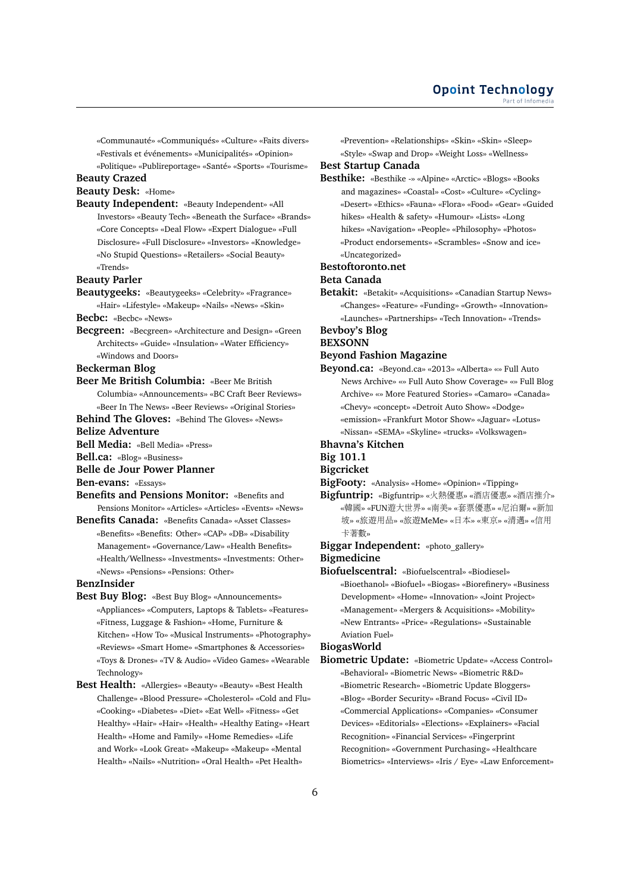«Communauté» «Communiqués» «Culture» «Faits divers» «Festivals et événements» «Municipalités» «Opinion» «Politique» «Publireportage» «Santé» «Sports» «Tourisme»

**Beauty Crazed**

**Beauty Desk:** «Home»

**Beauty Independent:** «Beauty Independent» «All Investors» «Beauty Tech» «Beneath the Surface» «Brands» «Core Concepts» «Deal Flow» «Expert Dialogue» «Full Disclosure» «Full Disclosure» «Investors» «Knowledge» «No Stupid Questions» «Retailers» «Social Beauty» «Trends»

**Beauty Parler**

**Beautygeeks:** «Beautygeeks» «Celebrity» «Fragrance» «Hair» «Lifestyle» «Makeup» «Nails» «News» «Skin»

**Becbc:** «Becbc» «News»

**Becgreen:** «Becgreen» «Architecture and Design» «Green Architects» «Guide» «Insulation» «Water Efficiency» «Windows and Doors»

**Beckerman Blog**

**Beer Me British Columbia:** «Beer Me British Columbia» «Announcements» «BC Craft Beer Reviews» «Beer In The News» «Beer Reviews» «Original Stories»

**Behind The Gloves:** «Behind The Gloves» «News»

**Belize Adventure**

**Bell Media:** «Bell Media» «Press»

**Bell.ca:** «Blog» «Business»

**Belle de Jour Power Planner**

**Ben-evans:** «Essays»

**Benefits and Pensions Monitor:** «Benefits and Pensions Monitor» «Articles» «Articles» «Events» «News»

**Benefits Canada:** «Benefits Canada» «Asset Classes» «Benefits» «Benefits: Other» «CAP» «DB» «Disability Management» «Governance/Law» «Health Benefits» «Health/Wellness» «Investments» «Investments: Other» «News» «Pensions» «Pensions: Other»

**BenzInsider**

**Best Buy Blog:** «Best Buy Blog» «Announcements» «Appliances» «Computers, Laptops & Tablets» «Features» «Fitness, Luggage & Fashion» «Home, Furniture & Kitchen» «How To» «Musical Instruments» «Photography» «Reviews» «Smart Home» «Smartphones & Accessories» «Toys & Drones» «TV & Audio» «Video Games» «Wearable Technology»

**Best Health:** «Allergies» «Beauty» «Beauty» «Best Health Challenge» «Blood Pressure» «Cholesterol» «Cold and Flu» «Cooking» «Diabetes» «Diet» «Eat Well» «Fitness» «Get Healthy» «Hair» «Hair» «Health» «Healthy Eating» «Heart Health» «Home and Family» «Home Remedies» «Life and Work» «Look Great» «Makeup» «Makeup» «Mental Health» «Nails» «Nutrition» «Oral Health» «Pet Health» «Prevention» «Relationships» «Skin» «Skin» «Sleep» «Style» «Swap and Drop» «Weight Loss» «Wellness»

**Best Startup Canada**

**Besthike:** «Besthike -» «Alpine» «Arctic» «Blogs» «Books and magazines» «Coastal» «Cost» «Culture» «Cycling» «Desert» «Ethics» «Fauna» «Flora» «Food» «Gear» «Guided hikes» «Health & safety» «Humour» «Lists» «Long hikes» «Navigation» «People» «Philosophy» «Photos» «Product endorsements» «Scrambles» «Snow and ice» «Uncategorized»

**Bestoftoronto.net**

**Beta Canada**

**Betakit:** «Betakit» «Acquisitions» «Canadian Startup News» «Changes» «Feature» «Funding» «Growth» «Innovation» «Launches» «Partnerships» «Tech Innovation» «Trends»

**Bevboy's Blog**

**BEXSONN**

**Beyond Fashion Magazine**

**Beyond.ca:** «Beyond.ca» «2013» «Alberta» «» Full Auto News Archive» «» Full Auto Show Coverage» «» Full Blog Archive» «» More Featured Stories» «Camaro» «Canada» «Chevy» «concept» «Detroit Auto Show» «Dodge» «emission» «Frankfurt Motor Show» «Jaguar» «Lotus» «Nissan» «SEMA» «Skyline» «trucks» «Volkswagen»

**Bhavna's Kitchen**

**Big 101.1**

**Bigcricket**

**BigFooty:** «Analysis» «Home» «Opinion» «Tipping»

**Bigfuntrip:** «Bigfuntrip» «火熱優惠» «酒店優惠» «酒店推介» «韓國» «FUN遊大世界» «南美» «套票優惠» «尼泊爾» «新加坡» «旅遊用品» «旅遊MeMe» «日本» «東京» «清邁» «信用卡著數»

**Biggar Independent:** «photo_gallery»

**Bigmedicine**

**Biofuelscentral:** «Biofuelscentral» «Biodiesel» «Bioethanol» «Biofuel» «Biogas» «Biorefinery» «Business Development» «Home» «Innovation» «Joint Project» «Management» «Mergers & Acquisitions» «Mobility» «New Entrants» «Price» «Regulations» «Sustainable Aviation Fuel»

**BiogasWorld**

**Biometric Update:** «Biometric Update» «Access Control» «Behavioral» «Biometric News» «Biometric R&D» «Biometric Research» «Biometric Update Bloggers» «Blog» «Border Security» «Brand Focus» «Civil ID» «Commercial Applications» «Companies» «Consumer Devices» «Editorials» «Elections» «Explainers» «Facial Recognition» «Financial Services» «Fingerprint Recognition» «Government Purchasing» «Healthcare Biometrics» «Interviews» «Iris / Eye» «Law Enforcement»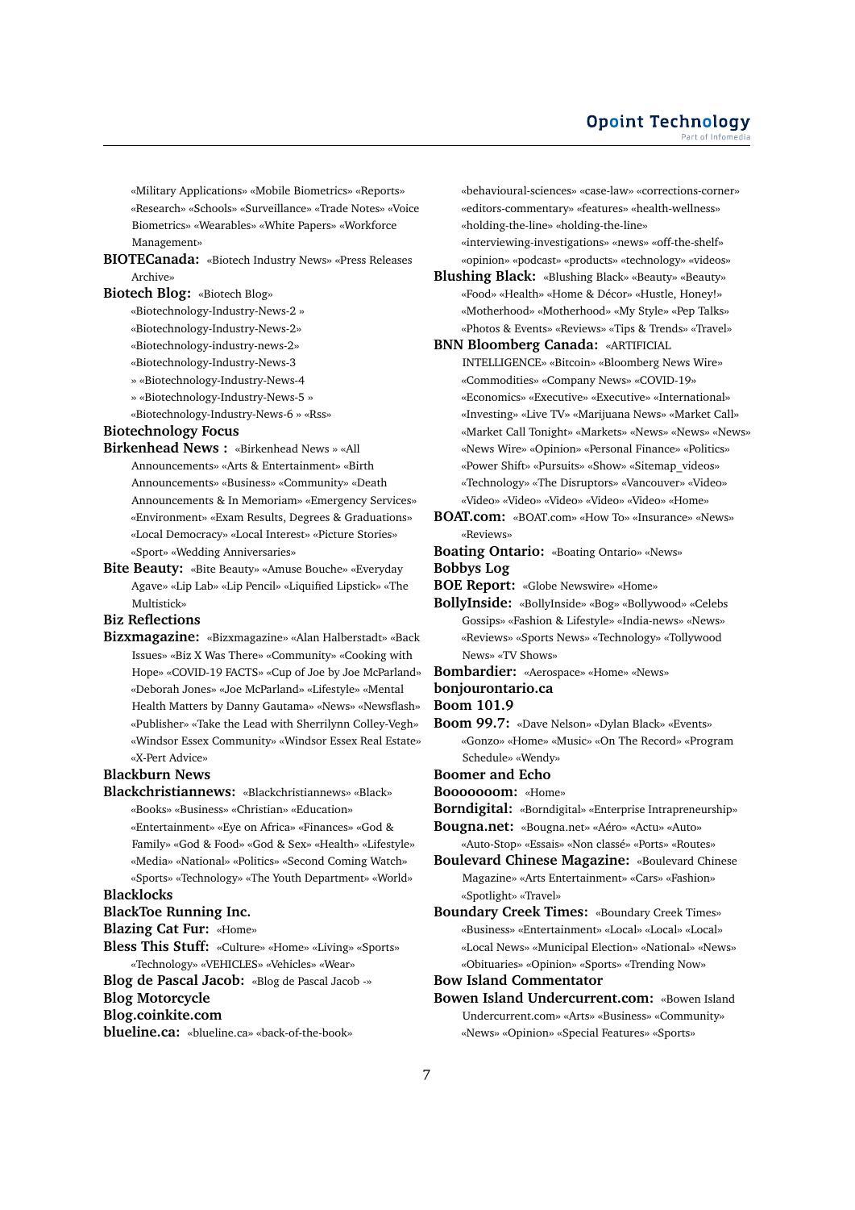«Military Applications» «Mobile Biometrics» «Reports» «Research» «Schools» «Surveillance» «Trade Notes» «Voice Biometrics» «Wearables» «White Papers» «Workforce Management»

**BIOTECanada:** «Biotech Industry News» «Press Releases Archive»

**Biotech Blog:** «Biotech Blog» «Biotechnology-Industry-News-2 » «Biotechnology-Industry-News-2» «Biotechnology-industry-news-2» «Biotechnology-Industry-News-3 » «Biotechnology-Industry-News-4 » «Biotechnology-Industry-News-5 » «Biotechnology-Industry-News-6 » «Rss»

**Biotechnology Focus**

**Birkenhead News :** «Birkenhead News » «All Announcements» «Arts & Entertainment» «Birth Announcements» «Business» «Community» «Death Announcements & In Memoriam» «Emergency Services» «Environment» «Exam Results, Degrees & Graduations» «Local Democracy» «Local Interest» «Picture Stories» «Sport» «Wedding Anniversaries»

**Bite Beauty:** «Bite Beauty» «Amuse Bouche» «Everyday Agave» «Lip Lab» «Lip Pencil» «Liquified Lipstick» «The Multistick»

**Biz Reflections**

**Bizxmagazine:** «Bizxmagazine» «Alan Halberstadt» «Back Issues» «Biz X Was There» «Community» «Cooking with Hope» «COVID-19 FACTS» «Cup of Joe by Joe McParland» «Deborah Jones» «Joe McParland» «Lifestyle» «Mental Health Matters by Danny Gautama» «News» «Newsflash» «Publisher» «Take the Lead with Sherrilynn Colley-Vegh» «Windsor Essex Community» «Windsor Essex Real Estate» «X-Pert Advice»

**Blackburn News**

**Blackchristiannews:** «Blackchristiannews» «Black» «Books» «Business» «Christian» «Education» «Entertainment» «Eye on Africa» «Finances» «God & Family» «God & Food» «God & Sex» «Health» «Lifestyle» «Media» «National» «Politics» «Second Coming Watch» «Sports» «Technology» «The Youth Department» «World»

**Blacklocks**

**BlackToe Running Inc.**

**Blazing Cat Fur:** «Home»

**Bless This Stuff:** «Culture» «Home» «Living» «Sports» «Technology» «VEHICLES» «Vehicles» «Wear»

**Blog de Pascal Jacob:** «Blog de Pascal Jacob -»

**Blog Motorcycle**

**Blog.coinkite.com**

**blueline.ca:** «blueline.ca» «back-of-the-book» «behavioural-sciences» «case-law» «corrections-corner» «editors-commentary» «features» «health-wellness» «holding-the-line» «holding-the-line» «interviewing-investigations» «news» «off-the-shelf» «opinion» «podcast» «products» «technology» «videos»

**Blushing Black:** «Blushing Black» «Beauty» «Beauty» «Food» «Health» «Home & Décor» «Hustle, Honey!» «Motherhood» «Motherhood» «My Style» «Pep Talks» «Photos & Events» «Reviews» «Tips & Trends» «Travel»

**BNN Bloomberg Canada:** «ARTIFICIAL INTELLIGENCE» «Bitcoin» «Bloomberg News Wire» «Commodities» «Company News» «COVID-19» «Economics» «Executive» «Executive» «International» «Investing» «Live TV» «Marijuana News» «Market Call» «Market Call Tonight» «Markets» «News» «News» «News» «News Wire» «Opinion» «Personal Finance» «Politics» «Power Shift» «Pursuits» «Show» «Sitemap_videos» «Technology» «The Disruptors» «Vancouver» «Video» «Video» «Video» «Video» «Video» «Video» «Home»

**BOAT.com:** «BOAT.com» «How To» «Insurance» «News» «Reviews»

**Boating Ontario:** «Boating Ontario» «News»

**Bobbys Log**

**BOE Report:** «Globe Newswire» «Home»

**BollyInside:** «BollyInside» «Bog» «Bollywood» «Celebs Gossips» «Fashion & Lifestyle» «India-news» «News» «Reviews» «Sports News» «Technology» «Tollywood News» «TV Shows»

**Bombardier:** «Aerospace» «Home» «News»

**bonjourontario.ca**

**Boom 101.9**

**Boom 99.7:** «Dave Nelson» «Dylan Black» «Events» «Gonzo» «Home» «Music» «On The Record» «Program Schedule» «Wendy»

**Boomer and Echo**

**Boooooom:** «Home»

**Borndigital:** «Borndigital» «Enterprise Intrapreneurship»

**Bougna.net:** «Bougna.net» «Aéro» «Actu» «Auto» «Auto-Stop» «Essais» «Non classé» «Ports» «Routes»

**Boulevard Chinese Magazine:** «Boulevard Chinese Magazine» «Arts Entertainment» «Cars» «Fashion» «Spotlight» «Travel»

**Boundary Creek Times:** «Boundary Creek Times» «Business» «Entertainment» «Local» «Local» «Local» «Local News» «Municipal Election» «National» «News» «Obituaries» «Opinion» «Sports» «Trending Now»

**Bow Island Commentator**

**Bowen Island Undercurrent.com:** «Bowen Island Undercurrent.com» «Arts» «Business» «Community» «News» «Opinion» «Special Features» «Sports»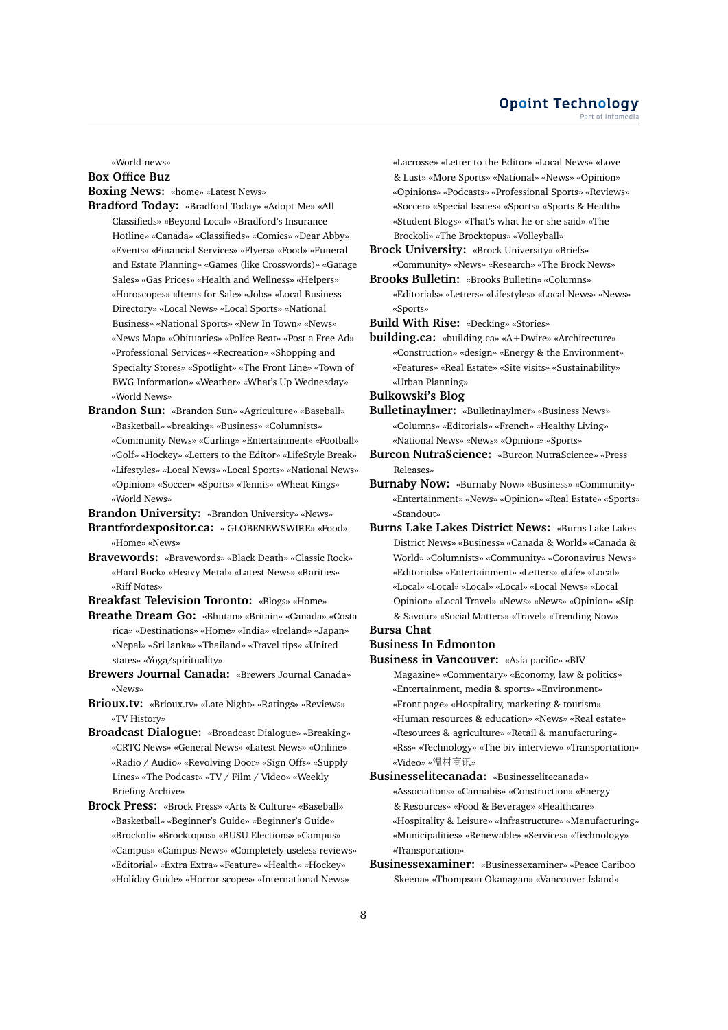«World-news»

**Box Office Buz**

**Boxing News:** «home» «Latest News»

**Bradford Today:** «Bradford Today» «Adopt Me» «All Classifieds» «Beyond Local» «Bradford's Insurance Hotline» «Canada» «Classifieds» «Comics» «Dear Abby» «Events» «Financial Services» «Flyers» «Food» «Funeral and Estate Planning» «Games (like Crosswords)» «Garage Sales» «Gas Prices» «Health and Wellness» «Helpers» «Horoscopes» «Items for Sale» «Jobs» «Local Business Directory» «Local News» «Local Sports» «National Business» «National Sports» «New In Town» «News» «News Map» «Obituaries» «Police Beat» «Post a Free Ad» «Professional Services» «Recreation» «Shopping and Specialty Stores» «Spotlight» «The Front Line» «Town of BWG Information» «Weather» «What's Up Wednesday» «World News»

**Brandon Sun:** «Brandon Sun» «Agriculture» «Baseball» «Basketball» «breaking» «Business» «Columnists» «Community News» «Curling» «Entertainment» «Football» «Golf» «Hockey» «Letters to the Editor» «LifeStyle Break» «Lifestyles» «Local News» «Local Sports» «National News» «Opinion» «Soccer» «Sports» «Tennis» «Wheat Kings» «World News»

**Brandon University:** «Brandon University» «News»

**Brantfordexpositor.ca:** « GLOBENEWSWIRE» «Food» «Home» «News»

**Bravewords:** «Bravewords» «Black Death» «Classic Rock» «Hard Rock» «Heavy Metal» «Latest News» «Rarities» «Riff Notes»

**Breakfast Television Toronto:** «Blogs» «Home»

**Breathe Dream Go:** «Bhutan» «Britain» «Canada» «Costa rica» «Destinations» «Home» «India» «Ireland» «Japan» «Nepal» «Sri lanka» «Thailand» «Travel tips» «United states» «Yoga/spirituality»

**Brewers Journal Canada:** «Brewers Journal Canada» «News»

**Brioux.tv:** «Brioux.tv» «Late Night» «Ratings» «Reviews» «TV History»

**Broadcast Dialogue:** «Broadcast Dialogue» «Breaking» «CRTC News» «General News» «Latest News» «Online» «Radio / Audio» «Revolving Door» «Sign Offs» «Supply Lines» «The Podcast» «TV / Film / Video» «Weekly Briefing Archive»

**Brock Press:** «Brock Press» «Arts & Culture» «Baseball» «Basketball» «Beginner's Guide» «Beginner's Guide» «Brockoli» «Brocktopus» «BUSU Elections» «Campus» «Campus» «Campus News» «Completely useless reviews» «Editorial» «Extra Extra» «Feature» «Health» «Hockey» «Holiday Guide» «Horror-scopes» «International News» «Lacrosse» «Letter to the Editor» «Local News» «Love & Lust» «More Sports» «National» «News» «Opinion» «Opinions» «Podcasts» «Professional Sports» «Reviews» «Soccer» «Special Issues» «Sports» «Sports & Health» «Student Blogs» «That's what he or she said» «The Brockoli» «The Brocktopus» «Volleyball»

**Brock University:** «Brock University» «Briefs» «Community» «News» «Research» «The Brock News»

**Brooks Bulletin:** «Brooks Bulletin» «Columns» «Editorials» «Letters» «Lifestyles» «Local News» «News» «Sports»

**Build With Rise:** «Decking» «Stories»

**building.ca:** «building.ca» «A+Dwire» «Architecture» «Construction» «design» «Energy & the Environment» «Features» «Real Estate» «Site visits» «Sustainability» «Urban Planning»

**Bulkowski's Blog**

**Bulletinaylmer:** «Bulletinaylmer» «Business News» «Columns» «Editorials» «French» «Healthy Living» «National News» «News» «Opinion» «Sports»

**Burcon NutraScience:** «Burcon NutraScience» «Press Releases»

**Burnaby Now:** «Burnaby Now» «Business» «Community» «Entertainment» «News» «Opinion» «Real Estate» «Sports» «Standout»

**Burns Lake Lakes District News:** «Burns Lake Lakes District News» «Business» «Canada & World» «Canada & World» «Columnists» «Community» «Coronavirus News» «Editorials» «Entertainment» «Letters» «Life» «Local» «Local» «Local» «Local» «Local» «Local News» «Local Opinion» «Local Travel» «News» «News» «Opinion» «Sip & Savour» «Social Matters» «Travel» «Trending Now»

**Bursa Chat**

**Business In Edmonton**

**Business in Vancouver:** «Asia pacific» «BIV Magazine» «Commentary» «Economy, law & politics» «Entertainment, media & sports» «Environment» «Front page» «Hospitality, marketing & tourism» «Human resources & education» «News» «Real estate» «Resources & agriculture» «Retail & manufacturing» «Rss» «Technology» «The biv interview» «Transportation» «Video» «温村商讯»

**Businesselitecanada:** «Businesselitecanada» «Associations» «Cannabis» «Construction» «Energy & Resources» «Food & Beverage» «Healthcare» «Hospitality & Leisure» «Infrastructure» «Manufacturing» «Municipalities» «Renewable» «Services» «Technology» «Transportation»

**Businessexaminer:** «Businessexaminer» «Peace Cariboo Skeena» «Thompson Okanagan» «Vancouver Island»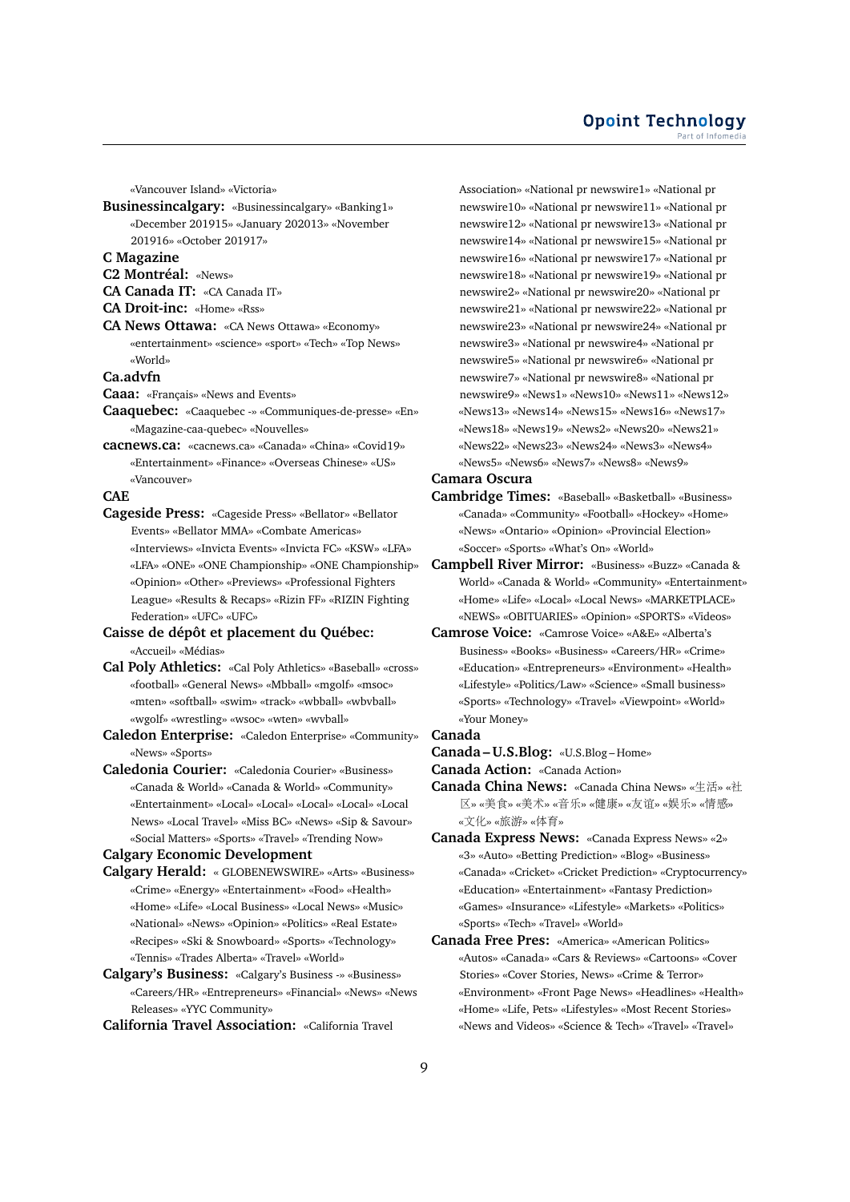«Vancouver Island» «Victoria»

**Businessincalgary:** «Businessincalgary» «Banking1» «December 201915» «January 202013» «November 201916» «October 201917»

**C Magazine**

**C2 Montréal:** «News»

**CA Canada IT:** «CA Canada IT»

**CA Droit-inc:** «Home» «Rss»

**CA News Ottawa:** «CA News Ottawa» «Economy» «entertainment» «science» «sport» «Tech» «Top News» «World»

**Ca.advfn**

**Caaa:** «Français» «News and Events»

**Caaquebec:** «Caaquebec -» «Communiques-de-presse» «En» «Magazine-caa-quebec» «Nouvelles»

**cacnews.ca:** «cacnews.ca» «Canada» «China» «Covid19» «Entertainment» «Finance» «Overseas Chinese» «US» «Vancouver»

**CAE**

**Cageside Press:** «Cageside Press» «Bellator» «Bellator Events» «Bellator MMA» «Combate Americas» «Interviews» «Invicta Events» «Invicta FC» «KSW» «LFA» «LFA» «ONE» «ONE Championship» «ONE Championship» «Opinion» «Other» «Previews» «Professional Fighters League» «Results & Recaps» «Rizin FF» «RIZIN Fighting Federation» «UFC» «UFC»

**Caisse de dépôt et placement du Québec:** «Accueil» «Médias»

**Cal Poly Athletics:** «Cal Poly Athletics» «Baseball» «cross» «football» «General News» «Mbball» «mgolf» «msoc» «mten» «softball» «swim» «track» «wbball» «wbvball» «wgolf» «wrestling» «wsoc» «wten» «wvball»

**Caledon Enterprise:** «Caledon Enterprise» «Community» «News» «Sports»

**Caledonia Courier:** «Caledonia Courier» «Business» «Canada & World» «Canada & World» «Community» «Entertainment» «Local» «Local» «Local» «Local» «Local News» «Local Travel» «Miss BC» «News» «Sip & Savour» «Social Matters» «Sports» «Travel» «Trending Now»

**Calgary Economic Development**

**Calgary Herald:** « GLOBENEWSWIRE» «Arts» «Business» «Crime» «Energy» «Entertainment» «Food» «Health» «Home» «Life» «Local Business» «Local News» «Music» «National» «News» «Opinion» «Politics» «Real Estate» «Recipes» «Ski & Snowboard» «Sports» «Technology» «Tennis» «Trades Alberta» «Travel» «World»

**Calgary's Business:** «Calgary's Business -» «Business» «Careers/HR» «Entrepreneurs» «Financial» «News» «News Releases» «YYC Community»

**California Travel Association:** «California Travel Association» «National pr newswire1» «National pr newswire10» «National pr newswire11» «National pr newswire12» «National pr newswire13» «National pr newswire14» «National pr newswire15» «National pr newswire16» «National pr newswire17» «National pr newswire18» «National pr newswire19» «National pr newswire2» «National pr newswire20» «National pr newswire21» «National pr newswire22» «National pr newswire23» «National pr newswire24» «National pr newswire3» «National pr newswire4» «National pr newswire5» «National pr newswire6» «National pr newswire7» «National pr newswire8» «National pr newswire9» «News1» «News10» «News11» «News12» «News13» «News14» «News15» «News16» «News17» «News18» «News19» «News2» «News20» «News21» «News22» «News23» «News24» «News3» «News4» «News5» «News6» «News7» «News8» «News9»

**Camara Oscura**

**Cambridge Times:** «Baseball» «Basketball» «Business» «Canada» «Community» «Football» «Hockey» «Home» «News» «Ontario» «Opinion» «Provincial Election» «Soccer» «Sports» «What's On» «World»

**Campbell River Mirror:** «Business» «Buzz» «Canada & World» «Canada & World» «Community» «Entertainment» «Home» «Life» «Local» «Local News» «MARKETPLACE» «NEWS» «OBITUARIES» «Opinion» «SPORTS» «Videos»

**Camrose Voice:** «Camrose Voice» «A&E» «Alberta's Business» «Books» «Business» «Careers/HR» «Crime» «Education» «Entrepreneurs» «Environment» «Health» «Lifestyle» «Politics/Law» «Science» «Small business» «Sports» «Technology» «Travel» «Viewpoint» «World» «Your Money»

**Canada**

**Canada – U.S.Blog:** «U.S.Blog – Home»

**Canada Action:** «Canada Action»

**Canada China News:** «Canada China News» «生活» «社区» «美食» «美术» «音乐» «健康» «友谊» «娱乐» «情感» «文化» «旅游» «体育»

**Canada Express News:** «Canada Express News» «2» «3» «Auto» «Betting Prediction» «Blog» «Business» «Canada» «Cricket» «Cricket Prediction» «Cryptocurrency» «Education» «Entertainment» «Fantasy Prediction» «Games» «Insurance» «Lifestyle» «Markets» «Politics» «Sports» «Tech» «Travel» «World»

**Canada Free Pres:** «America» «American Politics» «Autos» «Canada» «Cars & Reviews» «Cartoons» «Cover Stories» «Cover Stories, News» «Crime & Terror» «Environment» «Front Page News» «Headlines» «Health» «Home» «Life, Pets» «Lifestyles» «Most Recent Stories» «News and Videos» «Science & Tech» «Travel» «Travel»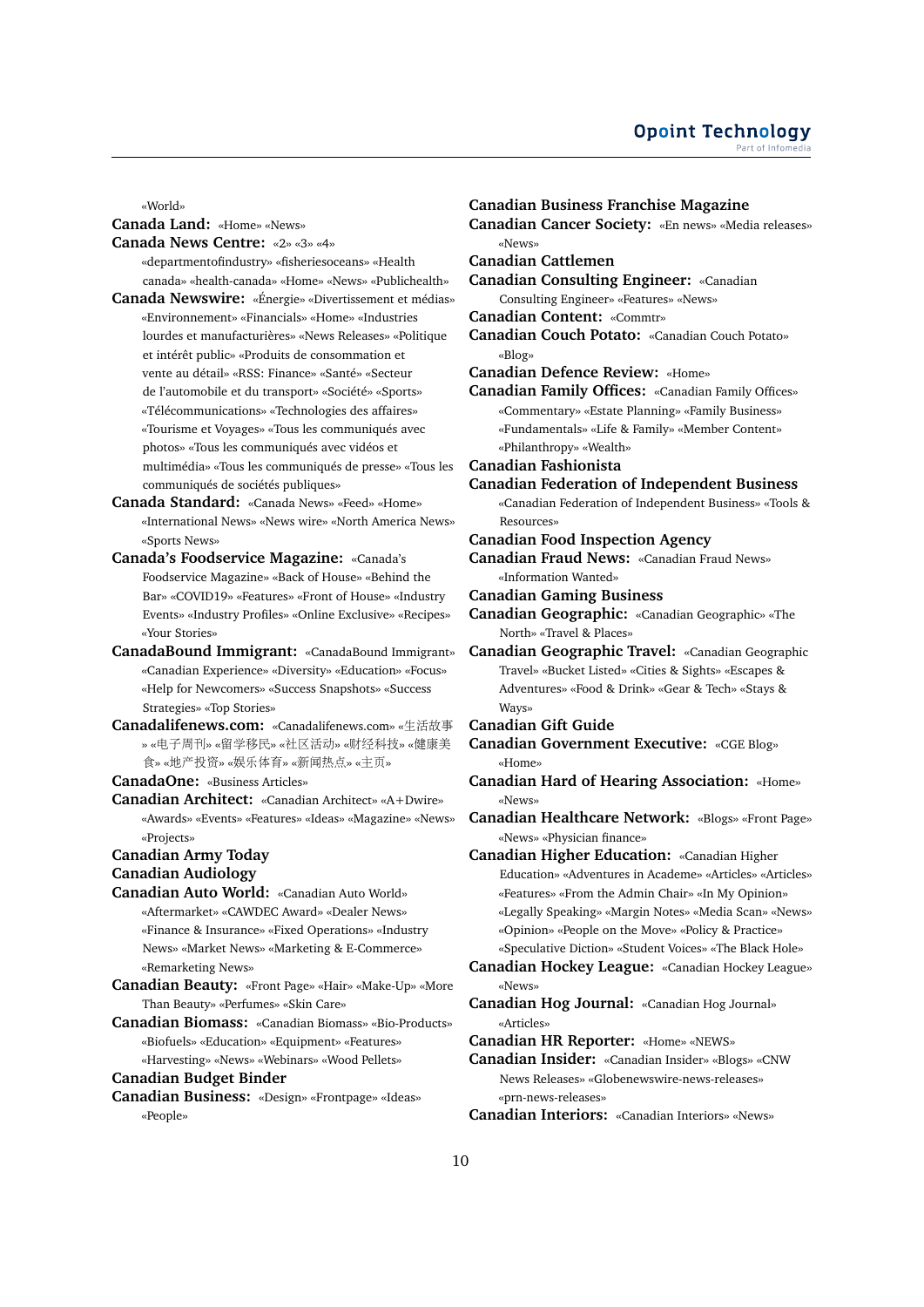«World»

**Canada Land:** «Home» «News»

**Canada News Centre:** «2» «3» «4» «departmentofindustry» «fisheriesoceans» «Health canada» «health-canada» «Home» «News» «Publichealth»

**Canada Newswire:** «Énergie» «Divertissement et médias» «Environnement» «Financials» «Home» «Industries lourdes et manufacturières» «News Releases» «Politique et intérêt public» «Produits de consommation et vente au détail» «RSS: Finance» «Santé» «Secteur de l'automobile et du transport» «Société» «Sports» «Télécommunications» «Technologies des affaires» «Tourisme et Voyages» «Tous les communiqués avec photos» «Tous les communiqués avec vidéos et multimédia» «Tous les communiqués de presse» «Tous les communiqués de sociétés publiques»

**Canada Standard:** «Canada News» «Feed» «Home» «International News» «News wire» «North America News» «Sports News»

**Canada's Foodservice Magazine:** «Canada's Foodservice Magazine» «Back of House» «Behind the Bar» «COVID19» «Features» «Front of House» «Industry Events» «Industry Profiles» «Online Exclusive» «Recipes» «Your Stories»

**CanadaBound Immigrant:** «CanadaBound Immigrant» «Canadian Experience» «Diversity» «Education» «Focus» «Help for Newcomers» «Success Snapshots» «Success Strategies» «Top Stories»

**Canadalifenews.com:** «Canadalifenews.com» «生活故事» «电子周刊» «留学移民» «社区活动» «财经科技» «健康美食» «地产投资» «娱乐体育» «新闻热点» «主页»

**CanadaOne:** «Business Articles»

**Canadian Architect:** «Canadian Architect» «A+Dwire» «Awards» «Events» «Features» «Ideas» «Magazine» «News» «Projects»

**Canadian Army Today**

**Canadian Audiology**

**Canadian Auto World:** «Canadian Auto World» «Aftermarket» «CAWDEC Award» «Dealer News» «Finance & Insurance» «Fixed Operations» «Industry News» «Market News» «Marketing & E-Commerce» «Remarketing News»

**Canadian Beauty:** «Front Page» «Hair» «Make-Up» «More Than Beauty» «Perfumes» «Skin Care»

**Canadian Biomass:** «Canadian Biomass» «Bio-Products» «Biofuels» «Education» «Equipment» «Features» «Harvesting» «News» «Webinars» «Wood Pellets»

**Canadian Budget Binder**

**Canadian Business:** «Design» «Frontpage» «Ideas» «People»

**Canadian Business Franchise Magazine**

**Canadian Cancer Society:** «En news» «Media releases» «News»

**Canadian Cattlemen**

**Canadian Consulting Engineer:** «Canadian Consulting Engineer» «Features» «News»

**Canadian Content:** «Commtr»

**Canadian Couch Potato:** «Canadian Couch Potato» «Blog»

**Canadian Defence Review:** «Home»

**Canadian Family Offices:** «Canadian Family Offices» «Commentary» «Estate Planning» «Family Business» «Fundamentals» «Life & Family» «Member Content» «Philanthropy» «Wealth»

**Canadian Fashionista**

**Canadian Federation of Independent Business** «Canadian Federation of Independent Business» «Tools & Resources»

**Canadian Food Inspection Agency**

**Canadian Fraud News:** «Canadian Fraud News» «Information Wanted»

**Canadian Gaming Business**

**Canadian Geographic:** «Canadian Geographic» «The North» «Travel & Places»

**Canadian Geographic Travel:** «Canadian Geographic Travel» «Bucket Listed» «Cities & Sights» «Escapes & Adventures» «Food & Drink» «Gear & Tech» «Stays & Ways»

**Canadian Gift Guide**

**Canadian Government Executive:** «CGE Blog» «Home»

**Canadian Hard of Hearing Association:** «Home» «News»

**Canadian Healthcare Network:** «Blogs» «Front Page» «News» «Physician finance»

**Canadian Higher Education:** «Canadian Higher Education» «Adventures in Academe» «Articles» «Articles» «Features» «From the Admin Chair» «In My Opinion» «Legally Speaking» «Margin Notes» «Media Scan» «News» «Opinion» «People on the Move» «Policy & Practice» «Speculative Diction» «Student Voices» «The Black Hole»

**Canadian Hockey League:** «Canadian Hockey League» «News»

**Canadian Hog Journal:** «Canadian Hog Journal» «Articles»

**Canadian HR Reporter:** «Home» «NEWS»

**Canadian Insider:** «Canadian Insider» «Blogs» «CNW News Releases» «Globenewswire-news-releases» «prn-news-releases»

**Canadian Interiors:** «Canadian Interiors» «News»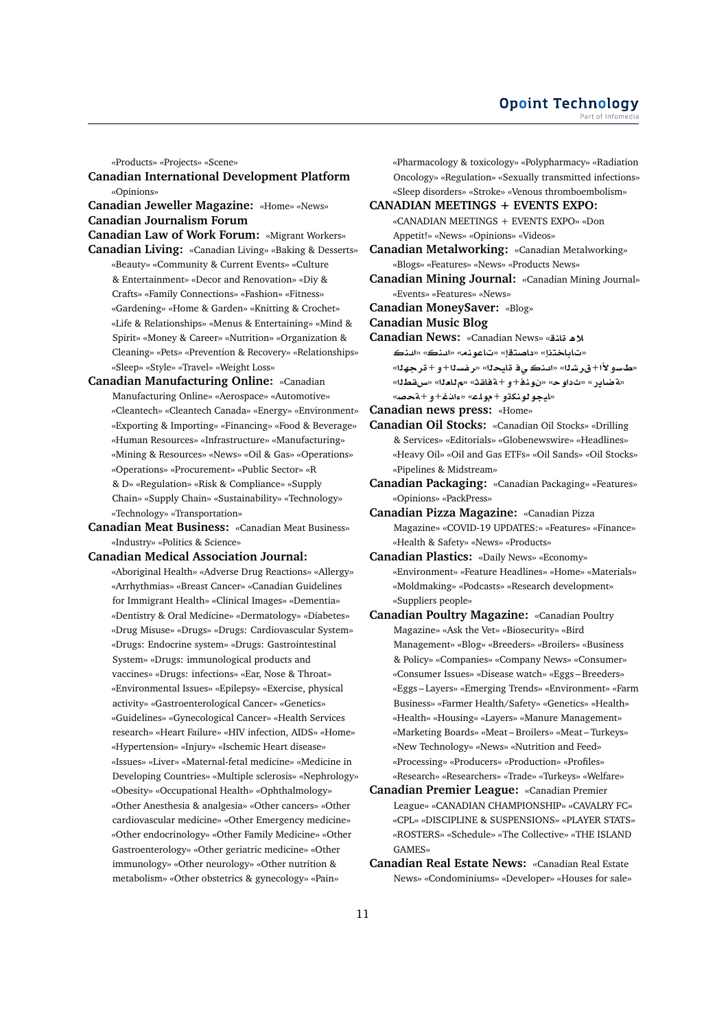«Products» «Projects» «Scene»

**Canadian International Development Platform** «Opinions»

**Canadian Jeweller Magazine:** «Home» «News»

**Canadian Journalism Forum**

**Canadian Law of Work Forum:** «Migrant Workers»

**Canadian Living:** «Canadian Living» «Baking & Desserts» «Beauty» «Community & Current Events» «Culture & Entertainment» «Decor and Renovation» «Diy & Crafts» «Family Connections» «Fashion» «Fitness» «Gardening» «Home & Garden» «Knitting & Crochet» «Life & Relationships» «Menus & Entertaining» «Mind & Spirit» «Money & Career» «Nutrition» «Organization & Cleaning» «Pets» «Prevention & Recovery» «Relationships» «Sleep» «Style» «Travel» «Weight Loss»

**Canadian Manufacturing Online:** «Canadian Manufacturing Online» «Aerospace» «Automotive» «Cleantech» «Cleantech Canada» «Energy» «Environment» «Exporting & Importing» «Financing» «Food & Beverage» «Human Resources» «Infrastructure» «Manufacturing» «Mining & Resources» «News» «Oil & Gas» «Operations» «Operations» «Procurement» «Public Sector» «R & D» «Regulation» «Risk & Compliance» «Supply Chain» «Supply Chain» «Sustainability» «Technology» «Technology» «Transportation»

**Canadian Meat Business:** «Canadian Meat Business» «Industry» «Politics & Science»

**Canadian Medical Association Journal:** «Aboriginal Health» «Adverse Drug Reactions» «Allergy» «Arrhythmias» «Breast Cancer» «Canadian Guidelines for Immigrant Health» «Clinical Images» «Dementia» «Dentistry & Oral Medicine» «Dermatology» «Diabetes» «Drug Misuse» «Drugs» «Drugs: Cardiovascular System» «Drugs: Endocrine system» «Drugs: Gastrointestinal System» «Drugs: immunological products and vaccines» «Drugs: infections» «Ear, Nose & Throat» «Environmental Issues» «Epilepsy» «Exercise, physical activity» «Gastroenterological Cancer» «Genetics» «Guidelines» «Gynecological Cancer» «Health Services research» «Heart Failure» «HIV infection, AIDS» «Home» «Hypertension» «Injury» «Ischemic Heart disease» «Issues» «Liver» «Maternal-fetal medicine» «Medicine in Developing Countries» «Multiple sclerosis» «Nephrology» «Obesity» «Occupational Health» «Ophthalmology» «Other Anesthesia & analgesia» «Other cancers» «Other cardiovascular medicine» «Other Emergency medicine» «Other endocrinology» «Other Family Medicine» «Other Gastroenterology» «Other geriatric medicine» «Other immunology» «Other neurology» «Other nutrition & metabolism» «Other obstetrics & gynecology» «Pain» «Pharmacology & toxicology» «Polypharmacy» «Radiation Oncology» «Regulation» «Sexually transmitted infections» «Sleep disorders» «Stroke» «Venous thromboembolism»

**CANADIAN MEETINGS + EVENTS EXPO:** «CANADIAN MEETINGS + EVENTS EXPO» «Don Appetit!» «News» «Opinions» «Videos»

**Canadian Metalworking:** «Canadian Metalworking» «Blogs» «Features» «News» «Products News»

**Canadian Mining Journal:** «Canadian Mining Journal» «Events» «Features» «News»

**Canadian MoneySaver:** «Blog»

**Canadian Music Blog**

**Canadian News:** «Canadian News» «قناة هلا» «كندا» «كندا» «منوعات» «إقتصاد» «إنتخابات» «الهجرة+و+السفر» «الحياة في كندا» «الشرق+الأوسط» «رياضة» «حوادث» «ثقافة+و+فنون» «العالم» «الطقس» «علوم+وتكنولوجيا» «صحة+و+غذاء»

**Canadian news press:** «Home»

**Canadian Oil Stocks:** «Canadian Oil Stocks» «Drilling & Services» «Editorials» «Globenewswire» «Headlines» «Heavy Oil» «Oil and Gas ETFs» «Oil Sands» «Oil Stocks» «Pipelines & Midstream»

**Canadian Packaging:** «Canadian Packaging» «Features» «Opinions» «PackPress»

**Canadian Pizza Magazine:** «Canadian Pizza Magazine» «COVID-19 UPDATES:» «Features» «Finance» «Health & Safety» «News» «Products»

**Canadian Plastics:** «Daily News» «Economy» «Environment» «Feature Headlines» «Home» «Materials» «Moldmaking» «Podcasts» «Research development» «Suppliers people»

**Canadian Poultry Magazine:** «Canadian Poultry Magazine» «Ask the Vet» «Biosecurity» «Bird Management» «Blog» «Breeders» «Broilers» «Business & Policy» «Companies» «Company News» «Consumer» «Consumer Issues» «Disease watch» «Eggs – Breeders» «Eggs – Layers» «Emerging Trends» «Environment» «Farm Business» «Farmer Health/Safety» «Genetics» «Health» «Health» «Housing» «Layers» «Manure Management» «Marketing Boards» «Meat – Broilers» «Meat – Turkeys» «New Technology» «News» «Nutrition and Feed» «Processing» «Producers» «Production» «Profiles» «Research» «Researchers» «Trade» «Turkeys» «Welfare»

**Canadian Premier League:** «Canadian Premier League» «CANADIAN CHAMPIONSHIP» «CAVALRY FC» «CPL» «DISCIPLINE & SUSPENSIONS» «PLAYER STATS» «ROSTERS» «Schedule» «The Collective» «THE ISLAND GAMES»

**Canadian Real Estate News:** «Canadian Real Estate News» «Condominiums» «Developer» «Houses for sale»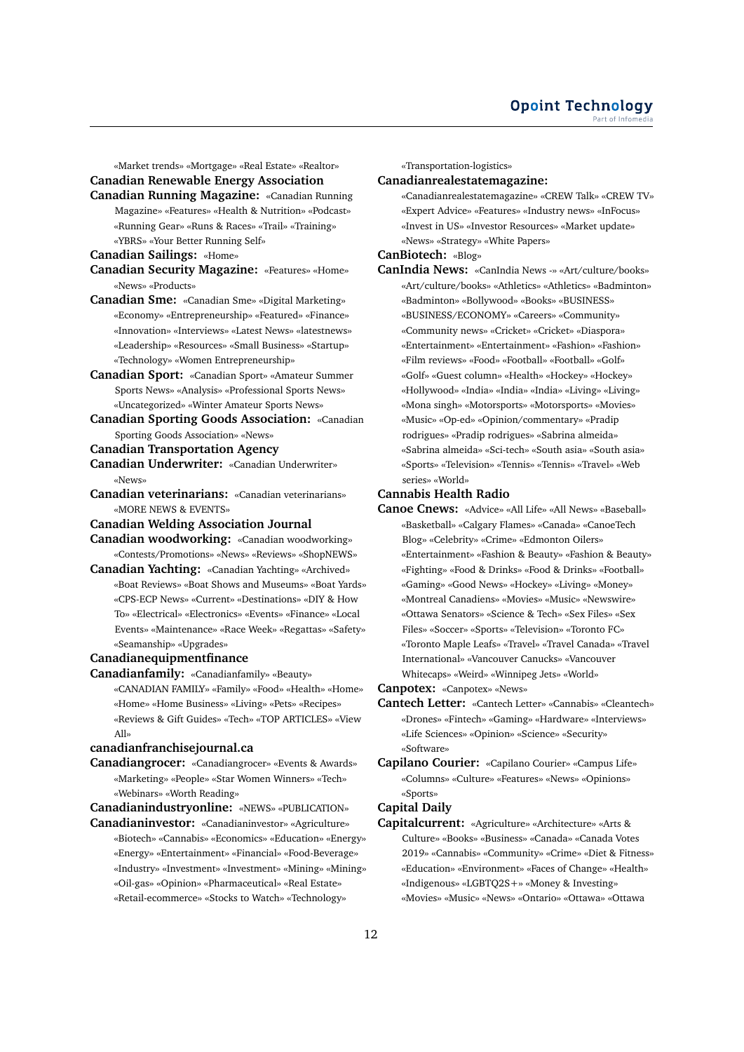«Market trends» «Mortgage» «Real Estate» «Realtor»

**Canadian Renewable Energy Association**

**Canadian Running Magazine:** «Canadian Running Magazine» «Features» «Health & Nutrition» «Podcast» «Running Gear» «Runs & Races» «Trail» «Training» «YBRS» «Your Better Running Self»

**Canadian Sailings:** «Home»

**Canadian Security Magazine:** «Features» «Home» «News» «Products»

**Canadian Sme:** «Canadian Sme» «Digital Marketing» «Economy» «Entrepreneurship» «Featured» «Finance» «Innovation» «Interviews» «Latest News» «latestnews» «Leadership» «Resources» «Small Business» «Startup» «Technology» «Women Entrepreneurship»

**Canadian Sport:** «Canadian Sport» «Amateur Summer Sports News» «Analysis» «Professional Sports News» «Uncategorized» «Winter Amateur Sports News»

**Canadian Sporting Goods Association:** «Canadian Sporting Goods Association» «News»

**Canadian Transportation Agency**

**Canadian Underwriter:** «Canadian Underwriter» «News»

**Canadian veterinarians:** «Canadian veterinarians» «MORE NEWS & EVENTS»

**Canadian Welding Association Journal**

**Canadian woodworking:** «Canadian woodworking» «Contests/Promotions» «News» «Reviews» «ShopNEWS»

**Canadian Yachting:** «Canadian Yachting» «Archived» «Boat Reviews» «Boat Shows and Museums» «Boat Yards» «CPS-ECP News» «Current» «Destinations» «DIY & How To» «Electrical» «Electronics» «Events» «Finance» «Local Events» «Maintenance» «Race Week» «Regattas» «Safety» «Seamanship» «Upgrades»

**Canadianequipmentfinance**

**Canadianfamily:** «Canadianfamily» «Beauty» «CANADIAN FAMILY» «Family» «Food» «Health» «Home» «Home» «Home Business» «Living» «Pets» «Recipes» «Reviews & Gift Guides» «Tech» «TOP ARTICLES» «View All»

**canadianfranchisejournal.ca**

**Canadiangrocer:** «Canadiangrocer» «Events & Awards» «Marketing» «People» «Star Women Winners» «Tech» «Webinars» «Worth Reading»

**Canadianindustryonline:** «NEWS» «PUBLICATION»

**Canadianinvestor:** «Canadianinvestor» «Agriculture» «Biotech» «Cannabis» «Economics» «Education» «Energy» «Energy» «Entertainment» «Financial» «Food-Beverage» «Industry» «Investment» «Investment» «Mining» «Mining» «Oil-gas» «Opinion» «Pharmaceutical» «Real Estate» «Retail-ecommerce» «Stocks to Watch» «Technology» «Transportation-logistics»

**Canadianrealestatemagazine:** «Canadianrealestatemagazine» «CREW Talk» «CREW TV» «Expert Advice» «Features» «Industry news» «InFocus» «Invest in US» «Investor Resources» «Market update» «News» «Strategy» «White Papers»

**CanBiotech:** «Blog»

**CanIndia News:** «CanIndia News -» «Art/culture/books» «Art/culture/books» «Athletics» «Athletics» «Badminton» «Badminton» «Bollywood» «Books» «BUSINESS» «BUSINESS/ECONOMY» «Careers» «Community» «Community news» «Cricket» «Cricket» «Diaspora» «Entertainment» «Entertainment» «Fashion» «Fashion» «Film reviews» «Food» «Football» «Football» «Golf» «Golf» «Guest column» «Health» «Hockey» «Hockey» «Hollywood» «India» «India» «India» «Living» «Living» «Mona singh» «Motorsports» «Motorsports» «Movies» «Music» «Op-ed» «Opinion/commentary» «Pradip rodrigues» «Pradip rodrigues» «Sabrina almeida» «Sabrina almeida» «Sci-tech» «South asia» «South asia» «Sports» «Television» «Tennis» «Tennis» «Travel» «Web series» «World»

**Cannabis Health Radio**

**Canoe Cnews:** «Advice» «All Life» «All News» «Baseball» «Basketball» «Calgary Flames» «Canada» «CanoeTech Blog» «Celebrity» «Crime» «Edmonton Oilers» «Entertainment» «Fashion & Beauty» «Fashion & Beauty» «Fighting» «Food & Drinks» «Food & Drinks» «Football» «Gaming» «Good News» «Hockey» «Living» «Money» «Montreal Canadiens» «Movies» «Music» «Newswire» «Ottawa Senators» «Science & Tech» «Sex Files» «Sex Files» «Soccer» «Sports» «Television» «Toronto FC» «Toronto Maple Leafs» «Travel» «Travel Canada» «Travel International» «Vancouver Canucks» «Vancouver Whitecaps» «Weird» «Winnipeg Jets» «World»

**Canpotex:** «Canpotex» «News»

**Cantech Letter:** «Cantech Letter» «Cannabis» «Cleantech» «Drones» «Fintech» «Gaming» «Hardware» «Interviews» «Life Sciences» «Opinion» «Science» «Security» «Software»

**Capilano Courier:** «Capilano Courier» «Campus Life» «Columns» «Culture» «Features» «News» «Opinions» «Sports»

**Capital Daily**

**Capitalcurrent:** «Agriculture» «Architecture» «Arts & Culture» «Books» «Business» «Canada» «Canada Votes 2019» «Cannabis» «Community» «Crime» «Diet & Fitness» «Education» «Environment» «Faces of Change» «Health» «Indigenous» «LGBTQ2S+» «Money & Investing» «Movies» «Music» «News» «Ontario» «Ottawa» «Ottawa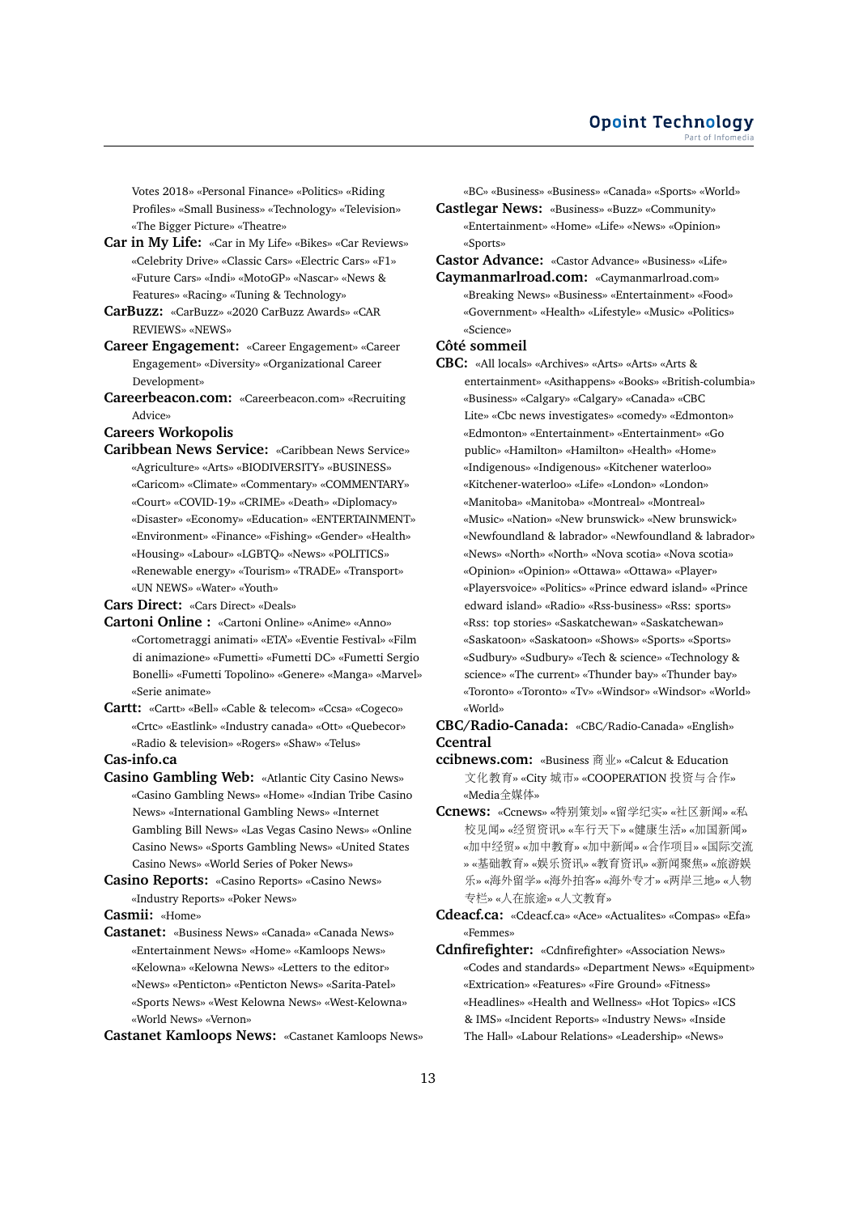Votes 2018» «Personal Finance» «Politics» «Riding Profiles» «Small Business» «Technology» «Television» «The Bigger Picture» «Theatre»

**Car in My Life:** «Car in My Life» «Bikes» «Car Reviews» «Celebrity Drive» «Classic Cars» «Electric Cars» «F1» «Future Cars» «Indi» «MotoGP» «Nascar» «News & Features» «Racing» «Tuning & Technology»

**CarBuzz:** «CarBuzz» «2020 CarBuzz Awards» «CAR REVIEWS» «NEWS»

**Career Engagement:** «Career Engagement» «Career Engagement» «Diversity» «Organizational Career Development»

**Careerbeacon.com:** «Careerbeacon.com» «Recruiting Advice»

**Careers Workopolis**

**Caribbean News Service:** «Caribbean News Service» «Agriculture» «Arts» «BIODIVERSITY» «BUSINESS» «Caricom» «Climate» «Commentary» «COMMENTARY» «Court» «COVID-19» «CRIME» «Death» «Diplomacy» «Disaster» «Economy» «Education» «ENTERTAINMENT» «Environment» «Finance» «Fishing» «Gender» «Health» «Housing» «Labour» «LGBTQ» «News» «POLITICS» «Renewable energy» «Tourism» «TRADE» «Transport» «UN NEWS» «Water» «Youth»

**Cars Direct:** «Cars Direct» «Deals»

**Cartoni Online :** «Cartoni Online» «Anime» «Anno» «Cortometraggi animati» «ETA» «Eventie Festival» «Film di animazione» «Fumetti» «Fumetti DC» «Fumetti Sergio Bonelli» «Fumetti Topolino» «Genere» «Manga» «Marvel» «Serie animate»

**Cartt:** «Cartt» «Bell» «Cable & telecom» «Ccsa» «Cogeco» «Crtc» «Eastlink» «Industry canada» «Ott» «Quebecor» «Radio & television» «Rogers» «Shaw» «Telus»

**Cas-info.ca**

**Casino Gambling Web:** «Atlantic City Casino News» «Casino Gambling News» «Home» «Indian Tribe Casino News» «International Gambling News» «Internet Gambling Bill News» «Las Vegas Casino News» «Online Casino News» «Sports Gambling News» «United States Casino News» «World Series of Poker News»

**Casino Reports:** «Casino Reports» «Casino News» «Industry Reports» «Poker News»

**Casmii:** «Home»

**Castanet:** «Business News» «Canada» «Canada News» «Entertainment News» «Home» «Kamloops News» «Kelowna» «Kelowna News» «Letters to the editor» «News» «Penticton» «Penticton News» «Sarita-Patel» «Sports News» «West Kelowna News» «West-Kelowna» «World News» «Vernon»

**Castanet Kamloops News:** «Castanet Kamloops News» «BC» «Business» «Business» «Canada» «Sports» «World»

**Castlegar News:** «Business» «Buzz» «Community» «Entertainment» «Home» «Life» «News» «Opinion» «Sports»

**Castor Advance:** «Castor Advance» «Business» «Life»

**Caymanmarlroad.com:** «Caymanmarlroad.com» «Breaking News» «Business» «Entertainment» «Food» «Government» «Health» «Lifestyle» «Music» «Politics» «Science»

**Côté sommeil**

**CBC:** «All locals» «Archives» «Arts» «Arts» «Arts & entertainment» «Asithappens» «Books» «British-columbia» «Business» «Calgary» «Calgary» «Canada» «CBC Lite» «Cbc news investigates» «comedy» «Edmonton» «Edmonton» «Entertainment» «Entertainment» «Go public» «Hamilton» «Hamilton» «Health» «Home» «Indigenous» «Indigenous» «Kitchener waterloo» «Kitchener-waterloo» «Life» «London» «London» «Manitoba» «Manitoba» «Montreal» «Montreal» «Music» «Nation» «New brunswick» «New brunswick» «Newfoundland & labrador» «Newfoundland & labrador» «News» «North» «North» «Nova scotia» «Nova scotia» «Opinion» «Opinion» «Ottawa» «Ottawa» «Player» «Playersvoice» «Politics» «Prince edward island» «Prince edward island» «Radio» «Rss-business» «Rss: sports» «Rss: top stories» «Saskatchewan» «Saskatchewan» «Saskatoon» «Saskatoon» «Shows» «Sports» «Sports» «Sudbury» «Sudbury» «Tech & science» «Technology & science» «The current» «Thunder bay» «Thunder bay» «Toronto» «Toronto» «Tv» «Windsor» «Windsor» «World» «World»

**CBC/Radio-Canada:** «CBC/Radio-Canada» «English»

**Ccentral**

**ccibnews.com:** «Business 商业» «Calcut & Education 文化教育» «City 城市» «COOPERATION 投资与合作» «Media全媒体»

**Ccnews:** «Ccnews» «特别策划» «留学纪实» «社区新闻» «私校见闻» «经贸资讯» «车行天下» «健康生活» «加国新闻» «加中经贸» «加中教育» «加中新闻» «合作项目» «国际交流» «基础教育» «娱乐资讯» «教育资讯» «新闻聚焦» «旅游娱乐» «海外留学» «海外拍客» «海外专才» «两岸三地» «人物专栏» «人在旅途» «人文教育»

**Cdeacf.ca:** «Cdeacf.ca» «Ace» «Actualites» «Compas» «Efa» «Femmes»

**Cdnfirefighter:** «Cdnfirefighter» «Association News» «Codes and standards» «Department News» «Equipment» «Extrication» «Features» «Fire Ground» «Fitness» «Headlines» «Health and Wellness» «Hot Topics» «ICS & IMS» «Incident Reports» «Industry News» «Inside The Hall» «Labour Relations» «Leadership» «News»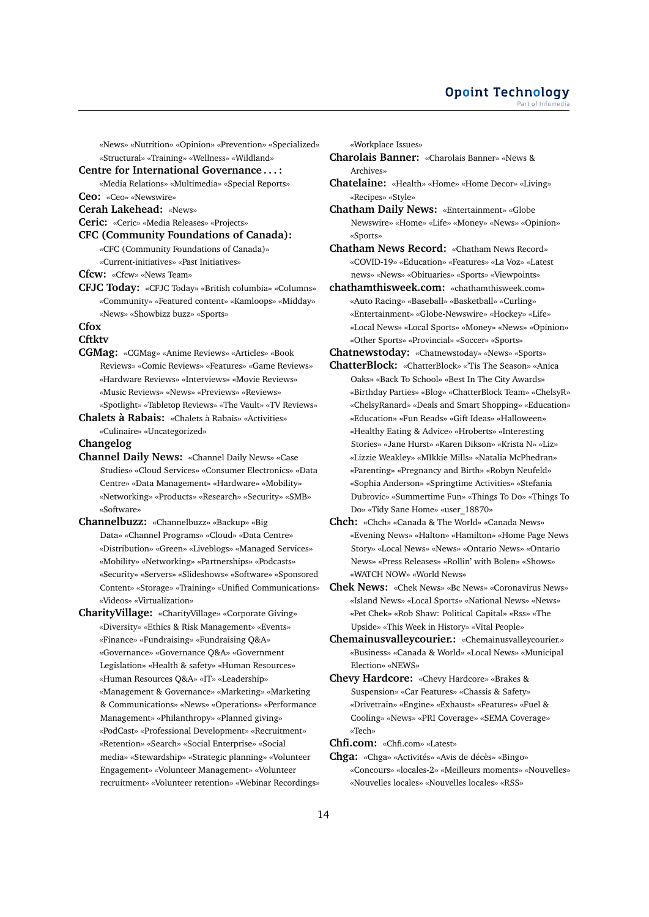«News» «Nutrition» «Opinion» «Prevention» «Specialized» «Structural» «Training» «Wellness» «Wildland»

**Centre for International Governance . . . :** «Media Relations» «Multimedia» «Special Reports»

**Ceo:** «Ceo» «Newswire»

**Cerah Lakehead:** «News»

**Ceric:** «Ceric» «Media Releases» «Projects»

**CFC (Community Foundations of Canada):** «CFC (Community Foundations of Canada)» «Current-initiatives» «Past Initiatives»

**Cfcw:** «Cfcw» «News Team»

**CFJC Today:** «CFJC Today» «British columbia» «Columns» «Community» «Featured content» «Kamloops» «Midday» «News» «Showbizz buzz» «Sports»

**Cfox**

**Cftktv**

**CGMag:** «CGMag» «Anime Reviews» «Articles» «Book Reviews» «Comic Reviews» «Features» «Game Reviews» «Hardware Reviews» «Interviews» «Movie Reviews» «Music Reviews» «News» «Previews» «Reviews» «Spotlight» «Tabletop Reviews» «The Vault» «TV Reviews»

**Chalets à Rabais:** «Chalets à Rabais» «Activities» «Culinaire» «Uncategorized»

**Changelog**

**Channel Daily News:** «Channel Daily News» «Case Studies» «Cloud Services» «Consumer Electronics» «Data Centre» «Data Management» «Hardware» «Mobility» «Networking» «Products» «Research» «Security» «SMB» «Software»

**Channelbuzz:** «Channelbuzz» «Backup» «Big Data» «Channel Programs» «Cloud» «Data Centre» «Distribution» «Green» «Liveblogs» «Managed Services» «Mobility» «Networking» «Partnerships» «Podcasts» «Security» «Servers» «Slideshows» «Software» «Sponsored Content» «Storage» «Training» «Unified Communications» «Videos» «Virtualization»

**CharityVillage:** «CharityVillage» «Corporate Giving» «Diversity» «Ethics & Risk Management» «Events» «Finance» «Fundraising» «Fundraising Q&A» «Governance» «Governance Q&A» «Government Legislation» «Health & safety» «Human Resources» «Human Resources Q&A» «IT» «Leadership» «Management & Governance» «Marketing» «Marketing & Communications» «News» «Operations» «Performance Management» «Philanthropy» «Planned giving» «PodCast» «Professional Development» «Recruitment» «Retention» «Search» «Social Enterprise» «Social media» «Stewardship» «Strategic planning» «Volunteer Engagement» «Volunteer Management» «Volunteer recruitment» «Volunteer retention» «Webinar Recordings» «Workplace Issues»

**Charolais Banner:** «Charolais Banner» «News & Archives»

**Chatelaine:** «Health» «Home» «Home Decor» «Living» «Recipes» «Style»

**Chatham Daily News:** «Entertainment» «Globe Newswire» «Home» «Life» «Money» «News» «Opinion» «Sports»

**Chatham News Record:** «Chatham News Record» «COVID-19» «Education» «Features» «La Voz» «Latest news» «News» «Obituaries» «Sports» «Viewpoints»

**chathamthisweek.com:** «chathamthisweek.com» «Auto Racing» «Baseball» «Basketball» «Curling» «Entertainment» «Globe-Newswire» «Hockey» «Life» «Local News» «Local Sports» «Money» «News» «Opinion» «Other Sports» «Provincial» «Soccer» «Sports»

**Chatnewstoday:** «Chatnewstoday» «News» «Sports»

**ChatterBlock:** «ChatterBlock» «'Tis The Season» «Anica Oaks» «Back To School» «Best In The City Awards» «Birthday Parties» «Blog» «ChatterBlock Team» «ChelsyR» «ChelsyRanard» «Deals and Smart Shopping» «Education» «Education» «Fun Reads» «Gift Ideas» «Halloween» «Healthy Eating & Advice» «Hroberts» «Interesting Stories» «Jane Hurst» «Karen Dikson» «Krista N» «Liz» «Lizzie Weakley» «MIkkie Mills» «Natalia McPhedran» «Parenting» «Pregnancy and Birth» «Robyn Neufeld» «Sophia Anderson» «Springtime Activities» «Stefania Dubrovic» «Summertime Fun» «Things To Do» «Things To Do» «Tidy Sane Home» «user_18870»

**Chch:** «Chch» «Canada & The World» «Canada News» «Evening News» «Halton» «Hamilton» «Home Page News Story» «Local News» «News» «Ontario News» «Ontario News» «Press Releases» «Rollin' with Bolen» «Shows» «WATCH NOW» «World News»

**Chek News:** «Chek News» «Bc News» «Coronavirus News» «Island News» «Local Sports» «National News» «News» «Pet Chek» «Rob Shaw: Political Capital» «Rss» «The Upside» «This Week in History» «Vital People»

**Chemainusvalleycourier.:** «Chemainusvalleycourier.» «Business» «Canada & World» «Local News» «Municipal Election» «NEWS»

**Chevy Hardcore:** «Chevy Hardcore» «Brakes & Suspension» «Car Features» «Chassis & Safety» «Drivetrain» «Engine» «Exhaust» «Features» «Fuel & Cooling» «News» «PRI Coverage» «SEMA Coverage» «Tech»

**Chfi.com:** «Chfi.com» «Latest»

**Chga:** «Chga» «Activités» «Avis de décès» «Bingo» «Concours» «locales-2» «Meilleurs moments» «Nouvelles» «Nouvelles locales» «Nouvelles locales» «RSS»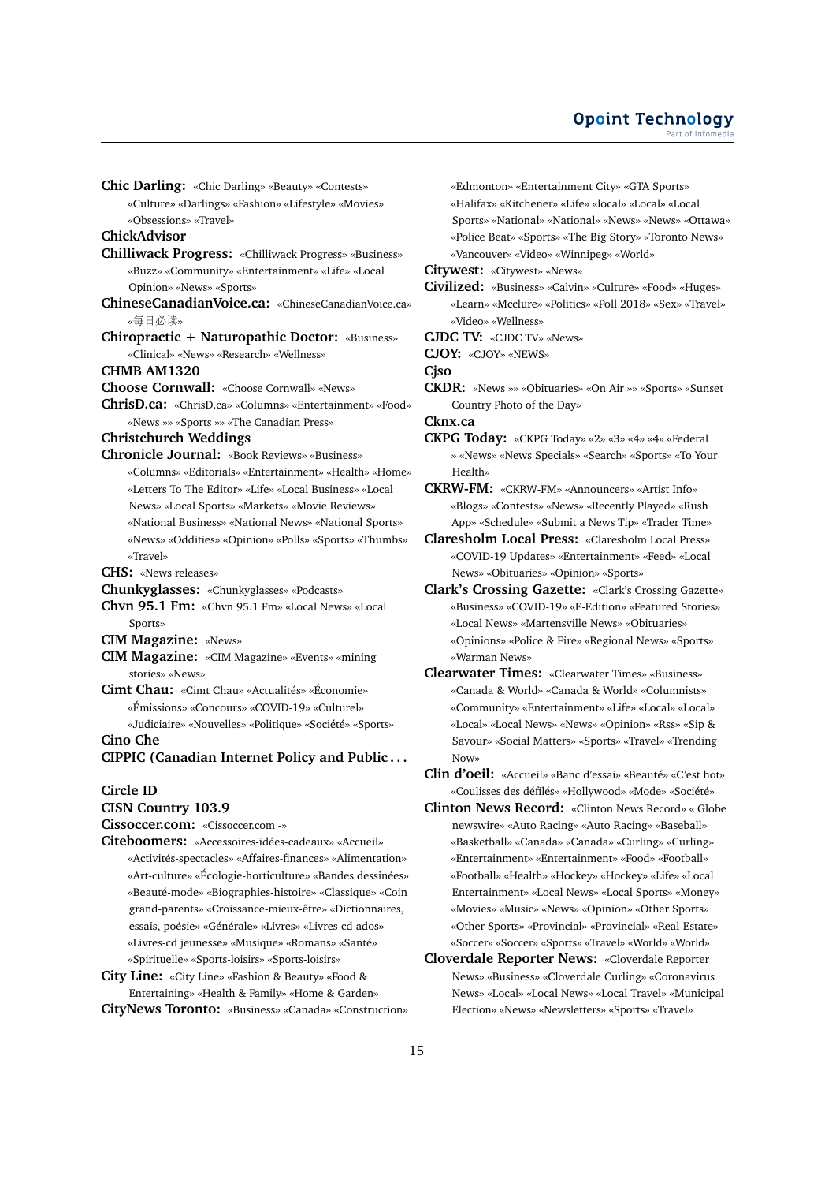**Chic Darling:** «Chic Darling» «Beauty» «Contests» «Culture» «Darlings» «Fashion» «Lifestyle» «Movies» «Obsessions» «Travel»

**ChickAdvisor**

**Chilliwack Progress:** «Chilliwack Progress» «Business» «Buzz» «Community» «Entertainment» «Life» «Local Opinion» «News» «Sports»

**ChineseCanadianVoice.ca:** «ChineseCanadianVoice.ca» «每日必读»

**Chiropractic + Naturopathic Doctor:** «Business» «Clinical» «News» «Research» «Wellness»

**CHMB AM1320**

**Choose Cornwall:** «Choose Cornwall» «News»

**ChrisD.ca:** «ChrisD.ca» «Columns» «Entertainment» «Food» «News »» «Sports »» «The Canadian Press»

**Christchurch Weddings**

**Chronicle Journal:** «Book Reviews» «Business» «Columns» «Editorials» «Entertainment» «Health» «Home» «Letters To The Editor» «Life» «Local Business» «Local News» «Local Sports» «Markets» «Movie Reviews» «National Business» «National News» «National Sports» «News» «Oddities» «Opinion» «Polls» «Sports» «Thumbs» «Travel»

**CHS:** «News releases»

**Chunkyglasses:** «Chunkyglasses» «Podcasts»

**Chvn 95.1 Fm:** «Chvn 95.1 Fm» «Local News» «Local Sports»

**CIM Magazine:** «News»

**CIM Magazine:** «CIM Magazine» «Events» «mining stories» «News»

**Cimt Chau:** «Cimt Chau» «Actualités» «Économie» «Émissions» «Concours» «COVID-19» «Culturel» «Judiciaire» «Nouvelles» «Politique» «Société» «Sports»

**Cino Che**

**CIPPIC (Canadian Internet Policy and Public . . .**

**Circle ID**

**CISN Country 103.9**

**Cissoccer.com:** «Cissoccer.com -»

**Citeboomers:** «Accessoires-idées-cadeaux» «Accueil» «Activités-spectacles» «Affaires-finances» «Alimentation» «Art-culture» «Écologie-horticulture» «Bandes dessinées» «Beauté-mode» «Biographies-histoire» «Classique» «Coin grand-parents» «Croissance-mieux-être» «Dictionnaires, essais, poésie» «Générale» «Livres» «Livres-cd ados» «Livres-cd jeunesse» «Musique» «Romans» «Santé» «Spirituelle» «Sports-loisirs» «Sports-loisirs»

**City Line:** «City Line» «Fashion & Beauty» «Food & Entertaining» «Health & Family» «Home & Garden»

**CityNews Toronto:** «Business» «Canada» «Construction» «Edmonton» «Entertainment City» «GTA Sports» «Halifax» «Kitchener» «Life» «local» «Local» «Local Sports» «National» «National» «News» «News» «Ottawa» «Police Beat» «Sports» «The Big Story» «Toronto News» «Vancouver» «Video» «Winnipeg» «World»

**Citywest:** «Citywest» «News»

**Civilized:** «Business» «Calvin» «Culture» «Food» «Huges» «Learn» «Mcclure» «Politics» «Poll 2018» «Sex» «Travel» «Video» «Wellness»

**CJDC TV:** «CJDC TV» «News»

**CJOY:** «CJOY» «NEWS»

**Cjso**

**CKDR:** «News »» «Obituaries» «On Air »» «Sports» «Sunset Country Photo of the Day»

**Cknx.ca**

**CKPG Today:** «CKPG Today» «2» «3» «4» «4» «Federal » «News» «News Specials» «Search» «Sports» «To Your Health»

**CKRW-FM:** «CKRW-FM» «Announcers» «Artist Info» «Blogs» «Contests» «News» «Recently Played» «Rush App» «Schedule» «Submit a News Tip» «Trader Time»

**Claresholm Local Press:** «Claresholm Local Press» «COVID-19 Updates» «Entertainment» «Feed» «Local News» «Obituaries» «Opinion» «Sports»

**Clark's Crossing Gazette:** «Clark's Crossing Gazette» «Business» «COVID-19» «E-Edition» «Featured Stories» «Local News» «Martensville News» «Obituaries» «Opinions» «Police & Fire» «Regional News» «Sports» «Warman News»

**Clearwater Times:** «Clearwater Times» «Business» «Canada & World» «Canada & World» «Columnists» «Community» «Entertainment» «Life» «Local» «Local» «Local» «Local News» «News» «Opinion» «Rss» «Sip & Savour» «Social Matters» «Sports» «Travel» «Trending Now»

**Clin d'oeil:** «Accueil» «Banc d'essai» «Beauté» «C'est hot» «Coulisses des défilés» «Hollywood» «Mode» «Société»

**Clinton News Record:** «Clinton News Record» « Globe newswire» «Auto Racing» «Auto Racing» «Baseball» «Basketball» «Canada» «Canada» «Curling» «Curling» «Entertainment» «Entertainment» «Food» «Football» «Football» «Health» «Hockey» «Hockey» «Life» «Local Entertainment» «Local News» «Local Sports» «Money» «Movies» «Music» «News» «Opinion» «Other Sports» «Other Sports» «Provincial» «Provincial» «Real-Estate» «Soccer» «Soccer» «Sports» «Travel» «World» «World»

**Cloverdale Reporter News:** «Cloverdale Reporter News» «Business» «Cloverdale Curling» «Coronavirus News» «Local» «Local News» «Local Travel» «Municipal Election» «News» «Newsletters» «Sports» «Travel»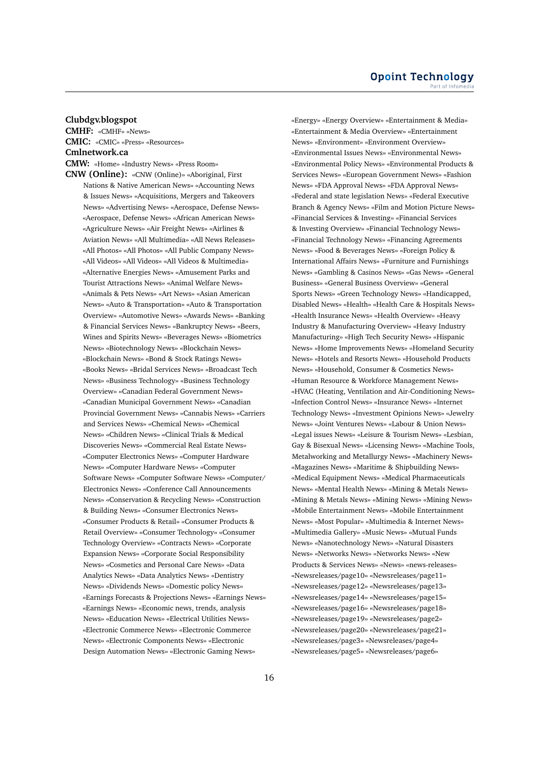**Clubdgv.blogspot**

**CMHF:** «CMHF» «News»

**CMIC:** «CMIC» «Press» «Resources»

**Cmlnetwork.ca**

**CMW:** «Home» «Industry News» «Press Room»

**CNW (Online):** «CNW (Online)» «Aboriginal, First Nations & Native American News» «Accounting News & Issues News» «Acquisitions, Mergers and Takeovers News» «Advertising News» «Aerospace, Defense News» «Aerospace, Defense News» «African American News» «Agriculture News» «Air Freight News» «Airlines & Aviation News» «All Multimedia» «All News Releases» «All Photos» «All Photos» «All Public Company News» «All Videos» «All Videos» «All Videos & Multimedia» «Alternative Energies News» «Amusement Parks and Tourist Attractions News» «Animal Welfare News» «Animals & Pets News» «Art News» «Asian American News» «Auto & Transportation» «Auto & Transportation Overview» «Automotive News» «Awards News» «Banking & Financial Services News» «Bankruptcy News» «Beers, Wines and Spirits News» «Beverages News» «Biometrics News» «Biotechnology News» «Blockchain News» «Blockchain News» «Bond & Stock Ratings News» «Books News» «Bridal Services News» «Broadcast Tech News» «Business Technology» «Business Technology Overview» «Canadian Federal Government News» «Canadian Municipal Government News» «Canadian Provincial Government News» «Cannabis News» «Carriers and Services News» «Chemical News» «Chemical News» «Children News» «Clinical Trials & Medical Discoveries News» «Commercial Real Estate News» «Computer Electronics News» «Computer Hardware News» «Computer Hardware News» «Computer Software News» «Computer Software News» «Computer/Electronics News» «Conference Call Announcements News» «Conservation & Recycling News» «Construction & Building News» «Consumer Electronics News» «Consumer Products & Retail» «Consumer Products & Retail Overview» «Consumer Technology» «Consumer Technology Overview» «Contracts News» «Corporate Expansion News» «Corporate Social Responsibility News» «Cosmetics and Personal Care News» «Data Analytics News» «Data Analytics News» «Dentistry News» «Dividends News» «Domestic policy News» «Earnings Forecasts & Projections News» «Earnings News» «Earnings News» «Economic news, trends, analysis News» «Education News» «Electrical Utilities News» «Electronic Commerce News» «Electronic Commerce News» «Electronic Components News» «Electronic Design Automation News» «Electronic Gaming News» «Energy» «Energy Overview» «Entertainment & Media» «Entertainment & Media Overview» «Entertainment News» «Environment» «Environment Overview» «Environmental Issues News» «Environmental News» «Environmental Policy News» «Environmental Products & Services News» «European Government News» «Fashion News» «FDA Approval News» «FDA Approval News» «Federal and state legislation News» «Federal Executive Branch & Agency News» «Film and Motion Picture News» «Financial Services & Investing» «Financial Services & Investing Overview» «Financial Technology News» «Financial Technology News» «Financing Agreements News» «Food & Beverages News» «Foreign Policy & International Affairs News» «Furniture and Furnishings News» «Gambling & Casinos News» «Gas News» «General Business» «General Business Overview» «General Sports News» «Green Technology News» «Handicapped, Disabled News» «Health» «Health Care & Hospitals News» «Health Insurance News» «Health Overview» «Heavy Industry & Manufacturing Overview» «Heavy Industry Manufacturing» «High Tech Security News» «Hispanic News» «Home Improvements News» «Homeland Security News» «Hotels and Resorts News» «Household Products News» «Household, Consumer & Cosmetics News» «Human Resource & Workforce Management News» «HVAC (Heating, Ventilation and Air-Conditioning News» «Infection Control News» «Insurance News» «Internet Technology News» «Investment Opinions News» «Jewelry News» «Joint Ventures News» «Labour & Union News» «Legal issues News» «Leisure & Tourism News» «Lesbian, Gay & Bisexual News» «Licensing News» «Machine Tools, Metalworking and Metallurgy News» «Machinery News» «Magazines News» «Maritime & Shipbuilding News» «Medical Equipment News» «Medical Pharmaceuticals News» «Mental Health News» «Mining & Metals News» «Mining & Metals News» «Mining News» «Mining News» «Mobile Entertainment News» «Mobile Entertainment News» «Most Popular» «Multimedia & Internet News» «Multimedia Gallery» «Music News» «Mutual Funds News» «Nanotechnology News» «Natural Disasters News» «Networks News» «Networks News» «New Products & Services News» «News» «news-releases» «Newsreleases/page10» «Newsreleases/page11» «Newsreleases/page12» «Newsreleases/page13» «Newsreleases/page14» «Newsreleases/page15» «Newsreleases/page16» «Newsreleases/page18» «Newsreleases/page19» «Newsreleases/page2» «Newsreleases/page20» «Newsreleases/page21» «Newsreleases/page3» «Newsreleases/page4» «Newsreleases/page5» «Newsreleases/page6»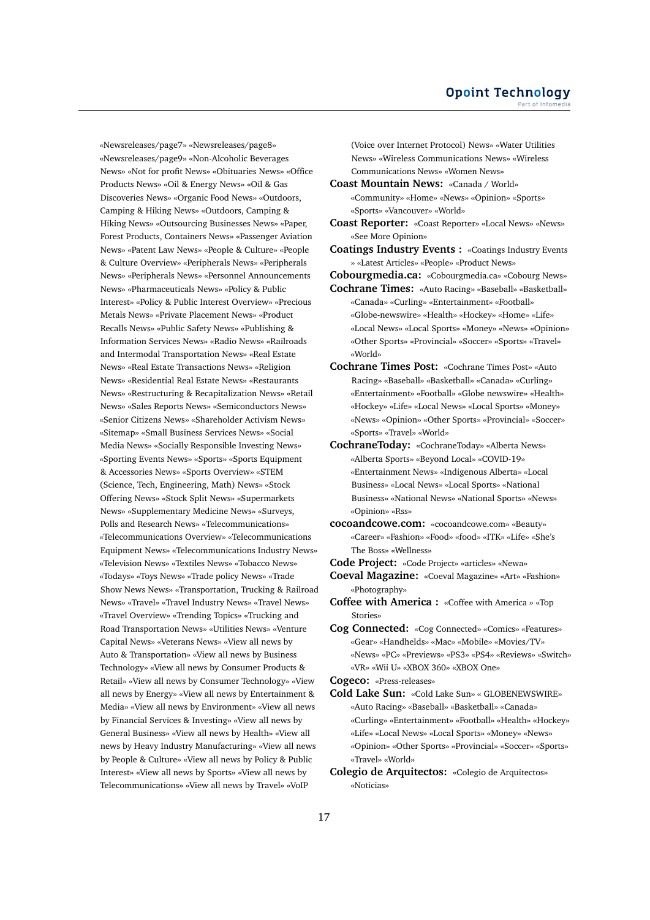«Newsreleases/page7» «Newsreleases/page8» «Newsreleases/page9» «Non-Alcoholic Beverages News» «Not for profit News» «Obituaries News» «Office Products News» «Oil & Energy News» «Oil & Gas Discoveries News» «Organic Food News» «Outdoors, Camping & Hiking News» «Outdoors, Camping & Hiking News» «Outsourcing Businesses News» «Paper, Forest Products, Containers News» «Passenger Aviation News» «Patent Law News» «People & Culture» «People & Culture Overview» «Peripherals News» «Peripherals News» «Personnel Announcements News» «Pharmaceuticals News» «Policy & Public Interest» «Policy & Public Interest Overview» «Precious Metals News» «Private Placement News» «Product Recalls News» «Public Safety News» «Publishing & Information Services News» «Radio News» «Railroads and Intermodal Transportation News» «Real Estate News» «Real Estate Transactions News» «Religion News» «Residential Real Estate News» «Restaurants News» «Restructuring & Recapitalization News» «Retail News» «Sales Reports News» «Semiconductors News» «Senior Citizens News» «Shareholder Activism News» «Sitemap» «Small Business Services News» «Social Media News» «Socially Responsible Investing News» «Sporting Events News» «Sports» «Sports Equipment & Accessories News» «Sports Overview» «STEM (Science, Tech, Engineering, Math) News» «Stock Offering News» «Stock Split News» «Supermarkets News» «Supplementary Medicine News» «Surveys, Polls and Research News» «Telecommunications» «Telecommunications Overview» «Telecommunications Equipment News» «Telecommunications Industry News» «Television News» «Textiles News» «Tobacco News» «Todays» «Toys News» «Trade policy News» «Trade Show News News» «Transportation, Trucking & Railroad News» «Travel» «Travel Industry News» «Travel News» «Travel Overview» «Trending Topics» «Trucking and Road Transportation News» «Utilities News» «Venture Capital News» «Veterans News» «View all news by Auto & Transportation» «View all news by Business Technology» «View all news by Consumer Products & Retail» «View all news by Consumer Technology» «View all news by Energy» «View all news by Entertainment & Media» «View all news by Environment» «View all news by Financial Services & Investing» «View all news by General Business» «View all news by Health» «View all news by Heavy Industry Manufacturing» «View all news by People & Culture» «View all news by Policy & Public Interest» «View all news by Sports» «View all news by Telecommunications» «View all news by Travel» «VoIP (Voice over Internet Protocol) News» «Water Utilities News» «Wireless Communications News» «Wireless Communications News» «Women News»

**Coast Mountain News:** «Canada / World» «Community» «Home» «News» «Opinion» «Sports» «Sports» «Vancouver» «World»

**Coast Reporter:** «Coast Reporter» «Local News» «News» «See More Opinion»

**Coatings Industry Events :** «Coatings Industry Events » «Latest Articles» «People» «Product News»

**Cobourgmedia.ca:** «Cobourgmedia.ca» «Cobourg News»

**Cochrane Times:** «Auto Racing» «Baseball» «Basketball» «Canada» «Curling» «Entertainment» «Football» «Globe-newswire» «Health» «Hockey» «Home» «Life» «Local News» «Local Sports» «Money» «News» «Opinion» «Other Sports» «Provincial» «Soccer» «Sports» «Travel» «World»

**Cochrane Times Post:** «Cochrane Times Post» «Auto Racing» «Baseball» «Basketball» «Canada» «Curling» «Entertainment» «Football» «Globe newswire» «Health» «Hockey» «Life» «Local News» «Local Sports» «Money» «News» «Opinion» «Other Sports» «Provincial» «Soccer» «Sports» «Travel» «World»

**CochraneToday:** «CochraneToday» «Alberta News» «Alberta Sports» «Beyond Local» «COVID-19» «Entertainment News» «Indigenous Alberta» «Local Business» «Local News» «Local Sports» «National Business» «National News» «National Sports» «News» «Opinion» «Rss»

**cocoandcowe.com:** «cocoandcowe.com» «Beauty» «Career» «Fashion» «Food» «food» «ITK» «Life» «She's The Boss» «Wellness»

**Code Project:** «Code Project» «articles» «Newa»

**Coeval Magazine:** «Coeval Magazine» «Art» «Fashion» «Photography»

**Coffee with America :** «Coffee with America » «Top Stories»

**Cog Connected:** «Cog Connected» «Comics» «Features» «Gear» «Handhelds» «Mac» «Mobile» «Movies/TV» «News» «PC» «Previews» «PS3» «PS4» «Reviews» «Switch» «VR» «Wii U» «XBOX 360» «XBOX One»

**Cogeco:** «Press-releases»

**Cold Lake Sun:** «Cold Lake Sun» « GLOBENEWSWIRE» «Auto Racing» «Baseball» «Basketball» «Canada» «Curling» «Entertainment» «Football» «Health» «Hockey» «Life» «Local News» «Local Sports» «Money» «News» «Opinion» «Other Sports» «Provincial» «Soccer» «Sports» «Travel» «World»

**Colegio de Arquitectos:** «Colegio de Arquitectos» «Noticias»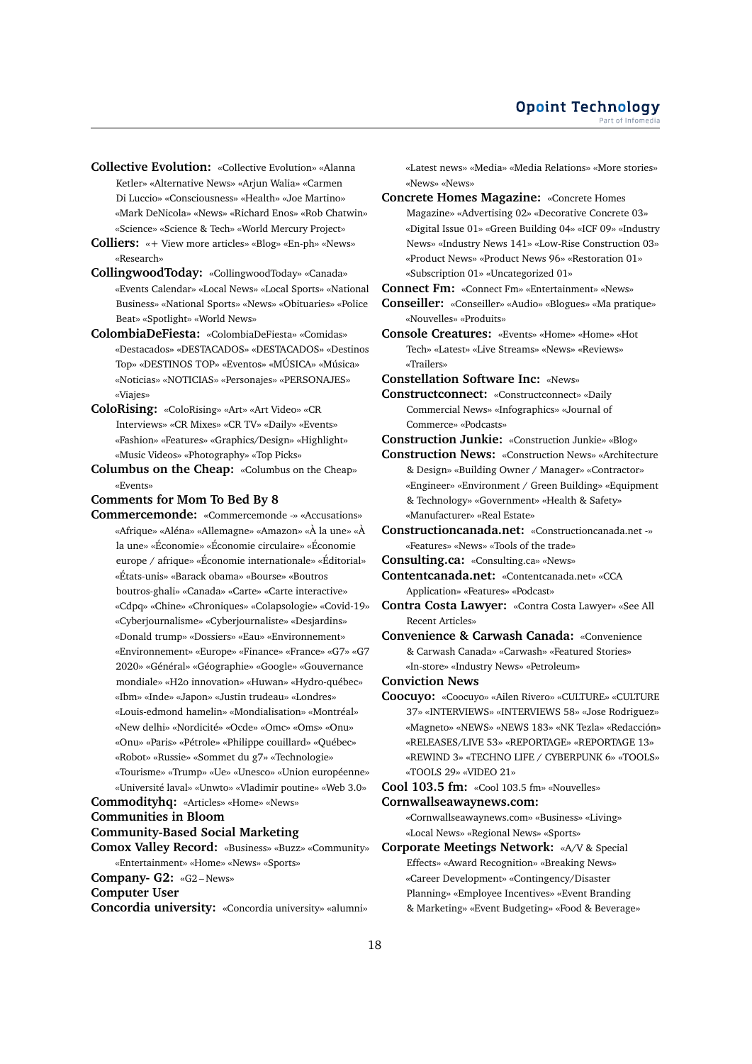**Collective Evolution:** «Collective Evolution» «Alanna Ketler» «Alternative News» «Arjun Walia» «Carmen Di Luccio» «Consciousness» «Health» «Joe Martino» «Mark DeNicola» «News» «Richard Enos» «Rob Chatwin» «Science» «Science & Tech» «World Mercury Project»

**Colliers:** «+ View more articles» «Blog» «En-ph» «News» «Research»

**CollingwoodToday:** «CollingwoodToday» «Canada» «Events Calendar» «Local News» «Local Sports» «National Business» «National Sports» «News» «Obituaries» «Police Beat» «Spotlight» «World News»

**ColombiaDeFiesta:** «ColombiaDeFiesta» «Comidas» «Destacados» «DESTACADOS» «DESTACADOS» «Destinos Top» «DESTINOS TOP» «Eventos» «MÚSICA» «Música» «Noticias» «NOTICIAS» «Personajes» «PERSONAJES» «Viajes»

**ColoRising:** «ColoRising» «Art» «Art Video» «CR Interviews» «CR Mixes» «CR TV» «Daily» «Events» «Fashion» «Features» «Graphics/Design» «Highlight» «Music Videos» «Photography» «Top Picks»

**Columbus on the Cheap:** «Columbus on the Cheap» «Events»

**Comments for Mom To Bed By 8**

**Commercemonde:** «Commercemonde -» «Accusations» «Afrique» «Aléna» «Allemagne» «Amazon» «À la une» «À la une» «Économie» «Économie circulaire» «Économie europe / afrique» «Économie internationale» «Éditorial» «États-unis» «Barack obama» «Bourse» «Boutros boutros-ghali» «Canada» «Carte» «Carte interactive» «Cdpq» «Chine» «Chroniques» «Colapsologie» «Covid-19» «Cyberjournalisme» «Cyberjournaliste» «Desjardins» «Donald trump» «Dossiers» «Eau» «Environnement» «Environnement» «Europe» «Finance» «France» «G7» «G7 2020» «Général» «Géographie» «Google» «Gouvernance mondiale» «H2o innovation» «Huwan» «Hydro-québec» «Ibm» «Inde» «Japon» «Justin trudeau» «Londres» «Louis-edmond hamelin» «Mondialisation» «Montréal» «New delhi» «Nordicité» «Ocde» «Omc» «Oms» «Onu» «Onu» «Paris» «Pétrole» «Philippe couillard» «Québec» «Robot» «Russie» «Sommet du g7» «Technologie» «Tourisme» «Trump» «Ue» «Unesco» «Union européenne» «Université laval» «Unwto» «Vladimir poutine» «Web 3.0»

**Commodityhq:** «Articles» «Home» «News»

**Communities in Bloom**

**Community-Based Social Marketing**

**Comox Valley Record:** «Business» «Buzz» «Community» «Entertainment» «Home» «News» «Sports»

**Company- G2:** «G2 – News»

**Computer User**

**Concordia university:** «Concordia university» «alumni» «Latest news» «Media» «Media Relations» «More stories» «News» «News»

**Concrete Homes Magazine:** «Concrete Homes Magazine» «Advertising 02» «Decorative Concrete 03» «Digital Issue 01» «Green Building 04» «ICF 09» «Industry News» «Industry News 141» «Low-Rise Construction 03» «Product News» «Product News 96» «Restoration 01» «Subscription 01» «Uncategorized 01»

**Connect Fm:** «Connect Fm» «Entertainment» «News»

**Conseiller:** «Conseiller» «Audio» «Blogues» «Ma pratique» «Nouvelles» «Produits»

**Console Creatures:** «Events» «Home» «Home» «Hot Tech» «Latest» «Live Streams» «News» «Reviews» «Trailers»

**Constellation Software Inc:** «News»

**Constructconnect:** «Constructconnect» «Daily Commercial News» «Infographics» «Journal of Commerce» «Podcasts»

**Construction Junkie:** «Construction Junkie» «Blog»

**Construction News:** «Construction News» «Architecture & Design» «Building Owner / Manager» «Contractor» «Engineer» «Environment / Green Building» «Equipment & Technology» «Government» «Health & Safety» «Manufacturer» «Real Estate»

**Constructioncanada.net:** «Constructioncanada.net -» «Features» «News» «Tools of the trade»

**Consulting.ca:** «Consulting.ca» «News»

**Contentcanada.net:** «Contentcanada.net» «CCA Application» «Features» «Podcast»

**Contra Costa Lawyer:** «Contra Costa Lawyer» «See All Recent Articles»

**Convenience & Carwash Canada:** «Convenience & Carwash Canada» «Carwash» «Featured Stories» «In-store» «Industry News» «Petroleum»

**Conviction News**

**Coocuyo:** «Coocuyo» «Ailen Rivero» «CULTURE» «CULTURE 37» «INTERVIEWS» «INTERVIEWS 58» «Jose Rodriguez» «Magneto» «NEWS» «NEWS 183» «NK Tezla» «Redacción» «RELEASES/LIVE 53» «REPORTAGE» «REPORTAGE 13» «REWIND 3» «TECHNO LIFE / CYBERPUNK 6» «TOOLS» «TOOLS 29» «VIDEO 21»

**Cool 103.5 fm:** «Cool 103.5 fm» «Nouvelles»

**Cornwallseawaynews.com:** «Cornwallseawaynews.com» «Business» «Living» «Local News» «Regional News» «Sports»

**Corporate Meetings Network:** «A/V & Special Effects» «Award Recognition» «Breaking News» «Career Development» «Contingency/Disaster Planning» «Employee Incentives» «Event Branding & Marketing» «Event Budgeting» «Food & Beverage»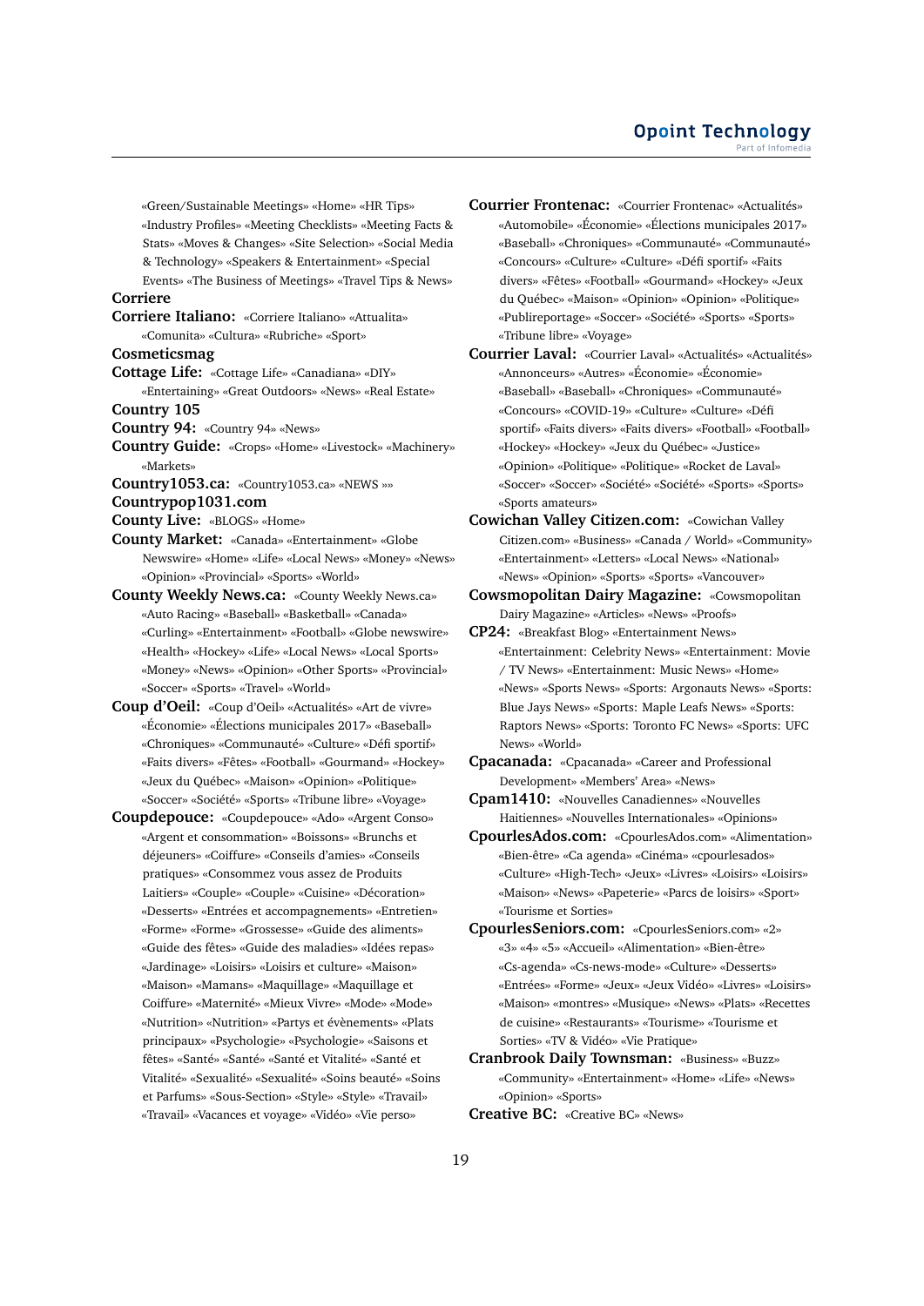«Green/Sustainable Meetings» «Home» «HR Tips» «Industry Profiles» «Meeting Checklists» «Meeting Facts & Stats» «Moves & Changes» «Site Selection» «Social Media & Technology» «Speakers & Entertainment» «Special Events» «The Business of Meetings» «Travel Tips & News»

**Corriere**

**Corriere Italiano:** «Corriere Italiano» «Attualita» «Comunita» «Cultura» «Rubriche» «Sport»

**Cosmeticsmag**

**Cottage Life:** «Cottage Life» «Canadiana» «DIY» «Entertaining» «Great Outdoors» «News» «Real Estate»

**Country 105**

**Country 94:** «Country 94» «News»

**Country Guide:** «Crops» «Home» «Livestock» «Machinery» «Markets»

**Country1053.ca:** «Country1053.ca» «NEWS »»

**Countrypop1031.com**

**County Live:** «BLOGS» «Home»

**County Market:** «Canada» «Entertainment» «Globe Newswire» «Home» «Life» «Local News» «Money» «News» «Opinion» «Provincial» «Sports» «World»

**County Weekly News.ca:** «County Weekly News.ca» «Auto Racing» «Baseball» «Basketball» «Canada» «Curling» «Entertainment» «Football» «Globe newswire» «Health» «Hockey» «Life» «Local News» «Local Sports» «Money» «News» «Opinion» «Other Sports» «Provincial» «Soccer» «Sports» «Travel» «World»

**Coup d'Oeil:** «Coup d'Oeil» «Actualités» «Art de vivre» «Économie» «Élections municipales 2017» «Baseball» «Chroniques» «Communauté» «Culture» «Défi sportif» «Faits divers» «Fêtes» «Football» «Gourmand» «Hockey» «Jeux du Québec» «Maison» «Opinion» «Politique» «Soccer» «Société» «Sports» «Tribune libre» «Voyage»

**Coupdepouce:** «Coupdepouce» «Ado» «Argent Conso» «Argent et consommation» «Boissons» «Brunchs et déjeuners» «Coiffure» «Conseils d'amies» «Conseils pratiques» «Consommez vous assez de Produits Laitiers» «Couple» «Couple» «Cuisine» «Décoration» «Desserts» «Entrées et accompagnements» «Entretien» «Forme» «Forme» «Grossesse» «Guide des aliments» «Guide des fêtes» «Guide des maladies» «Idées repas» «Jardinage» «Loisirs» «Loisirs et culture» «Maison» «Maison» «Mamans» «Maquillage» «Maquillage et Coiffure» «Maternité» «Mieux Vivre» «Mode» «Mode» «Nutrition» «Nutrition» «Partys et évènements» «Plats principaux» «Psychologie» «Psychologie» «Saisons et fêtes» «Santé» «Santé» «Santé et Vitalité» «Santé et Vitalité» «Sexualité» «Sexualité» «Soins beauté» «Soins et Parfums» «Sous-Section» «Style» «Style» «Travail» «Travail» «Vacances et voyage» «Vidéo» «Vie perso»

**Courrier Frontenac:** «Courrier Frontenac» «Actualités» «Automobile» «Économie» «Élections municipales 2017» «Baseball» «Chroniques» «Communauté» «Communauté» «Concours» «Culture» «Culture» «Défi sportif» «Faits divers» «Fêtes» «Football» «Gourmand» «Hockey» «Jeux du Québec» «Maison» «Opinion» «Opinion» «Politique» «Publireportage» «Soccer» «Société» «Sports» «Sports» «Tribune libre» «Voyage»

**Courrier Laval:** «Courrier Laval» «Actualités» «Actualités» «Annonceurs» «Autres» «Économie» «Économie» «Baseball» «Baseball» «Chroniques» «Communauté» «Concours» «COVID-19» «Culture» «Culture» «Défi sportif» «Faits divers» «Faits divers» «Football» «Football» «Hockey» «Hockey» «Jeux du Québec» «Justice» «Opinion» «Politique» «Politique» «Rocket de Laval» «Soccer» «Soccer» «Société» «Société» «Sports» «Sports» «Sports amateurs»

**Cowichan Valley Citizen.com:** «Cowichan Valley Citizen.com» «Business» «Canada / World» «Community» «Entertainment» «Letters» «Local News» «National» «News» «Opinion» «Sports» «Sports» «Vancouver»

**Cowsmopolitan Dairy Magazine:** «Cowsmopolitan Dairy Magazine» «Articles» «News» «Proofs»

**CP24:** «Breakfast Blog» «Entertainment News» «Entertainment: Celebrity News» «Entertainment: Movie / TV News» «Entertainment: Music News» «Home» «News» «Sports News» «Sports: Argonauts News» «Sports: Blue Jays News» «Sports: Maple Leafs News» «Sports: Raptors News» «Sports: Toronto FC News» «Sports: UFC News» «World»

**Cpacanada:** «Cpacanada» «Career and Professional Development» «Members' Area» «News»

**Cpam1410:** «Nouvelles Canadiennes» «Nouvelles Haitiennes» «Nouvelles Internationales» «Opinions»

**CpourlesAdos.com:** «CpourlesAdos.com» «Alimentation» «Bien-être» «Ca agenda» «Cinéma» «cpourlesados» «Culture» «High-Tech» «Jeux» «Livres» «Loisirs» «Loisirs» «Maison» «News» «Papeterie» «Parcs de loisirs» «Sport» «Tourisme et Sorties»

**CpourlesSeniors.com:** «CpourlesSeniors.com» «2» «3» «4» «5» «Accueil» «Alimentation» «Bien-être» «Cs-agenda» «Cs-news-mode» «Culture» «Desserts» «Entrées» «Forme» «Jeux» «Jeux Vidéo» «Livres» «Loisirs» «Maison» «montres» «Musique» «News» «Plats» «Recettes de cuisine» «Restaurants» «Tourisme» «Tourisme et Sorties» «TV & Vidéo» «Vie Pratique»

**Cranbrook Daily Townsman:** «Business» «Buzz» «Community» «Entertainment» «Home» «Life» «News» «Opinion» «Sports»

**Creative BC:** «Creative BC» «News»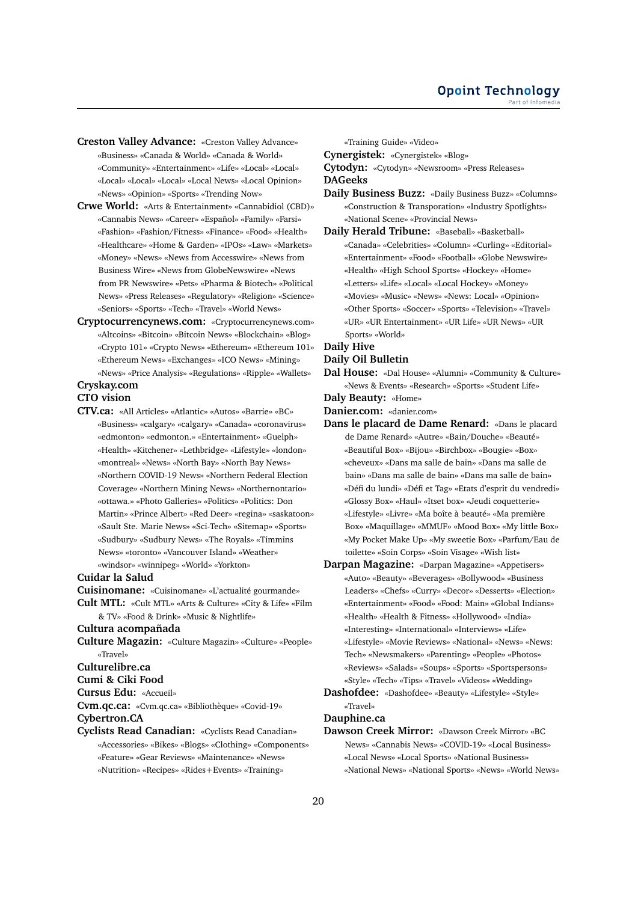**Creston Valley Advance:** «Creston Valley Advance» «Business» «Canada & World» «Canada & World» «Community» «Entertainment» «Life» «Local» «Local» «Local» «Local» «Local» «Local News» «Local Opinion» «News» «Opinion» «Sports» «Trending Now»

**Crwe World:** «Arts & Entertainment» «Cannabidiol (CBD)» «Cannabis News» «Career» «Español» «Family» «Farsi» «Fashion» «Fashion/Fitness» «Finance» «Food» «Health» «Healthcare» «Home & Garden» «IPOs» «Law» «Markets» «Money» «News» «News from Accesswire» «News from Business Wire» «News from GlobeNewswire» «News from PR Newswire» «Pets» «Pharma & Biotech» «Political News» «Press Releases» «Regulatory» «Religion» «Science» «Seniors» «Sports» «Tech» «Travel» «World News»

**Cryptocurrencynews.com:** «Cryptocurrencynews.com» «Altcoins» «Bitcoin» «Bitcoin News» «Blockchain» «Blog» «Crypto 101» «Crypto News» «Ethereum» «Ethereum 101» «Ethereum News» «Exchanges» «ICO News» «Mining» «News» «Price Analysis» «Regulations» «Ripple» «Wallets»

**Cryskay.com**

**CTO vision**

**CTV.ca:** «All Articles» «Atlantic» «Autos» «Barrie» «BC» «Business» «calgary» «calgary» «Canada» «coronavirus» «edmonton» «edmonton.» «Entertainment» «Guelph» «Health» «Kitchener» «Lethbridge» «Lifestyle» «london» «montreal» «News» «North Bay» «North Bay News» «Northern COVID-19 News» «Northern Federal Election Coverage» «Northern Mining News» «Northernontario» «ottawa.» «Photo Galleries» «Politics» «Politics: Don Martin» «Prince Albert» «Red Deer» «regina» «saskatoon» «Sault Ste. Marie News» «Sci-Tech» «Sitemap» «Sports» «Sudbury» «Sudbury News» «The Royals» «Timmins News» «toronto» «Vancouver Island» «Weather» «windsor» «winnipeg» «World» «Yorkton»

**Cuidar la Salud**

**Cuisinomane:** «Cuisinomane» «L'actualité gourmande»

**Cult MTL:** «Cult MTL» «Arts & Culture» «City & Life» «Film & TV» «Food & Drink» «Music & Nightlife»

**Cultura acompañada**

**Culture Magazin:** «Culture Magazin» «Culture» «People» «Travel»

**Culturelibre.ca**

**Cumi & Ciki Food**

**Cursus Edu:** «Accueil»

**Cvm.qc.ca:** «Cvm.qc.ca» «Bibliothèque» «Covid-19»

**Cybertron.CA**

**Cyclists Read Canadian:** «Cyclists Read Canadian» «Accessories» «Bikes» «Blogs» «Clothing» «Components» «Feature» «Gear Reviews» «Maintenance» «News» «Nutrition» «Recipes» «Rides+Events» «Training» «Training Guide» «Video»

**Cynergistek:** «Cynergistek» «Blog»

**Cytodyn:** «Cytodyn» «Newsroom» «Press Releases»

**DAGeeks**

**Daily Business Buzz:** «Daily Business Buzz» «Columns» «Construction & Transporation» «Industry Spotlights» «National Scene» «Provincial News»

**Daily Herald Tribune:** «Baseball» «Basketball» «Canada» «Celebrities» «Column» «Curling» «Editorial» «Entertainment» «Food» «Football» «Globe Newswire» «Health» «High School Sports» «Hockey» «Home» «Letters» «Life» «Local» «Local Hockey» «Money» «Movies» «Music» «News» «News: Local» «Opinion» «Other Sports» «Soccer» «Sports» «Television» «Travel» «UR» «UR Entertainment» «UR Life» «UR News» «UR Sports» «World»

**Daily Hive**

**Daily Oil Bulletin**

**Dal House:** «Dal House» «Alumni» «Community & Culture» «News & Events» «Research» «Sports» «Student Life»

**Daly Beauty:** «Home»

**Danier.com:** «danier.com»

**Dans le placard de Dame Renard:** «Dans le placard de Dame Renard» «Autre» «Bain/Douche» «Beauté» «Beautiful Box» «Bijou» «Birchbox» «Bougie» «Box» «cheveux» «Dans ma salle de bain» «Dans ma salle de bain» «Dans ma salle de bain» «Dans ma salle de bain» «Défi du lundi» «Défi et Tag» «Etats d'esprit du vendredi» «Glossy Box» «Haul» «Itset box» «Jeudi coquetterie» «Lifestyle» «Livre» «Ma boîte à beauté» «Ma première Box» «Maquillage» «MMUF» «Mood Box» «My little Box» «My Pocket Make Up» «My sweetie Box» «Parfum/Eau de toilette» «Soin Corps» «Soin Visage» «Wish list»

**Darpan Magazine:** «Darpan Magazine» «Appetisers» «Auto» «Beauty» «Beverages» «Bollywood» «Business Leaders» «Chefs» «Curry» «Decor» «Desserts» «Election» «Entertainment» «Food» «Food: Main» «Global Indians» «Health» «Health & Fitness» «Hollywood» «India» «Interesting» «International» «Interviews» «Life» «Lifestyle» «Movie Reviews» «National» «News» «News: Tech» «Newsmakers» «Parenting» «People» «Photos» «Reviews» «Salads» «Soups» «Sports» «Sportspersons» «Style» «Tech» «Tips» «Travel» «Videos» «Wedding»

**Dashofdee:** «Dashofdee» «Beauty» «Lifestyle» «Style» «Travel»

**Dauphine.ca**

**Dawson Creek Mirror:** «Dawson Creek Mirror» «BC News» «Cannabis News» «COVID-19» «Local Business» «Local News» «Local Sports» «National Business» «National News» «National Sports» «News» «World News»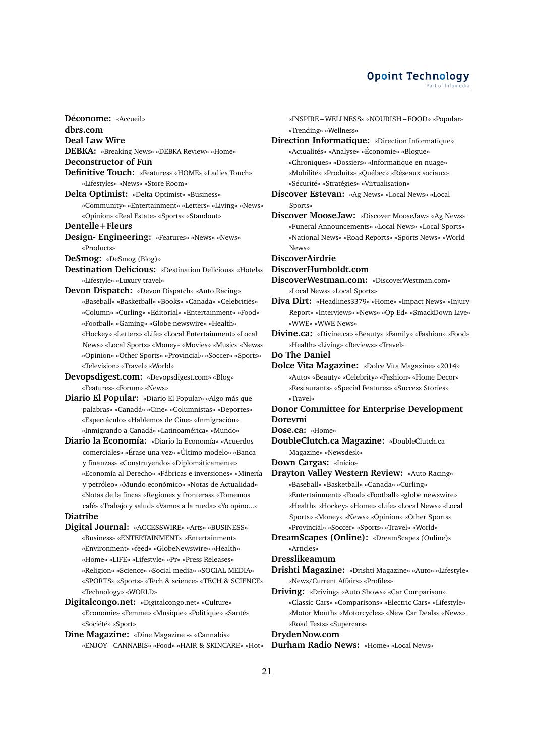**Déconome:** «Accueil»

**dbrs.com**

**Deal Law Wire**

**DEBKA:** «Breaking News» «DEBKA Review» «Home»

**Deconstructor of Fun**

**Definitive Touch:** «Features» «HOME» «Ladies Touch» «Lifestyles» «News» «Store Room»

**Delta Optimist:** «Delta Optimist» «Business» «Community» «Entertainment» «Letters» «Living» «News» «Opinion» «Real Estate» «Sports» «Standout»

**Dentelle+Fleurs**

**Design- Engineering:** «Features» «News» «News» «Products»

**DeSmog:** «DeSmog (Blog)»

**Destination Delicious:** «Destination Delicious» «Hotels» «Lifestyle» «Luxury travel»

**Devon Dispatch:** «Devon Dispatch» «Auto Racing» «Baseball» «Basketball» «Books» «Canada» «Celebrities» «Column» «Curling» «Editorial» «Entertainment» «Food» «Football» «Gaming» «Globe newswire» «Health» «Hockey» «Letters» «Life» «Local Entertainment» «Local News» «Local Sports» «Money» «Movies» «Music» «News» «Opinion» «Other Sports» «Provincial» «Soccer» «Sports» «Television» «Travel» «World»

**Devopsdigest.com:** «Devopsdigest.com» «Blog» «Features» «Forum» «News»

**Diario El Popular:** «Diario El Popular» «Algo más que palabras» «Canadá» «Cine» «Columnistas» «Deportes» «Espectáculo» «Hablemos de Cine» «Inmigración» «Inmigrando a Canadá» «Latinoamérica» «Mundo»

**Diario la Economía:** «Diario la Economía» «Acuerdos comerciales» «Érase una vez» «Último modelo» «Banca y finanzas» «Construyendo» «Diplomáticamente» «Economía al Derecho» «Fábricas e inversiones» «Minería y petróleo» «Mundo económico» «Notas de Actualidad» «Notas de la finca» «Regiones y fronteras» «Tomemos café» «Trabajo y salud» «Vamos a la rueda» «Yo opino...»

**Diatribe**

**Digital Journal:** «ACCESSWIRE» «Arts» «BUSINESS» «Business» «ENTERTAINMENT» «Entertainment» «Environment» «feed» «GlobeNewswire» «Health» «Home» «LIFE» «Lifestyle» «Pr» «Press Releases» «Religion» «Science» «Social media» «SOCIAL MEDIA» «SPORTS» «Sports» «Tech & science» «TECH & SCIENCE» «Technology» «WORLD»

**Digitalcongo.net:** «Digitalcongo.net» «Culture» «Economie» «Femme» «Musique» «Politique» «Santé» «Société» «Sport»

**Dine Magazine:** «Dine Magazine -» «Cannabis» «ENJOY – CANNABIS» «Food» «HAIR & SKINCARE» «Hot» «INSPIRE – WELLNESS» «NOURISH – FOOD» «Popular» «Trending» «Wellness»

**Direction Informatique:** «Direction Informatique» «Actualités» «Analyse» «Économie» «Blogue» «Chroniques» «Dossiers» «Informatique en nuage» «Mobilité» «Produits» «Québec» «Réseaux sociaux» «Sécurité» «Stratégies» «Virtualisation»

**Discover Estevan:** «Ag News» «Local News» «Local Sports»

**Discover MooseJaw:** «Discover MooseJaw» «Ag News» «Funeral Announcements» «Local News» «Local Sports» «National News» «Road Reports» «Sports News» «World News»

**DiscoverAirdrie**

**DiscoverHumboldt.com**

**DiscoverWestman.com:** «DiscoverWestman.com» «Local News» «Local Sports»

**Diva Dirt:** «Headlines3379» «Home» «Impact News» «Injury Report» «Interviews» «News» «Op-Ed» «SmackDown Live» «WWE» «WWE News»

**Divine.ca:** «Divine.ca» «Beauty» «Family» «Fashion» «Food» «Health» «Living» «Reviews» «Travel»

**Do The Daniel**

**Dolce Vita Magazine:** «Dolce Vita Magazine» «2014» «Auto» «Beauty» «Celebrity» «Fashion» «Home Decor» «Restaurants» «Special Features» «Success Stories» «Travel»

**Donor Committee for Enterprise Development**

**Dorevmi**

**Dose.ca:** «Home»

**DoubleClutch.ca Magazine:** «DoubleClutch.ca Magazine» «Newsdesk»

**Down Cargas:** «Inicio»

**Drayton Valley Western Review:** «Auto Racing» «Baseball» «Basketball» «Canada» «Curling» «Entertainment» «Food» «Football» «globe newswire» «Health» «Hockey» «Home» «Life» «Local News» «Local Sports» «Money» «News» «Opinion» «Other Sports» «Provincial» «Soccer» «Sports» «Travel» «World»

**DreamScapes (Online):** «DreamScapes (Online)» «Articles»

**Dresslikeamum**

**Drishti Magazine:** «Drishti Magazine» «Auto» «Lifestyle» «News/Current Affairs» «Profiles»

**Driving:** «Driving» «Auto Shows» «Car Comparison» «Classic Cars» «Comparisons» «Electric Cars» «Lifestyle» «Motor Mouth» «Motorcycles» «New Car Deals» «News» «Road Tests» «Supercars»

**DrydenNow.com**

**Durham Radio News:** «Home» «Local News»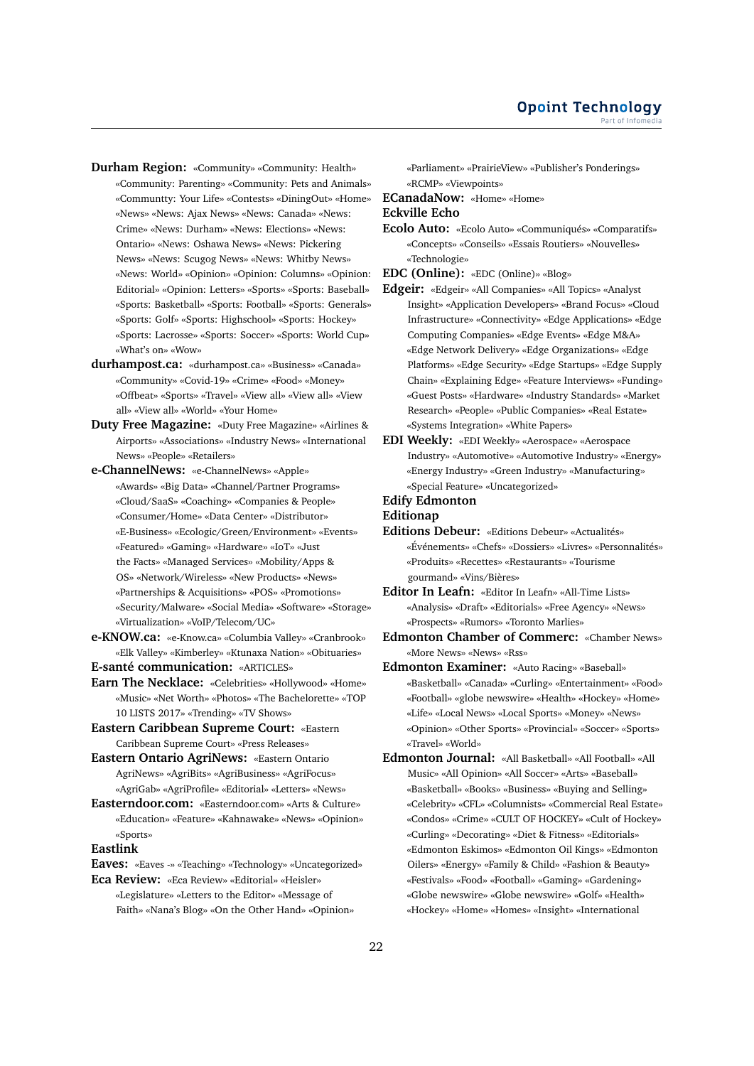**Durham Region:** «Community» «Community: Health» «Community: Parenting» «Community: Pets and Animals» «Communtty: Your Life» «Contests» «DiningOut» «Home» «News» «News: Ajax News» «News: Canada» «News: Crime» «News: Durham» «News: Elections» «News: Ontario» «News: Oshawa News» «News: Pickering News» «News: Scugog News» «News: Whitby News» «News: World» «Opinion» «Opinion: Columns» «Opinion: Editorial» «Opinion: Letters» «Sports» «Sports: Baseball» «Sports: Basketball» «Sports: Football» «Sports: Generals» «Sports: Golf» «Sports: Highschool» «Sports: Hockey» «Sports: Lacrosse» «Sports: Soccer» «Sports: World Cup» «What's on» «Wow»

**durhampost.ca:** «durhampost.ca» «Business» «Canada» «Community» «Covid-19» «Crime» «Food» «Money» «Offbeat» «Sports» «Travel» «View all» «View all» «View all» «View all» «World» «Your Home»

**Duty Free Magazine:** «Duty Free Magazine» «Airlines & Airports» «Associations» «Industry News» «International News» «People» «Retailers»

**e-ChannelNews:** «e-ChannelNews» «Apple» «Awards» «Big Data» «Channel/Partner Programs» «Cloud/SaaS» «Coaching» «Companies & People» «Consumer/Home» «Data Center» «Distributor» «E-Business» «Ecologic/Green/Environment» «Events» «Featured» «Gaming» «Hardware» «IoT» «Just the Facts» «Managed Services» «Mobility/Apps & OS» «Network/Wireless» «New Products» «News» «Partnerships & Acquisitions» «POS» «Promotions» «Security/Malware» «Social Media» «Software» «Storage» «Virtualization» «VoIP/Telecom/UC»

**e-KNOW.ca:** «e-Know.ca» «Columbia Valley» «Cranbrook» «Elk Valley» «Kimberley» «Ktunaxa Nation» «Obituaries»

**E-santé communication:** «ARTICLES»

**Earn The Necklace:** «Celebrities» «Hollywood» «Home» «Music» «Net Worth» «Photos» «The Bachelorette» «TOP 10 LISTS 2017» «Trending» «TV Shows»

**Eastern Caribbean Supreme Court:** «Eastern Caribbean Supreme Court» «Press Releases»

**Eastern Ontario AgriNews:** «Eastern Ontario AgriNews» «AgriBits» «AgriBusiness» «AgriFocus» «AgriGab» «AgriProfile» «Editorial» «Letters» «News»

**Easterndoor.com:** «Easterndoor.com» «Arts & Culture» «Education» «Feature» «Kahnawake» «News» «Opinion» «Sports»

**Eastlink**

**Eaves:** «Eaves -» «Teaching» «Technology» «Uncategorized»

**Eca Review:** «Eca Review» «Editorial» «Heisler» «Legislature» «Letters to the Editor» «Message of Faith» «Nana's Blog» «On the Other Hand» «Opinion» «Parliament» «PrairieView» «Publisher's Ponderings» «RCMP» «Viewpoints»

**ECanadaNow:** «Home» «Home»

**Eckville Echo**

**Ecolo Auto:** «Ecolo Auto» «Communiqués» «Comparatifs» «Concepts» «Conseils» «Essais Routiers» «Nouvelles» «Technologie»

**EDC (Online):** «EDC (Online)» «Blog»

**Edgeir:** «Edgeir» «All Companies» «All Topics» «Analyst Insight» «Application Developers» «Brand Focus» «Cloud Infrastructure» «Connectivity» «Edge Applications» «Edge Computing Companies» «Edge Events» «Edge M&A» «Edge Network Delivery» «Edge Organizations» «Edge Platforms» «Edge Security» «Edge Startups» «Edge Supply Chain» «Explaining Edge» «Feature Interviews» «Funding» «Guest Posts» «Hardware» «Industry Standards» «Market Research» «People» «Public Companies» «Real Estate» «Systems Integration» «White Papers»

**EDI Weekly:** «EDI Weekly» «Aerospace» «Aerospace Industry» «Automotive» «Automotive Industry» «Energy» «Energy Industry» «Green Industry» «Manufacturing» «Special Feature» «Uncategorized»

**Edify Edmonton**

**Editionap**

**Editions Debeur:** «Editions Debeur» «Actualités» «Événements» «Chefs» «Dossiers» «Livres» «Personnalités» «Produits» «Recettes» «Restaurants» «Tourisme gourmand» «Vins/Bières»

**Editor In Leafn:** «Editor In Leafn» «All-Time Lists» «Analysis» «Draft» «Editorials» «Free Agency» «News» «Prospects» «Rumors» «Toronto Marlies»

**Edmonton Chamber of Commerc:** «Chamber News» «More News» «News» «Rss»

**Edmonton Examiner:** «Auto Racing» «Baseball» «Basketball» «Canada» «Curling» «Entertainment» «Food» «Football» «globe newswire» «Health» «Hockey» «Home» «Life» «Local News» «Local Sports» «Money» «News» «Opinion» «Other Sports» «Provincial» «Soccer» «Sports» «Travel» «World»

**Edmonton Journal:** «All Basketball» «All Football» «All Music» «All Opinion» «All Soccer» «Arts» «Baseball» «Basketball» «Books» «Business» «Buying and Selling» «Celebrity» «CFL» «Columnists» «Commercial Real Estate» «Condos» «Crime» «CULT OF HOCKEY» «Cult of Hockey» «Curling» «Decorating» «Diet & Fitness» «Editorials» «Edmonton Eskimos» «Edmonton Oil Kings» «Edmonton Oilers» «Energy» «Family & Child» «Fashion & Beauty» «Festivals» «Food» «Football» «Gaming» «Gardening» «Globe newswire» «Globe newswire» «Golf» «Health» «Hockey» «Home» «Homes» «Insight» «International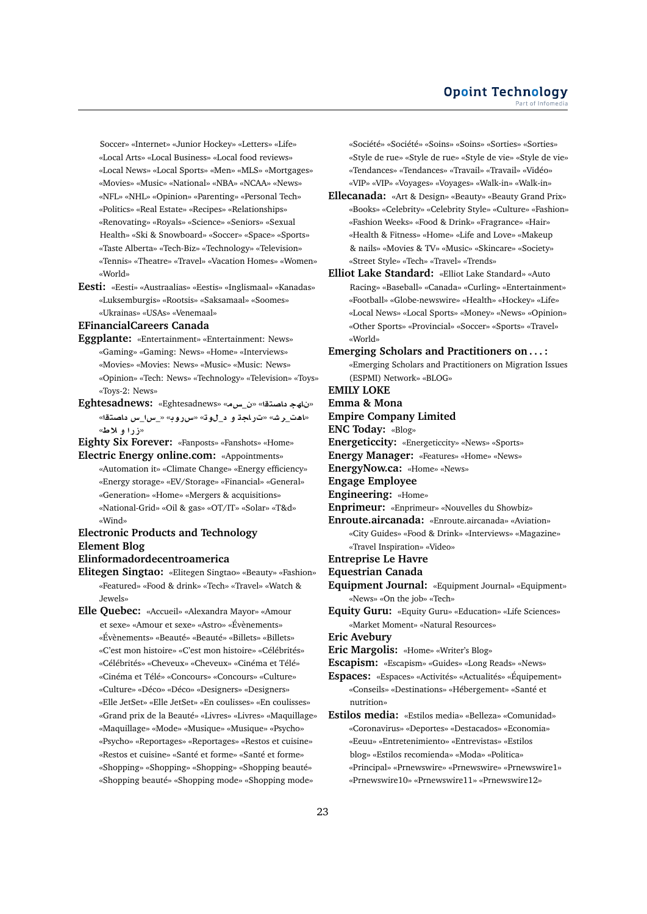Soccer» «Internet» «Junior Hockey» «Letters» «Life» «Local Arts» «Local Business» «Local food reviews» «Local News» «Local Sports» «Men» «MLS» «Mortgages» «Movies» «Music» «National» «NBA» «NCAA» «News» «NFL» «NHL» «Opinion» «Parenting» «Personal Tech» «Politics» «Real Estate» «Recipes» «Relationships» «Renovating» «Royals» «Science» «Seniors» «Sexual Health» «Ski & Snowboard» «Soccer» «Space» «Sports» «Taste Alberta» «Tech-Biz» «Technology» «Television» «Tennis» «Theatre» «Travel» «Vacation Homes» «Women» «World»

**Eesti:** «Eesti» «Austraalias» «Eestis» «Inglismaal» «Kanadas» «Luksemburgis» «Rootsis» «Saksamaal» «Soomes» «Ukrainas» «USAs» «Venemaal»

**EFinancialCareers Canada**

**Eggplante:** «Entertainment» «Entertainment: News» «Gaming» «Gaming: News» «Home» «Interviews» «Movies» «Movies: News» «Music» «Music: News» «Opinion» «Tech: News» «Technology» «Television» «Toys» «Toys-2: News»

**Eghtesadnews:** «Eghtesadnews» «ن_س_م» «اقتصاد جهان» «اقتصاد_س_ا_س» «بورس» «تولـ_د و تجارت» «ش_ر_هات» «طلا و ارز»

**Eighty Six Forever:** «Fanposts» «Fanshots» «Home»

**Electric Energy online.com:** «Appointments» «Automation it» «Climate Change» «Energy efficiency» «Energy storage» «EV/Storage» «Financial» «General» «Generation» «Home» «Mergers & acquisitions» «National-Grid» «Oil & gas» «OT/IT» «Solar» «T&d» «Wind»

**Electronic Products and Technology**

**Element Blog**

**Elinformadordecentroamerica**

**Elitegen Singtao:** «Elitegen Singtao» «Beauty» «Fashion» «Featured» «Food & drink» «Tech» «Travel» «Watch & Jewels»

**Elle Quebec:** «Accueil» «Alexandra Mayor» «Amour et sexe» «Amour et sexe» «Astro» «Évènements» «Évènements» «Beauté» «Beauté» «Billets» «Billets» «C'est mon histoire» «C'est mon histoire» «Célébrités» «Célébrités» «Cheveux» «Cheveux» «Cinéma et Télé» «Cinéma et Télé» «Concours» «Concours» «Culture» «Culture» «Déco» «Déco» «Designers» «Designers» «Elle JetSet» «Elle JetSet» «En coulisses» «En coulisses» «Grand prix de la Beauté» «Livres» «Livres» «Maquillage» «Maquillage» «Mode» «Musique» «Musique» «Psycho» «Psycho» «Reportages» «Reportages» «Restos et cuisine» «Restos et cuisine» «Santé et forme» «Santé et forme» «Shopping» «Shopping» «Shopping» «Shopping beauté» «Shopping beauté» «Shopping mode» «Shopping mode» «Société» «Société» «Soins» «Soins» «Sorties» «Sorties» «Style de rue» «Style de rue» «Style de vie» «Style de vie» «Tendances» «Tendances» «Travail» «Travail» «Vidéo» «VIP» «VIP» «Voyages» «Voyages» «Walk-in» «Walk-in»

**Ellecanada:** «Art & Design» «Beauty» «Beauty Grand Prix» «Books» «Celebrity» «Celebrity Style» «Culture» «Fashion» «Fashion Weeks» «Food & Drink» «Fragrance» «Hair» «Health & Fitness» «Home» «Life and Love» «Makeup & nails» «Movies & TV» «Music» «Skincare» «Society» «Street Style» «Tech» «Travel» «Trends»

**Elliot Lake Standard:** «Elliot Lake Standard» «Auto Racing» «Baseball» «Canada» «Curling» «Entertainment» «Football» «Globe-newswire» «Health» «Hockey» «Life» «Local News» «Local Sports» «Money» «News» «Opinion» «Other Sports» «Provincial» «Soccer» «Sports» «Travel» «World»

**Emerging Scholars and Practitioners on . . . :** «Emerging Scholars and Practitioners on Migration Issues (ESPMI) Network» «BLOG»

**EMILY LOKE**

**Emma & Mona**

**Empire Company Limited**

**ENC Today:** «Blog»

**Energeticcity:** «Energeticcity» «News» «Sports»

**Energy Manager:** «Features» «Home» «News»

**EnergyNow.ca:** «Home» «News»

**Engage Employee**

**Engineering:** «Home»

**Enprimeur:** «Enprimeur» «Nouvelles du Showbiz»

**Enroute.aircanada:** «Enroute.aircanada» «Aviation» «City Guides» «Food & Drink» «Interviews» «Magazine» «Travel Inspiration» «Video»

**Entreprise Le Havre**

**Equestrian Canada**

**Equipment Journal:** «Equipment Journal» «Equipment» «News» «On the job» «Tech»

**Equity Guru:** «Equity Guru» «Education» «Life Sciences» «Market Moment» «Natural Resources»

**Eric Avebury**

**Eric Margolis:** «Home» «Writer's Blog»

**Escapism:** «Escapism» «Guides» «Long Reads» «News»

**Espaces:** «Espaces» «Activités» «Actualités» «Équipement» «Conseils» «Destinations» «Hébergement» «Santé et nutrition»

**Estilos media:** «Estilos media» «Belleza» «Comunidad» «Coronavirus» «Deportes» «Destacados» «Economia» «Eeuu» «Entretenimiento» «Entrevistas» «Estilos blog» «Estilos recomienda» «Moda» «Politica» «Principal» «Prnewswire» «Prnewswire» «Prnewswire1» «Prnewswire10» «Prnewswire11» «Prnewswire12»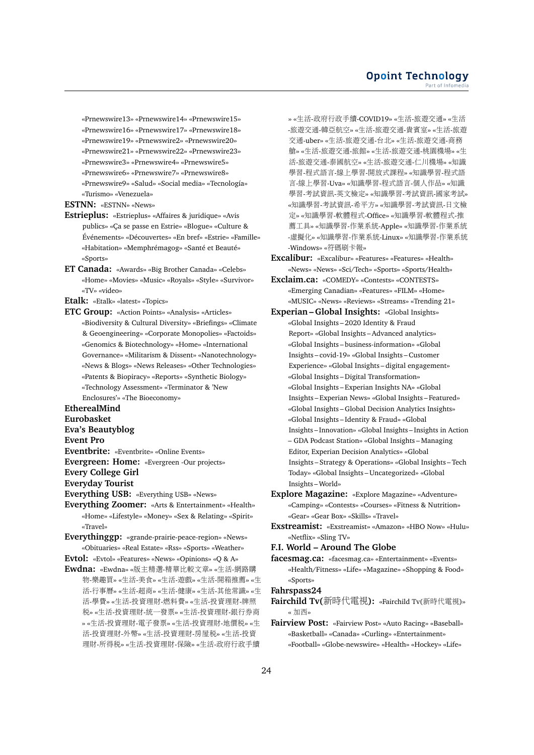«Prnewswire13» «Prnewswire14» «Prnewswire15» «Prnewswire16» «Prnewswire17» «Prnewswire18» «Prnewswire19» «Prnewswire2» «Prnewswire20» «Prnewswire21» «Prnewswire22» «Prnewswire23» «Prnewswire3» «Prnewswire4» «Prnewswire5» «Prnewswire6» «Prnewswire7» «Prnewswire8» «Prnewswire9» «Salud» «Social media» «Tecnología» «Turismo» «Venezuela»

**ESTNN:** «ESTNN» «News»

**Estrieplus:** «Estrieplus» «Affaires & juridique» «Avis publics» «Ça se passe en Estrie» «Blogue» «Culture & Événements» «Découvertes» «En bref» «Estrie» «Famille» «Habitation» «Memphrémagog» «Santé et Beauté» «Sports»

**ET Canada:** «Awards» «Big Brother Canada» «Celebs» «Home» «Movies» «Music» «Royals» «Style» «Survivor» «TV» «video»

**Etalk:** «Etalk» «latest» «Topics»

**ETC Group:** «Action Points» «Analysis» «Articles» «Biodiversity & Cultural Diversity» «Briefings» «Climate & Geoengineering» «Corporate Monopolies» «Factoids» «Genomics & Biotechnology» «Home» «International Governance» «Militarism & Dissent» «Nanotechnology» «News & Blogs» «News Releases» «Other Technologies» «Patents & Biopiracy» «Reports» «Synthetic Biology» «Technology Assessment» «Terminator & 'New Enclosures'» «The Bioeconomy»

**EtherealMind**

**Eurobasket**

**Eva's Beautyblog**

**Event Pro**

**Eventbrite:** «Eventbrite» «Online Events»

**Evergreen: Home:** «Evergreen -Our projects»

**Every College Girl**

**Everyday Tourist**

**Everything USB:** «Everything USB» «News»

**Everything Zoomer:** «Arts & Entertainment» «Health» «Home» «Lifestyle» «Money» «Sex & Relating» «Spirit» «Travel»

**Everythinggp:** «grande-prairie-peace-region» «News» «Obituaries» «Real Estate» «Rss» «Sports» «Weather»

**Evtol:** «Evtol» «Features» «News» «Opinions» «Q & A»

**Ewdna:** «Ewdna» «版主精選-精華比較文章» «生活-網路購物-樂趣買» «生活-美食» «生活-遊戲» «生活-開箱推薦» «生活-行事曆» «生活-超商» «生活-健康» «生活-其他常識» «生活-學費» «生活-投資理財-燃料費» «生活-投資理財-牌照稅» «生活-投資理財-統一發票» «生活-投資理財-銀行券商» «生活-投資理財-電子發票» «生活-投資理財-地價稅» «生活-投資理財-外幣» «生活-投資理財-房屋稅» «生活-投資理財-所得稅» «生活-投資理財-保險» «生活-政府行政手續» «生活-政府行政手續-COVID19» «生活-旅遊交通» «生活-旅遊交通-韓亞航空» «生活-旅遊交通-貴賓室» «生活-旅遊交通-uber» «生活-旅遊交通-台北» «生活-旅遊交通-商務艙» «生活-旅遊交通-旅館» «生活-旅遊交通-桃園機場» «生活-旅遊交通-泰國航空» «生活-旅遊交通-仁川機場» «知識學習-程式語言-線上學習-開放式課程» «知識學習-程式語言-線上學習-Uva» «知識學習-程式語言-個人作品» «知識學習-考試資訊-英文檢定» «知識學習-考試資訊-國家考試» «知識學習-考試資訊-希平方» «知識學習-考試資訊-日文檢定» «知識學習-軟體程式-Office» «知識學習-軟體程式-推薦工具» «知識學習-作業系統-Apple» «知識學習-作業系統-虛擬化» «知識學習-作業系統-Linux» «知識學習-作業系統-Windows» «符碼刷卡報»

**Excalibur:** «Excalibur» «Features» «Features» «Health» «News» «News» «Sci/Tech» «Sports» «Sports/Health»

**Exclaim.ca:** «COMEDY» «Contests» «CONTESTS» «Emerging Canadian» «Features» «FILM» «Home» «MUSIC» «News» «Reviews» «Streams» «Trending 21»

**Experian – Global Insights:** «Global Insights» «Global Insights – 2020 Identity & Fraud Report» «Global Insights – Advanced analytics» «Global Insights – business-information» «Global Insights – covid-19» «Global Insights – Customer Experience» «Global Insights – digital engagement» «Global Insights – Digital Transformation» «Global Insights – Experian Insights NA» «Global Insights – Experian News» «Global Insights – Featured» «Global Insights – Global Decision Analytics Insights» «Global Insights – Identity & Fraud» «Global Insights – Innovation» «Global Insights – Insights in Action – GDA Podcast Station» «Global Insights – Managing Editor, Experian Decision Analytics» «Global Insights – Strategy & Operations» «Global Insights – Tech Today» «Global Insights – Uncategorized» «Global Insights – World»

**Explore Magazine:** «Explore Magazine» «Adventure» «Camping» «Contests» «Courses» «Fitness & Nutrition» «Gear» «Gear Box» «Skills» «Travel»

**Exstreamist:** «Exstreamist» «Amazon» «HBO Now» «Hulu» «Netflix» «Sling TV»

**F.I. World – Around The Globe**

**facesmag.ca:** «facesmag.ca» «Entertainment» «Events» «Health/Fitness» «Life» «Magazine» «Shopping & Food» «Sports»

**Fahrspass24**

**Fairchild Tv(新時代電視):** «Fairchild Tv(新時代電視)» « 加西»

**Fairview Post:** «Fairview Post» «Auto Racing» «Baseball» «Basketball» «Canada» «Curling» «Entertainment» «Football» «Globe-newswire» «Health» «Hockey» «Life»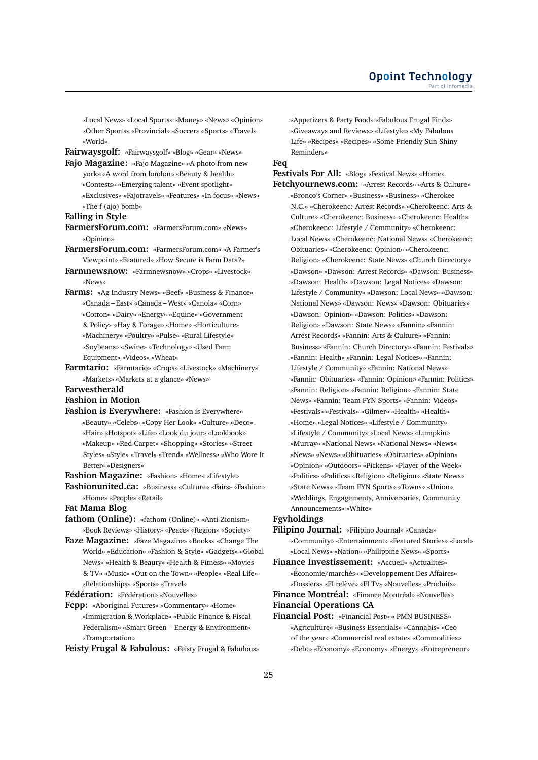«Local News» «Local Sports» «Money» «News» «Opinion» «Other Sports» «Provincial» «Soccer» «Sports» «Travel» «World»

**Fairwaysgolf:** «Fairwaysgolf» «Blog» «Gear» «News»

**Fajo Magazine:** «Fajo Magazine» «A photo from new york» «A word from london» «Beauty & health» «Contests» «Emerging talent» «Event spotlight» «Exclusives» «Fajotravels» «Features» «In focus» «News» «The f (ajo) bomb»

**Falling in Style**

**FarmersForum.com:** «FarmersForum.com» «News» «Opinion»

**FarmersForum.com:** «FarmersForum.com» «A Farmer's Viewpoint» «Featured» «How Secure is Farm Data?»

**Farmnewsnow:** «Farmnewsnow» «Crops» «Livestock» «News»

**Farms:** «Ag Industry News» «Beef» «Business & Finance» «Canada – East» «Canada – West» «Canola» «Corn» «Cotton» «Dairy» «Energy» «Equine» «Government & Policy» «Hay & Forage» «Home» «Horticulture» «Machinery» «Poultry» «Pulse» «Rural Lifestyle» «Soybeans» «Swine» «Technology» «Used Farm Equipment» «Videos» «Wheat»

**Farmtario:** «Farmtario» «Crops» «Livestock» «Machinery» «Markets» «Markets at a glance» «News»

**Farwestherald**

**Fashion in Motion**

**Fashion is Everywhere:** «Fashion is Everywhere» «Beauty» «Celebs» «Copy Her Look» «Culture» «Deco» «Hair» «Hotspot» «Life» «Look du jour» «Lookbook» «Makeup» «Red Carpet» «Shopping» «Stories» «Street Styles» «Style» «Travel» «Trend» «Wellness» «Who Wore It Better» «Designers»

**Fashion Magazine:** «Fashion» «Home» «Lifestyle»

**Fashionunited.ca:** «Business» «Culture» «Fairs» «Fashion» «Home» «People» «Retail»

**Fat Mama Blog**

**fathom (Online):** «fathom (Online)» «Anti-Zionism» «Book Reviews» «History» «Peace» «Region» «Society»

**Faze Magazine:** «Faze Magazine» «Books» «Change The World» «Education» «Fashion & Style» «Gadgets» «Global News» «Health & Beauty» «Health & Fitness» «Movies & TV» «Music» «Out on the Town» «People» «Real Life» «Relationships» «Sports» «Travel»

**Fédération:** «Fédération» «Nouvelles»

**Fcpp:** «Aboriginal Futures» «Commentary» «Home» «Immigration & Workplace» «Public Finance & Fiscal Federalism» «Smart Green – Energy & Environment» «Transportation»

**Feisty Frugal & Fabulous:** «Feisty Frugal & Fabulous» «Appetizers & Party Food» «Fabulous Frugal Finds» «Giveaways and Reviews» «Lifestyle» «My Fabulous Life» «Recipes» «Recipes» «Some Friendly Sun-Shiny Reminders»

**Feq**

**Festivals For All:** «Blog» «Festival News» «Home»

**Fetchyournews.com:** «Arrest Records» «Arts & Culture» «Bronco's Corner» «Business» «Business» «Cherokee N.C.» «Cherokeenc: Arrest Records» «Cherokeenc: Arts & Culture» «Cherokeenc: Business» «Cherokeenc: Health» «Cherokeenc: Lifestyle / Community» «Cherokeenc: Local News» «Cherokeenc: National News» «Cherokeenc: Obituaries» «Cherokeenc: Opinion» «Cherokeenc: Religion» «Cherokeenc: State News» «Church Directory» «Dawson» «Dawson: Arrest Records» «Dawson: Business» «Dawson: Health» «Dawson: Legal Notices» «Dawson: Lifestyle / Community» «Dawson: Local News» «Dawson: National News» «Dawson: News» «Dawson: Obituaries» «Dawson: Opinion» «Dawson: Politics» «Dawson: Religion» «Dawson: State News» «Fannin» «Fannin: Arrest Records» «Fannin: Arts & Culture» «Fannin: Business» «Fannin: Church Directory» «Fannin: Festivals» «Fannin: Health» «Fannin: Legal Notices» «Fannin: Lifestyle / Community» «Fannin: National News» «Fannin: Obituaries» «Fannin: Opinion» «Fannin: Politics» «Fannin: Religion» «Fannin: Religion» «Fannin: State News» «Fannin: Team FYN Sports» «Fannin: Videos» «Festivals» «Festivals» «Gilmer» «Health» «Health» «Home» «Legal Notices» «Lifestyle / Community» «Lifestyle / Community» «Local News» «Lumpkin» «Murray» «National News» «National News» «News» «News» «News» «Obituaries» «Obituaries» «Opinion» «Opinion» «Outdoors» «Pickens» «Player of the Week» «Politics» «Politics» «Religion» «Religion» «State News» «State News» «Team FYN Sports» «Towns» «Union» «Weddings, Engagements, Anniversaries, Community Announcements» «White»

**Fgvholdings**

**Filipino Journal:** «Filipino Journal» «Canada» «Community» «Entertainment» «Featured Stories» «Local» «Local News» «Nation» «Philippine News» «Sports»

**Finance Investissement:** «Accueil» «Actualites» «Économie/marchés» «Developpement Des Affaires» «Dossiers» «FI relève» «FI Tv» «Nouvelles» «Produits»

**Finance Montréal:** «Finance Montréal» «Nouvelles»

**Financial Operations CA**

**Financial Post:** «Financial Post» « PMN BUSINESS» «Agriculture» «Business Essentials» «Cannabis» «Ceo of the year» «Commercial real estate» «Commodities» «Debt» «Economy» «Economy» «Energy» «Entrepreneur»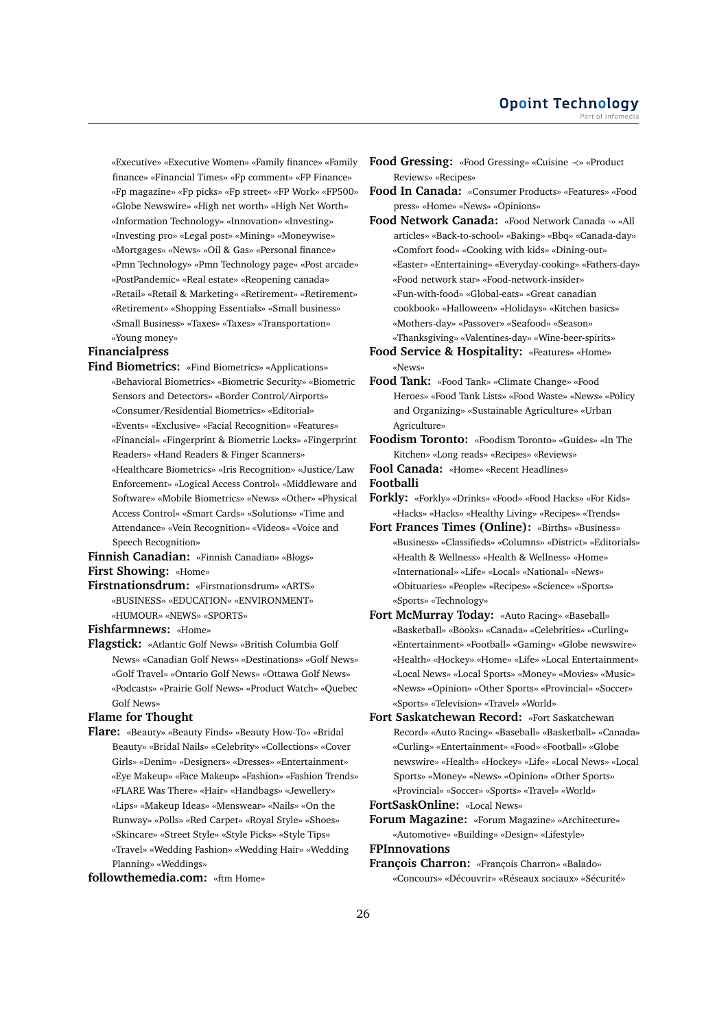«Executive» «Executive Women» «Family finance» «Family finance» «Financial Times» «Fp comment» «FP Finance» «Fp magazine» «Fp picks» «Fp street» «FP Work» «FP500» «Globe Newswire» «High net worth» «High Net Worth» «Information Technology» «Innovation» «Investing» «Investing pro» «Legal post» «Mining» «Moneywise» «Mortgages» «News» «Oil & Gas» «Personal finance» «Pmn Technology» «Pmn Technology page» «Post arcade» «PostPandemic» «Real estate» «Reopening canada» «Retail» «Retail & Marketing» «Retirement» «Retirement» «Retirement» «Shopping Essentials» «Small business» «Small Business» «Taxes» «Taxes» «Transportation» «Young money»

**Financialpress**

**Find Biometrics:** «Find Biometrics» «Applications» «Behavioral Biometrics» «Biometric Security» «Biometric Sensors and Detectors» «Border Control/Airports» «Consumer/Residential Biometrics» «Editorial» «Events» «Exclusive» «Facial Recognition» «Features» «Financial» «Fingerprint & Biometric Locks» «Fingerprint Readers» «Hand Readers & Finger Scanners» «Healthcare Biometrics» «Iris Recognition» «Justice/Law Enforcement» «Logical Access Control» «Middleware and Software» «Mobile Biometrics» «News» «Other» «Physical Access Control» «Smart Cards» «Solutions» «Time and Attendance» «Vein Recognition» «Videos» «Voice and Speech Recognition»

**Finnish Canadian:** «Finnish Canadian» «Blogs»

**First Showing:** «Home»

**Firstnationsdrum:** «Firstnationsdrum» «ARTS» «BUSINESS» «EDUCATION» «ENVIRONMENT» «HUMOUR» «NEWS» «SPORTS»

**Fishfarmnews:** «Home»

**Flagstick:** «Atlantic Golf News» «British Columbia Golf News» «Canadian Golf News» «Destinations» «Golf News» «Golf Travel» «Ontario Golf News» «Ottawa Golf News» «Podcasts» «Prairie Golf News» «Product Watch» «Quebec Golf News»

**Flame for Thought**

**Flare:** «Beauty» «Beauty Finds» «Beauty How-To» «Bridal Beauty» «Bridal Nails» «Celebrity» «Collections» «Cover Girls» «Denim» «Designers» «Dresses» «Entertainment» «Eye Makeup» «Face Makeup» «Fashion» «Fashion Trends» «FLARE Was There» «Hair» «Handbags» «Jewellery» «Lips» «Makeup Ideas» «Menswear» «Nails» «On the Runway» «Polls» «Red Carpet» «Royal Style» «Shoes» «Skincare» «Street Style» «Style Picks» «Style Tips» «Travel» «Wedding Fashion» «Wedding Hair» «Wedding Planning» «Weddings»

**followthemedia.com:** «ftm Home»

**Food Gressing:** «Food Gressing» «Cuisine ≺» «Product Reviews» «Recipes»

**Food In Canada:** «Consumer Products» «Features» «Food press» «Home» «News» «Opinions»

**Food Network Canada:** «Food Network Canada -» «All articles» «Back-to-school» «Baking» «Bbq» «Canada-day» «Comfort food» «Cooking with kids» «Dining-out» «Easter» «Entertaining» «Everyday-cooking» «Fathers-day» «Food network star» «Food-network-insider» «Fun-with-food» «Global-eats» «Great canadian cookbook» «Halloween» «Holidays» «Kitchen basics» «Mothers-day» «Passover» «Seafood» «Season» «Thanksgiving» «Valentines-day» «Wine-beer-spirits»

**Food Service & Hospitality:** «Features» «Home» «News»

**Food Tank:** «Food Tank» «Climate Change» «Food Heroes» «Food Tank Lists» «Food Waste» «News» «Policy and Organizing» «Sustainable Agriculture» «Urban Agriculture»

**Foodism Toronto:** «Foodism Toronto» «Guides» «In The Kitchen» «Long reads» «Recipes» «Reviews»

**Fool Canada:** «Home» «Recent Headlines»

**Footballi**

**Forkly:** «Forkly» «Drinks» «Food» «Food Hacks» «For Kids» «Hacks» «Hacks» «Healthy Living» «Recipes» «Trends»

**Fort Frances Times (Online):** «Births» «Business» «Business» «Classifieds» «Columns» «District» «Editorials» «Health & Wellness» «Health & Wellness» «Home» «International» «Life» «Local» «National» «News» «Obituaries» «People» «Recipes» «Science» «Sports» «Sports» «Technology»

**Fort McMurray Today:** «Auto Racing» «Baseball» «Basketball» «Books» «Canada» «Celebrities» «Curling» «Entertainment» «Football» «Gaming» «Globe newswire» «Health» «Hockey» «Home» «Life» «Local Entertainment» «Local News» «Local Sports» «Money» «Movies» «Music» «News» «Opinion» «Other Sports» «Provincial» «Soccer» «Sports» «Television» «Travel» «World»

**Fort Saskatchewan Record:** «Fort Saskatchewan Record» «Auto Racing» «Baseball» «Basketball» «Canada» «Curling» «Entertainment» «Food» «Football» «Globe newswire» «Health» «Hockey» «Life» «Local News» «Local Sports» «Money» «News» «Opinion» «Other Sports» «Provincial» «Soccer» «Sports» «Travel» «World»

**FortSaskOnline:** «Local News»

**Forum Magazine:** «Forum Magazine» «Architecture» «Automotive» «Building» «Design» «Lifestyle»

**FPInnovations**

**François Charron:** «François Charron» «Balado» «Concours» «Découvrir» «Réseaux sociaux» «Sécurité»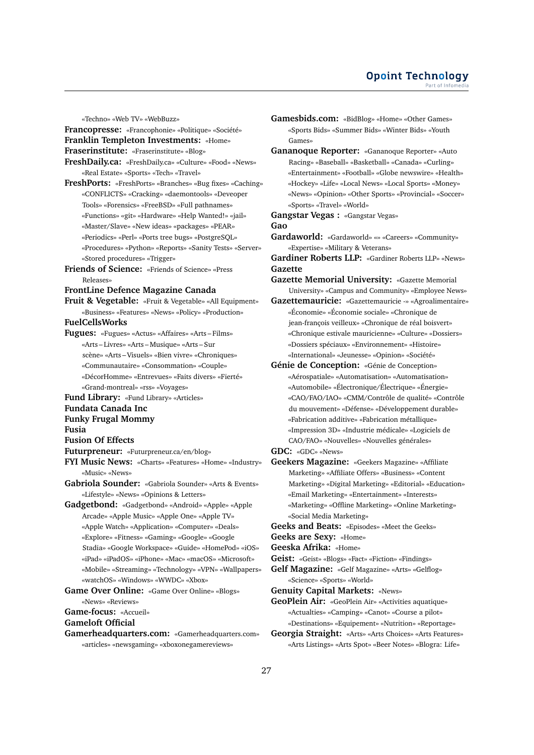«Techno» «Web TV» «WebBuzz»

**Francopresse:** «Francophonie» «Politique» «Société»

**Franklin Templeton Investments:** «Home»

**Fraserinstitute:** «Fraserinstitute» «Blog»

**FreshDaily.ca:** «FreshDaily.ca» «Culture» «Food» «News» «Real Estate» «Sports» «Tech» «Travel»

**FreshPorts:** «FreshPorts» «Branches» «Bug fixes» «Caching» «CONFLICTS» «Cracking» «daemontools» «Deveoper Tools» «Forensics» «FreeBSD» «Full pathnames» «Functions» «git» «Hardware» «Help Wanted!» «jail» «Master/Slave» «New ideas» «packages» «PEAR» «Periodics» «Perl» «Ports tree bugs» «PostgreSQL» «Procedures» «Python» «Reports» «Sanity Tests» «Server» «Stored procedures» «Trigger»

**Friends of Science:** «Friends of Science» «Press Releases»

**FrontLine Defence Magazine Canada**

**Fruit & Vegetable:** «Fruit & Vegetable» «All Equipment» «Business» «Features» «News» «Policy» «Production»

**FuelCellsWorks**

**Fugues:** «Fugues» «Actus» «Affaires» «Arts – Films» «Arts – Livres» «Arts – Musique» «Arts – Sur scène» «Arts – Visuels» «Bien vivre» «Chroniques» «Communautaire» «Consommation» «Couple» «DécorHomme» «Entrevues» «Faits divers» «Fierté» «Grand-montreal» «rss» «Voyages»

**Fund Library:** «Fund Library» «Articles»

**Fundata Canada Inc**

**Funky Frugal Mommy**

**Fusia**

**Fusion Of Effects**

**Futurpreneur:** «Futurpreneur.ca/en/blog»

**FYI Music News:** «Charts» «Features» «Home» «Industry» «Music» «News»

**Gabriola Sounder:** «Gabriola Sounder» «Arts & Events» «Lifestyle» «News» «Opinions & Letters»

**Gadgetbond:** «Gadgetbond» «Android» «Apple» «Apple Arcade» «Apple Music» «Apple One» «Apple TV» «Apple Watch» «Application» «Computer» «Deals» «Explore» «Fitness» «Gaming» «Google» «Google Stadia» «Google Workspace» «Guide» «HomePod» «iOS» «iPad» «iPadOS» «iPhone» «Mac» «macOS» «Microsoft» «Mobile» «Streaming» «Technology» «VPN» «Wallpapers» «watchOS» «Windows» «WWDC» «Xbox»

**Game Over Online:** «Game Over Online» «Blogs» «News» «Reviews»

**Game-focus:** «Accueil»

**Gameloft Official**

**Gamerheadquarters.com:** «Gamerheadquarters.com» «articles» «newsgaming» «xboxonegamereviews»

**Gamesbids.com:** «BidBlog» «Home» «Other Games» «Sports Bids» «Summer Bids» «Winter Bids» «Youth Games»

**Gananoque Reporter:** «Gananoque Reporter» «Auto Racing» «Baseball» «Basketball» «Canada» «Curling» «Entertainment» «Football» «Globe newswire» «Health» «Hockey» «Life» «Local News» «Local Sports» «Money» «News» «Opinion» «Other Sports» «Provincial» «Soccer» «Sports» «Travel» «World»

**Gangstar Vegas :** «Gangstar Vegas»

**Gao**

**Gardaworld:** «Gardaworld» «» «Careers» «Community» «Expertise» «Military & Veterans»

**Gardiner Roberts LLP:** «Gardiner Roberts LLP» «News»

**Gazette**

**Gazette Memorial University:** «Gazette Memorial University» «Campus and Community» «Employee News»

**Gazettemauricie:** «Gazettemauricie -» «Agroalimentaire» «Économie» «Économie sociale» «Chronique de jean-françois veilleux» «Chronique de réal boisvert» «Chronique estivale mauricienne» «Culture» «Dossiers» «Dossiers spéciaux» «Environnement» «Histoire» «International» «Jeunesse» «Opinion» «Société»

**Génie de Conception:** «Génie de Conception» «Aérospatiale» «Automatisation» «Automatisation» «Automobile» «Électronique/Électrique» «Énergie» «CAO/FAO/IAO» «CMM/Contrôle de qualité» «Contrôle du mouvement» «Défense» «Développement durable» «Fabrication additive» «Fabrication métallique» «Impression 3D» «Industrie médicale» «Logiciels de CAO/FAO» «Nouvelles» «Nouvelles générales»

**GDC:** «GDC» «News»

**Geekers Magazine:** «Geekers Magazine» «Affiliate Marketing» «Affiliate Offers» «Business» «Content Marketing» «Digital Marketing» «Editorial» «Education» «Email Marketing» «Entertainment» «Interests» «Marketing» «Offline Marketing» «Online Marketing» «Social Media Marketing»

**Geeks and Beats:** «Episodes» «Meet the Geeks»

**Geeks are Sexy:** «Home»

**Geeska Afrika:** «Home»

**Geist:** «Geist» «Blogs» «Fact» «Fiction» «Findings»

**Gelf Magazine:** «Gelf Magazine» «Arts» «Gelflog» «Science» «Sports» «World»

**Genuity Capital Markets:** «News»

**GeoPlein Air:** «GeoPlein Air» «Activities aquatique» «Actualties» «Camping» «Canot» «Course a pilot» «Destinations» «Equipement» «Nutrition» «Reportage»

**Georgia Straight:** «Arts» «Arts Choices» «Arts Features» «Arts Listings» «Arts Spot» «Beer Notes» «Blogra: Life»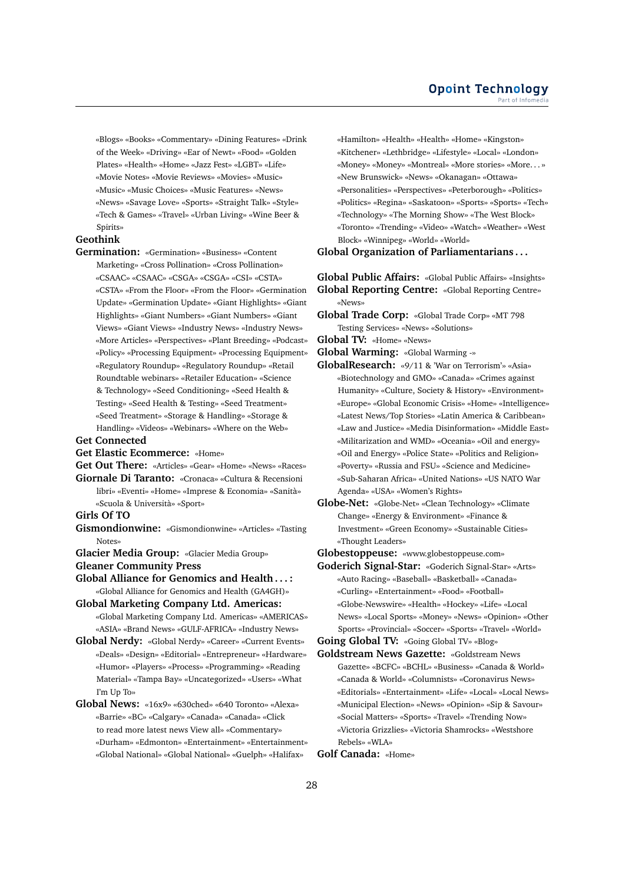«Blogs» «Books» «Commentary» «Dining Features» «Drink of the Week» «Driving» «Ear of Newt» «Food» «Golden Plates» «Health» «Home» «Jazz Fest» «LGBT» «Life» «Movie Notes» «Movie Reviews» «Movies» «Music» «Music» «Music Choices» «Music Features» «News» «News» «Savage Love» «Sports» «Straight Talk» «Style» «Tech & Games» «Travel» «Urban Living» «Wine Beer & Spirits»

**Geothink**

**Germination:** «Germination» «Business» «Content Marketing» «Cross Pollination» «Cross Pollination» «CSAAC» «CSAAC» «CSGA» «CSGA» «CSI» «CSTA» «CSTA» «From the Floor» «From the Floor» «Germination Update» «Germination Update» «Giant Highlights» «Giant Highlights» «Giant Numbers» «Giant Numbers» «Giant Views» «Giant Views» «Industry News» «Industry News» «More Articles» «Perspectives» «Plant Breeding» «Podcast» «Policy» «Processing Equipment» «Processing Equipment» «Regulatory Roundup» «Regulatory Roundup» «Retail Roundtable webinars» «Retailer Education» «Science & Technology» «Seed Conditioning» «Seed Health & Testing» «Seed Health & Testing» «Seed Treatment» «Seed Treatment» «Storage & Handling» «Storage & Handling» «Videos» «Webinars» «Where on the Web»

**Get Connected**

**Get Elastic Ecommerce:** «Home»

**Get Out There:** «Articles» «Gear» «Home» «News» «Races»

**Giornale Di Taranto:** «Cronaca» «Cultura & Recensioni libri» «Eventi» «Home» «Imprese & Economia» «Sanità» «Scuola & Università» «Sport»

**Girls Of TO**

**Gismondionwine:** «Gismondionwine» «Articles» «Tasting Notes»

**Glacier Media Group:** «Glacier Media Group»

**Gleaner Community Press**

**Global Alliance for Genomics and Health . . . :** «Global Alliance for Genomics and Health (GA4GH)»

**Global Marketing Company Ltd. Americas:** «Global Marketing Company Ltd. Americas» «AMERICAS» «ASIA» «Brand News» «GULF-AFRICA» «Industry News»

**Global Nerdy:** «Global Nerdy» «Career» «Current Events» «Deals» «Design» «Editorial» «Entrepreneur» «Hardware» «Humor» «Players» «Process» «Programming» «Reading Material» «Tampa Bay» «Uncategorized» «Users» «What I'm Up To»

**Global News:** «16x9» «630ched» «640 Toronto» «Alexa» «Barrie» «BC» «Calgary» «Canada» «Canada» «Click to read more latest news View all» «Commentary» «Durham» «Edmonton» «Entertainment» «Entertainment» «Global National» «Global National» «Guelph» «Halifax» «Hamilton» «Health» «Health» «Home» «Kingston» «Kitchener» «Lethbridge» «Lifestyle» «Local» «London» «Money» «Money» «Montreal» «More stories» «More. . . » «New Brunswick» «News» «Okanagan» «Ottawa» «Personalities» «Perspectives» «Peterborough» «Politics» «Politics» «Regina» «Saskatoon» «Sports» «Sports» «Tech» «Technology» «The Morning Show» «The West Block» «Toronto» «Trending» «Video» «Watch» «Weather» «West Block» «Winnipeg» «World» «World»

**Global Organization of Parliamentarians . . .**

**Global Public Affairs:** «Global Public Affairs» «Insights»

**Global Reporting Centre:** «Global Reporting Centre» «News»

**Global Trade Corp:** «Global Trade Corp» «MT 798 Testing Services» «News» «Solutions»

**Global TV:** «Home» «News»

**Global Warming:** «Global Warming -»

**GlobalResearch:** «9/11 & 'War on Terrorism'» «Asia» «Biotechnology and GMO» «Canada» «Crimes against Humanity» «Culture, Society & History» «Environment» «Europe» «Global Economic Crisis» «Home» «Intelligence» «Latest News/Top Stories» «Latin America & Caribbean» «Law and Justice» «Media Disinformation» «Middle East» «Militarization and WMD» «Oceania» «Oil and energy» «Oil and Energy» «Police State» «Politics and Religion» «Poverty» «Russia and FSU» «Science and Medicine» «Sub-Saharan Africa» «United Nations» «US NATO War Agenda» «USA» «Women's Rights»

**Globe-Net:** «Globe-Net» «Clean Technology» «Climate Change» «Energy & Environment» «Finance & Investment» «Green Economy» «Sustainable Cities» «Thought Leaders»

**Globestoppeuse:** «www.globestoppeuse.com»

**Goderich Signal-Star:** «Goderich Signal-Star» «Arts» «Auto Racing» «Baseball» «Basketball» «Canada» «Curling» «Entertainment» «Food» «Football» «Globe-Newswire» «Health» «Hockey» «Life» «Local News» «Local Sports» «Money» «News» «Opinion» «Other Sports» «Provincial» «Soccer» «Sports» «Travel» «World»

**Going Global TV:** «Going Global TV» «Blog»

**Goldstream News Gazette:** «Goldstream News Gazette» «BCFC» «BCHL» «Business» «Canada & World» «Canada & World» «Columnists» «Coronavirus News» «Editorials» «Entertainment» «Life» «Local» «Local News» «Municipal Election» «News» «Opinion» «Sip & Savour» «Social Matters» «Sports» «Travel» «Trending Now» «Victoria Grizzlies» «Victoria Shamrocks» «Westshore Rebels» «WLA»

**Golf Canada:** «Home»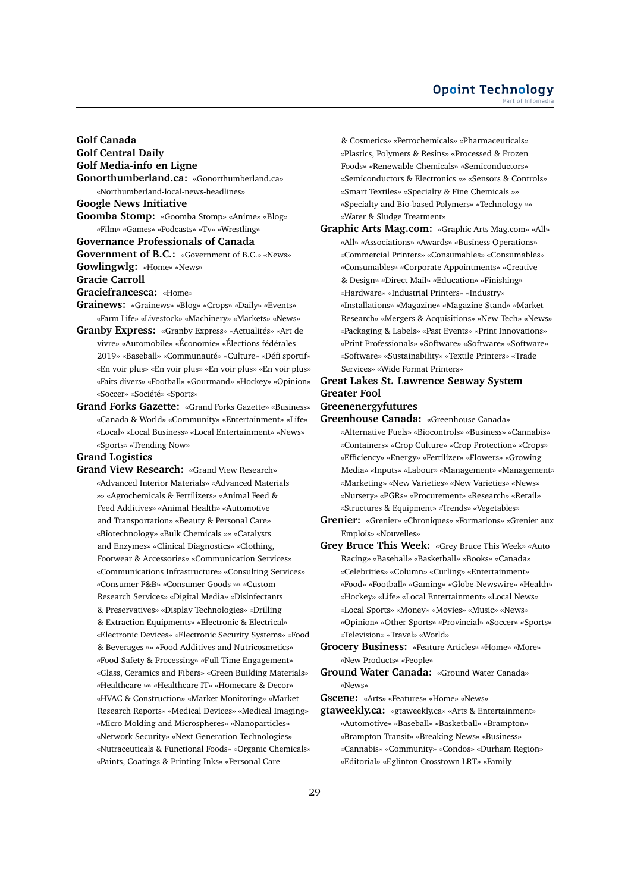**Golf Canada**
**Golf Central Daily**
**Golf Media-info en Ligne**
**Gonorthumberland.ca:** «Gonorthumberland.ca» «Northumberland-local-news-headlines»
**Google News Initiative**
**Goomba Stomp:** «Goomba Stomp» «Anime» «Blog» «Film» «Games» «Podcasts» «Tv» «Wrestling»
**Governance Professionals of Canada**
**Government of B.C.:** «Government of B.C.» «News»
**Gowlingwlg:** «Home» «News»
**Gracie Carroll**
**Graciefrancesca:** «Home»
**Grainews:** «Grainews» «Blog» «Crops» «Daily» «Events» «Farm Life» «Livestock» «Machinery» «Markets» «News»
**Granby Express:** «Granby Express» «Actualités» «Art de vivre» «Automobile» «Économie» «Élections fédérales 2019» «Baseball» «Communauté» «Culture» «Défi sportif» «En voir plus» «En voir plus» «En voir plus» «En voir plus» «Faits divers» «Football» «Gourmand» «Hockey» «Opinion» «Soccer» «Société» «Sports»
**Grand Forks Gazette:** «Grand Forks Gazette» «Business» «Canada & World» «Community» «Entertainment» «Life» «Local» «Local Business» «Local Entertainment» «News» «Sports» «Trending Now»
**Grand Logistics**
**Grand View Research:** «Grand View Research» «Advanced Interior Materials» «Advanced Materials »» «Agrochemicals & Fertilizers» «Animal Feed & Feed Additives» «Animal Health» «Automotive and Transportation» «Beauty & Personal Care» «Biotechnology» «Bulk Chemicals »» «Catalysts and Enzymes» «Clinical Diagnostics» «Clothing, Footwear & Accessories» «Communication Services» «Communications Infrastructure» «Consulting Services» «Consumer F&B» «Consumer Goods »» «Custom Research Services» «Digital Media» «Disinfectants & Preservatives» «Display Technologies» «Drilling & Extraction Equipments» «Electronic & Electrical» «Electronic Devices» «Electronic Security Systems» «Food & Beverages »» «Food Additives and Nutricosmetics» «Food Safety & Processing» «Full Time Engagement» «Glass, Ceramics and Fibers» «Green Building Materials» «Healthcare »» «Healthcare IT» «Homecare & Decor» «HVAC & Construction» «Market Monitoring» «Market Research Reports» «Medical Devices» «Medical Imaging» «Micro Molding and Microspheres» «Nanoparticles» «Network Security» «Next Generation Technologies» «Nutraceuticals & Functional Foods» «Organic Chemicals» «Paints, Coatings & Printing Inks» «Personal Care & Cosmetics» «Petrochemicals» «Pharmaceuticals» «Plastics, Polymers & Resins» «Processed & Frozen Foods» «Renewable Chemicals» «Semiconductors» «Semiconductors & Electronics »» «Sensors & Controls» «Smart Textiles» «Specialty & Fine Chemicals »» «Specialty and Bio-based Polymers» «Technology »» «Water & Sludge Treatment»
**Graphic Arts Mag.com:** «Graphic Arts Mag.com» «All» «All» «Associations» «Awards» «Business Operations» «Commercial Printers» «Consumables» «Consumables» «Consumables» «Corporate Appointments» «Creative & Design» «Direct Mail» «Education» «Finishing» «Hardware» «Industrial Printers» «Industry» «Installations» «Magazine» «Magazine Stand» «Market Research» «Mergers & Acquisitions» «New Tech» «News» «Packaging & Labels» «Past Events» «Print Innovations» «Print Professionals» «Software» «Software» «Software» «Software» «Sustainability» «Textile Printers» «Trade Services» «Wide Format Printers»
**Great Lakes St. Lawrence Seaway System**
**Greater Fool**
**Greenenergyfutures**
**Greenhouse Canada:** «Greenhouse Canada» «Alternative Fuels» «Biocontrols» «Business» «Cannabis» «Containers» «Crop Culture» «Crop Protection» «Crops» «Efficiency» «Energy» «Fertilizer» «Flowers» «Growing Media» «Inputs» «Labour» «Management» «Management» «Marketing» «New Varieties» «New Varieties» «News» «Nursery» «PGRs» «Procurement» «Research» «Retail» «Structures & Equipment» «Trends» «Vegetables»
**Grenier:** «Grenier» «Chroniques» «Formations» «Grenier aux Emplois» «Nouvelles»
**Grey Bruce This Week:** «Grey Bruce This Week» «Auto Racing» «Baseball» «Basketball» «Books» «Canada» «Celebrities» «Column» «Curling» «Entertainment» «Food» «Football» «Gaming» «Globe-Newswire» «Health» «Hockey» «Life» «Local Entertainment» «Local News» «Local Sports» «Money» «Movies» «Music» «News» «Opinion» «Other Sports» «Provincial» «Soccer» «Sports» «Television» «Travel» «World»
**Grocery Business:** «Feature Articles» «Home» «More» «New Products» «People»
**Ground Water Canada:** «Ground Water Canada» «News»
**Gscene:** «Arts» «Features» «Home» «News»
**gtaweekly.ca:** «gtaweekly.ca» «Arts & Entertainment» «Automotive» «Baseball» «Basketball» «Brampton» «Brampton Transit» «Breaking News» «Business» «Cannabis» «Community» «Condos» «Durham Region» «Editorial» «Eglinton Crosstown LRT» «Family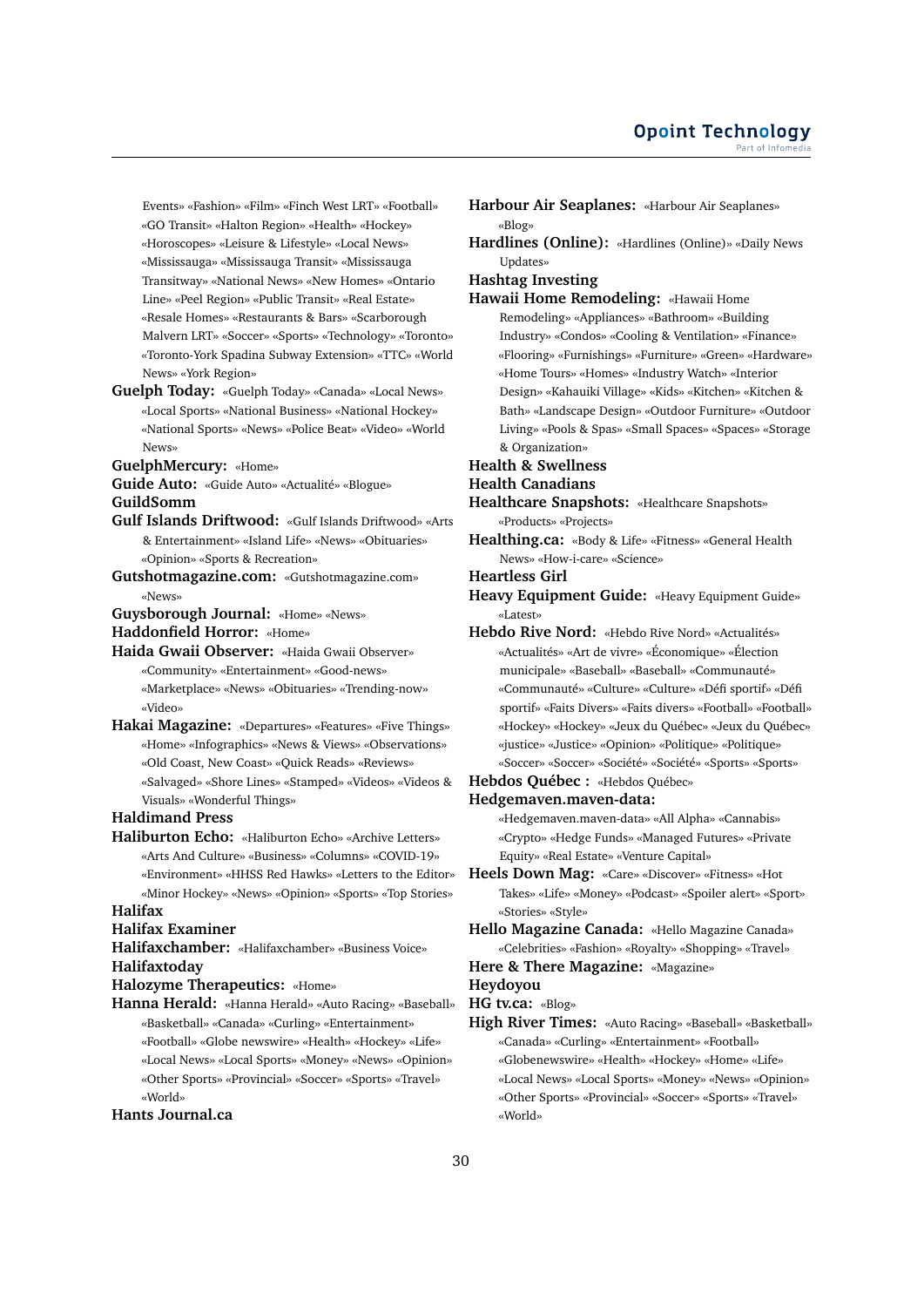Events» «Fashion» «Film» «Finch West LRT» «Football» «GO Transit» «Halton Region» «Health» «Hockey» «Horoscopes» «Leisure & Lifestyle» «Local News» «Mississauga» «Mississauga Transit» «Mississauga Transitway» «National News» «New Homes» «Ontario Line» «Peel Region» «Public Transit» «Real Estate» «Resale Homes» «Restaurants & Bars» «Scarborough Malvern LRT» «Soccer» «Sports» «Technology» «Toronto» «Toronto-York Spadina Subway Extension» «TTC» «World News» «York Region»

**Guelph Today:** «Guelph Today» «Canada» «Local News» «Local Sports» «National Business» «National Hockey» «National Sports» «News» «Police Beat» «Video» «World News»

**GuelphMercury:** «Home»

**Guide Auto:** «Guide Auto» «Actualité» «Blogue»

**GuildSomm**

**Gulf Islands Driftwood:** «Gulf Islands Driftwood» «Arts & Entertainment» «Island Life» «News» «Obituaries» «Opinion» «Sports & Recreation»

**Gutshotmagazine.com:** «Gutshotmagazine.com» «News»

**Guysborough Journal:** «Home» «News»

**Haddonfield Horror:** «Home»

**Haida Gwaii Observer:** «Haida Gwaii Observer» «Community» «Entertainment» «Good-news» «Marketplace» «News» «Obituaries» «Trending-now» «Video»

**Hakai Magazine:** «Departures» «Features» «Five Things» «Home» «Infographics» «News & Views» «Observations» «Old Coast, New Coast» «Quick Reads» «Reviews» «Salvaged» «Shore Lines» «Stamped» «Videos» «Videos & Visuals» «Wonderful Things»

**Haldimand Press**

**Haliburton Echo:** «Haliburton Echo» «Archive Letters» «Arts And Culture» «Business» «Columns» «COVID-19» «Environment» «HHSS Red Hawks» «Letters to the Editor» «Minor Hockey» «News» «Opinion» «Sports» «Top Stories»

**Halifax**

**Halifax Examiner**

**Halifaxchamber:** «Halifaxchamber» «Business Voice»

**Halifaxtoday**

**Halozyme Therapeutics:** «Home»

**Hanna Herald:** «Hanna Herald» «Auto Racing» «Baseball» «Basketball» «Canada» «Curling» «Entertainment» «Football» «Globe newswire» «Health» «Hockey» «Life» «Local News» «Local Sports» «Money» «News» «Opinion» «Other Sports» «Provincial» «Soccer» «Sports» «Travel» «World»

**Hants Journal.ca**

**Harbour Air Seaplanes:** «Harbour Air Seaplanes» «Blog»

**Hardlines (Online):** «Hardlines (Online)» «Daily News Updates»

**Hashtag Investing**

**Hawaii Home Remodeling:** «Hawaii Home Remodeling» «Appliances» «Bathroom» «Building Industry» «Condos» «Cooling & Ventilation» «Finance» «Flooring» «Furnishings» «Furniture» «Green» «Hardware» «Home Tours» «Homes» «Industry Watch» «Interior Design» «Kahauiki Village» «Kids» «Kitchen» «Kitchen & Bath» «Landscape Design» «Outdoor Furniture» «Outdoor Living» «Pools & Spas» «Small Spaces» «Spaces» «Storage & Organization»

**Health & Swellness**

**Health Canadians**

**Healthcare Snapshots:** «Healthcare Snapshots» «Products» «Projects»

**Healthing.ca:** «Body & Life» «Fitness» «General Health News» «How-i-care» «Science»

**Heartless Girl**

**Heavy Equipment Guide:** «Heavy Equipment Guide» «Latest»

**Hebdo Rive Nord:** «Hebdo Rive Nord» «Actualités» «Actualités» «Art de vivre» «Économique» «Élection municipale» «Baseball» «Baseball» «Communauté» «Communauté» «Culture» «Culture» «Défi sportif» «Défi sportif» «Faits Divers» «Faits divers» «Football» «Football» «Hockey» «Hockey» «Jeux du Québec» «Jeux du Québec» «justice» «Justice» «Opinion» «Politique» «Politique» «Soccer» «Soccer» «Société» «Société» «Sports» «Sports»

**Hebdos Québec :** «Hebdos Québec»

**Hedgemaven.maven-data:** «Hedgemaven.maven-data» «All Alpha» «Cannabis» «Crypto» «Hedge Funds» «Managed Futures» «Private Equity» «Real Estate» «Venture Capital»

**Heels Down Mag:** «Care» «Discover» «Fitness» «Hot Takes» «Life» «Money» «Podcast» «Spoiler alert» «Sport» «Stories» «Style»

**Hello Magazine Canada:** «Hello Magazine Canada» «Celebrities» «Fashion» «Royalty» «Shopping» «Travel»

**Here & There Magazine:** «Magazine»

**Heydoyou**

**HG tv.ca:** «Blog»

**High River Times:** «Auto Racing» «Baseball» «Basketball» «Canada» «Curling» «Entertainment» «Football» «Globenewswire» «Health» «Hockey» «Home» «Life» «Local News» «Local Sports» «Money» «News» «Opinion» «Other Sports» «Provincial» «Soccer» «Sports» «Travel» «World»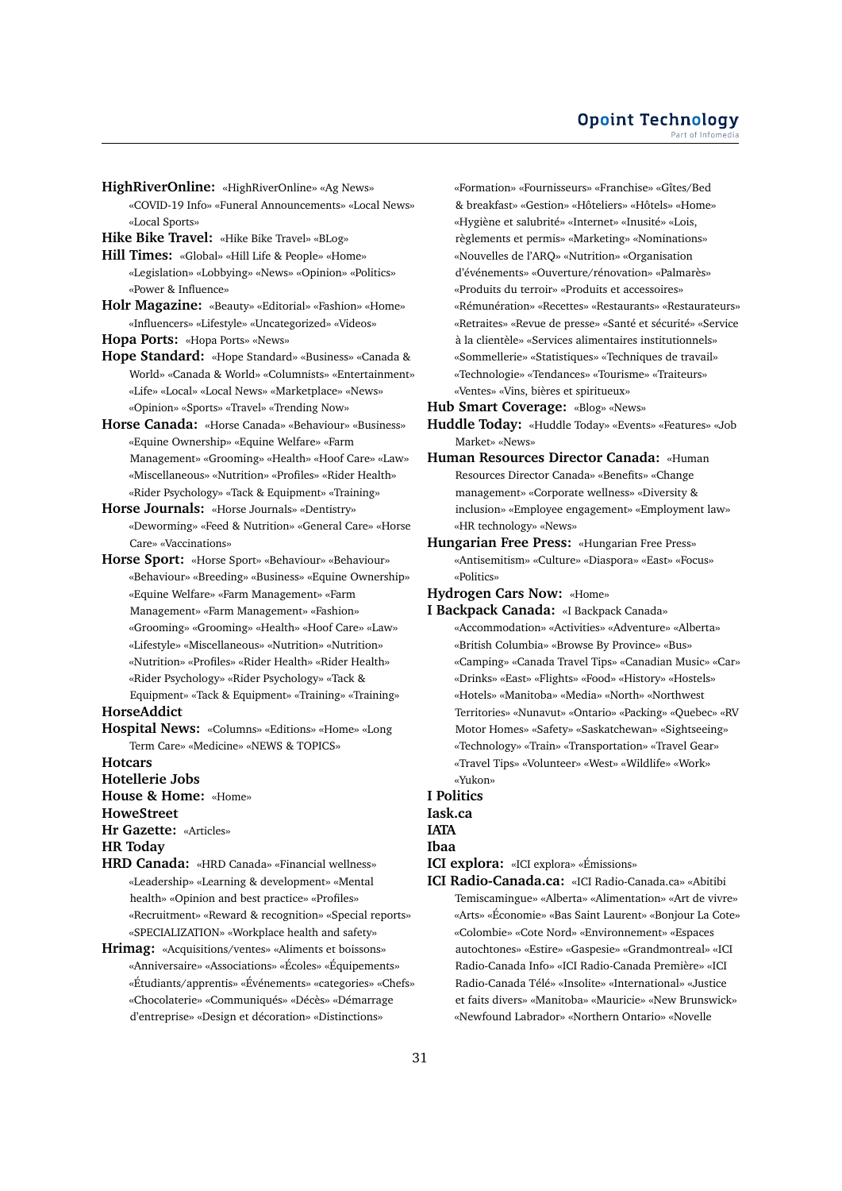**HighRiverOnline:** «HighRiverOnline» «Ag News» «COVID-19 Info» «Funeral Announcements» «Local News» «Local Sports»

**Hike Bike Travel:** «Hike Bike Travel» «BLog»

**Hill Times:** «Global» «Hill Life & People» «Home» «Legislation» «Lobbying» «News» «Opinion» «Politics» «Power & Influence»

**Holr Magazine:** «Beauty» «Editorial» «Fashion» «Home» «Influencers» «Lifestyle» «Uncategorized» «Videos»

**Hopa Ports:** «Hopa Ports» «News»

**Hope Standard:** «Hope Standard» «Business» «Canada & World» «Canada & World» «Columnists» «Entertainment» «Life» «Local» «Local News» «Marketplace» «News» «Opinion» «Sports» «Travel» «Trending Now»

**Horse Canada:** «Horse Canada» «Behaviour» «Business» «Equine Ownership» «Equine Welfare» «Farm Management» «Grooming» «Health» «Hoof Care» «Law» «Miscellaneous» «Nutrition» «Profiles» «Rider Health» «Rider Psychology» «Tack & Equipment» «Training»

**Horse Journals:** «Horse Journals» «Dentistry» «Deworming» «Feed & Nutrition» «General Care» «Horse Care» «Vaccinations»

**Horse Sport:** «Horse Sport» «Behaviour» «Behaviour» «Behaviour» «Breeding» «Business» «Equine Ownership» «Equine Welfare» «Farm Management» «Farm Management» «Farm Management» «Fashion» «Grooming» «Grooming» «Health» «Hoof Care» «Law» «Lifestyle» «Miscellaneous» «Nutrition» «Nutrition» «Nutrition» «Profiles» «Rider Health» «Rider Health» «Rider Psychology» «Rider Psychology» «Tack & Equipment» «Tack & Equipment» «Training» «Training»

**HorseAddict**

**Hospital News:** «Columns» «Editions» «Home» «Long Term Care» «Medicine» «NEWS & TOPICS»

**Hotcars**

**Hotellerie Jobs**

**House & Home:** «Home»

**HoweStreet**

**Hr Gazette:** «Articles»

**HR Today**

**HRD Canada:** «HRD Canada» «Financial wellness» «Leadership» «Learning & development» «Mental health» «Opinion and best practice» «Profiles» «Recruitment» «Reward & recognition» «Special reports» «SPECIALIZATION» «Workplace health and safety»

**Hrimag:** «Acquisitions/ventes» «Aliments et boissons» «Anniversaire» «Associations» «Écoles» «Équipements» «Étudiants/apprentis» «Événements» «categories» «Chefs» «Chocolaterie» «Communiqués» «Décès» «Démarrage d'entreprise» «Design et décoration» «Distinctions» «Formation» «Fournisseurs» «Franchise» «Gîtes/Bed & breakfast» «Gestion» «Hôteliers» «Hôtels» «Home» «Hygiène et salubrité» «Internet» «Insuité» «Lois, règlements et permis» «Marketing» «Nominations» «Nouvelles de l'ARQ» «Nutrition» «Organisation d'événements» «Ouverture/rénovation» «Palmarès» «Produits du terroir» «Produits et accessoires» «Rémunération» «Recettes» «Restaurants» «Restaurateurs» «Retraites» «Revue de presse» «Santé et sécurité» «Service à la clientèle» «Services alimentaires institutionnels» «Sommellerie» «Statistiques» «Techniques de travail» «Technologie» «Tendances» «Tourisme» «Traiteurs» «Ventes» «Vins, bières et spiritueux»

**Hub Smart Coverage:** «Blog» «News»

**Huddle Today:** «Huddle Today» «Events» «Features» «Job Market» «News»

**Human Resources Director Canada:** «Human Resources Director Canada» «Benefits» «Change management» «Corporate wellness» «Diversity & inclusion» «Employee engagement» «Employment law» «HR technology» «News»

**Hungarian Free Press:** «Hungarian Free Press» «Antisemitism» «Culture» «Diaspora» «East» «Focus» «Politics»

**Hydrogen Cars Now:** «Home»

**I Backpack Canada:** «I Backpack Canada» «Accommodation» «Activities» «Adventure» «Alberta» «British Columbia» «Browse By Province» «Bus» «Camping» «Canada Travel Tips» «Canadian Music» «Car» «Drinks» «East» «Flights» «Food» «History» «Hostels» «Hotels» «Manitoba» «Media» «North» «Northwest Territories» «Nunavut» «Ontario» «Packing» «Quebec» «RV Motor Homes» «Safety» «Saskatchewan» «Sightseeing» «Technology» «Train» «Transportation» «Travel Gear» «Travel Tips» «Volunteer» «West» «Wildlife» «Work» «Yukon»

**I Politics**

**Iask.ca**

**IATA**

**Ibaa**

**ICI explora:** «ICI explora» «Émissions»

**ICI Radio-Canada.ca:** «ICI Radio-Canada.ca» «Abitibi Temiscamingue» «Alberta» «Alimentation» «Art de vivre» «Arts» «Économie» «Bas Saint Laurent» «Bonjour La Cote» «Colombie» «Cote Nord» «Environnement» «Espaces autochtones» «Estire» «Gaspesie» «Grandmontreal» «ICI Radio-Canada Info» «ICI Radio-Canada Première» «ICI Radio-Canada Télé» «Insolite» «International» «Justice et faits divers» «Manitoba» «Mauricie» «New Brunswick» «Newfound Labrador» «Northern Ontario» «Novelle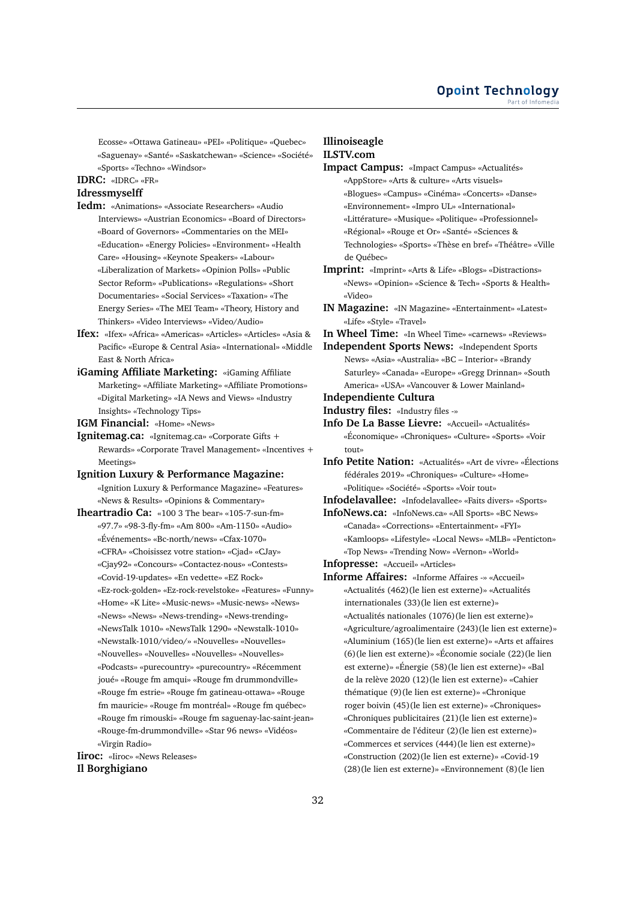Ecosse» «Ottawa Gatineau» «PEI» «Politique» «Quebec» «Saguenay» «Santé» «Saskatchewan» «Science» «Société» «Sports» «Techno» «Windsor»

**IDRC:** «IDRC» «FR»

**Idressmyselff**

**Iedm:** «Animations» «Associate Researchers» «Audio Interviews» «Austrian Economics» «Board of Directors» «Board of Governors» «Commentaries on the MEI» «Education» «Energy Policies» «Environment» «Health Care» «Housing» «Keynote Speakers» «Labour» «Liberalization of Markets» «Opinion Polls» «Public Sector Reform» «Publications» «Regulations» «Short Documentaries» «Social Services» «Taxation» «The Energy Series» «The MEI Team» «Theory, History and Thinkers» «Video Interviews» «Video/Audio»

**Ifex:** «Ifex» «Africa» «Americas» «Articles» «Articles» «Asia & Pacific» «Europe & Central Asia» «International» «Middle East & North Africa»

**iGaming Affiliate Marketing:** «iGaming Affiliate Marketing» «Affiliate Marketing» «Affiliate Promotions» «Digital Marketing» «IA News and Views» «Industry Insights» «Technology Tips»

**IGM Financial:** «Home» «News»

**Ignitemag.ca:** «Ignitemag.ca» «Corporate Gifts + Rewards» «Corporate Travel Management» «Incentives + Meetings»

**Ignition Luxury & Performance Magazine:** «Ignition Luxury & Performance Magazine» «Features» «News & Results» «Opinions & Commentary»

**Iheartradio Ca:** «100 3 The bear» «105-7-sun-fm» «97.7» «98-3-fly-fm» «Am 800» «Am-1150» «Audio» «Événements» «Bc-north/news» «Cfax-1070» «CFRA» «Choisissez votre station» «Cjad» «CJay» «Cjay92» «Concours» «Contactez-nous» «Contests» «Covid-19-updates» «En vedette» «EZ Rock» «Ez-rock-golden» «Ez-rock-revelstoke» «Features» «Funny» «Home» «K Lite» «Music-news» «Music-news» «News» «News» «News» «News-trending» «News-trending» «NewsTalk 1010» «NewsTalk 1290» «Newstalk-1010» «Newstalk-1010/video/» «Nouvelles» «Nouvelles» «Nouvelles» «Nouvelles» «Nouvelles» «Nouvelles» «Podcasts» «purecountry» «purecountry» «Récemment joué» «Rouge fm amqui» «Rouge fm drummondville» «Rouge fm estrie» «Rouge fm gatineau-ottawa» «Rouge fm mauricie» «Rouge fm montréal» «Rouge fm québec» «Rouge fm rimouski» «Rouge fm saguenay-lac-saint-jean» «Rouge-fm-drummondville» «Star 96 news» «Vidéos» «Virgin Radio»

**Iiroc:** «Iiroc» «News Releases»

**Il Borghigiano**

**Illinoiseagle**

**ILSTV.com**

**Impact Campus:** «Impact Campus» «Actualités» «AppStore» «Arts & culture» «Arts visuels» «Blogues» «Campus» «Cinéma» «Concerts» «Danse» «Environnement» «Impro UL» «International» «Littérature» «Musique» «Politique» «Professionnel» «Régional» «Rouge et Or» «Santé» «Sciences & Technologies» «Sports» «Thèse en bref» «Théâtre» «Ville de Québec»

**Imprint:** «Imprint» «Arts & Life» «Blogs» «Distractions» «News» «Opinion» «Science & Tech» «Sports & Health» «Video»

**IN Magazine:** «IN Magazine» «Entertainment» «Latest» «Life» «Style» «Travel»

**In Wheel Time:** «In Wheel Time» «carnews» «Reviews»

**Independent Sports News:** «Independent Sports News» «Asia» «Australia» «BC – Interior» «Brandy Saturley» «Canada» «Europe» «Gregg Drinnan» «South America» «USA» «Vancouver & Lower Mainland»

**Independiente Cultura**

**Industry files:** «Industry files -»

**Info De La Basse Lievre:** «Accueil» «Actualités» «Économique» «Chroniques» «Culture» «Sports» «Voir tout»

**Info Petite Nation:** «Actualités» «Art de vivre» «Élections fédérales 2019» «Chroniques» «Culture» «Home» «Politique» «Société» «Sports» «Voir tout»

**Infodelavallee:** «Infodelavallee» «Faits divers» «Sports»

**InfoNews.ca:** «InfoNews.ca» «All Sports» «BC News» «Canada» «Corrections» «Entertainment» «FYI» «Kamloops» «Lifestyle» «Local News» «MLB» «Penticton» «Top News» «Trending Now» «Vernon» «World»

**Infopresse:** «Accueil» «Articles»

**Informe Affaires:** «Informe Affaires -» «Accueil» «Actualités (462)(le lien est externe)» «Actualités internationales (33)(le lien est externe)» «Actualités nationales (1076)(le lien est externe)» «Agriculture/agroalimentaire (243)(le lien est externe)» «Aluminium (165)(le lien est externe)» «Arts et affaires (6)(le lien est externe)» «Économie sociale (22)(le lien est externe)» «Énergie (58)(le lien est externe)» «Bal de la relève 2020 (12)(le lien est externe)» «Cahier thématique (9)(le lien est externe)» «Chronique roger boivin (45)(le lien est externe)» «Chroniques» «Chroniques publicitaires (21)(le lien est externe)» «Commentaire de l'éditeur (2)(le lien est externe)» «Commerces et services (444)(le lien est externe)» «Construction (202)(le lien est externe)» «Covid-19 (28)(le lien est externe)» «Environnement (8)(le lien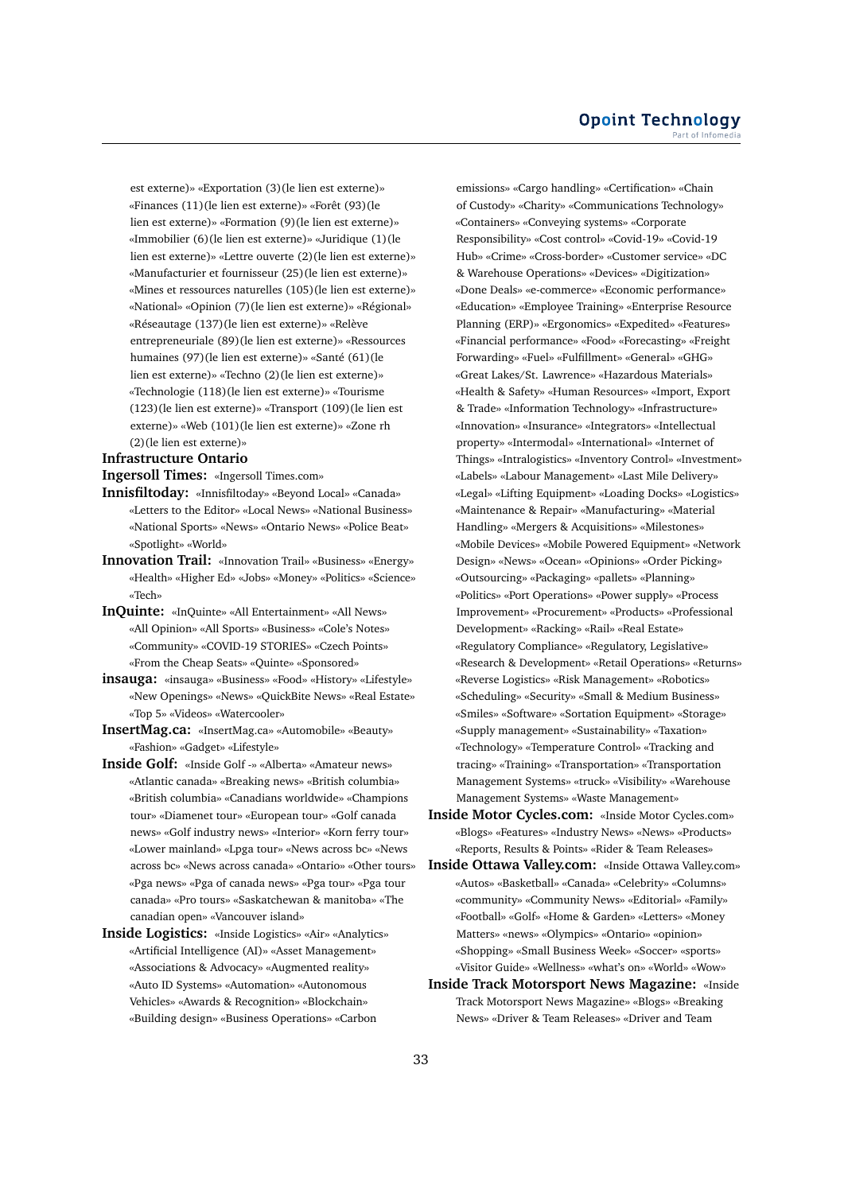est externe)» «Exportation (3)(le lien est externe)» «Finances (11)(le lien est externe)» «Forêt (93)(le lien est externe)» «Formation (9)(le lien est externe)» «Immobilier (6)(le lien est externe)» «Juridique (1)(le lien est externe)» «Lettre ouverte (2)(le lien est externe)» «Manufacturier et fournisseur (25)(le lien est externe)» «Mines et ressources naturelles (105)(le lien est externe)» «National» «Opinion (7)(le lien est externe)» «Régional» «Réseautage (137)(le lien est externe)» «Relève entrepreneuriale (89)(le lien est externe)» «Ressources humaines (97)(le lien est externe)» «Santé (61)(le lien est externe)» «Techno (2)(le lien est externe)» «Technologie (118)(le lien est externe)» «Tourisme (123)(le lien est externe)» «Transport (109)(le lien est externe)» «Web (101)(le lien est externe)» «Zone rh (2)(le lien est externe)»

**Infrastructure Ontario**

**Ingersoll Times:** «Ingersoll Times.com»

**Innisfiltoday:** «Innisfiltoday» «Beyond Local» «Canada» «Letters to the Editor» «Local News» «National Business» «National Sports» «News» «Ontario News» «Police Beat» «Spotlight» «World»

**Innovation Trail:** «Innovation Trail» «Business» «Energy» «Health» «Higher Ed» «Jobs» «Money» «Politics» «Science» «Tech»

**InQuinte:** «InQuinte» «All Entertainment» «All News» «All Opinion» «All Sports» «Business» «Cole's Notes» «Community» «COVID-19 STORIES» «Czech Points» «From the Cheap Seats» «Quinte» «Sponsored»

**insauga:** «insauga» «Business» «Food» «History» «Lifestyle» «New Openings» «News» «QuickBite News» «Real Estate» «Top 5» «Videos» «Watercooler»

**InsertMag.ca:** «InsertMag.ca» «Automobile» «Beauty» «Fashion» «Gadget» «Lifestyle»

**Inside Golf:** «Inside Golf -» «Alberta» «Amateur news» «Atlantic canada» «Breaking news» «British columbia» «British columbia» «Canadians worldwide» «Champions tour» «Diamenet tour» «European tour» «Golf canada news» «Golf industry news» «Interior» «Korn ferry tour» «Lower mainland» «Lpga tour» «News across bc» «News across bc» «News across canada» «Ontario» «Other tours» «Pga news» «Pga of canada news» «Pga tour» «Pga tour canada» «Pro tours» «Saskatchewan & manitoba» «The canadian open» «Vancouver island»

**Inside Logistics:** «Inside Logistics» «Air» «Analytics» «Artificial Intelligence (AI)» «Asset Management» «Associations & Advocacy» «Augmented reality» «Auto ID Systems» «Automation» «Autonomous Vehicles» «Awards & Recognition» «Blockchain» «Building design» «Business Operations» «Carbon emissions» «Cargo handling» «Certification» «Chain of Custody» «Charity» «Communications Technology» «Containers» «Conveying systems» «Corporate Responsibility» «Cost control» «Covid-19» «Covid-19 Hub» «Crime» «Cross-border» «Customer service» «DC & Warehouse Operations» «Devices» «Digitization» «Done Deals» «e-commerce» «Economic performance» «Education» «Employee Training» «Enterprise Resource Planning (ERP)» «Ergonomics» «Expedited» «Features» «Financial performance» «Food» «Forecasting» «Freight Forwarding» «Fuel» «Fulfillment» «General» «GHG» «Great Lakes/St. Lawrence» «Hazardous Materials» «Health & Safety» «Human Resources» «Import, Export & Trade» «Information Technology» «Infrastructure» «Innovation» «Insurance» «Integrators» «Intellectual property» «Intermodal» «International» «Internet of Things» «Intralogistics» «Inventory Control» «Investment» «Labels» «Labour Management» «Last Mile Delivery» «Legal» «Lifting Equipment» «Loading Docks» «Logistics» «Maintenance & Repair» «Manufacturing» «Material Handling» «Mergers & Acquisitions» «Milestones» «Mobile Devices» «Mobile Powered Equipment» «Network Design» «News» «Ocean» «Opinions» «Order Picking» «Outsourcing» «Packaging» «pallets» «Planning» «Politics» «Port Operations» «Power supply» «Process Improvement» «Procurement» «Products» «Professional Development» «Racking» «Rail» «Real Estate» «Regulatory Compliance» «Regulatory, Legislative» «Research & Development» «Retail Operations» «Returns» «Reverse Logistics» «Risk Management» «Robotics» «Scheduling» «Security» «Small & Medium Business» «Smiles» «Software» «Sortation Equipment» «Storage» «Supply management» «Sustainability» «Taxation» «Technology» «Temperature Control» «Tracking and tracing» «Training» «Transportation» «Transportation Management Systems» «truck» «Visibility» «Warehouse Management Systems» «Waste Management»

**Inside Motor Cycles.com:** «Inside Motor Cycles.com» «Blogs» «Features» «Industry News» «News» «Products» «Reports, Results & Points» «Rider & Team Releases»

**Inside Ottawa Valley.com:** «Inside Ottawa Valley.com» «Autos» «Basketball» «Canada» «Celebrity» «Columns» «community» «Community News» «Editorial» «Family» «Football» «Golf» «Home & Garden» «Letters» «Money Matters» «news» «Olympics» «Ontario» «opinion» «Shopping» «Small Business Week» «Soccer» «sports» «Visitor Guide» «Wellness» «what's on» «World» «Wow»

**Inside Track Motorsport News Magazine:** «Inside Track Motorsport News Magazine» «Blogs» «Breaking News» «Driver & Team Releases» «Driver and Team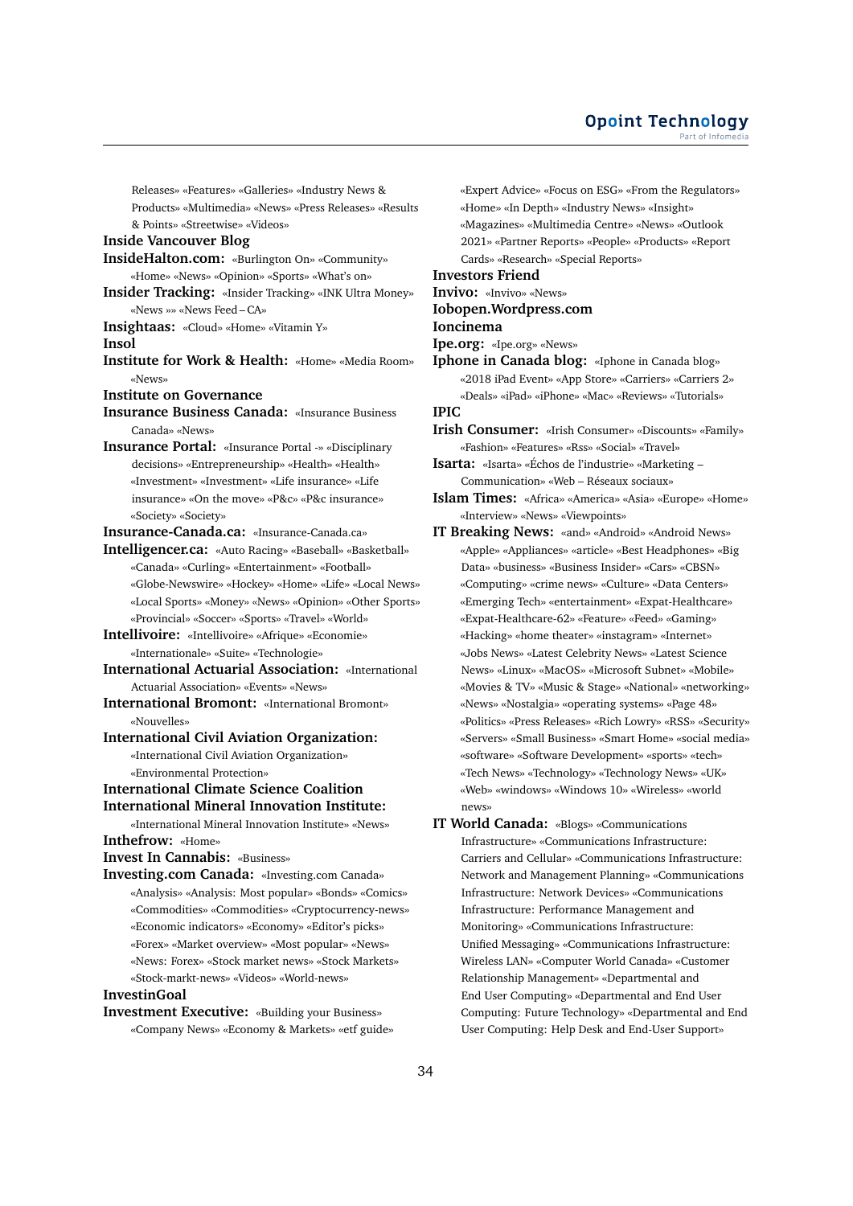Releases» «Features» «Galleries» «Industry News & Products» «Multimedia» «News» «Press Releases» «Results & Points» «Streetwise» «Videos»

**Inside Vancouver Blog**

**InsideHalton.com:** «Burlington On» «Community» «Home» «News» «Opinion» «Sports» «What's on»

**Insider Tracking:** «Insider Tracking» «INK Ultra Money» «News »» «News Feed – CA»

**Insightaas:** «Cloud» «Home» «Vitamin Y»

**Insol**

**Institute for Work & Health:** «Home» «Media Room» «News»

**Institute on Governance**

**Insurance Business Canada:** «Insurance Business Canada» «News»

**Insurance Portal:** «Insurance Portal -» «Disciplinary decisions» «Entrepreneurship» «Health» «Health» «Investment» «Investment» «Life insurance» «Life insurance» «On the move» «P&c» «P&c insurance» «Society» «Society»

**Insurance-Canada.ca:** «Insurance-Canada.ca»

**Intelligencer.ca:** «Auto Racing» «Baseball» «Basketball» «Canada» «Curling» «Entertainment» «Football» «Globe-Newswire» «Hockey» «Home» «Life» «Local News» «Local Sports» «Money» «News» «Opinion» «Other Sports» «Provincial» «Soccer» «Sports» «Travel» «World»

**Intellivoire:** «Intellivoire» «Afrique» «Economie» «Internationale» «Suite» «Technologie»

**International Actuarial Association:** «International Actuarial Association» «Events» «News»

**International Bromont:** «International Bromont» «Nouvelles»

**International Civil Aviation Organization:** «International Civil Aviation Organization» «Environmental Protection»

**International Climate Science Coalition**

**International Mineral Innovation Institute:** «International Mineral Innovation Institute» «News»

**Inthefrow:** «Home»

**Invest In Cannabis:** «Business»

**Investing.com Canada:** «Investing.com Canada» «Analysis» «Analysis: Most popular» «Bonds» «Comics» «Commodities» «Commodities» «Cryptocurrency-news» «Economic indicators» «Economy» «Editor's picks» «Forex» «Market overview» «Most popular» «News» «News: Forex» «Stock market news» «Stock Markets» «Stock-markt-news» «Videos» «World-news»

**InvestinGoal**

**Investment Executive:** «Building your Business» «Company News» «Economy & Markets» «etf guide» «Expert Advice» «Focus on ESG» «From the Regulators» «Home» «In Depth» «Industry News» «Insight» «Magazines» «Multimedia Centre» «News» «Outlook 2021» «Partner Reports» «People» «Products» «Report Cards» «Research» «Special Reports»

**Investors Friend**

**Invivo:** «Invivo» «News»

**Iobopen.Wordpress.com**

**Ioncinema**

**Ipe.org:** «Ipe.org» «News»

**Iphone in Canada blog:** «Iphone in Canada blog» «2018 iPad Event» «App Store» «Carriers» «Carriers 2» «Deals» «iPad» «iPhone» «Mac» «Reviews» «Tutorials»

**IPIC**

**Irish Consumer:** «Irish Consumer» «Discounts» «Family» «Fashion» «Features» «Rss» «Social» «Travel»

**Isarta:** «Isarta» «Échos de l'industrie» «Marketing – Communication» «Web – Réseaux sociaux»

**Islam Times:** «Africa» «America» «Asia» «Europe» «Home» «Interview» «News» «Viewpoints»

**IT Breaking News:** «and» «Android» «Android News» «Apple» «Appliances» «article» «Best Headphones» «Big Data» «business» «Business Insider» «Cars» «CBSN» «Computing» «crime news» «Culture» «Data Centers» «Emerging Tech» «entertainment» «Expat-Healthcare» «Expat-Healthcare-62» «Feature» «Feed» «Gaming» «Hacking» «home theater» «instagram» «Internet» «Jobs News» «Latest Celebrity News» «Latest Science News» «Linux» «MacOS» «Microsoft Subnet» «Mobile» «Movies & TV» «Music & Stage» «National» «networking» «News» «Nostalgia» «operating systems» «Page 48» «Politics» «Press Releases» «Rich Lowry» «RSS» «Security» «Servers» «Small Business» «Smart Home» «social media» «software» «Software Development» «sports» «tech» «Tech News» «Technology» «Technology News» «UK» «Web» «windows» «Windows 10» «Wireless» «world news»

**IT World Canada:** «Blogs» «Communications Infrastructure» «Communications Infrastructure: Carriers and Cellular» «Communications Infrastructure: Network and Management Planning» «Communications Infrastructure: Network Devices» «Communications Infrastructure: Performance Management and Monitoring» «Communications Infrastructure: Unified Messaging» «Communications Infrastructure: Wireless LAN» «Computer World Canada» «Customer Relationship Management» «Departmental and End User Computing» «Departmental and End User Computing: Future Technology» «Departmental and End User Computing: Help Desk and End-User Support»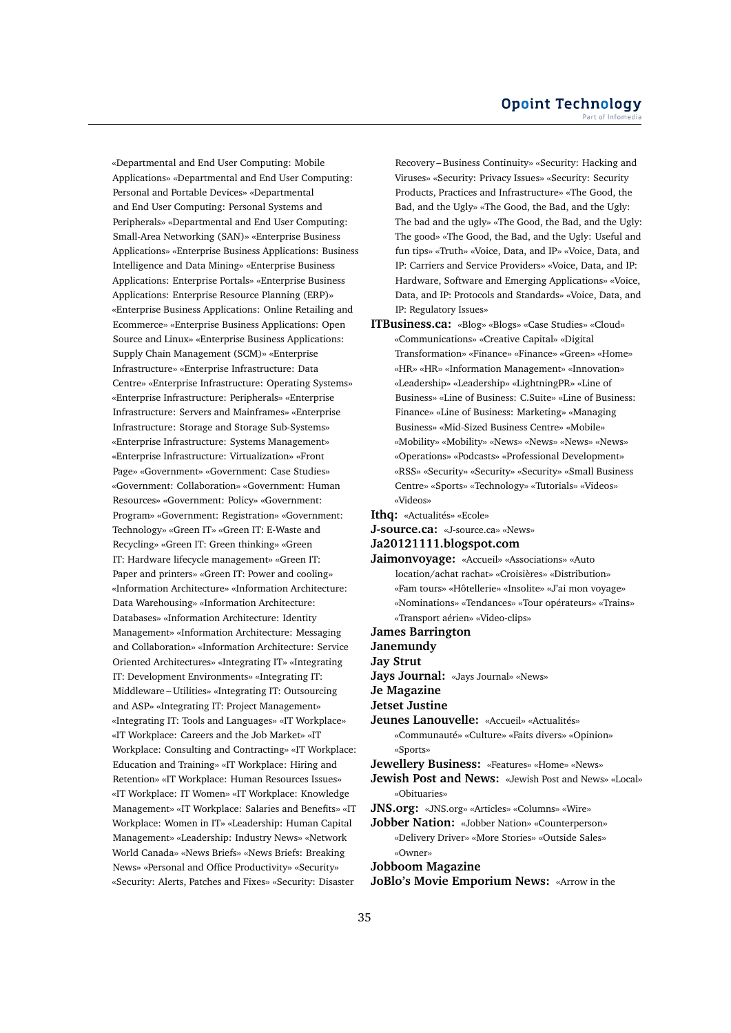«Departmental and End User Computing: Mobile Applications» «Departmental and End User Computing: Personal and Portable Devices» «Departmental and End User Computing: Personal Systems and Peripherals» «Departmental and End User Computing: Small-Area Networking (SAN)» «Enterprise Business Applications» «Enterprise Business Applications: Business Intelligence and Data Mining» «Enterprise Business Applications: Enterprise Portals» «Enterprise Business Applications: Enterprise Resource Planning (ERP)» «Enterprise Business Applications: Online Retailing and Ecommerce» «Enterprise Business Applications: Open Source and Linux» «Enterprise Business Applications: Supply Chain Management (SCM)» «Enterprise Infrastructure» «Enterprise Infrastructure: Data Centre» «Enterprise Infrastructure: Operating Systems» «Enterprise Infrastructure: Peripherals» «Enterprise Infrastructure: Servers and Mainframes» «Enterprise Infrastructure: Storage and Storage Sub-Systems» «Enterprise Infrastructure: Systems Management» «Enterprise Infrastructure: Virtualization» «Front Page» «Government» «Government: Case Studies» «Government: Collaboration» «Government: Human Resources» «Government: Policy» «Government: Program» «Government: Registration» «Government: Technology» «Green IT» «Green IT: E-Waste and Recycling» «Green IT: Green thinking» «Green IT: Hardware lifecycle management» «Green IT: Paper and printers» «Green IT: Power and cooling» «Information Architecture» «Information Architecture: Data Warehousing» «Information Architecture: Databases» «Information Architecture: Identity Management» «Information Architecture: Messaging and Collaboration» «Information Architecture: Service Oriented Architectures» «Integrating IT» «Integrating IT: Development Environments» «Integrating IT: Middleware – Utilities» «Integrating IT: Outsourcing and ASP» «Integrating IT: Project Management» «Integrating IT: Tools and Languages» «IT Workplace» «IT Workplace: Careers and the Job Market» «IT Workplace: Consulting and Contracting» «IT Workplace: Education and Training» «IT Workplace: Hiring and Retention» «IT Workplace: Human Resources Issues» «IT Workplace: IT Women» «IT Workplace: Knowledge Management» «IT Workplace: Salaries and Benefits» «IT Workplace: Women in IT» «Leadership: Human Capital Management» «Leadership: Industry News» «Network World Canada» «News Briefs» «News Briefs: Breaking News» «Personal and Office Productivity» «Security» «Security: Alerts, Patches and Fixes» «Security: Disaster Recovery – Business Continuity» «Security: Hacking and Viruses» «Security: Privacy Issues» «Security: Security Products, Practices and Infrastructure» «The Good, the Bad, and the Ugly» «The Good, the Bad, and the Ugly: The bad and the ugly» «The Good, the Bad, and the Ugly: The good» «The Good, the Bad, and the Ugly: Useful and fun tips» «Truth» «Voice, Data, and IP» «Voice, Data, and IP: Carriers and Service Providers» «Voice, Data, and IP: Hardware, Software and Emerging Applications» «Voice, Data, and IP: Protocols and Standards» «Voice, Data, and IP: Regulatory Issues»

**ITBusiness.ca:** «Blog» «Blogs» «Case Studies» «Cloud» «Communications» «Creative Capital» «Digital Transformation» «Finance» «Finance» «Green» «Home» «HR» «HR» «Information Management» «Innovation» «Leadership» «Leadership» «LightningPR» «Line of Business» «Line of Business: C.Suite» «Line of Business: Finance» «Line of Business: Marketing» «Managing Business» «Mid-Sized Business Centre» «Mobile» «Mobility» «Mobility» «News» «News» «News» «News» «Operations» «Podcasts» «Professional Development» «RSS» «Security» «Security» «Security» «Small Business Centre» «Sports» «Technology» «Tutorials» «Videos» «Videos»

**Ithq:** «Actualités» «Ecole»

**J-source.ca:** «J-source.ca» «News»

**Ja20121111.blogspot.com**

**Jaimonvoyage:** «Accueil» «Associations» «Auto location/achat rachat» «Croisières» «Distribution» «Fam tours» «Hôtellerie» «Insolite» «J'ai mon voyage» «Nominations» «Tendances» «Tour opérateurs» «Trains» «Transport aérien» «Video-clips»

**James Barrington**

**Janemundy**

**Jay Strut**

**Jays Journal:** «Jays Journal» «News»

**Je Magazine**

**Jetset Justine**

**Jeunes Lanouvelle:** «Accueil» «Actualités» «Communauté» «Culture» «Faits divers» «Opinion» «Sports»

**Jewellery Business:** «Features» «Home» «News»

**Jewish Post and News:** «Jewish Post and News» «Local» «Obituaries»

**JNS.org:** «JNS.org» «Articles» «Columns» «Wire»

**Jobber Nation:** «Jobber Nation» «Counterperson» «Delivery Driver» «More Stories» «Outside Sales» «Owner»

**Jobboom Magazine**

**JoBlo's Movie Emporium News:** «Arrow in the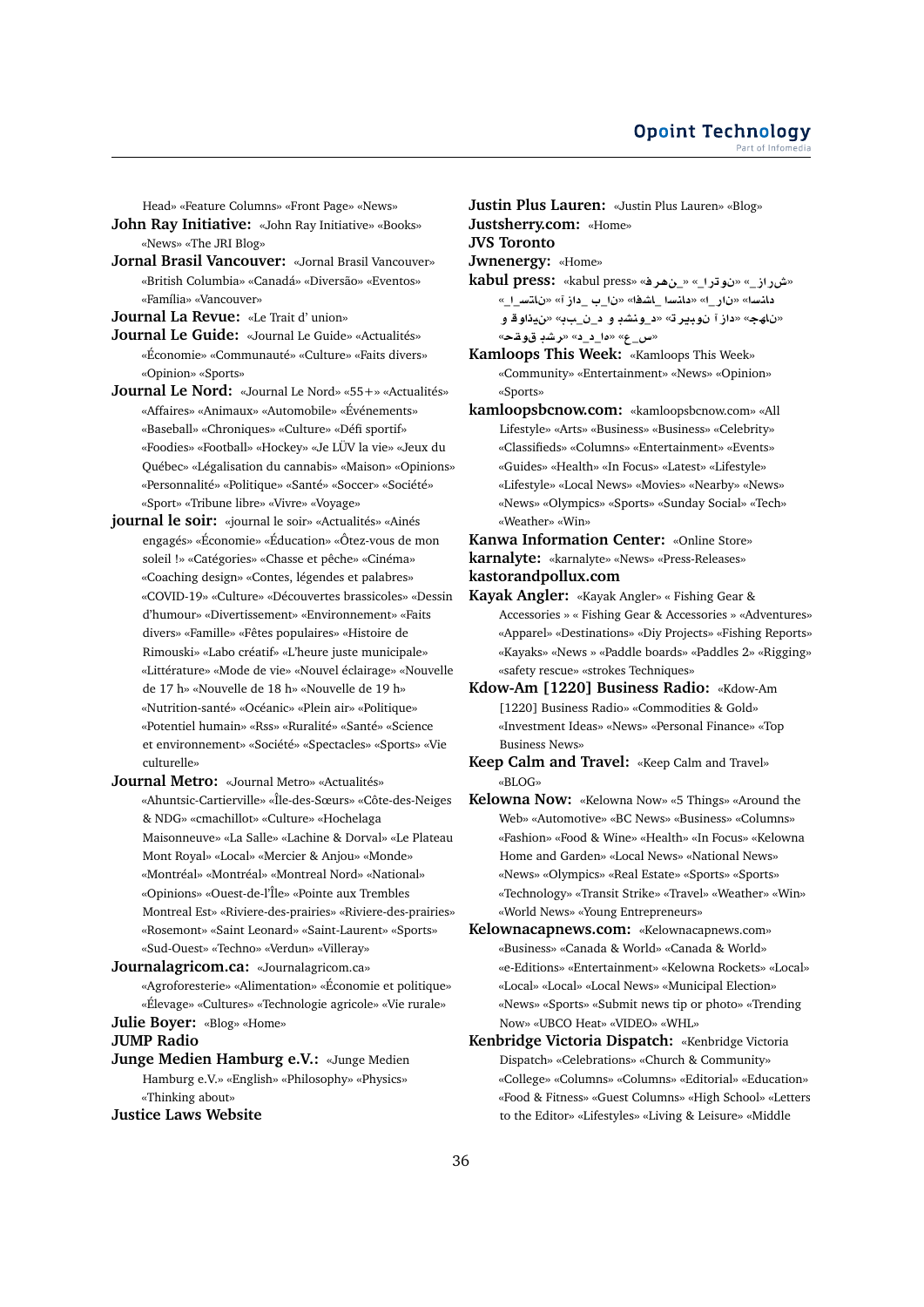Head» «Feature Columns» «Front Page» «News»

**John Ray Initiative:** «John Ray Initiative» «Books» «News» «The JRI Blog»

**Jornal Brasil Vancouver:** «Jornal Brasil Vancouver» «British Columbia» «Canadá» «Diversão» «Eventos» «Família» «Vancouver»

**Journal La Revue:** «Le Trait d' union»

**Journal Le Guide:** «Journal Le Guide» «Actualités» «Économie» «Communauté» «Culture» «Faits divers» «Opinion» «Sports»

**Journal Le Nord:** «Journal Le Nord» «55+» «Actualités» «Affaires» «Animaux» «Automobile» «Événements» «Baseball» «Chroniques» «Culture» «Défi sportif» «Foodies» «Football» «Hockey» «Je LÜV la vie» «Jeux du Québec» «Légalisation du cannabis» «Maison» «Opinions» «Personnalité» «Politique» «Santé» «Soccer» «Société» «Sport» «Tribune libre» «Vivre» «Voyage»

**journal le soir:** «journal le soir» «Actualités» «Aînés engagés» «Économie» «Éducation» «Ôtez-vous de mon soleil !» «Catégories» «Chasse et pêche» «Cinéma» «Coaching design» «Contes, légendes et palabres» «COVID-19» «Culture» «Découvertes brassicoles» «Dessin d'humour» «Divertissement» «Environnement» «Faits divers» «Famille» «Fêtes populaires» «Histoire de Rimouski» «Labo créatif» «L'heure juste municipale» «Littérature» «Mode de vie» «Nouvel éclairage» «Nouvelle de 17 h» «Nouvelle de 18 h» «Nouvelle de 19 h» «Nutrition-santé» «Océanic» «Plein air» «Politique» «Potentiel humain» «Rss» «Ruralité» «Santé» «Science et environnement» «Société» «Spectacles» «Sports» «Vie culturelle»

**Journal Metro:** «Journal Metro» «Actualités» «Ahuntsic-Cartierville» «Île-des-Sœurs» «Côte-des-Neiges & NDG» «cmachillot» «Culture» «Hochelaga Maisonneuve» «La Salle» «Lachine & Dorval» «Le Plateau Mont Royal» «Local» «Mercier & Anjou» «Monde» «Montréal» «Montréal» «Montreal Nord» «National» «Opinions» «Ouest-de-l'Île» «Pointe aux Trembles Montreal Est» «Riviere-des-prairies» «Riviere-des-prairies» «Rosemont» «Saint Leonard» «Saint-Laurent» «Sports» «Sud-Ouest» «Techno» «Verdun» «Villeray»

**Journalagricom.ca:** «Journalagricom.ca» «Agroforesterie» «Alimentation» «Économie et politique» «Élevage» «Cultures» «Technologie agricole» «Vie rurale»

**Julie Boyer:** «Blog» «Home»

**JUMP Radio**

**Junge Medien Hamburg e.V.:** «Junge Medien Hamburg e.V.» «English» «Philosophy» «Physics» «Thinking about»

**Justice Laws Website**

**Justin Plus Lauren:** «Justin Plus Lauren» «Blog»

**Justsherry.com:** «Home»

**JVS Toronto**

**Jwnenergy:** «Home»

**kabul press:** «kabul press» «فرهنگ_» «ادبیات_» «ژورنالیزم_» «استان_» «آزاد_بیان» «افشای_اسناد» «ایران_» «اسناد» «وقایع و رویدادها» «ب_ین_د و بشنو» «آرتیبون آزاد» «جهان» «تحقیق روشن» «د_ی_ا» «ع_س»

**Kamloops This Week:** «Kamloops This Week» «Community» «Entertainment» «News» «Opinion» «Sports»

**kamloopsbcnow.com:** «kamloopsbcnow.com» «All Lifestyle» «Arts» «Business» «Business» «Celebrity» «Classifieds» «Columns» «Entertainment» «Events» «Guides» «Health» «In Focus» «Latest» «Lifestyle» «Lifestyle» «Local News» «Movies» «Nearby» «News» «News» «Olympics» «Sports» «Sunday Social» «Tech» «Weather» «Win»

**Kanwa Information Center:** «Online Store»

**karnalyte:** «karnalyte» «News» «Press-Releases»

**kastorandpollux.com**

**Kayak Angler:** «Kayak Angler» « Fishing Gear & Accessories » « Fishing Gear & Accessories » «Adventures» «Apparel» «Destinations» «Diy Projects» «Fishing Reports» «Kayaks» «News » «Paddle boards» «Paddles 2» «Rigging» «safety rescue» «strokes Techniques»

**Kdow-Am [1220] Business Radio:** «Kdow-Am [1220] Business Radio» «Commodities & Gold» «Investment Ideas» «News» «Personal Finance» «Top Business News»

**Keep Calm and Travel:** «Keep Calm and Travel» «BLOG»

**Kelowna Now:** «Kelowna Now» «5 Things» «Around the Web» «Automotive» «BC News» «Business» «Columns» «Fashion» «Food & Wine» «Health» «In Focus» «Kelowna Home and Garden» «Local News» «National News» «News» «Olympics» «Real Estate» «Sports» «Sports» «Technology» «Transit Strike» «Travel» «Weather» «Win» «World News» «Young Entrepreneurs»

**Kelownacapnews.com:** «Kelownacapnews.com» «Business» «Canada & World» «Canada & World» «e-Editions» «Entertainment» «Kelowna Rockets» «Local» «Local» «Local» «Local News» «Municipal Election» «News» «Sports» «Submit news tip or photo» «Trending Now» «UBCO Heat» «VIDEO» «WHL»

**Kenbridge Victoria Dispatch:** «Kenbridge Victoria Dispatch» «Celebrations» «Church & Community» «College» «Columns» «Columns» «Editorial» «Education» «Food & Fitness» «Guest Columns» «High School» «Letters to the Editor» «Lifestyles» «Living & Leisure» «Middle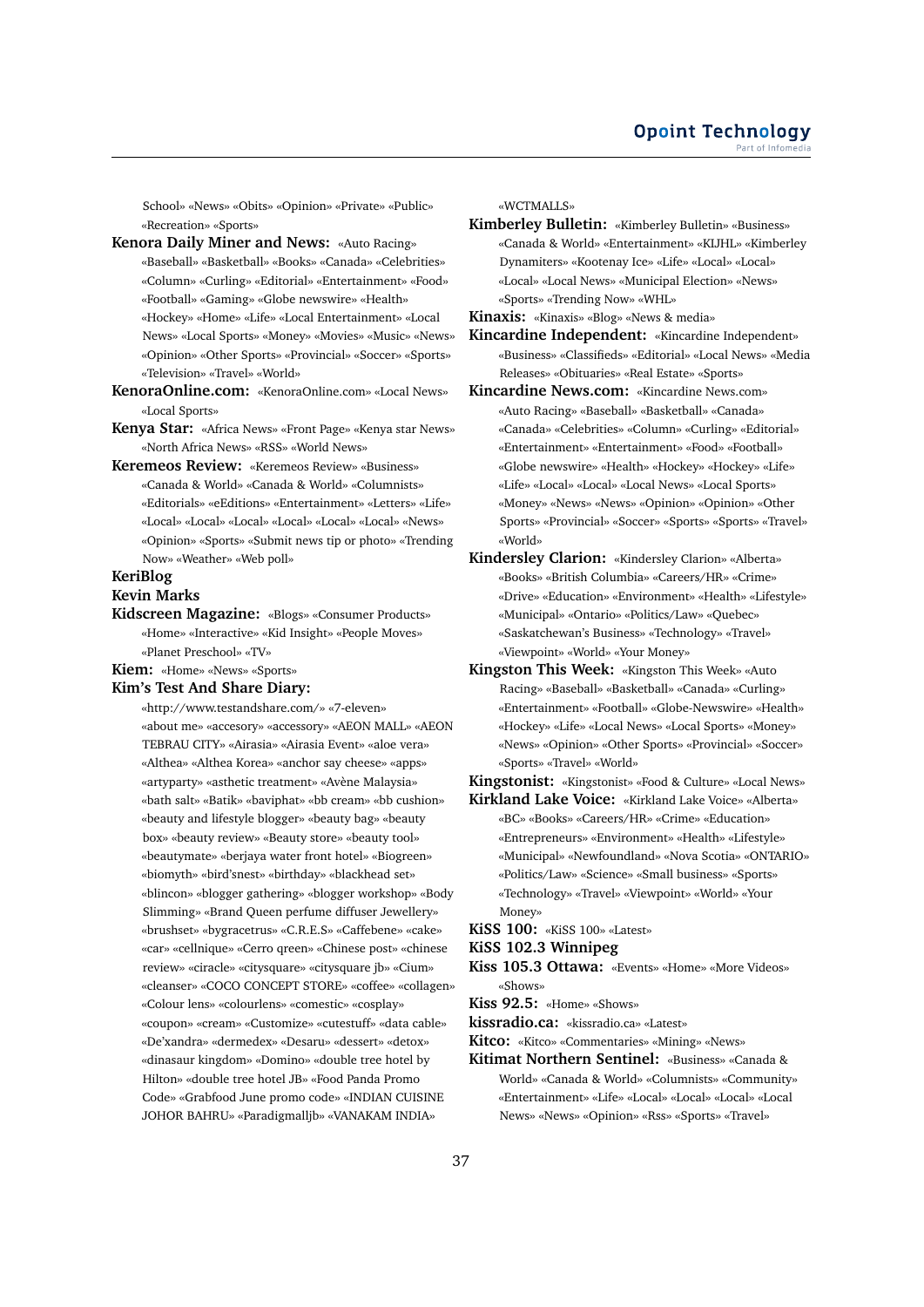School» «News» «Obits» «Opinion» «Private» «Public» «Recreation» «Sports»

**Kenora Daily Miner and News:** «Auto Racing» «Baseball» «Basketball» «Books» «Canada» «Celebrities» «Column» «Curling» «Editorial» «Entertainment» «Food» «Football» «Gaming» «Globe newswire» «Health» «Hockey» «Home» «Life» «Local Entertainment» «Local News» «Local Sports» «Money» «Movies» «Music» «News» «Opinion» «Other Sports» «Provincial» «Soccer» «Sports» «Television» «Travel» «World»

**KenoraOnline.com:** «KenoraOnline.com» «Local News» «Local Sports»

**Kenya Star:** «Africa News» «Front Page» «Kenya star News» «North Africa News» «RSS» «World News»

**Keremeos Review:** «Keremeos Review» «Business» «Canada & World» «Canada & World» «Columnists» «Editorials» «eEditions» «Entertainment» «Letters» «Life» «Local» «Local» «Local» «Local» «Local» «Local» «News» «Opinion» «Sports» «Submit news tip or photo» «Trending Now» «Weather» «Web poll»

**KeriBlog**

**Kevin Marks**

**Kidscreen Magazine:** «Blogs» «Consumer Products» «Home» «Interactive» «Kid Insight» «People Moves» «Planet Preschool» «TV»

**Kiem:** «Home» «News» «Sports»

**Kim's Test And Share Diary:** «http://www.testandshare.com/» «7-eleven» «about me» «accesory» «accessory» «AEON MALL» «AEON TEBRAU CITY» «Airasia» «Airasia Event» «aloe vera» «Althea» «Althea Korea» «anchor say cheese» «apps» «artyparty» «asthetic treatment» «Avène Malaysia» «bath salt» «Batik» «baviphat» «bb cream» «bb cushion» «beauty and lifestyle blogger» «beauty bag» «beauty box» «beauty review» «Beauty store» «beauty tool» «beautymate» «berjaya water front hotel» «Biogreen» «biomyth» «bird'snest» «birthday» «blackhead set» «blincon» «blogger gathering» «blogger workshop» «Body Slimming» «Brand Queen perfume diffuser Jewellery» «brushset» «bygracetrus» «C.R.E.S» «Caffebene» «cake» «car» «cellnique» «Cerro qreen» «Chinese post» «chinese review» «ciracle» «citysquare» «citysquare jb» «Cium» «cleanser» «COCO CONCEPT STORE» «coffee» «collagen» «Colour lens» «colourlens» «comestic» «cosplay» «coupon» «cream» «Customize» «cutestuff» «data cable» «De'xandra» «dermedex» «Desaru» «dessert» «detox» «dinasaur kingdom» «Domino» «double tree hotel by Hilton» «double tree hotel JB» «Food Panda Promo Code» «Grabfood June promo code» «INDIAN CUISINE JOHOR BAHRU» «Paradigmalljb» «VANAKAM INDIA» «WCTMALLS»

**Kimberley Bulletin:** «Kimberley Bulletin» «Business» «Canada & World» «Entertainment» «KIJHL» «Kimberley Dynamiters» «Kootenay Ice» «Life» «Local» «Local» «Local» «Local News» «Municipal Election» «News» «Sports» «Trending Now» «WHL»

**Kinaxis:** «Kinaxis» «Blog» «News & media»

**Kincardine Independent:** «Kincardine Independent» «Business» «Classifieds» «Editorial» «Local News» «Media Releases» «Obituaries» «Real Estate» «Sports»

**Kincardine News.com:** «Kincardine News.com» «Auto Racing» «Baseball» «Basketball» «Canada» «Canada» «Celebrities» «Column» «Curling» «Editorial» «Entertainment» «Entertainment» «Food» «Football» «Globe newswire» «Health» «Hockey» «Hockey» «Life» «Life» «Local» «Local» «Local News» «Local Sports» «Money» «News» «News» «Opinion» «Opinion» «Other Sports» «Provincial» «Soccer» «Sports» «Sports» «Travel» «World»

**Kindersley Clarion:** «Kindersley Clarion» «Alberta» «Books» «British Columbia» «Careers/HR» «Crime» «Drive» «Education» «Environment» «Health» «Lifestyle» «Municipal» «Ontario» «Politics/Law» «Quebec» «Saskatchewan's Business» «Technology» «Travel» «Viewpoint» «World» «Your Money»

**Kingston This Week:** «Kingston This Week» «Auto Racing» «Baseball» «Basketball» «Canada» «Curling» «Entertainment» «Football» «Globe-Newswire» «Health» «Hockey» «Life» «Local News» «Local Sports» «Money» «News» «Opinion» «Other Sports» «Provincial» «Soccer» «Sports» «Travel» «World»

**Kingstonist:** «Kingstonist» «Food & Culture» «Local News»

**Kirkland Lake Voice:** «Kirkland Lake Voice» «Alberta» «BC» «Books» «Careers/HR» «Crime» «Education» «Entrepreneurs» «Environment» «Health» «Lifestyle» «Municipal» «Newfoundland» «Nova Scotia» «ONTARIO» «Politics/Law» «Science» «Small business» «Sports» «Technology» «Travel» «Viewpoint» «World» «Your Money»

**KiSS 100:** «KiSS 100» «Latest»

**KiSS 102.3 Winnipeg**

**Kiss 105.3 Ottawa:** «Events» «Home» «More Videos» «Shows»

**Kiss 92.5:** «Home» «Shows»

**kissradio.ca:** «kissradio.ca» «Latest»

**Kitco:** «Kitco» «Commentaries» «Mining» «News»

**Kitimat Northern Sentinel:** «Business» «Canada & World» «Canada & World» «Columnists» «Community» «Entertainment» «Life» «Local» «Local» «Local» «Local News» «News» «Opinion» «Rss» «Sports» «Travel»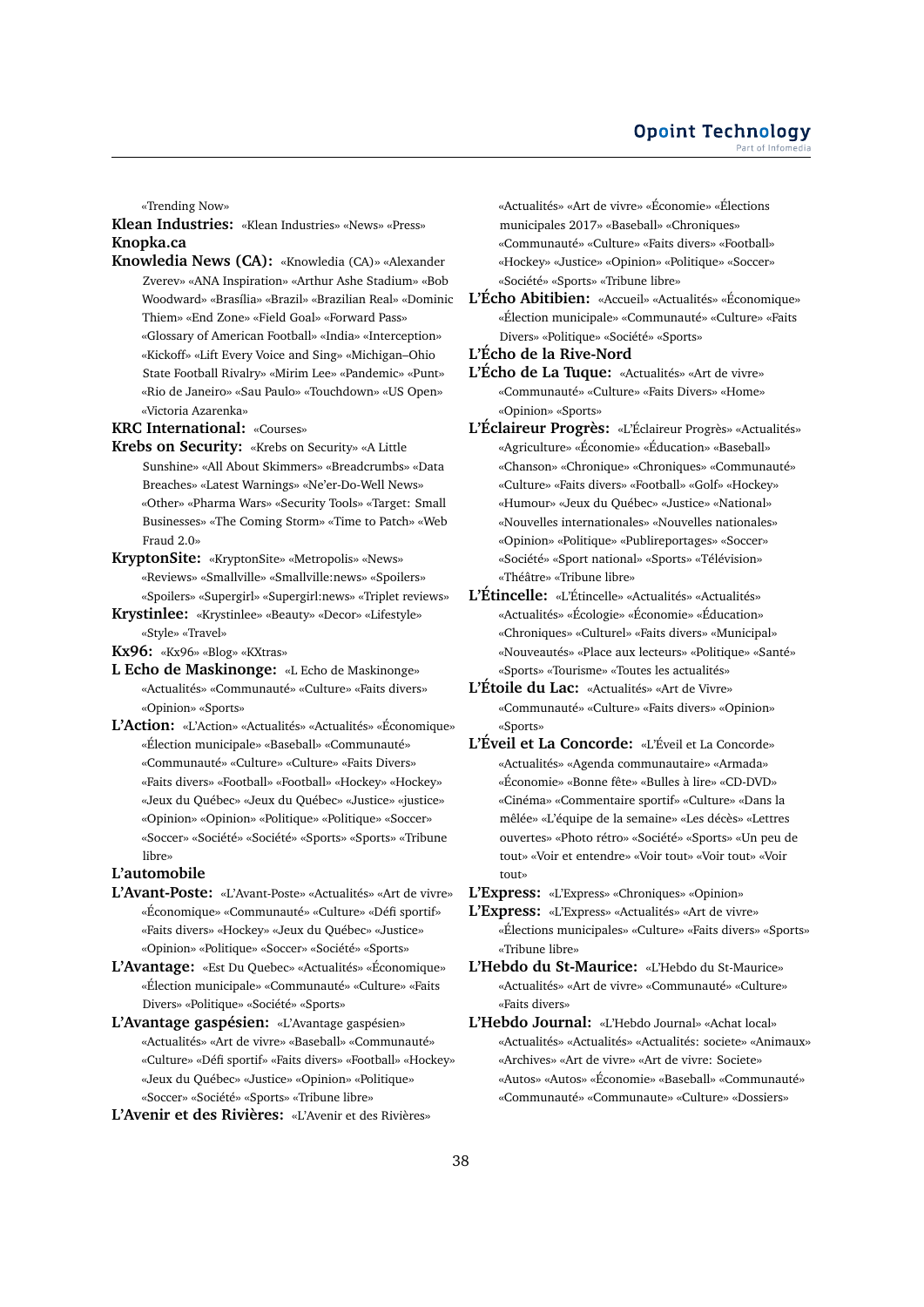«Trending Now»

**Klean Industries:** «Klean Industries» «News» «Press»

**Knopka.ca**

**Knowledia News (CA):** «Knowledia (CA)» «Alexander Zverev» «ANA Inspiration» «Arthur Ashe Stadium» «Bob Woodward» «Brasília» «Brazil» «Brazilian Real» «Dominic Thiem» «End Zone» «Field Goal» «Forward Pass» «Glossary of American Football» «India» «Interception» «Kickoff» «Lift Every Voice and Sing» «Michigan–Ohio State Football Rivalry» «Mirim Lee» «Pandemic» «Punt» «Rio de Janeiro» «Sau Paulo» «Touchdown» «US Open» «Victoria Azarenka»

**KRC International:** «Courses»

**Krebs on Security:** «Krebs on Security» «A Little Sunshine» «All About Skimmers» «Breadcrumbs» «Data Breaches» «Latest Warnings» «Ne'er-Do-Well News» «Other» «Pharma Wars» «Security Tools» «Target: Small Businesses» «The Coming Storm» «Time to Patch» «Web Fraud 2.0»

**KryptonSite:** «KryptonSite» «Metropolis» «News» «Reviews» «Smallville» «Smallville:news» «Spoilers» «Spoilers» «Supergirl» «Supergirl:news» «Triplet reviews»

**Krystinlee:** «Krystinlee» «Beauty» «Decor» «Lifestyle» «Style» «Travel»

**Kx96:** «Kx96» «Blog» «KXtras»

**L Echo de Maskinonge:** «L Echo de Maskinonge» «Actualités» «Communauté» «Culture» «Faits divers» «Opinion» «Sports»

**L'Action:** «L'Action» «Actualités» «Actualités» «Économique» «Élection municipale» «Baseball» «Communauté» «Communauté» «Culture» «Culture» «Faits Divers» «Faits divers» «Football» «Football» «Hockey» «Hockey» «Jeux du Québec» «Jeux du Québec» «Justice» «justice» «Opinion» «Opinion» «Politique» «Politique» «Soccer» «Soccer» «Société» «Société» «Sports» «Sports» «Tribune libre»

**L'automobile**

**L'Avant-Poste:** «L'Avant-Poste» «Actualités» «Art de vivre» «Économique» «Communauté» «Culture» «Défi sportif» «Faits divers» «Hockey» «Jeux du Québec» «Justice» «Opinion» «Politique» «Soccer» «Société» «Sports»

**L'Avantage:** «Est Du Quebec» «Actualités» «Économique» «Élection municipale» «Communauté» «Culture» «Faits Divers» «Politique» «Société» «Sports»

**L'Avantage gaspésien:** «L'Avantage gaspésien» «Actualités» «Art de vivre» «Baseball» «Communauté» «Culture» «Défi sportif» «Faits divers» «Football» «Hockey» «Jeux du Québec» «Justice» «Opinion» «Politique» «Soccer» «Société» «Sports» «Tribune libre»

**L'Avenir et des Rivières:** «L'Avenir et des Rivières» «Actualités» «Art de vivre» «Économie» «Élections municipales 2017» «Baseball» «Chroniques» «Communauté» «Culture» «Faits divers» «Football» «Hockey» «Justice» «Opinion» «Politique» «Soccer» «Société» «Sports» «Tribune libre»

**L'Écho Abitibien:** «Accueil» «Actualités» «Économique» «Élection municipale» «Communauté» «Culture» «Faits Divers» «Politique» «Société» «Sports»

**L'Écho de la Rive-Nord**

**L'Écho de La Tuque:** «Actualités» «Art de vivre» «Communauté» «Culture» «Faits Divers» «Home» «Opinion» «Sports»

**L'Éclaireur Progrès:** «L'Éclaireur Progrès» «Actualités» «Agriculture» «Économie» «Éducation» «Baseball» «Chanson» «Chronique» «Chroniques» «Communauté» «Culture» «Faits divers» «Football» «Golf» «Hockey» «Humour» «Jeux du Québec» «Justice» «National» «Nouvelles internationales» «Nouvelles nationales» «Opinion» «Politique» «Publireportages» «Soccer» «Société» «Sport national» «Sports» «Télévision» «Théâtre» «Tribune libre»

**L'Étincelle:** «L'Étincelle» «Actualités» «Actualités» «Actualités» «Écologie» «Économie» «Éducation» «Chroniques» «Culturel» «Faits divers» «Municipal» «Nouveautés» «Place aux lecteurs» «Politique» «Santé» «Sports» «Tourisme» «Toutes les actualités»

**L'Étoile du Lac:** «Actualités» «Art de Vivre» «Communauté» «Culture» «Faits divers» «Opinion» «Sports»

**L'Éveil et La Concorde:** «L'Éveil et La Concorde» «Actualités» «Agenda communautaire» «Armada» «Économie» «Bonne fête» «Bulles à lire» «CD-DVD» «Cinéma» «Commentaire sportif» «Culture» «Dans la mêlée» «L'équipe de la semaine» «Les décès» «Lettres ouvertes» «Photo rétro» «Société» «Sports» «Un peu de tout» «Voir et entendre» «Voir tout» «Voir tout» «Voir tout»

**L'Express:** «L'Express» «Chroniques» «Opinion»

**L'Express:** «L'Express» «Actualités» «Art de vivre» «Élections municipales» «Culture» «Faits divers» «Sports» «Tribune libre»

**L'Hebdo du St-Maurice:** «L'Hebdo du St-Maurice» «Actualités» «Art de vivre» «Communauté» «Culture» «Faits divers»

**L'Hebdo Journal:** «L'Hebdo Journal» «Achat local» «Actualités» «Actualités» «Actualités: societe» «Animaux» «Archives» «Art de vivre» «Art de vivre: Societe» «Autos» «Autos» «Économie» «Baseball» «Communauté» «Communauté» «Communaute» «Culture» «Dossiers»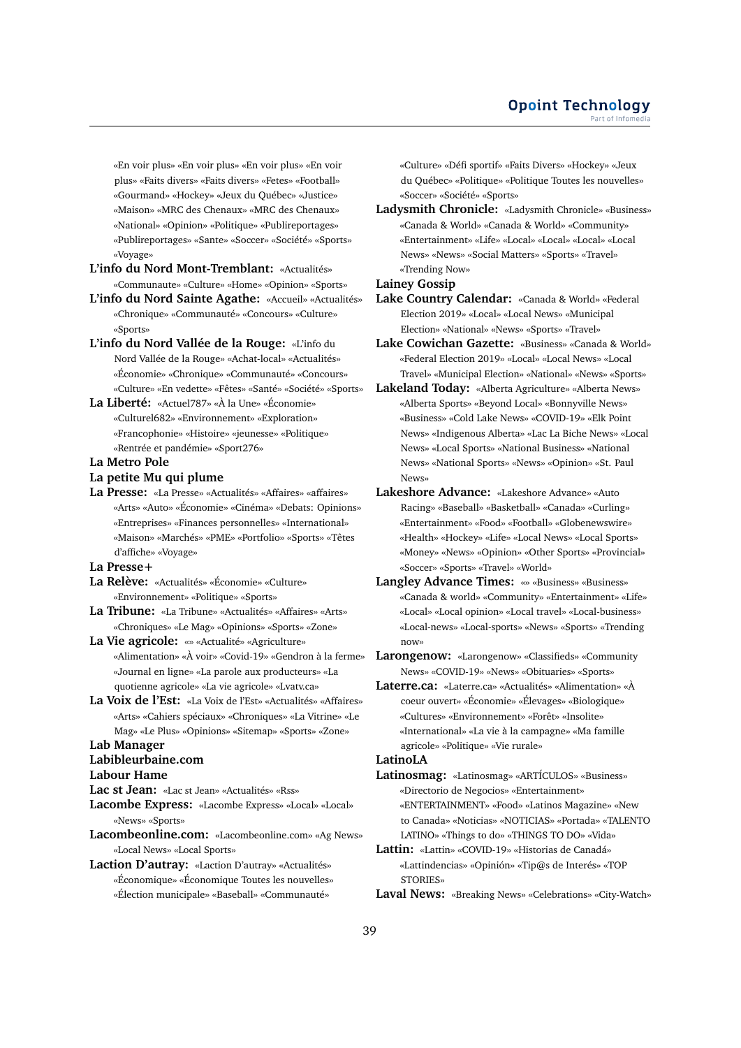«En voir plus» «En voir plus» «En voir plus» «En voir plus» «Faits divers» «Faits divers» «Fetes» «Football» «Gourmand» «Hockey» «Jeux du Québec» «Justice» «Maison» «MRC des Chenaux» «MRC des Chenaux» «National» «Opinion» «Politique» «Publireportages» «Publireportages» «Sante» «Soccer» «Société» «Sports» «Voyage»

**L'info du Nord Mont-Tremblant:** «Actualités» «Communaute» «Culture» «Home» «Opinion» «Sports»

**L'info du Nord Sainte Agathe:** «Accueil» «Actualités» «Chronique» «Communauté» «Concours» «Culture» «Sports»

**L'info du Nord Vallée de la Rouge:** «L'info du Nord Vallée de la Rouge» «Achat-local» «Actualités» «Économie» «Chronique» «Communauté» «Concours» «Culture» «En vedette» «Fêtes» «Santé» «Société» «Sports»

**La Liberté:** «Actuel787» «À la Une» «Économie» «Culturel682» «Environnement» «Exploration» «Francophonie» «Histoire» «jeunesse» «Politique» «Rentrée et pandémie» «Sport276»

**La Metro Pole**

**La petite Mu qui plume**

**La Presse:** «La Presse» «Actualités» «Affaires» «affaires» «Arts» «Auto» «Économie» «Cinéma» «Debats: Opinions» «Entreprises» «Finances personnelles» «International» «Maison» «Marchés» «PME» «Portfolio» «Sports» «Têtes d'affiche» «Voyage»

**La Presse+**

**La Relève:** «Actualités» «Économie» «Culture» «Environnement» «Politique» «Sports»

**La Tribune:** «La Tribune» «Actualités» «Affaires» «Arts» «Chroniques» «Le Mag» «Opinions» «Sports» «Zone»

**La Vie agricole:** «» «Actualité» «Agriculture» «Alimentation» «À voir» «Covid-19» «Gendron à la ferme» «Journal en ligne» «La parole aux producteurs» «La quotienne agricole» «La vie agricole» «Lvatv.ca»

**La Voix de l'Est:** «La Voix de l'Est» «Actualités» «Affaires» «Arts» «Cahiers spéciaux» «Chroniques» «La Vitrine» «Le Mag» «Le Plus» «Opinions» «Sitemap» «Sports» «Zone»

**Lab Manager**

**Labibleurbaine.com**

**Labour Hame**

**Lac st Jean:** «Lac st Jean» «Actualités» «Rss»

**Lacombe Express:** «Lacombe Express» «Local» «Local» «News» «Sports»

**Lacombeonline.com:** «Lacombeonline.com» «Ag News» «Local News» «Local Sports»

**Laction D'autray:** «Laction D'autray» «Actualités» «Économique» «Économique Toutes les nouvelles» «Élection municipale» «Baseball» «Communauté» «Culture» «Défi sportif» «Faits Divers» «Hockey» «Jeux du Québec» «Politique» «Politique Toutes les nouvelles» «Soccer» «Société» «Sports»

**Ladysmith Chronicle:** «Ladysmith Chronicle» «Business» «Canada & World» «Canada & World» «Community» «Entertainment» «Life» «Local» «Local» «Local» «Local News» «News» «Social Matters» «Sports» «Travel» «Trending Now»

**Lainey Gossip**

**Lake Country Calendar:** «Canada & World» «Federal Election 2019» «Local» «Local News» «Municipal Election» «National» «News» «Sports» «Travel»

**Lake Cowichan Gazette:** «Business» «Canada & World» «Federal Election 2019» «Local» «Local News» «Local Travel» «Municipal Election» «National» «News» «Sports»

**Lakeland Today:** «Alberta Agriculture» «Alberta News» «Alberta Sports» «Beyond Local» «Bonnyville News» «Business» «Cold Lake News» «COVID-19» «Elk Point News» «Indigenous News» «Lac La Biche News» «Local News» «Local Sports» «National Business» «National News» «National Sports» «News» «Opinion» «St. Paul News»

**Lakeshore Advance:** «Lakeshore Advance» «Auto Racing» «Baseball» «Basketball» «Canada» «Curling» «Entertainment» «Food» «Football» «Globenewswire» «Health» «Hockey» «Life» «Local News» «Local Sports» «Money» «News» «Opinion» «Other Sports» «Provincial» «Soccer» «Sports» «Travel» «World»

**Langley Advance Times:** «» «Business» «Business» «Canada & world» «Community» «Entertainment» «Life» «Local» «Local opinion» «Local travel» «Local-business» «Local-news» «Local-sports» «News» «Sports» «Trending now»

**Larongenow:** «Larongenow» «Classifieds» «Community News» «COVID-19» «News» «Obituaries» «Sports»

**Laterre.ca:** «Laterre.ca» «Actualités» «Alimentation» «À coeur ouvert» «Économie» «Élevages» «Biologique» «Cultures» «Environnement» «Forêt» «Insolite» «International» «La vie à la campagne» «Ma famille agricole» «Politique» «Vie rurale»

**LatinoLA**

**Latinosmag:** «Latinosmag» «ARTÍCULOS» «Business» «Directorio de Negocios» «Entertainment» «ENTERTAINMENT» «Food» «Latinos Magazine» «New to Canada» «Noticias» «NOTICIAS» «Portada» «TALENTO LATINO» «Things to do» «THINGS TO DO» «Vida»

**Lattin:** «Lattin» «COVID-19» «Historias de Canadá» «Lattindencias» «Opinión» «Tip@s de Interés» «TOP STORIES»

**Laval News:** «Breaking News» «Celebrations» «City-Watch»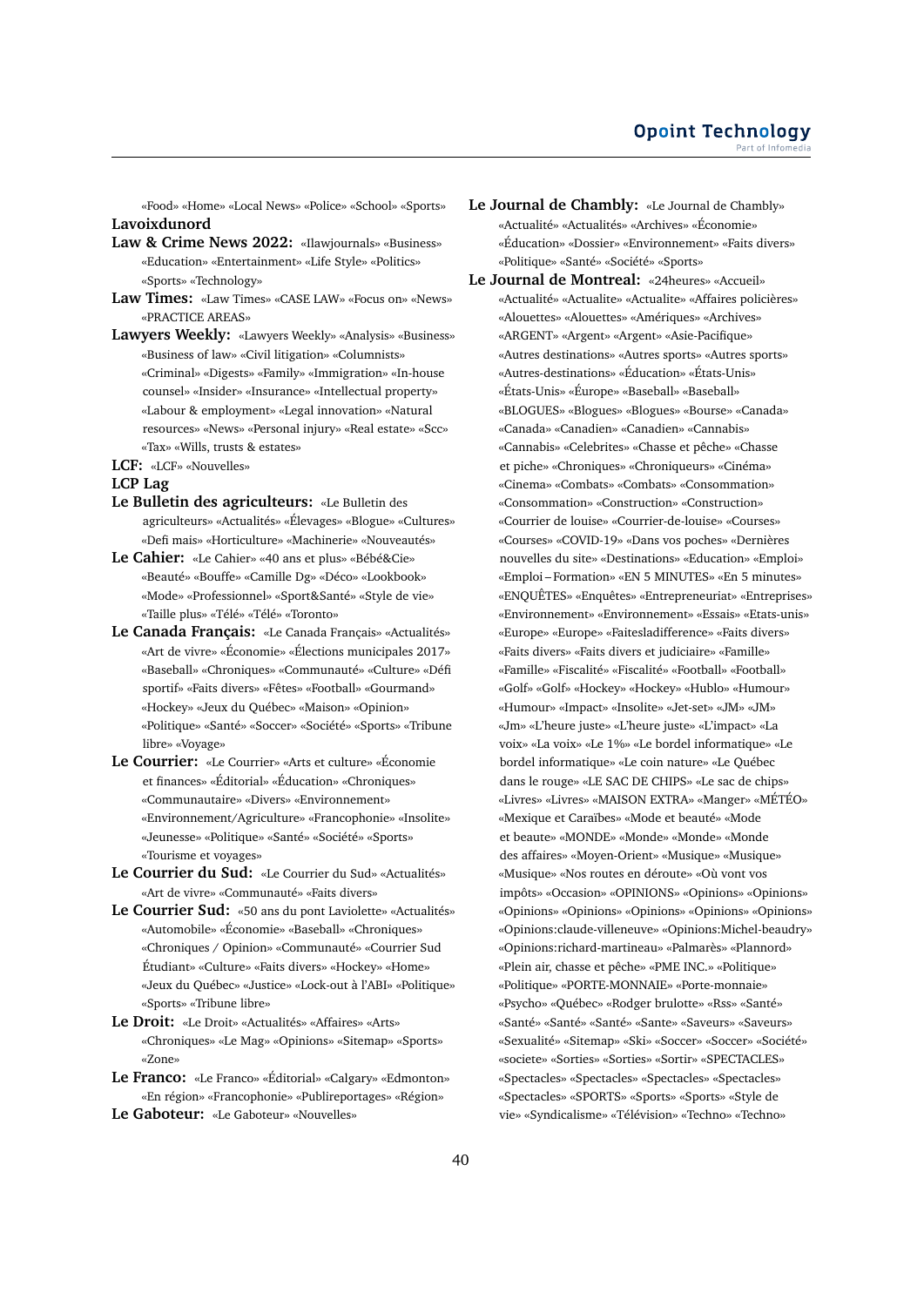«Food» «Home» «Local News» «Police» «School» «Sports»

**Lavoixdunord**

**Law & Crime News 2022:** «Ilawjournals» «Business» «Education» «Entertainment» «Life Style» «Politics» «Sports» «Technology»

**Law Times:** «Law Times» «CASE LAW» «Focus on» «News» «PRACTICE AREAS»

**Lawyers Weekly:** «Lawyers Weekly» «Analysis» «Business» «Business of law» «Civil litigation» «Columnists» «Criminal» «Digests» «Family» «Immigration» «In-house counsel» «Insider» «Insurance» «Intellectual property» «Labour & employment» «Legal innovation» «Natural resources» «News» «Personal injury» «Real estate» «Scc» «Tax» «Wills, trusts & estates»

**LCF:** «LCF» «Nouvelles»

**LCP Lag**

**Le Bulletin des agriculteurs:** «Le Bulletin des agriculteurs» «Actualités» «Élevages» «Blogue» «Cultures» «Defi mais» «Horticulture» «Machinerie» «Nouveautés»

**Le Cahier:** «Le Cahier» «40 ans et plus» «Bébé&Cie» «Beauté» «Bouffe» «Camille Dg» «Déco» «Lookbook» «Mode» «Professionnel» «Sport&Santé» «Style de vie» «Taille plus» «Télé» «Télé» «Toronto»

**Le Canada Français:** «Le Canada Français» «Actualités» «Art de vivre» «Économie» «Élections municipales 2017» «Baseball» «Chroniques» «Communauté» «Culture» «Défi sportif» «Faits divers» «Fêtes» «Football» «Gourmand» «Hockey» «Jeux du Québec» «Maison» «Opinion» «Politique» «Santé» «Soccer» «Société» «Sports» «Tribune libre» «Voyage»

**Le Courrier:** «Le Courrier» «Arts et culture» «Économie et finances» «Éditorial» «Éducation» «Chroniques» «Communautaire» «Divers» «Environnement» «Environnement/Agriculture» «Francophonie» «Insolite» «Jeunesse» «Politique» «Santé» «Société» «Sports» «Tourisme et voyages»

**Le Courrier du Sud:** «Le Courrier du Sud» «Actualités» «Art de vivre» «Communauté» «Faits divers»

**Le Courrier Sud:** «50 ans du pont Laviolette» «Actualités» «Automobile» «Économie» «Baseball» «Chroniques» «Chroniques / Opinion» «Communauté» «Courrier Sud Étudiant» «Culture» «Faits divers» «Hockey» «Home» «Jeux du Québec» «Justice» «Lock-out à l'ABI» «Politique» «Sports» «Tribune libre»

**Le Droit:** «Le Droit» «Actualités» «Affaires» «Arts» «Chroniques» «Le Mag» «Opinions» «Sitemap» «Sports» «Zone»

**Le Franco:** «Le Franco» «Éditorial» «Calgary» «Edmonton» «En région» «Francophonie» «Publireportages» «Région»

**Le Gaboteur:** «Le Gaboteur» «Nouvelles»

**Le Journal de Chambly:** «Le Journal de Chambly» «Actualité» «Actualités» «Archives» «Économie» «Éducation» «Dossier» «Environnement» «Faits divers» «Politique» «Santé» «Société» «Sports»

**Le Journal de Montreal:** «24heures» «Accueil» «Actualité» «Actualite» «Actualite» «Affaires policières» «Alouettes» «Alouettes» «Amériques» «Archives» «ARGENT» «Argent» «Argent» «Asie-Pacifique» «Autres destinations» «Autres sports» «Autres sports» «Autres-destinations» «Éducation» «États-Unis» «États-Unis» «Europe» «Baseball» «Baseball» «BLOGUES» «Blogues» «Blogues» «Bourse» «Canada» «Canada» «Canadien» «Canadien» «Cannabis» «Cannabis» «Celebrites» «Chasse et pêche» «Chasse et piche» «Chroniques» «Chroniqueurs» «Cinéma» «Cinema» «Combats» «Combats» «Consommation» «Consommation» «Construction» «Construction» «Courrier de louise» «Courrier-de-louise» «Courses» «Courses» «COVID-19» «Dans vos poches» «Dernières nouvelles du site» «Destinations» «Education» «Emploi» «Emploi – Formation» «EN 5 MINUTES» «En 5 minutes» «ENQUÊTES» «Enquêtes» «Entrepreneuriat» «Entreprises» «Environnement» «Environnement» «Essais» «Etats-unis» «Europe» «Europe» «Faitesladifference» «Faits divers» «Faits divers» «Faits divers et judiciaire» «Famille» «Famille» «Fiscalité» «Fiscalité» «Football» «Football» «Golf» «Golf» «Hockey» «Hockey» «Hublo» «Humour» «Humour» «Impact» «Insolite» «Jet-set» «JM» «JM» «Jm» «L'heure juste» «L'heure juste» «L'impact» «La voix» «La voix» «Le 1%» «Le bordel informatique» «Le bordel informatique» «Le coin nature» «Le Québec dans le rouge» «LE SAC DE CHIPS» «Le sac de chips» «Livres» «Livres» «MAISON EXTRA» «Manger» «MÉTÉO» «Mexique et Caraïbes» «Mode et beauté» «Mode et beaute» «MONDE» «Monde» «Monde» «Monde des affaires» «Moyen-Orient» «Musique» «Musique» «Musique» «Nos routes en déroute» «Où vont vos impôts» «Occasion» «OPINIONS» «Opinions» «Opinions» «Opinions» «Opinions» «Opinions» «Opinions» «Opinions» «Opinions:claude-villeneuve» «Opinions:Michel-beaudry» «Opinions:richard-martineau» «Palmarès» «Plannord» «Plein air, chasse et pêche» «PME INC.» «Politique» «Politique» «PORTE-MONNAIE» «Porte-monnaie» «Psycho» «Québec» «Rodger brulotte» «Rss» «Santé» «Santé» «Santé» «Santé» «Sante» «Saveurs» «Saveurs» «Sexualité» «Sitemap» «Ski» «Soccer» «Soccer» «Société» «societe» «Sorties» «Sorties» «Sortir» «SPECTACLES» «Spectacles» «Spectacles» «Spectacles» «Spectacles» «Spectacles» «SPORTS» «Sports» «Sports» «Style de vie» «Syndicalisme» «Télévision» «Techno» «Techno»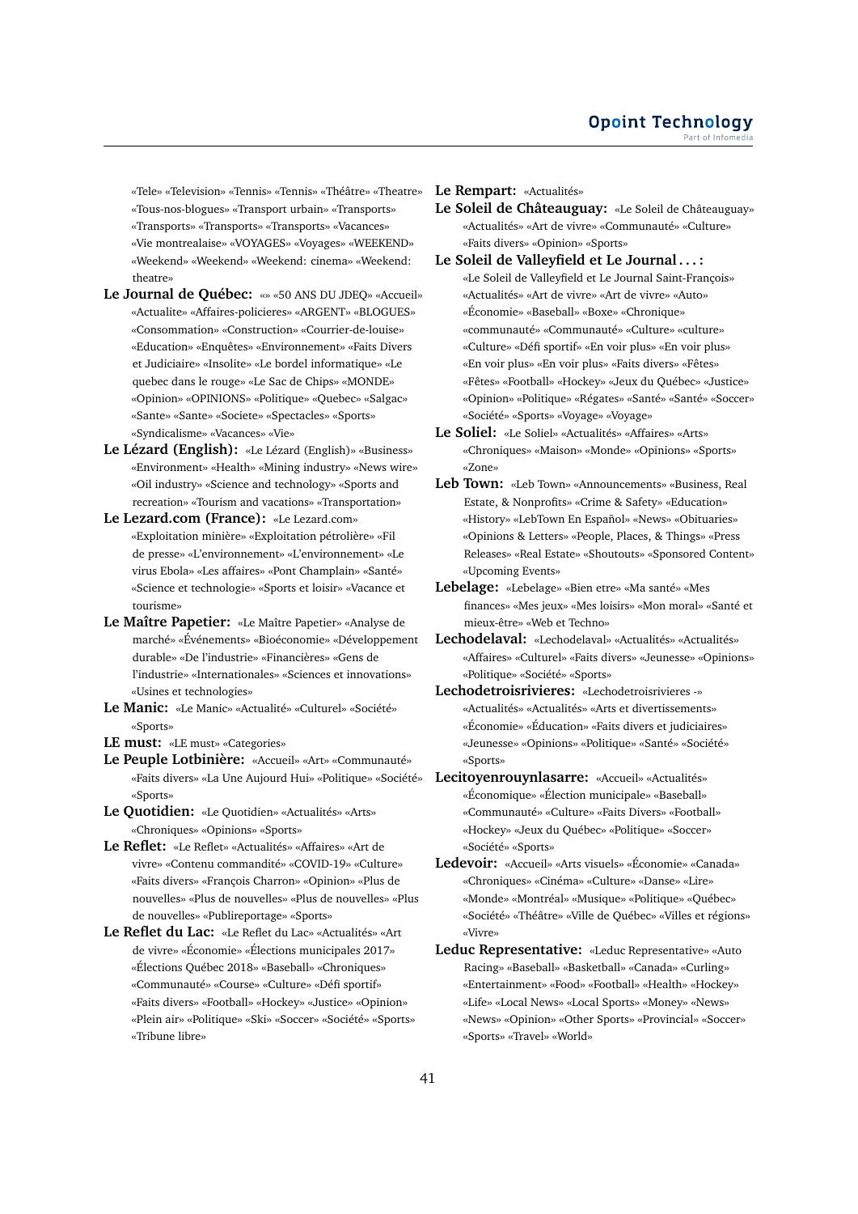«Tele» «Television» «Tennis» «Tennis» «Théâtre» «Theatre» «Tous-nos-blogues» «Transport urbain» «Transports» «Transports» «Transports» «Transports» «Vacances» «Vie montrealaise» «VOYAGES» «Voyages» «WEEKEND» «Weekend» «Weekend» «Weekend: cinema» «Weekend: theatre»

**Le Journal de Québec:** «» «50 ANS DU JDEQ» «Accueil» «Actualite» «Affaires-policieres» «ARGENT» «BLOGUES» «Consommation» «Construction» «Courrier-de-louise» «Education» «Enquêtes» «Environnement» «Faits Divers et Judiciaire» «Insolite» «Le bordel informatique» «Le quebec dans le rouge» «Le Sac de Chips» «MONDE» «Opinion» «OPINIONS» «Politique» «Quebec» «Salgac» «Sante» «Sante» «Societe» «Spectacles» «Sports» «Syndicalisme» «Vacances» «Vie»

**Le Lézard (English):** «Le Lézard (English)» «Business» «Environment» «Health» «Mining industry» «News wire» «Oil industry» «Science and technology» «Sports and recreation» «Tourism and vacations» «Transportation»

**Le Lezard.com (France):** «Le Lezard.com» «Exploitation minière» «Exploitation pétrolière» «Fil de presse» «L'environnement» «L'environnement» «Le virus Ebola» «Les affaires» «Pont Champlain» «Santé» «Science et technologie» «Sports et loisir» «Vacance et tourisme»

**Le Maître Papetier:** «Le Maître Papetier» «Analyse de marché» «Événements» «Bioéconomie» «Développement durable» «De l'industrie» «Financières» «Gens de l'industrie» «Internationales» «Sciences et innovations» «Usines et technologies»

**Le Manic:** «Le Manic» «Actualité» «Culturel» «Société» «Sports»

**LE must:** «LE must» «Categories»

**Le Peuple Lotbinière:** «Accueil» «Art» «Communauté» «Faits divers» «La Une Aujourd Hui» «Politique» «Société» «Sports»

**Le Quotidien:** «Le Quotidien» «Actualités» «Arts» «Chroniques» «Opinions» «Sports»

**Le Reflet:** «Le Reflet» «Actualités» «Affaires» «Art de vivre» «Contenu commandité» «COVID-19» «Culture» «Faits divers» «François Charron» «Opinion» «Plus de nouvelles» «Plus de nouvelles» «Plus de nouvelles» «Plus de nouvelles» «Publireportage» «Sports»

**Le Reflet du Lac:** «Le Reflet du Lac» «Actualités» «Art de vivre» «Économie» «Élections municipales 2017» «Élections Québec 2018» «Baseball» «Chroniques» «Communauté» «Course» «Culture» «Défi sportif» «Faits divers» «Football» «Hockey» «Justice» «Opinion» «Plein air» «Politique» «Ski» «Soccer» «Société» «Sports» «Tribune libre»

**Le Rempart:** «Actualités»

**Le Soleil de Châteauguay:** «Le Soleil de Châteauguay» «Actualités» «Art de vivre» «Communauté» «Culture» «Faits divers» «Opinion» «Sports»

**Le Soleil de Valleyfield et Le Journal . . . :** «Le Soleil de Valleyfield et Le Journal Saint-François» «Actualités» «Art de vivre» «Art de vivre» «Auto» «Économie» «Baseball» «Boxe» «Chronique» «communauté» «Communauté» «Culture» «culture» «Culture» «Défi sportif» «En voir plus» «En voir plus» «En voir plus» «En voir plus» «Faits divers» «Fêtes» «Fêtes» «Football» «Hockey» «Jeux du Québec» «Justice» «Opinion» «Politique» «Régates» «Santé» «Santé» «Soccer» «Société» «Sports» «Sports» «Voyage» «Voyage»

**Le Soliel:** «Le Soliel» «Actualités» «Affaires» «Arts» «Chroniques» «Maison» «Monde» «Opinions» «Sports» «Zone»

**Leb Town:** «Leb Town» «Announcements» «Business, Real Estate, & Nonprofits» «Crime & Safety» «Education» «History» «LebTown En Español» «News» «Obituaries» «Opinions & Letters» «People, Places, & Things» «Press Releases» «Real Estate» «Shoutouts» «Sponsored Content» «Upcoming Events»

**Lebelage:** «Lebelage» «Bien etre» «Ma santé» «Mes finances» «Mes jeux» «Mes loisirs» «Mon moral» «Santé et mieux-être» «Web et Techno»

**Lechodelaval:** «Lechodelaval» «Actualités» «Actualités» «Affaires» «Culturel» «Faits divers» «Jeunesse» «Opinions» «Politique» «Société» «Sports»

**Lechodetroisrivieres:** «Lechodetroisrivieres -» «Actualités» «Actualités» «Arts et divertissements» «Économie» «Éducation» «Faits divers et judiciaires» «Jeunesse» «Opinions» «Politique» «Santé» «Société» «Sports»

**Lecitoyenrouynlasarre:** «Accueil» «Actualités» «Économique» «Élection municipale» «Baseball» «Communauté» «Culture» «Faits Divers» «Football» «Hockey» «Jeux du Québec» «Politique» «Soccer» «Société» «Sports»

**Ledevoir:** «Accueil» «Arts visuels» «Économie» «Canada» «Chroniques» «Cinéma» «Culture» «Danse» «Lire» «Monde» «Montréal» «Musique» «Politique» «Québec» «Société» «Théâtre» «Ville de Québec» «Villes et régions» «Vivre»

**Leduc Representative:** «Leduc Representative» «Auto Racing» «Baseball» «Basketball» «Canada» «Curling» «Entertainment» «Food» «Football» «Health» «Hockey» «Life» «Local News» «Local Sports» «Money» «News» «News» «Opinion» «Other Sports» «Provincial» «Soccer» «Sports» «Travel» «World»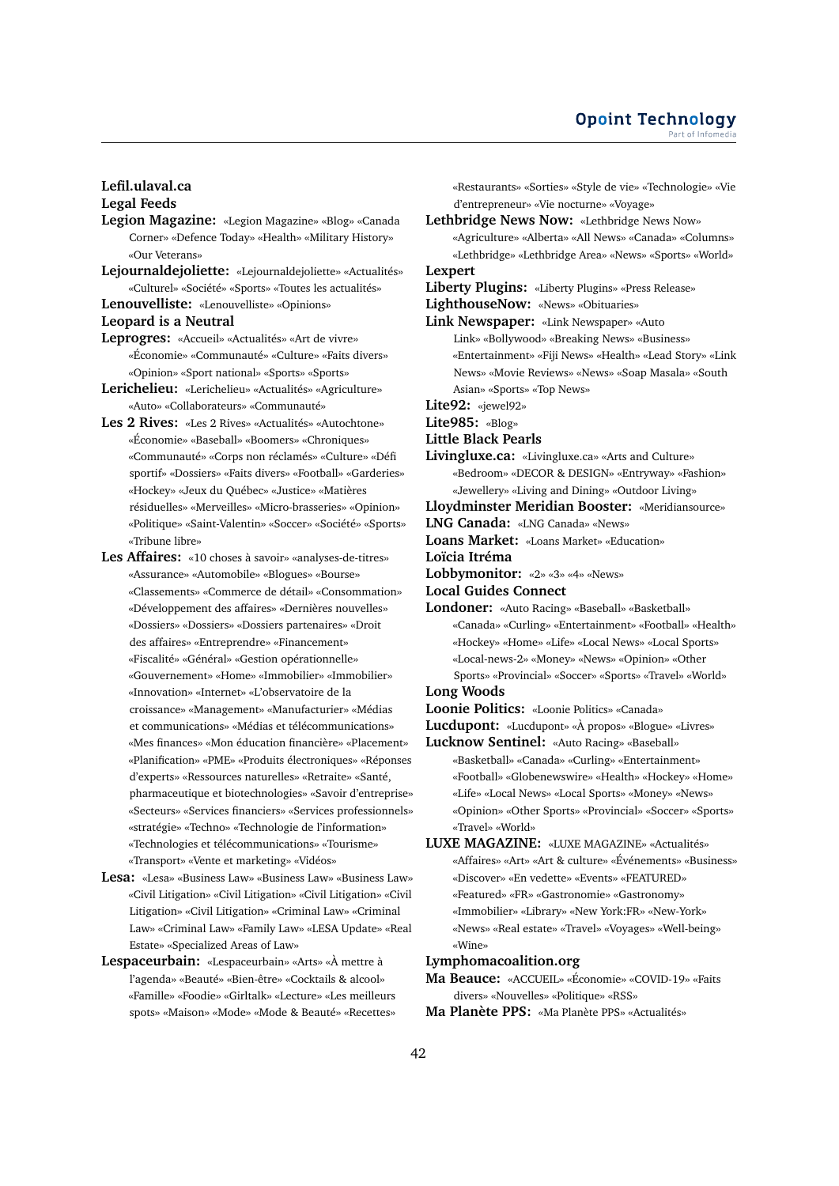**Lefil.ulaval.ca**

**Legal Feeds**

**Legion Magazine:** «Legion Magazine» «Blog» «Canada Corner» «Defence Today» «Health» «Military History» «Our Veterans»

**Lejournaldejoliette:** «Lejournaldejoliette» «Actualités» «Culturel» «Société» «Sports» «Toutes les actualités»

**Lenouvelliste:** «Lenouvelliste» «Opinions»

**Leopard is a Neutral**

**Leprogres:** «Accueil» «Actualités» «Art de vivre» «Économie» «Communauté» «Culture» «Faits divers» «Opinion» «Sport national» «Sports» «Sports»

**Lerichelieu:** «Lerichelieu» «Actualités» «Agriculture» «Auto» «Collaborateurs» «Communauté»

**Les 2 Rives:** «Les 2 Rives» «Actualités» «Autochtone» «Économie» «Baseball» «Boomers» «Chroniques» «Communauté» «Corps non réclamés» «Culture» «Défi sportif» «Dossiers» «Faits divers» «Football» «Garderies» «Hockey» «Jeux du Québec» «Justice» «Matières résiduelles» «Merveilles» «Micro-brasseries» «Opinion» «Politique» «Saint-Valentin» «Soccer» «Société» «Sports» «Tribune libre»

**Les Affaires:** «10 choses à savoir» «analyses-de-titres» «Assurance» «Automobile» «Blogues» «Bourse» «Classements» «Commerce de détail» «Consommation» «Développement des affaires» «Dernières nouvelles» «Dossiers» «Dossiers» «Dossiers partenaires» «Droit des affaires» «Entreprendre» «Financement» «Fiscalité» «Général» «Gestion opérationnelle» «Gouvernement» «Home» «Immobilier» «Immobilier» «Innovation» «Internet» «L'observatoire de la croissance» «Management» «Manufacturier» «Médias et communications» «Médias et télécommunications» «Mes finances» «Mon éducation financière» «Placement» «Planification» «PME» «Produits électroniques» «Réponses d'experts» «Ressources naturelles» «Retraite» «Santé, pharmaceutique et biotechnologies» «Savoir d'entreprise» «Secteurs» «Services financiers» «Services professionnels» «stratégie» «Techno» «Technologie de l'information» «Technologies et télécommunications» «Tourisme» «Transport» «Vente et marketing» «Vidéos»

**Lesa:** «Lesa» «Business Law» «Business Law» «Business Law» «Civil Litigation» «Civil Litigation» «Civil Litigation» «Civil Litigation» «Civil Litigation» «Criminal Law» «Criminal Law» «Criminal Law» «Family Law» «LESA Update» «Real Estate» «Specialized Areas of Law»

**Lespaceurbain:** «Lespaceurbain» «Arts» «À mettre à l'agenda» «Beauté» «Bien-être» «Cocktails & alcool» «Famille» «Foodie» «Girltalk» «Lecture» «Les meilleurs spots» «Maison» «Mode» «Mode & Beauté» «Recettes» «Restaurants» «Sorties» «Style de vie» «Technologie» «Vie d'entrepreneur» «Vie nocturne» «Voyage»

**Lethbridge News Now:** «Lethbridge News Now» «Agriculture» «Alberta» «All News» «Canada» «Columns» «Lethbridge» «Lethbridge Area» «News» «Sports» «World»

**Lexpert**

**Liberty Plugins:** «Liberty Plugins» «Press Release»

**LighthouseNow:** «News» «Obituaries»

**Link Newspaper:** «Link Newspaper» «Auto Link» «Bollywood» «Breaking News» «Business» «Entertainment» «Fiji News» «Health» «Lead Story» «Link News» «Movie Reviews» «News» «Soap Masala» «South Asian» «Sports» «Top News»

**Lite92:** «jewel92»

**Lite985:** «Blog»

**Little Black Pearls**

**Livingluxe.ca:** «Livingluxe.ca» «Arts and Culture» «Bedroom» «DECOR & DESIGN» «Entryway» «Fashion» «Jewellery» «Living and Dining» «Outdoor Living»

**Lloydminster Meridian Booster:** «Meridiansource»

**LNG Canada:** «LNG Canada» «News»

**Loans Market:** «Loans Market» «Education»

**Loïcia Itréma**

**Lobbymonitor:** «2» «3» «4» «News»

**Local Guides Connect**

**Londoner:** «Auto Racing» «Baseball» «Basketball» «Canada» «Curling» «Entertainment» «Football» «Health» «Hockey» «Home» «Life» «Local News» «Local Sports» «Local-news-2» «Money» «News» «Opinion» «Other Sports» «Provincial» «Soccer» «Sports» «Travel» «World»

**Long Woods**

**Loonie Politics:** «Loonie Politics» «Canada»

**Lucdupont:** «Lucdupont» «À propos» «Blogue» «Livres»

**Lucknow Sentinel:** «Auto Racing» «Baseball» «Basketball» «Canada» «Curling» «Entertainment» «Football» «Globenewswire» «Health» «Hockey» «Home» «Life» «Local News» «Local Sports» «Money» «News» «Opinion» «Other Sports» «Provincial» «Soccer» «Sports» «Travel» «World»

**LUXE MAGAZINE:** «LUXE MAGAZINE» «Actualités» «Affaires» «Art» «Art & culture» «Événements» «Business» «Discover» «En vedette» «Events» «FEATURED» «Featured» «FR» «Gastronomie» «Gastronomy» «Immobilier» «Library» «New York:FR» «New-York» «News» «Real estate» «Travel» «Voyages» «Well-being» «Wine»

**Lymphomacoalition.org**

**Ma Beauce:** «ACCUEIL» «Économie» «COVID-19» «Faits divers» «Nouvelles» «Politique» «RSS»

**Ma Planète PPS:** «Ma Planète PPS» «Actualités»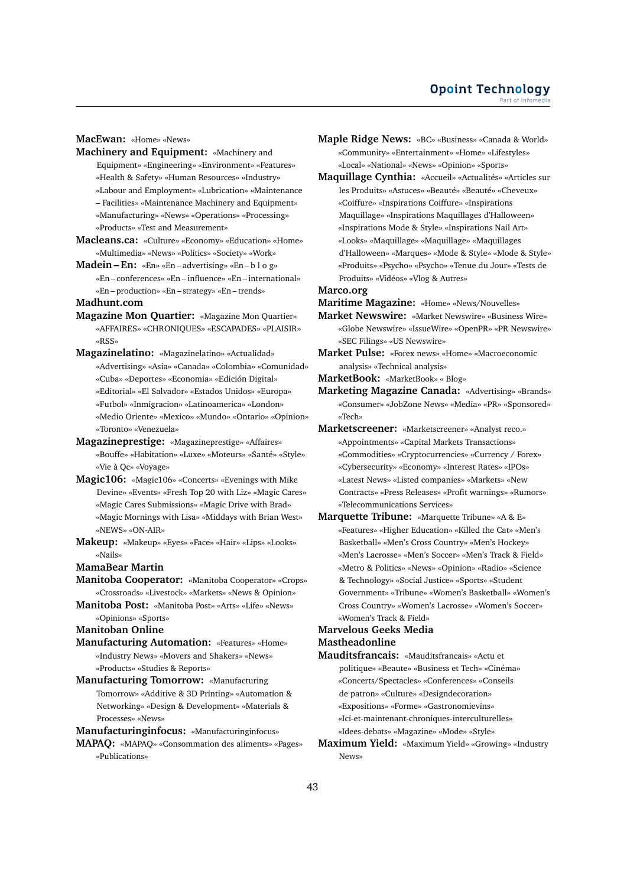**MacEwan:** «Home» «News»

**Machinery and Equipment:** «Machinery and Equipment» «Engineering» «Environment» «Features» «Health & Safety» «Human Resources» «Industry» «Labour and Employment» «Lubrication» «Maintenance – Facilities» «Maintenance Machinery and Equipment» «Manufacturing» «News» «Operations» «Processing» «Products» «Test and Measurement»

**Macleans.ca:** «Culture» «Economy» «Education» «Home» «Multimedia» «News» «Politics» «Society» «Work»

**Madein – En:** «En» «En – advertising» «En – b l o g» «En – conferences» «En – influence» «En – international» «En – production» «En – strategy» «En – trends»

**Madhunt.com**

**Magazine Mon Quartier:** «Magazine Mon Quartier» «AFFAIRES» «CHRONIQUES» «ESCAPADES» «PLAISIR» «RSS»

**Magazinelatino:** «Magazinelatino» «Actualidad» «Advertising» «Asia» «Canada» «Colombia» «Comunidad» «Cuba» «Deportes» «Economia» «Edición Digital» «Editorial» «El Salvador» «Estados Unidos» «Europa» «Futbol» «Inmigracion» «Latinoamerica» «London» «Medio Oriente» «Mexico» «Mundo» «Ontario» «Opinion» «Toronto» «Venezuela»

**Magazineprestige:** «Magazineprestige» «Affaires» «Bouffe» «Habitation» «Luxe» «Moteurs» «Santé» «Style» «Vie à Qc» «Voyage»

**Magic106:** «Magic106» «Concerts» «Evenings with Mike Devine» «Events» «Fresh Top 20 with Liz» «Magic Cares» «Magic Cares Submissions» «Magic Drive with Brad» «Magic Mornings with Lisa» «Middays with Brian West» «NEWS» «ON-AIR»

**Makeup:** «Makeup» «Eyes» «Face» «Hair» «Lips» «Looks» «Nails»

**MamaBear Martin**

**Manitoba Cooperator:** «Manitoba Cooperator» «Crops» «Crossroads» «Livestock» «Markets» «News & Opinion»

**Manitoba Post:** «Manitoba Post» «Arts» «Life» «News» «Opinions» «Sports»

**Manitoban Online**

**Manufacturing Automation:** «Features» «Home» «Industry News» «Movers and Shakers» «News» «Products» «Studies & Reports»

**Manufacturing Tomorrow:** «Manufacturing Tomorrow» «Additive & 3D Printing» «Automation & Networking» «Design & Development» «Materials & Processes» «News»

**Manufacturinginfocus:** «Manufacturinginfocus»

**MAPAQ:** «MAPAQ» «Consommation des aliments» «Pages» «Publications»

**Maple Ridge News:** «BC» «Business» «Canada & World» «Community» «Entertainment» «Home» «Lifestyles» «Local» «National» «News» «Opinion» «Sports»

**Maquillage Cynthia:** «Accueil» «Actualités» «Articles sur les Produits» «Astuces» «Beauté» «Beauté» «Cheveux» «Coiffure» «Inspirations Coiffure» «Inspirations Maquillage» «Inspirations Maquillages d'Halloween» «Inspirations Mode & Style» «Inspirations Nail Art» «Looks» «Maquillage» «Maquillage» «Maquillages d'Halloween» «Marques» «Mode & Style» «Mode & Style» «Produits» «Psycho» «Psycho» «Tenue du Jour» «Tests de Produits» «Vidéos» «Vlog & Autres»

**Marco.org**

**Maritime Magazine:** «Home» «News/Nouvelles»

**Market Newswire:** «Market Newswire» «Business Wire» «Globe Newswire» «IssueWire» «OpenPR» «PR Newswire» «SEC Filings» «US Newswire»

**Market Pulse:** «Forex news» «Home» «Macroeconomic analysis» «Technical analysis»

**MarketBook:** «MarketBook» « Blog»

**Marketing Magazine Canada:** «Advertising» «Brands» «Consumer» «JobZone News» «Media» «PR» «Sponsored» «Tech»

**Marketscreener:** «Marketscreener» «Analyst reco.» «Appointments» «Capital Markets Transactions» «Commodities» «Cryptocurrencies» «Currency / Forex» «Cybersecurity» «Economy» «Interest Rates» «IPOs» «Latest News» «Listed companies» «Markets» «New Contracts» «Press Releases» «Profit warnings» «Rumors» «Telecommunications Services»

**Marquette Tribune:** «Marquette Tribune» «A & E» «Features» «Higher Education» «Killed the Cat» «Men's Basketball» «Men's Cross Country» «Men's Hockey» «Men's Lacrosse» «Men's Soccer» «Men's Track & Field» «Metro & Politics» «News» «Opinion» «Radio» «Science & Technology» «Social Justice» «Sports» «Student Government» «Tribune» «Women's Basketball» «Women's Cross Country» «Women's Lacrosse» «Women's Soccer» «Women's Track & Field»

**Marvelous Geeks Media**

**Mastheadonline**

**Mauditsfrancais:** «Mauditsfrancais» «Actu et politique» «Beaute» «Business et Tech» «Cinéma» «Concerts/Spectacles» «Conferences» «Conseils de patron» «Culture» «Designdecoration» «Expositions» «Forme» «Gastronomievins» «Ici-et-maintenant-chroniques-interculturelles» «Idees-debats» «Magazine» «Mode» «Style»

**Maximum Yield:** «Maximum Yield» «Growing» «Industry News»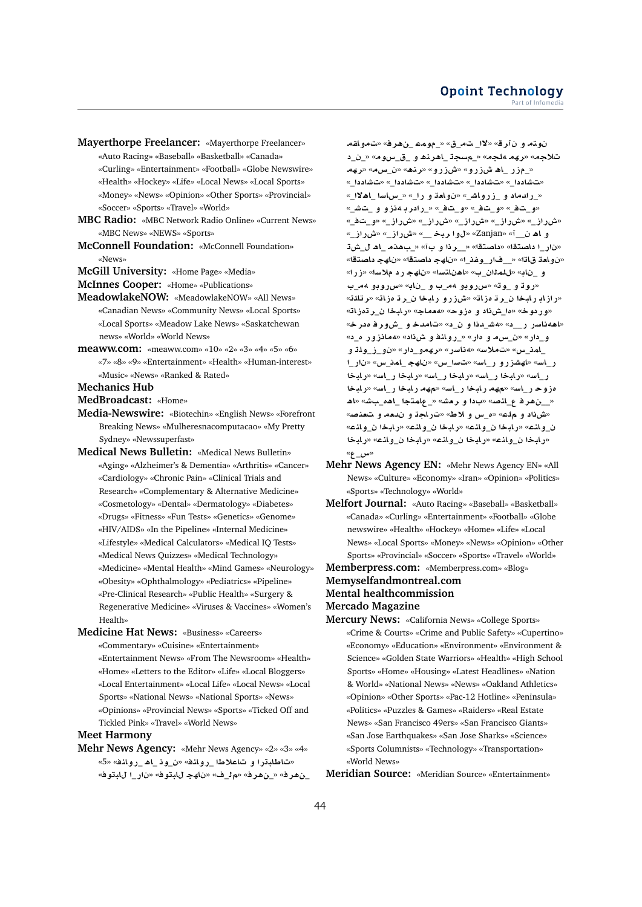**Mayerthorpe Freelancer:** «Mayerthorpe Freelancer» «Auto Racing» «Baseball» «Basketball» «Canada» «Curling» «Entertainment» «Football» «Globe Newswire» «Health» «Hockey» «Life» «Local News» «Local Sports» «Money» «News» «Opinion» «Other Sports» «Provincial» «Soccer» «Sports» «Travel» «World»

**MBC Radio:** «MBC Network Radio Online» «Current News» «MBC News» «NEWS» «Sports»

**McConnell Foundation:** «McConnell Foundation» «News»

**McGill University:** «Home Page» «Media»

**McInnes Cooper:** «Home» «Publications»

**MeadowlakeNOW:** «MeadowlakeNOW» «All News» «Canadian News» «Community News» «Local Sports» «Local Sports» «Meadow Lake News» «Saskatchewan news» «World» «World News»

**meaww.com:** «meaww.com» «10» «2» «3» «4» «5» «6» «7» «8» «9» «Entertainment» «Health» «Human-interest» «Music» «News» «Ranked & Rated»

**Mechanics Hub**

**MedBroadcast:** «Home»

**Media-Newswire:** «Biotechin» «English News» «Forefront Breaking News» «Mulheresnacomputacao» «My Pretty Sydney» «Newssuperfast»

**Medical News Bulletin:** «Medical News Bulletin» «Aging» «Alzheimer's & Dementia» «Arthritis» «Cancer» «Cardiology» «Chronic Pain» «Clinical Trials and Research» «Complementary & Alternative Medicine» «Cosmetology» «Dental» «Dermatology» «Diabetes» «Drugs» «Fitness» «Fun Tests» «Genetics» «Genome» «HIV/AIDS» «In the Pipeline» «Internal Medicine» «Lifestyle» «Medical Calculators» «Medical IQ Tests» «Medical News Quizzes» «Medical Technology» «Medicine» «Mental Health» «Mind Games» «Neurology» «Obesity» «Ophthalmology» «Pediatrics» «Pipeline» «Pre-Clinical Research» «Public Health» «Surgery & Regenerative Medicine» «Viruses & Vaccines» «Women's Health»

**Medicine Hat News:** «Business» «Careers» «Commentary» «Cuisine» «Entertainment» «Entertainment News» «From The Newsroom» «Health» «Home» «Letters to the Editor» «Life» «Local Bloggers» «Local Entertainment» «Local Life» «Local News» «Local Sports» «National News» «National Sports» «News» «Opinions» «Provincial News» «Sports» «Ticked Off and Tickled Pink» «Travel» «World News»

**Meet Harmony**

**Mehr News Agency:** «Mehr News Agency» «2» «3» «4» «5» «فناور_ها_ نو_ن» «فناور_ اطلاعات و ارتباطات» «فوتبال ا_ران» «فوتبال جهان» «ف_لم» «فرهن_» «فرهن_ مقاومت» «فرهن_ عموم_» «ق_مت_اال» «قرآن و متون» «د_ن_» «موس_ق_ و هنرها_ تجسم_» «مجله مهر» «مجلات مهر» «مس_ن» «هنر» «ورزش» «ورزش ها_ رزم_» «_ادداشت» «_ادداشت» «_ادداشت» «_ادداشت» «_االها_ اساس_» «_ار و تعاون» «_شاورز_ و دامدار_» «_شت_ و وزهبردار_» «_فت_و» «_فت_و» «_فت_و» «_فت_و» «_زارش» «_زارش» «_زارش» «_زارش» «_زارش» «_زارش» «_زارش» «__خبر اول» «Zanjan» «آ__ن ها و تشل_ ها_ مذهب_» «آب و اذر__» «اقتصاد» «اقتصاد ا_ران» «اقتصاد جهان» «ا_نفوگراف__» «اتاق تعاون» «راز» «اسلام در جهان» «استانها» «ب_ن_الملل» «بان_ و بمه وبورس» «بان_ و بمه وبورس» «تو_ و تور» «تتاتر» «تازه ترن_ اخبار ورزش» «تازه ترن_ اخبار بازار» «تازه‌ترن_ اخبار» «جامعه» «حوزه و دانش_ها» «خودرو» «عمده فروش_ و خدمات» «د_ن و اند_شه» «د__ رسانهها» «د_ه و روزنامه» «دانش و فناور_» «راده و مس_ن» «راد_و و تلو_ز_ون» «راد_موه_ر» «رسانه» «سلامت» «س_نما_ ا_ران» «س_نما_ جهان» «س_است» «سا_ر ورزشها» «سا_ر اخبار» «سا_ر اخبار» «سا_ر اخبار» «سا_ر اخبار» «سا_ر اخبار» «سا_ر اخبار مهم» «سا_ر اخبار مهم» «سا_ر حوزه ها» «شبه_ها_ اجتماع_» «شعر و ادب» «صنا_ع فرهن__» «صنعت و معدن و تجارت» «طال و س_ه» «علوم و دانش» «عناو_ن اخبار» «عناو_ن اخبار» «عناو_ن اخبار» «عناو_ن اخبار» «عناو_ن اخبار» «عناو_ن اخبار» «ع_س»

**Mehr News Agency EN:** «Mehr News Agency EN» «All News» «Culture» «Economy» «Iran» «Opinion» «Politics» «Sports» «Technology» «World»

**Melfort Journal:** «Auto Racing» «Baseball» «Basketball» «Canada» «Curling» «Entertainment» «Football» «Globe newswire» «Health» «Hockey» «Home» «Life» «Local News» «Local Sports» «Money» «News» «Opinion» «Other Sports» «Provincial» «Soccer» «Sports» «Travel» «World»

**Memberpress.com:** «Memberpress.com» «Blog»

**Memyselfandmontreal.com**

**Mental healthcommission**

**Mercado Magazine**

**Mercury News:** «California News» «College Sports» «Crime & Courts» «Crime and Public Safety» «Cupertino» «Economy» «Education» «Environment» «Environment & Science» «Golden State Warriors» «Health» «High School Sports» «Home» «Housing» «Latest Headlines» «Nation & World» «National News» «News» «Oakland Athletics» «Opinion» «Other Sports» «Pac-12 Hotline» «Peninsula» «Politics» «Puzzles & Games» «Raiders» «Real Estate News» «San Francisco 49ers» «San Francisco Giants» «San Jose Earthquakes» «San Jose Sharks» «Science» «Sports Columnists» «Technology» «Transportation» «World News»

**Meridian Source:** «Meridian Source» «Entertainment»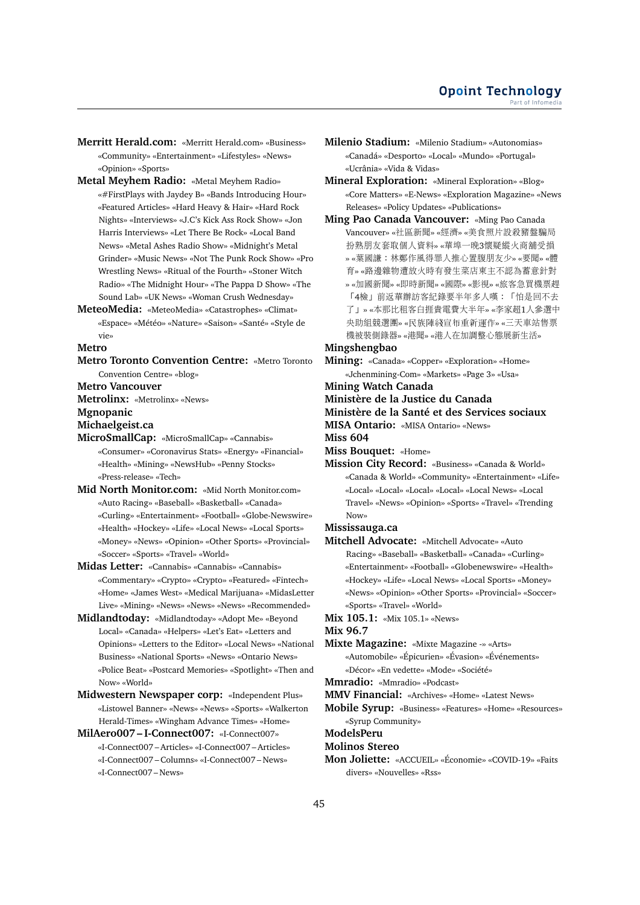**Merritt Herald.com:** «Merritt Herald.com» «Business» «Community» «Entertainment» «Lifestyles» «News» «Opinion» «Sports»

**Metal Meyhem Radio:** «Metal Meyhem Radio» «#FirstPlays with Jaydey B» «Bands Introducing Hour» «Featured Articles» «Hard Heavy & Hair» «Hard Rock Nights» «Interviews» «J.C's Kick Ass Rock Show» «Jon Harris Interviews» «Let There Be Rock» «Local Band News» «Metal Ashes Radio Show» «Midnight's Metal Grinder» «Music News» «Not The Punk Rock Show» «Pro Wrestling News» «Ritual of the Fourth» «Stoner Witch Radio» «The Midnight Hour» «The Pappa D Show» «The Sound Lab» «UK News» «Woman Crush Wednesday»

**MeteoMedia:** «MeteoMedia» «Catastrophes» «Climat» «Espace» «Météo» «Nature» «Saison» «Santé» «Style de vie»

**Metro**

**Metro Toronto Convention Centre:** «Metro Toronto Convention Centre» «blog»

**Metro Vancouver**

**Metrolinx:** «Metrolinx» «News»

**Mgnopanic**

**Michaelgeist.ca**

**MicroSmallCap:** «MicroSmallCap» «Cannabis» «Consumer» «Coronavirus Stats» «Energy» «Financial» «Health» «Mining» «NewsHub» «Penny Stocks» «Press-release» «Tech»

**Mid North Monitor.com:** «Mid North Monitor.com» «Auto Racing» «Baseball» «Basketball» «Canada» «Curling» «Entertainment» «Football» «Globe-Newswire» «Health» «Hockey» «Life» «Local News» «Local Sports» «Money» «News» «Opinion» «Other Sports» «Provincial» «Soccer» «Sports» «Travel» «World»

**Midas Letter:** «Cannabis» «Cannabis» «Cannabis» «Commentary» «Crypto» «Crypto» «Featured» «Fintech» «Home» «James West» «Medical Marijuana» «MidasLetter Live» «Mining» «News» «News» «News» «Recommended»

**Midlandtoday:** «Midlandtoday» «Adopt Me» «Beyond Local» «Canada» «Helpers» «Let's Eat» «Letters and Opinions» «Letters to the Editor» «Local News» «National Business» «National Sports» «News» «Ontario News» «Police Beat» «Postcard Memories» «Spotlight» «Then and Now» «World»

**Midwestern Newspaper corp:** «Independent Plus» «Listowel Banner» «News» «News» «Sports» «Walkerton Herald-Times» «Wingham Advance Times» «Home»

**MilAero007 – I-Connect007:** «I-Connect007» «I-Connect007 – Articles» «I-Connect007 – Articles» «I-Connect007 – Columns» «I-Connect007 – News» «I-Connect007 – News»

**Milenio Stadium:** «Milenio Stadium» «Autonomias» «Canadá» «Desporto» «Local» «Mundo» «Portugal» «Ucrânia» «Vida & Vidas»

**Mineral Exploration:** «Mineral Exploration» «Blog» «Core Matters» «E-News» «Exploration Magazine» «News Releases» «Policy Updates» «Publications»

**Ming Pao Canada Vancouver:** «Ming Pao Canada Vancouver» «社區新聞» «經濟» «美食照片設殺豬盤騙局扮熟朋友套取個人資料» «華埠一晚3懷疑縱火商舖受損» «葉國謙：林鄭作風得罪人推心置腹朋友少» «要聞» «體育» «路邊雜物遭放火時有發生菜店東主不認為蓄意針對» «加國新聞» «即時新聞» «國際» «影視» «旅客急買機票趕「4檢」前返華辦訪客紀錄要半年多人嘆：「怕是回不去了」» «本那比租客白捱貴電費大半年» «李家超1人參選中央助組競選團» «民族陣綫宣布重新運作» «三天車站售票機被裝側錄器» «港聞» «港人在加調整心態展新生活»

**Mingshengbao**

**Mining:** «Canada» «Copper» «Exploration» «Home» «Jchenmining-Com» «Markets» «Page 3» «Usa»

**Mining Watch Canada**

**Ministère de la Justice du Canada**

**Ministère de la Santé et des Services sociaux**

**MISA Ontario:** «MISA Ontario» «News»

**Miss 604**

**Miss Bouquet:** «Home»

**Mission City Record:** «Business» «Canada & World» «Canada & World» «Community» «Entertainment» «Life» «Local» «Local» «Local» «Local» «Local News» «Local Travel» «News» «Opinion» «Sports» «Travel» «Trending Now»

**Mississauga.ca**

**Mitchell Advocate:** «Mitchell Advocate» «Auto Racing» «Baseball» «Basketball» «Canada» «Curling» «Entertainment» «Football» «Globenewswire» «Health» «Hockey» «Life» «Local News» «Local Sports» «Money» «News» «Opinion» «Other Sports» «Provincial» «Soccer» «Sports» «Travel» «World»

**Mix 105.1:** «Mix 105.1» «News»

**Mix 96.7**

**Mixte Magazine:** «Mixte Magazine -» «Arts» «Automobile» «Épicurien» «Évasion» «Événements» «Décor» «En vedette» «Mode» «Société»

**Mmradio:** «Mmradio» «Podcast»

**MMV Financial:** «Archives» «Home» «Latest News»

**Mobile Syrup:** «Business» «Features» «Home» «Resources» «Syrup Community»

**ModelsPeru**

**Molinos Stereo**

**Mon Joliette:** «ACCUEIL» «Économie» «COVID-19» «Faits divers» «Nouvelles» «Rss»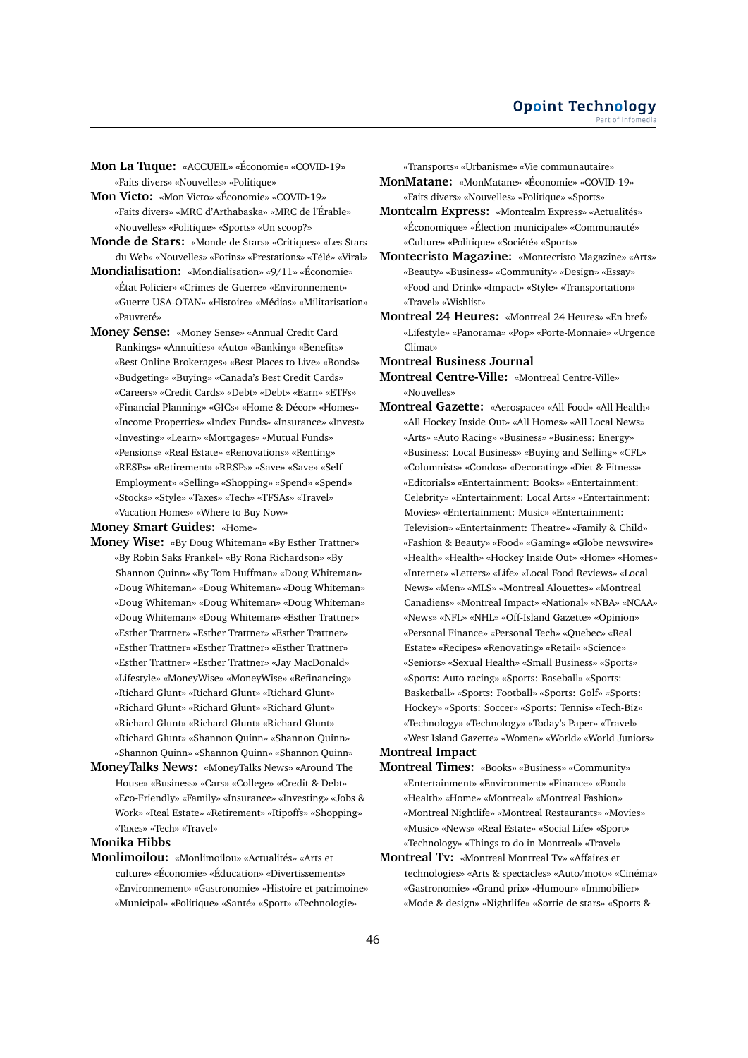**Mon La Tuque:** «ACCUEIL» «Économie» «COVID-19» «Faits divers» «Nouvelles» «Politique»

**Mon Victo:** «Mon Victo» «Économie» «COVID-19» «Faits divers» «MRC d'Arthabaska» «MRC de l'Érable» «Nouvelles» «Politique» «Sports» «Un scoop?»

**Monde de Stars:** «Monde de Stars» «Critiques» «Les Stars du Web» «Nouvelles» «Potins» «Prestations» «Télé» «Viral»

**Mondialisation:** «Mondialisation» «9/11» «Économie» «État Policier» «Crimes de Guerre» «Environnement» «Guerre USA-OTAN» «Histoire» «Médias» «Militarisation» «Pauvreté»

**Money Sense:** «Money Sense» «Annual Credit Card Rankings» «Annuities» «Auto» «Banking» «Benefits» «Best Online Brokerages» «Best Places to Live» «Bonds» «Budgeting» «Buying» «Canada's Best Credit Cards» «Careers» «Credit Cards» «Debt» «Debt» «Earn» «ETFs» «Financial Planning» «GICs» «Home & Décor» «Homes» «Income Properties» «Index Funds» «Insurance» «Invest» «Investing» «Learn» «Mortgages» «Mutual Funds» «Pensions» «Real Estate» «Renovations» «Renting» «RESPs» «Retirement» «RRSPs» «Save» «Save» «Self Employment» «Selling» «Shopping» «Spend» «Spend» «Stocks» «Style» «Taxes» «Tech» «TFSAs» «Travel» «Vacation Homes» «Where to Buy Now»

**Money Smart Guides:** «Home»

**Money Wise:** «By Doug Whiteman» «By Esther Trattner» «By Robin Saks Frankel» «By Rona Richardson» «By Shannon Quinn» «By Tom Huffman» «Doug Whiteman» «Doug Whiteman» «Doug Whiteman» «Doug Whiteman» «Doug Whiteman» «Doug Whiteman» «Doug Whiteman» «Doug Whiteman» «Doug Whiteman» «Esther Trattner» «Esther Trattner» «Esther Trattner» «Esther Trattner» «Esther Trattner» «Esther Trattner» «Esther Trattner» «Esther Trattner» «Esther Trattner» «Jay MacDonald» «Lifestyle» «MoneyWise» «MoneyWise» «Refinancing» «Richard Glunt» «Richard Glunt» «Richard Glunt» «Richard Glunt» «Richard Glunt» «Richard Glunt» «Richard Glunt» «Richard Glunt» «Richard Glunt» «Richard Glunt» «Shannon Quinn» «Shannon Quinn» «Shannon Quinn» «Shannon Quinn» «Shannon Quinn»

**MoneyTalks News:** «MoneyTalks News» «Around The House» «Business» «Cars» «College» «Credit & Debt» «Eco-Friendly» «Family» «Insurance» «Investing» «Jobs & Work» «Real Estate» «Retirement» «Ripoffs» «Shopping» «Taxes» «Tech» «Travel»

**Monika Hibbs**

**Monlimoilou:** «Monlimoilou» «Actualités» «Arts et culture» «Économie» «Éducation» «Divertissements» «Environnement» «Gastronomie» «Histoire et patrimoine» «Municipal» «Politique» «Santé» «Sport» «Technologie» «Transports» «Urbanisme» «Vie communautaire»

**MonMatane:** «MonMatane» «Économie» «COVID-19» «Faits divers» «Nouvelles» «Politique» «Sports»

**Montcalm Express:** «Montcalm Express» «Actualités» «Économique» «Élection municipale» «Communauté» «Culture» «Politique» «Société» «Sports»

**Montecristo Magazine:** «Montecristo Magazine» «Arts» «Beauty» «Business» «Community» «Design» «Essay» «Food and Drink» «Impact» «Style» «Transportation» «Travel» «Wishlist»

**Montreal 24 Heures:** «Montreal 24 Heures» «En bref» «Lifestyle» «Panorama» «Pop» «Porte-Monnaie» «Urgence Climat»

**Montreal Business Journal**

**Montreal Centre-Ville:** «Montreal Centre-Ville» «Nouvelles»

**Montreal Gazette:** «Aerospace» «All Food» «All Health» «All Hockey Inside Out» «All Homes» «All Local News» «Arts» «Auto Racing» «Business» «Business: Energy» «Business: Local Business» «Buying and Selling» «CFL» «Columnists» «Condos» «Decorating» «Diet & Fitness» «Editorials» «Entertainment: Books» «Entertainment: Celebrity» «Entertainment: Local Arts» «Entertainment: Movies» «Entertainment: Music» «Entertainment: Television» «Entertainment: Theatre» «Family & Child» «Fashion & Beauty» «Food» «Gaming» «Globe newswire» «Health» «Health» «Hockey Inside Out» «Home» «Homes» «Internet» «Letters» «Life» «Local Food Reviews» «Local News» «Men» «MLS» «Montreal Alouettes» «Montreal Canadiens» «Montreal Impact» «National» «NBA» «NCAA» «News» «NFL» «NHL» «Off-Island Gazette» «Opinion» «Personal Finance» «Personal Tech» «Quebec» «Real Estate» «Recipes» «Renovating» «Retail» «Science» «Seniors» «Sexual Health» «Small Business» «Sports» «Sports: Auto racing» «Sports: Baseball» «Sports: Basketball» «Sports: Football» «Sports: Golf» «Sports: Hockey» «Sports: Soccer» «Sports: Tennis» «Tech-Biz» «Technology» «Technology» «Today's Paper» «Travel» «West Island Gazette» «Women» «World» «World Juniors»

**Montreal Impact**

**Montreal Times:** «Books» «Business» «Community» «Entertainment» «Environment» «Finance» «Food» «Health» «Home» «Montreal» «Montreal Fashion» «Montreal Nightlife» «Montreal Restaurants» «Movies» «Music» «News» «Real Estate» «Social Life» «Sport» «Technology» «Things to do in Montreal» «Travel»

**Montreal Tv:** «Montreal Montreal Tv» «Affaires et technologies» «Arts & spectacles» «Auto/moto» «Cinéma» «Gastronomie» «Grand prix» «Humour» «Immobilier» «Mode & design» «Nightlife» «Sortie de stars» «Sports &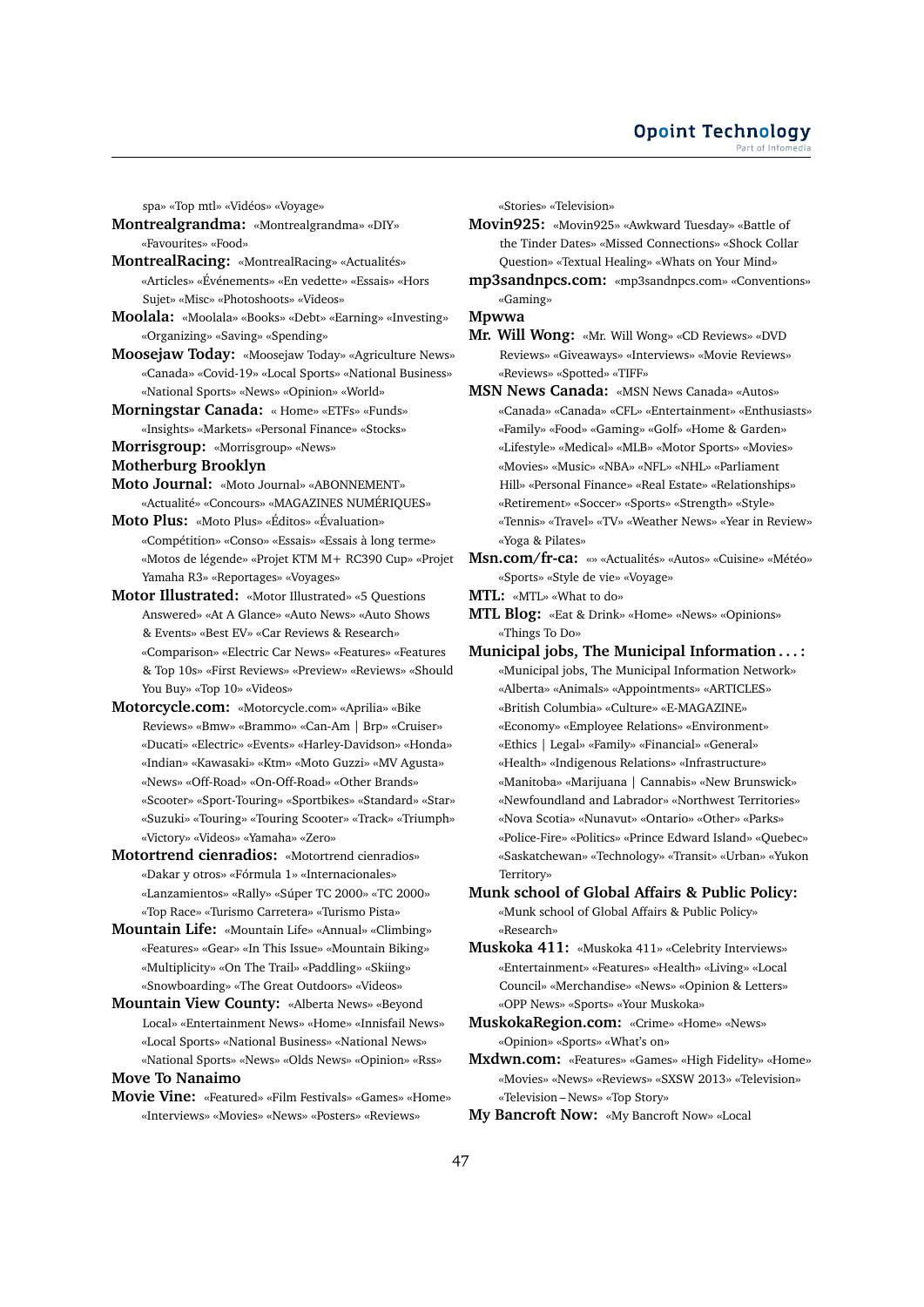spa» «Top mtl» «Vidéos» «Voyage»

**Montrealgrandma:** «Montrealgrandma» «DIY» «Favourites» «Food»

**MontrealRacing:** «MontrealRacing» «Actualités» «Articles» «Événements» «En vedette» «Essais» «Hors Sujet» «Misc» «Photoshoots» «Videos»

**Moolala:** «Moolala» «Books» «Debt» «Earning» «Investing» «Organizing» «Saving» «Spending»

**Moosejaw Today:** «Moosejaw Today» «Agriculture News» «Canada» «Covid-19» «Local Sports» «National Business» «National Sports» «News» «Opinion» «World»

**Morningstar Canada:** « Home» «ETFs» «Funds» «Insights» «Markets» «Personal Finance» «Stocks»

**Morrisgroup:** «Morrisgroup» «News»

**Motherburg Brooklyn**

**Moto Journal:** «Moto Journal» «ABONNEMENT» «Actualité» «Concours» «MAGAZINES NUMÉRIQUES»

**Moto Plus:** «Moto Plus» «Éditos» «Évaluation» «Compétition» «Conso» «Essais» «Essais à long terme» «Motos de légende» «Projet KTM M+ RC390 Cup» «Projet Yamaha R3» «Reportages» «Voyages»

**Motor Illustrated:** «Motor Illustrated» «5 Questions Answered» «At A Glance» «Auto News» «Auto Shows & Events» «Best EV» «Car Reviews & Research» «Comparison» «Electric Car News» «Features» «Features & Top 10s» «First Reviews» «Preview» «Reviews» «Should You Buy» «Top 10» «Videos»

**Motorcycle.com:** «Motorcycle.com» «Aprilia» «Bike Reviews» «Bmw» «Brammo» «Can-Am | Brp» «Cruiser» «Ducati» «Electric» «Events» «Harley-Davidson» «Honda» «Indian» «Kawasaki» «Ktm» «Moto Guzzi» «MV Agusta» «News» «Off-Road» «On-Off-Road» «Other Brands» «Scooter» «Sport-Touring» «Sportbikes» «Standard» «Star» «Suzuki» «Touring» «Touring Scooter» «Track» «Triumph» «Victory» «Videos» «Yamaha» «Zero»

**Motortrend cienradios:** «Motortrend cienradios» «Dakar y otros» «Fórmula 1» «Internacionales» «Lanzamientos» «Rally» «Súper TC 2000» «TC 2000» «Top Race» «Turismo Carretera» «Turismo Pista»

**Mountain Life:** «Mountain Life» «Annual» «Climbing» «Features» «Gear» «In This Issue» «Mountain Biking» «Multiplicity» «On The Trail» «Paddling» «Skiing» «Snowboarding» «The Great Outdoors» «Videos»

**Mountain View County:** «Alberta News» «Beyond Local» «Entertainment News» «Home» «Innisfail News» «Local Sports» «National Business» «National News» «National Sports» «News» «Olds News» «Opinion» «Rss»

**Move To Nanaimo**

**Movie Vine:** «Featured» «Film Festivals» «Games» «Home» «Interviews» «Movies» «News» «Posters» «Reviews» «Stories» «Television»

**Movin925:** «Movin925» «Awkward Tuesday» «Battle of the Tinder Dates» «Missed Connections» «Shock Collar Question» «Textual Healing» «Whats on Your Mind»

**mp3sandnpcs.com:** «mp3sandnpcs.com» «Conventions» «Gaming»

**Mpwwa**

**Mr. Will Wong:** «Mr. Will Wong» «CD Reviews» «DVD Reviews» «Giveaways» «Interviews» «Movie Reviews» «Reviews» «Spotted» «TIFF»

**MSN News Canada:** «MSN News Canada» «Autos» «Canada» «Canada» «CFL» «Entertainment» «Enthusiasts» «Family» «Food» «Gaming» «Golf» «Home & Garden» «Lifestyle» «Medical» «MLB» «Motor Sports» «Movies» «Movies» «Music» «NBA» «NFL» «NHL» «Parliament Hill» «Personal Finance» «Real Estate» «Relationships» «Retirement» «Soccer» «Sports» «Strength» «Style» «Tennis» «Travel» «TV» «Weather News» «Year in Review» «Yoga & Pilates»

**Msn.com/fr-ca:** «» «Actualités» «Autos» «Cuisine» «Météo» «Sports» «Style de vie» «Voyage»

**MTL:** «MTL» «What to do»

**MTL Blog:** «Eat & Drink» «Home» «News» «Opinions» «Things To Do»

**Municipal jobs, The Municipal Information . . . :** «Municipal jobs, The Municipal Information Network» «Alberta» «Animals» «Appointments» «ARTICLES» «British Columbia» «Culture» «E-MAGAZINE» «Economy» «Employee Relations» «Environment» «Ethics | Legal» «Family» «Financial» «General» «Health» «Indigenous Relations» «Infrastructure» «Manitoba» «Marijuana | Cannabis» «New Brunswick» «Newfoundland and Labrador» «Northwest Territories» «Nova Scotia» «Nunavut» «Ontario» «Other» «Parks» «Police-Fire» «Politics» «Prince Edward Island» «Quebec» «Saskatchewan» «Technology» «Transit» «Urban» «Yukon Territory»

**Munk school of Global Affairs & Public Policy:** «Munk school of Global Affairs & Public Policy» «Research»

**Muskoka 411:** «Muskoka 411» «Celebrity Interviews» «Entertainment» «Features» «Health» «Living» «Local Council» «Merchandise» «News» «Opinion & Letters» «OPP News» «Sports» «Your Muskoka»

**MuskokaRegion.com:** «Crime» «Home» «News» «Opinion» «Sports» «What's on»

**Mxdwn.com:** «Features» «Games» «High Fidelity» «Home» «Movies» «News» «Reviews» «SXSW 2013» «Television» «Television – News» «Top Story»

**My Bancroft Now:** «My Bancroft Now» «Local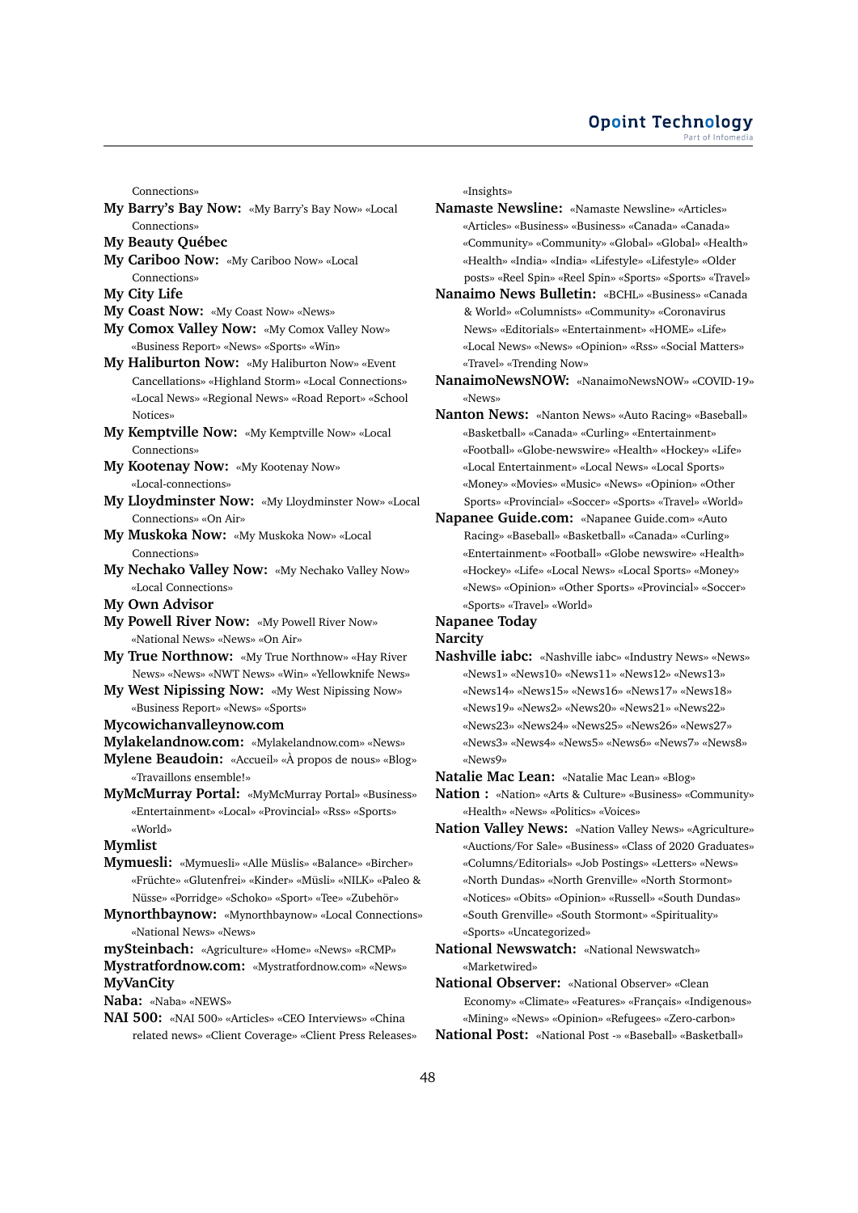Connections»

**My Barry's Bay Now:** «My Barry's Bay Now» «Local Connections»

**My Beauty Québec**

**My Cariboo Now:** «My Cariboo Now» «Local Connections»

**My City Life**

**My Coast Now:** «My Coast Now» «News»

**My Comox Valley Now:** «My Comox Valley Now» «Business Report» «News» «Sports» «Win»

**My Haliburton Now:** «My Haliburton Now» «Event Cancellations» «Highland Storm» «Local Connections» «Local News» «Regional News» «Road Report» «School Notices»

**My Kemptville Now:** «My Kemptville Now» «Local Connections»

**My Kootenay Now:** «My Kootenay Now» «Local-connections»

**My Lloydminster Now:** «My Lloydminster Now» «Local Connections» «On Air»

**My Muskoka Now:** «My Muskoka Now» «Local Connections»

**My Nechako Valley Now:** «My Nechako Valley Now» «Local Connections»

**My Own Advisor**

**My Powell River Now:** «My Powell River Now» «National News» «News» «On Air»

**My True Northnow:** «My True Northnow» «Hay River News» «News» «NWT News» «Win» «Yellowknife News»

**My West Nipissing Now:** «My West Nipissing Now» «Business Report» «News» «Sports»

**Mycowichanvalleynow.com**

**Mylakelandnow.com:** «Mylakelandnow.com» «News»

**Mylene Beaudoin:** «Accueil» «À propos de nous» «Blog» «Travaillons ensemble!»

**MyMcMurray Portal:** «MyMcMurray Portal» «Business» «Entertainment» «Local» «Provincial» «Rss» «Sports» «World»

**Mymlist**

**Mymuesli:** «Mymuesli» «Alle Müslis» «Balance» «Bircher» «Früchte» «Glutenfrei» «Kinder» «Müsli» «NILK» «Paleo & Nüsse» «Porridge» «Schoko» «Sport» «Tee» «Zubehör»

**Mynorthbaynow:** «Mynorthbaynow» «Local Connections» «National News» «News»

**mySteinbach:** «Agriculture» «Home» «News» «RCMP»

**Mystratfordnow.com:** «Mystratfordnow.com» «News»

**MyVanCity**

**Naba:** «Naba» «NEWS»

**NAI 500:** «NAI 500» «Articles» «CEO Interviews» «China related news» «Client Coverage» «Client Press Releases» «Insights»

**Namaste Newsline:** «Namaste Newsline» «Articles» «Articles» «Business» «Business» «Canada» «Canada» «Community» «Community» «Global» «Global» «Health» «Health» «India» «India» «Lifestyle» «Lifestyle» «Older posts» «Reel Spin» «Reel Spin» «Sports» «Sports» «Travel»

**Nanaimo News Bulletin:** «BCHL» «Business» «Canada & World» «Columnists» «Community» «Coronavirus News» «Editorials» «Entertainment» «HOME» «Life» «Local News» «News» «Opinion» «Rss» «Social Matters» «Travel» «Trending Now»

**NanaimoNewsNOW:** «NanaimoNewsNOW» «COVID-19» «News»

**Nanton News:** «Nanton News» «Auto Racing» «Baseball» «Basketball» «Canada» «Curling» «Entertainment» «Football» «Globe-newswire» «Health» «Hockey» «Life» «Local Entertainment» «Local News» «Local Sports» «Money» «Movies» «Music» «News» «Opinion» «Other Sports» «Provincial» «Soccer» «Sports» «Travel» «World»

**Napanee Guide.com:** «Napanee Guide.com» «Auto Racing» «Baseball» «Basketball» «Canada» «Curling» «Entertainment» «Football» «Globe newswire» «Health» «Hockey» «Life» «Local News» «Local Sports» «Money» «News» «Opinion» «Other Sports» «Provincial» «Soccer» «Sports» «Travel» «World»

**Napanee Today**

**Narcity**

**Nashville iabc:** «Nashville iabc» «Industry News» «News» «News1» «News10» «News11» «News12» «News13» «News14» «News15» «News16» «News17» «News18» «News19» «News2» «News20» «News21» «News22» «News23» «News24» «News25» «News26» «News27» «News3» «News4» «News5» «News6» «News7» «News8» «News9»

**Natalie Mac Lean:** «Natalie Mac Lean» «Blog»

**Nation :** «Nation» «Arts & Culture» «Business» «Community» «Health» «News» «Politics» «Voices»

**Nation Valley News:** «Nation Valley News» «Agriculture» «Auctions/For Sale» «Business» «Class of 2020 Graduates» «Columns/Editorials» «Job Postings» «Letters» «News» «North Dundas» «North Grenville» «North Stormont» «Notices» «Obits» «Opinion» «Russell» «South Dundas» «South Grenville» «South Stormont» «Spirituality» «Sports» «Uncategorized»

**National Newswatch:** «National Newswatch» «Marketwired»

**National Observer:** «National Observer» «Clean Economy» «Climate» «Features» «Français» «Indigenous» «Mining» «News» «Opinion» «Refugees» «Zero-carbon»

**National Post:** «National Post -» «Baseball» «Basketball»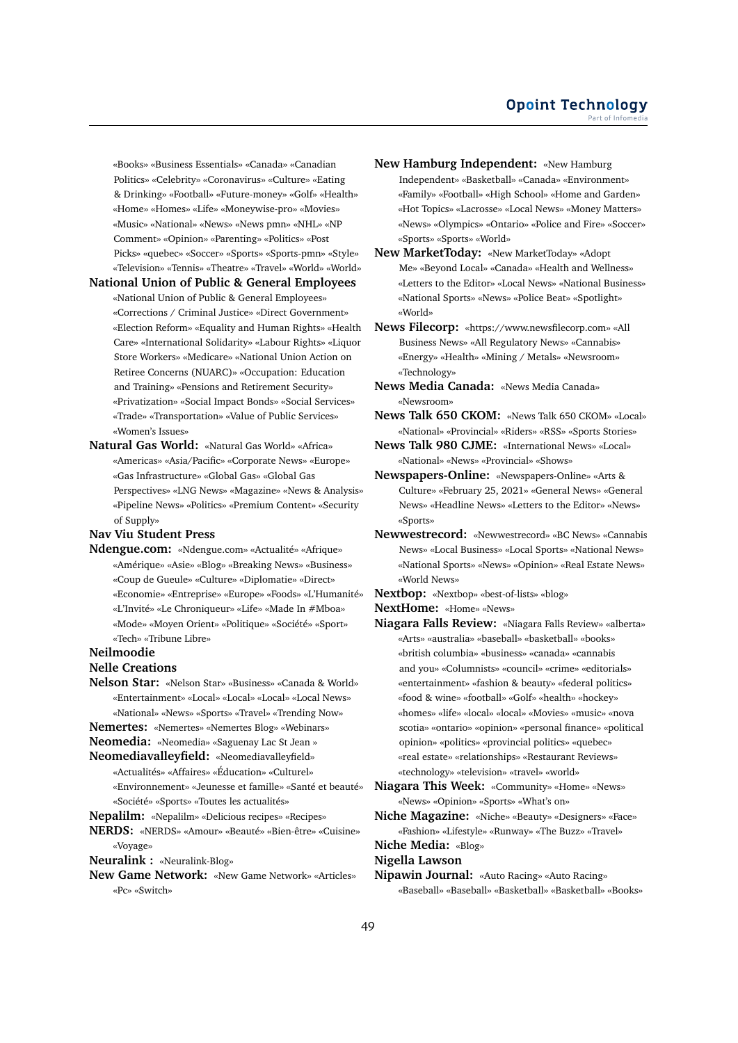«Books» «Business Essentials» «Canada» «Canadian Politics» «Celebrity» «Coronavirus» «Culture» «Eating & Drinking» «Football» «Future-money» «Golf» «Health» «Home» «Homes» «Life» «Moneywise-pro» «Movies» «Music» «National» «News» «News pmn» «NHL» «NP Comment» «Opinion» «Parenting» «Politics» «Post Picks» «quebec» «Soccer» «Sports» «Sports-pmn» «Style» «Television» «Tennis» «Theatre» «Travel» «World» «World»

**National Union of Public & General Employees** «National Union of Public & General Employees» «Corrections / Criminal Justice» «Direct Government» «Election Reform» «Equality and Human Rights» «Health Care» «International Solidarity» «Labour Rights» «Liquor Store Workers» «Medicare» «National Union on Retiree Concerns (NUARC)» «Occupation: Education and Training» «Pensions and Retirement Security» «Privatization» «Social Impact Bonds» «Social Services» «Trade» «Transportation» «Value of Public Services» «Women's Issues»

**Natural Gas World:** «Natural Gas World» «Africa» «Americas» «Asia/Pacific» «Corporate News» «Europe» «Gas Infrastructure» «Global Gas» «Global Gas Perspectives» «LNG News» «Magazine» «News & Analysis» «Pipeline News» «Politics» «Premium Content» «Security of Supply»

**Nav Viu Student Press**

**Ndengue.com:** «Ndengue.com» «Actualité» «Afrique» «Amérique» «Asie» «Blog» «Breaking News» «Business» «Coup de Gueule» «Culture» «Diplomatie» «Direct» «Economie» «Entreprise» «Europe» «Foods» «L'Humanité» «L'Invité» «Le Chroniqueur» «Life» «Made In #Mboa» «Mode» «Moyen Orient» «Politique» «Société» «Sport» «Tech» «Tribune Libre»

**Neilmoodie**

**Nelle Creations**

**Nelson Star:** «Nelson Star» «Business» «Canada & World» «Entertainment» «Local» «Local» «Local» «Local News» «National» «News» «Sports» «Travel» «Trending Now»

**Nemertes:** «Nemertes» «Nemertes Blog» «Webinars»

**Neomedia:** «Neomedia» «Saguenay Lac St Jean »

**Neomediavalleyfield:** «Neomediavalleyfield» «Actualités» «Affaires» «Éducation» «Culturel» «Environnement» «Jeunesse et famille» «Santé et beauté» «Société» «Sports» «Toutes les actualités»

**Nepalilm:** «Nepalilm» «Delicious recipes» «Recipes»

**NERDS:** «NERDS» «Amour» «Beauté» «Bien-être» «Cuisine» «Voyage»

**Neuralink :** «Neuralink-Blog»

**New Game Network:** «New Game Network» «Articles» «Pc» «Switch»

**New Hamburg Independent:** «New Hamburg Independent» «Basketball» «Canada» «Environment» «Family» «Football» «High School» «Home and Garden» «Hot Topics» «Lacrosse» «Local News» «Money Matters» «News» «Olympics» «Ontario» «Police and Fire» «Soccer» «Sports» «Sports» «World»

**New MarketToday:** «New MarketToday» «Adopt Me» «Beyond Local» «Canada» «Health and Wellness» «Letters to the Editor» «Local News» «National Business» «National Sports» «News» «Police Beat» «Spotlight» «World»

**News Filecorp:** «https://www.newsfilecorp.com» «All Business News» «All Regulatory News» «Cannabis» «Energy» «Health» «Mining / Metals» «Newsroom» «Technology»

**News Media Canada:** «News Media Canada» «Newsroom»

**News Talk 650 CKOM:** «News Talk 650 CKOM» «Local» «National» «Provincial» «Riders» «RSS» «Sports Stories»

**News Talk 980 CJME:** «International News» «Local» «National» «News» «Provincial» «Shows»

**Newspapers-Online:** «Newspapers-Online» «Arts & Culture» «February 25, 2021» «General News» «General News» «Headline News» «Letters to the Editor» «News» «Sports»

**Newwestrecord:** «Newwestrecord» «BC News» «Cannabis News» «Local Business» «Local Sports» «National News» «National Sports» «News» «Opinion» «Real Estate News» «World News»

**Nextbop:** «Nextbop» «best-of-lists» «blog»

**NextHome:** «Home» «News»

**Niagara Falls Review:** «Niagara Falls Review» «alberta» «Arts» «australia» «baseball» «basketball» «books» «british columbia» «business» «canada» «cannabis and you» «Columnists» «council» «crime» «editorials» «entertainment» «fashion & beauty» «federal politics» «food & wine» «football» «Golf» «health» «hockey» «homes» «life» «local» «local» «Movies» «music» «nova scotia» «ontario» «opinion» «personal finance» «political opinion» «politics» «provincial politics» «quebec» «real estate» «relationships» «Restaurant Reviews» «technology» «television» «travel» «world»

**Niagara This Week:** «Community» «Home» «News» «News» «Opinion» «Sports» «What's on»

**Niche Magazine:** «Niche» «Beauty» «Designers» «Face» «Fashion» «Lifestyle» «Runway» «The Buzz» «Travel»

**Niche Media:** «Blog»

**Nigella Lawson**

**Nipawin Journal:** «Auto Racing» «Auto Racing» «Baseball» «Baseball» «Basketball» «Basketball» «Books»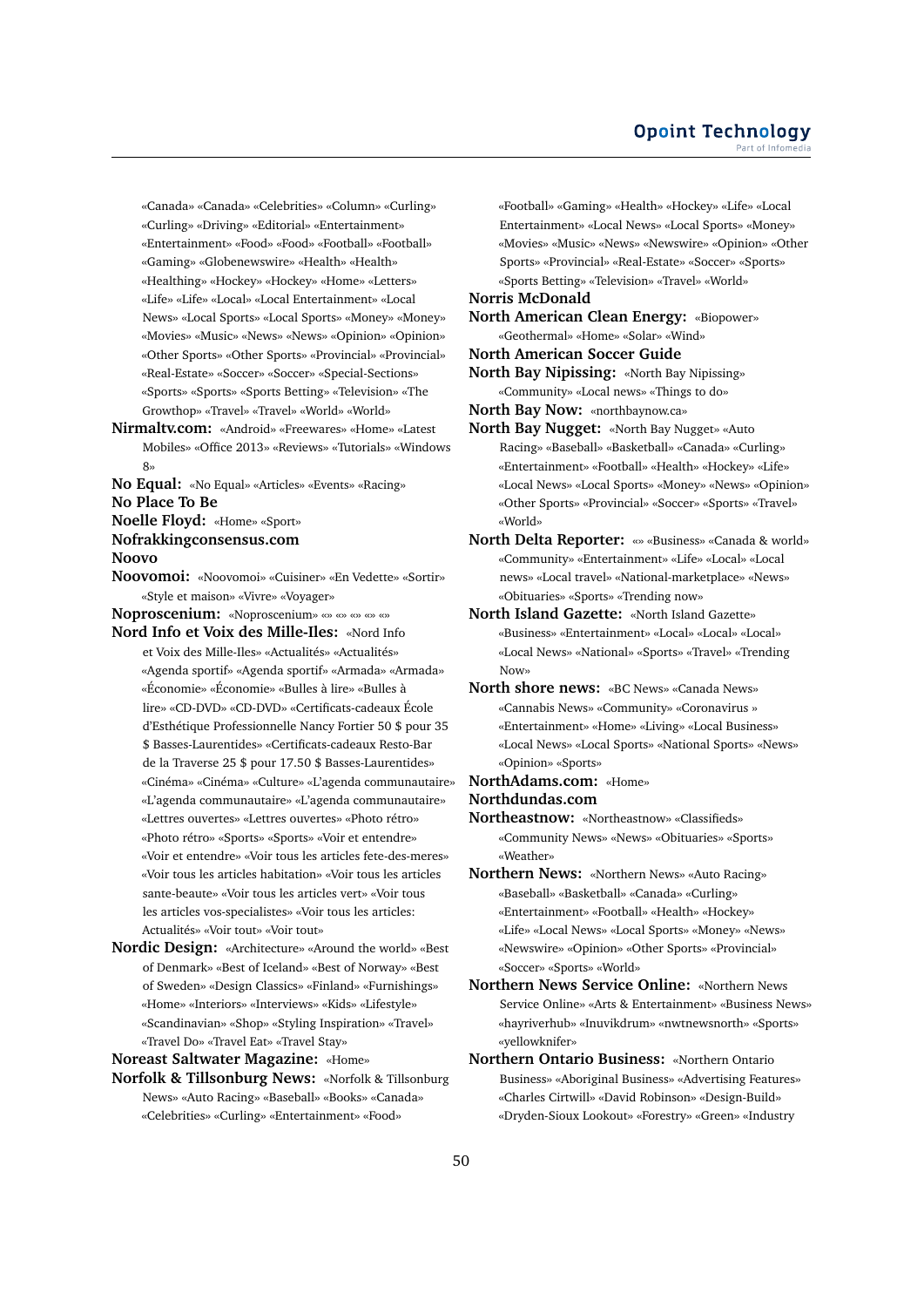«Canada» «Canada» «Celebrities» «Column» «Curling» «Curling» «Driving» «Editorial» «Entertainment» «Entertainment» «Food» «Food» «Football» «Football» «Gaming» «Globenewswire» «Health» «Health» «Healthing» «Hockey» «Hockey» «Home» «Letters» «Life» «Life» «Local» «Local Entertainment» «Local News» «Local Sports» «Local Sports» «Money» «Money» «Movies» «Music» «News» «News» «Opinion» «Opinion» «Other Sports» «Other Sports» «Provincial» «Provincial» «Real-Estate» «Soccer» «Soccer» «Special-Sections» «Sports» «Sports» «Sports Betting» «Television» «The Growthop» «Travel» «Travel» «World» «World»

**Nirmaltv.com:** «Android» «Freewares» «Home» «Latest Mobiles» «Office 2013» «Reviews» «Tutorials» «Windows 8»

**No Equal:** «No Equal» «Articles» «Events» «Racing»

**No Place To Be**

**Noelle Floyd:** «Home» «Sport»

**Nofrakkingconsensus.com**

**Noovo**

**Noovomoi:** «Noovomoi» «Cuisiner» «En Vedette» «Sortir» «Style et maison» «Vivre» «Voyager»

**Noproscenium:** «Noproscenium» «» «» «» «» «»

**Nord Info et Voix des Mille-Iles:** «Nord Info et Voix des Mille-Iles» «Actualités» «Actualités» «Agenda sportif» «Agenda sportif» «Armada» «Armada» «Économie» «Économie» «Bulles à lire» «Bulles à lire» «CD-DVD» «CD-DVD» «Certificats-cadeaux École d'Esthétique Professionnelle Nancy Fortier 50 $ pour 35 $ Basses-Laurentides» «Certificats-cadeaux Resto-Bar de la Traverse 25 $ pour 17.50 $ Basses-Laurentides» «Cinéma» «Cinéma» «Culture» «L'agenda communautaire» «L'agenda communautaire» «L'agenda communautaire» «Lettres ouvertes» «Lettres ouvertes» «Photo rétro» «Photo rétro» «Sports» «Sports» «Voir et entendre» «Voir et entendre» «Voir tous les articles fete-des-meres» «Voir tous les articles habitation» «Voir tous les articles sante-beaute» «Voir tous les articles vert» «Voir tous les articles vos-specialistes» «Voir tous les articles: Actualités» «Voir tout» «Voir tout»

**Nordic Design:** «Architecture» «Around the world» «Best of Denmark» «Best of Iceland» «Best of Norway» «Best of Sweden» «Design Classics» «Finland» «Furnishings» «Home» «Interiors» «Interviews» «Kids» «Lifestyle» «Scandinavian» «Shop» «Styling Inspiration» «Travel» «Travel Do» «Travel Eat» «Travel Stay»

**Noreast Saltwater Magazine:** «Home»

**Norfolk & Tillsonburg News:** «Norfolk & Tillsonburg News» «Auto Racing» «Baseball» «Books» «Canada» «Celebrities» «Curling» «Entertainment» «Food» «Football» «Gaming» «Health» «Hockey» «Life» «Local Entertainment» «Local News» «Local Sports» «Money» «Movies» «Music» «News» «Newswire» «Opinion» «Other Sports» «Provincial» «Real-Estate» «Soccer» «Sports» «Sports Betting» «Television» «Travel» «World»

**Norris McDonald**

**North American Clean Energy:** «Biopower» «Geothermal» «Home» «Solar» «Wind»

**North American Soccer Guide**

**North Bay Nipissing:** «North Bay Nipissing» «Community» «Local news» «Things to do»

**North Bay Now:** «northbaynow.ca»

**North Bay Nugget:** «North Bay Nugget» «Auto Racing» «Baseball» «Basketball» «Canada» «Curling» «Entertainment» «Football» «Health» «Hockey» «Life» «Local News» «Local Sports» «Money» «News» «Opinion» «Other Sports» «Provincial» «Soccer» «Sports» «Travel» «World»

**North Delta Reporter:** «» «Business» «Canada & world» «Community» «Entertainment» «Life» «Local» «Local news» «Local travel» «National-marketplace» «News» «Obituaries» «Sports» «Trending now»

**North Island Gazette:** «North Island Gazette» «Business» «Entertainment» «Local» «Local» «Local» «Local News» «National» «Sports» «Travel» «Trending Now»

**North shore news:** «BC News» «Canada News» «Cannabis News» «Community» «Coronavirus » «Entertainment» «Home» «Living» «Local Business» «Local News» «Local Sports» «National Sports» «News» «Opinion» «Sports»

**NorthAdams.com:** «Home»

**Northdundas.com**

**Northeastnow:** «Northeastnow» «Classifieds» «Community News» «News» «Obituaries» «Sports» «Weather»

**Northern News:** «Northern News» «Auto Racing» «Baseball» «Basketball» «Canada» «Curling» «Entertainment» «Football» «Health» «Hockey» «Life» «Local News» «Local Sports» «Money» «News» «Newswire» «Opinion» «Other Sports» «Provincial» «Soccer» «Sports» «World»

**Northern News Service Online:** «Northern News Service Online» «Arts & Entertainment» «Business News» «hayriverhub» «Inuvikdrum» «nwtnewsnorth» «Sports» «yellowknifer»

**Northern Ontario Business:** «Northern Ontario Business» «Aboriginal Business» «Advertising Features» «Charles Cirtwill» «David Robinson» «Design-Build» «Dryden-Sioux Lookout» «Forestry» «Green» «Industry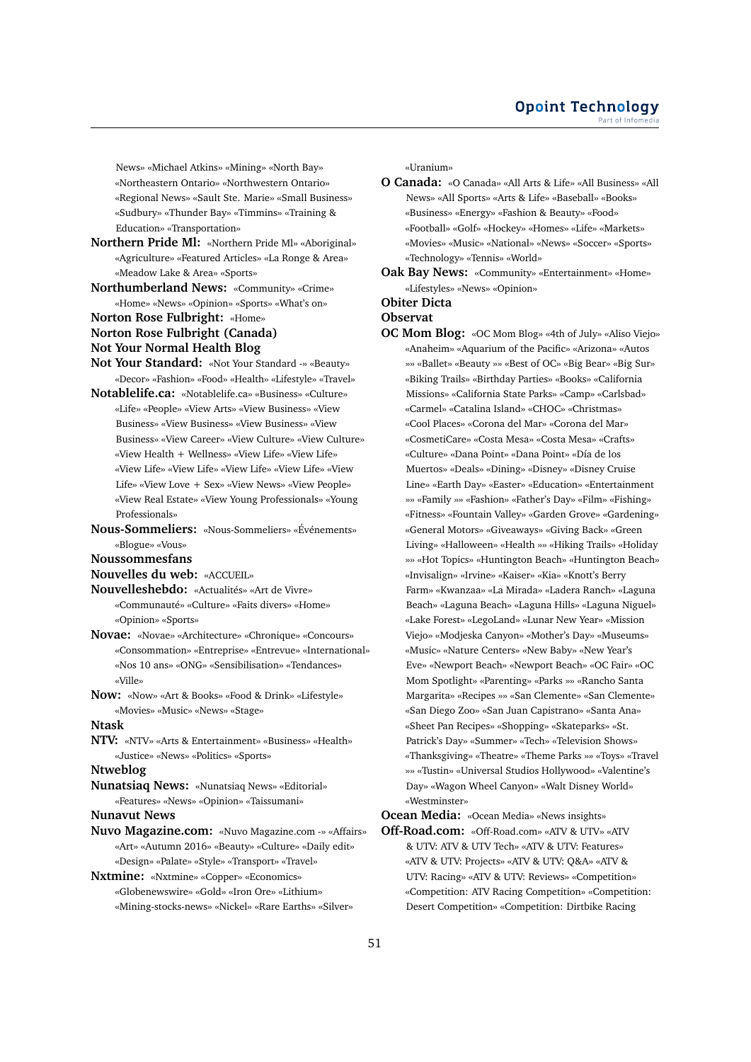News» «Michael Atkins» «Mining» «North Bay» «Northeastern Ontario» «Northwestern Ontario» «Regional News» «Sault Ste. Marie» «Small Business» «Sudbury» «Thunder Bay» «Timmins» «Training & Education» «Transportation»

**Northern Pride Ml:** «Northern Pride Ml» «Aboriginal» «Agriculture» «Featured Articles» «La Ronge & Area» «Meadow Lake & Area» «Sports»

**Northumberland News:** «Community» «Crime» «Home» «News» «Opinion» «Sports» «What's on»

**Norton Rose Fulbright:** «Home»

**Norton Rose Fulbright (Canada)**

**Not Your Normal Health Blog**

**Not Your Standard:** «Not Your Standard -» «Beauty» «Decor» «Fashion» «Food» «Health» «Lifestyle» «Travel»

**Notablelife.ca:** «Notablelife.ca» «Business» «Culture» «Life» «People» «View Arts» «View Business» «View Business» «View Business» «View Business» «View Business» «View Career» «View Culture» «View Culture» «View Health + Wellness» «View Life» «View Life» «View Life» «View Life» «View Life» «View Life» «View Life» «View Love + Sex» «View News» «View People» «View Real Estate» «View Young Professionals» «Young Professionals»

**Nous-Sommeliers:** «Nous-Sommeliers» «Événements» «Blogue» «Vous»

**Noussommesfans**

**Nouvelles du web:** «ACCUEIL»

**Nouvelleshebdo:** «Actualités» «Art de Vivre» «Communauté» «Culture» «Faits divers» «Home» «Opinion» «Sports»

**Novae:** «Novae» «Architecture» «Chronique» «Concours» «Consommation» «Entreprise» «Entrevue» «International» «Nos 10 ans» «ONG» «Sensibilisation» «Tendances» «Ville»

**Now:** «Now» «Art & Books» «Food & Drink» «Lifestyle» «Movies» «Music» «News» «Stage»

**Ntask**

**NTV:** «NTV» «Arts & Entertainment» «Business» «Health» «Justice» «News» «Politics» «Sports»

**Ntweblog**

**Nunatsiaq News:** «Nunatsiaq News» «Editorial» «Features» «News» «Opinion» «Taissumani»

**Nunavut News**

**Nuvo Magazine.com:** «Nuvo Magazine.com -» «Affairs» «Art» «Autumn 2016» «Beauty» «Culture» «Daily edit» «Design» «Palate» «Style» «Transport» «Travel»

**Nxtmine:** «Nxtmine» «Copper» «Economics» «Globenewswire» «Gold» «Iron Ore» «Lithium» «Mining-stocks-news» «Nickel» «Rare Earths» «Silver» «Uranium»

**O Canada:** «O Canada» «All Arts & Life» «All Business» «All News» «All Sports» «Arts & Life» «Baseball» «Books» «Business» «Energy» «Fashion & Beauty» «Food» «Football» «Golf» «Hockey» «Homes» «Life» «Markets» «Movies» «Music» «National» «News» «Soccer» «Sports» «Technology» «Tennis» «World»

**Oak Bay News:** «Community» «Entertainment» «Home» «Lifestyles» «News» «Opinion»

**Obiter Dicta**

**Observat**

**OC Mom Blog:** «OC Mom Blog» «4th of July» «Aliso Viejo» «Anaheim» «Aquarium of the Pacific» «Arizona» «Autos »» «Ballet» «Beauty »» «Best of OC» «Big Bear» «Big Sur» «Biking Trails» «Birthday Parties» «Books» «California Missions» «California State Parks» «Camp» «Carlsbad» «Carmel» «Catalina Island» «CHOC» «Christmas» «Cool Places» «Corona del Mar» «Corona del Mar» «CosmetiCare» «Costa Mesa» «Costa Mesa» «Crafts» «Culture» «Dana Point» «Dana Point» «Día de los Muertos» «Deals» «Dining» «Disney» «Disney Cruise Line» «Earth Day» «Easter» «Education» «Entertainment »» «Family »» «Fashion» «Father's Day» «Film» «Fishing» «Fitness» «Fountain Valley» «Garden Grove» «Gardening» «General Motors» «Giveaways» «Giving Back» «Green Living» «Halloween» «Health »» «Hiking Trails» «Holiday »» «Hot Topics» «Huntington Beach» «Huntington Beach» «Invisalign» «Irvine» «Kaiser» «Kia» «Knott's Berry Farm» «Kwanzaa» «La Mirada» «Ladera Ranch» «Laguna Beach» «Laguna Beach» «Laguna Hills» «Laguna Niguel» «Lake Forest» «LegoLand» «Lunar New Year» «Mission Viejo» «Modjeska Canyon» «Mother's Day» «Museums» «Music» «Nature Centers» «New Baby» «New Year's Eve» «Newport Beach» «Newport Beach» «OC Fair» «OC Mom Spotlight» «Parenting» «Parks »» «Rancho Santa Margarita» «Recipes »» «San Clemente» «San Clemente» «San Diego Zoo» «San Juan Capistrano» «Santa Ana» «Sheet Pan Recipes» «Shopping» «Skateparks» «St. Patrick's Day» «Summer» «Tech» «Television Shows» «Thanksgiving» «Theatre» «Theme Parks »» «Toys» «Travel »» «Tustin» «Universal Studios Hollywood» «Valentine's Day» «Wagon Wheel Canyon» «Walt Disney World» «Westminster»

**Ocean Media:** «Ocean Media» «News insights»

**Off-Road.com:** «Off-Road.com» «ATV & UTV» «ATV & UTV: ATV & UTV Tech» «ATV & UTV: Features» «ATV & UTV: Projects» «ATV & UTV: Q&A» «ATV & UTV: Racing» «ATV & UTV: Reviews» «Competition» «Competition: ATV Racing Competition» «Competition: Desert Competition» «Competition: Dirtbike Racing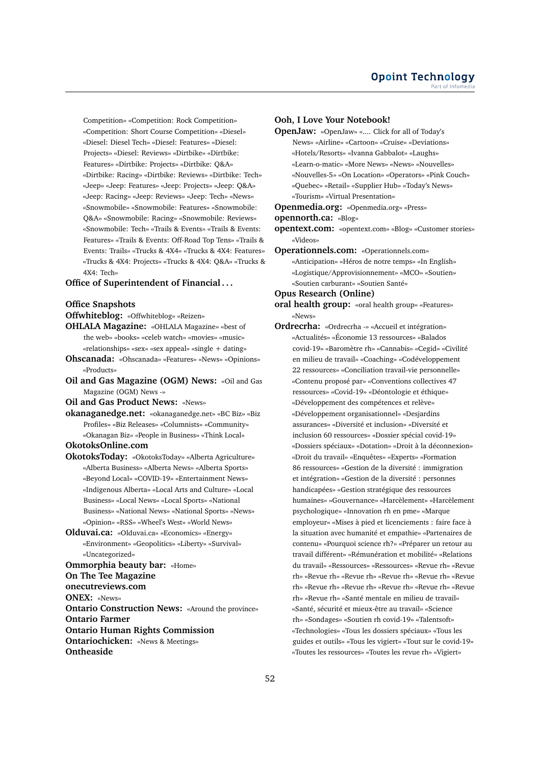Competition» «Competition: Rock Competition» «Competition: Short Course Competition» «Diesel» «Diesel: Diesel Tech» «Diesel: Features» «Diesel: Projects» «Diesel: Reviews» «Dirtbike» «Dirtbike: Features» «Dirtbike: Projects» «Dirtbike: Q&A» «Dirtbike: Racing» «Dirtbike: Reviews» «Dirtbike: Tech» «Jeep» «Jeep: Features» «Jeep: Projects» «Jeep: Q&A» «Jeep: Racing» «Jeep: Reviews» «Jeep: Tech» «News» «Snowmobile» «Snowmobile: Features» «Snowmobile: Q&A» «Snowmobile: Racing» «Snowmobile: Reviews» «Snowmobile: Tech» «Trails & Events» «Trails & Events: Features» «Trails & Events: Off-Road Top Tens» «Trails & Events: Trails» «Trucks & 4X4» «Trucks & 4X4: Features» «Trucks & 4X4: Projects» «Trucks & 4X4: Q&A» «Trucks & 4X4: Tech»

**Office of Superintendent of Financial . . .**

**Office Snapshots**

**Offwhiteblog:** «Offwhiteblog» «Reizen»

**OHLALA Magazine:** «OHLALA Magazine» «best of the web» «books» «celeb watch» «movies» «music» «relationships» «sex» «sex appeal» «single + dating»

**Ohscanada:** «Ohscanada» «Features» «News» «Opinions» «Products»

**Oil and Gas Magazine (OGM) News:** «Oil and Gas Magazine (OGM) News -»

**Oil and Gas Product News:** «News»

**okanaganedge.net:** «okanaganedge.net» «BC Biz» «Biz Profiles» «Biz Releases» «Columnists» «Community» «Okanagan Biz» «People in Business» «Think Local»

**OkotoksOnline.com**

**OkotoksToday:** «OkotoksToday» «Alberta Agriculture» «Alberta Business» «Alberta News» «Alberta Sports» «Beyond Local» «COVID-19» «Entertainment News» «Indigenous Alberta» «Local Arts and Culture» «Local Business» «Local News» «Local Sports» «National Business» «National News» «National Sports» «News» «Opinion» «RSS» «Wheel's West» «World News»

**Olduvai.ca:** «Olduvai.ca» «Economics» «Energy» «Environment» «Geopolitics» «Liberty» «Survival» «Uncategorized»

**Ommorphia beauty bar:** «Home»

**On The Tee Magazine**

**onecutreviews.com**

**ONEX:** «News»

**Ontario Construction News:** «Around the province»

**Ontario Farmer**

**Ontario Human Rights Commission**

**Ontariochicken:** «News & Meetings»

**Ontheaside**

**Ooh, I Love Your Notebook!**

**OpenJaw:** «OpenJaw» «.... Click for all of Today's News» «Airline» «Cartoon» «Cruise» «Deviations» «Hotels/Resorts» «Ivanna Gabbalot» «Laughs» «Learn-o-matic» «More News» «News» «Nouvelles» «Nouvelles-5» «On Location» «Operators» «Pink Couch» «Quebec» «Retail» «Supplier Hub» «Today's News» «Tourism» «Virtual Presentation»

**Openmedia.org:** «Openmedia.org» «Press»

**opennorth.ca:** «Blog»

**opentext.com:** «opentext.com» «Blog» «Customer stories» «Videos»

**Operationnels.com:** «Operationnels.com» «Anticipation» «Héros de notre temps» «In English» «Logistique/Approvisionnement» «MCO» «Soutien» «Soutien carburant» «Soutien Santé»

**Opus Research (Online)**

**oral health group:** «oral health group» «Features» «News»

**Ordrecrha:** «Ordrecrha -» «Accueil et intégration» «Actualités» «Économie 13 ressources» «Balados covid-19» «Baromètre rh» «Cannabis» «Cegid» «Civilité en milieu de travail» «Coaching» «Codéveloppement 22 ressources» «Conciliation travail-vie personnelle» «Contenu proposé par» «Conventions collectives 47 ressources» «Covid-19» «Déontologie et éthique» «Développement des compétences et relève» «Développement organisationnel» «Desjardins assurances» «Diversité et inclusion» «Diversité et inclusion 60 ressources» «Dossier spécial covid-19» «Dossiers spéciaux» «Dotation» «Droit à la déconnexion» «Droit du travail» «Enquêtes» «Experts» «Formation 86 ressources» «Gestion de la diversité : immigration et intégration» «Gestion de la diversité : personnes handicapées» «Gestion stratégique des ressources humaines» «Gouvernance» «Harcèlement» «Harcèlement psychologique» «Innovation rh en pme» «Marque employeur» «Mises à pied et licenciements : faire face à la situation avec humanité et empathie» «Partenaires de contenu» «Pourquoi science rh?» «Préparer un retour au travail différent» «Rémunération et mobilité» «Relations du travail» «Ressources» «Ressources» «Revue rh» «Revue rh» «Revue rh» «Revue rh» «Revue rh» «Revue rh» «Revue rh» «Revue rh» «Revue rh» «Revue rh» «Revue rh» «Revue rh» «Revue rh» «Santé mentale en milieu de travail» «Santé, sécurité et mieux-être au travail» «Science rh» «Sondages» «Soutien rh covid-19» «Talentsoft» «Technologies» «Tous les dossiers spéciaux» «Tous les guides et outils» «Tous les vigiert» «Tout sur le covid-19» «Toutes les ressources» «Toutes les revue rh» «Vigiert»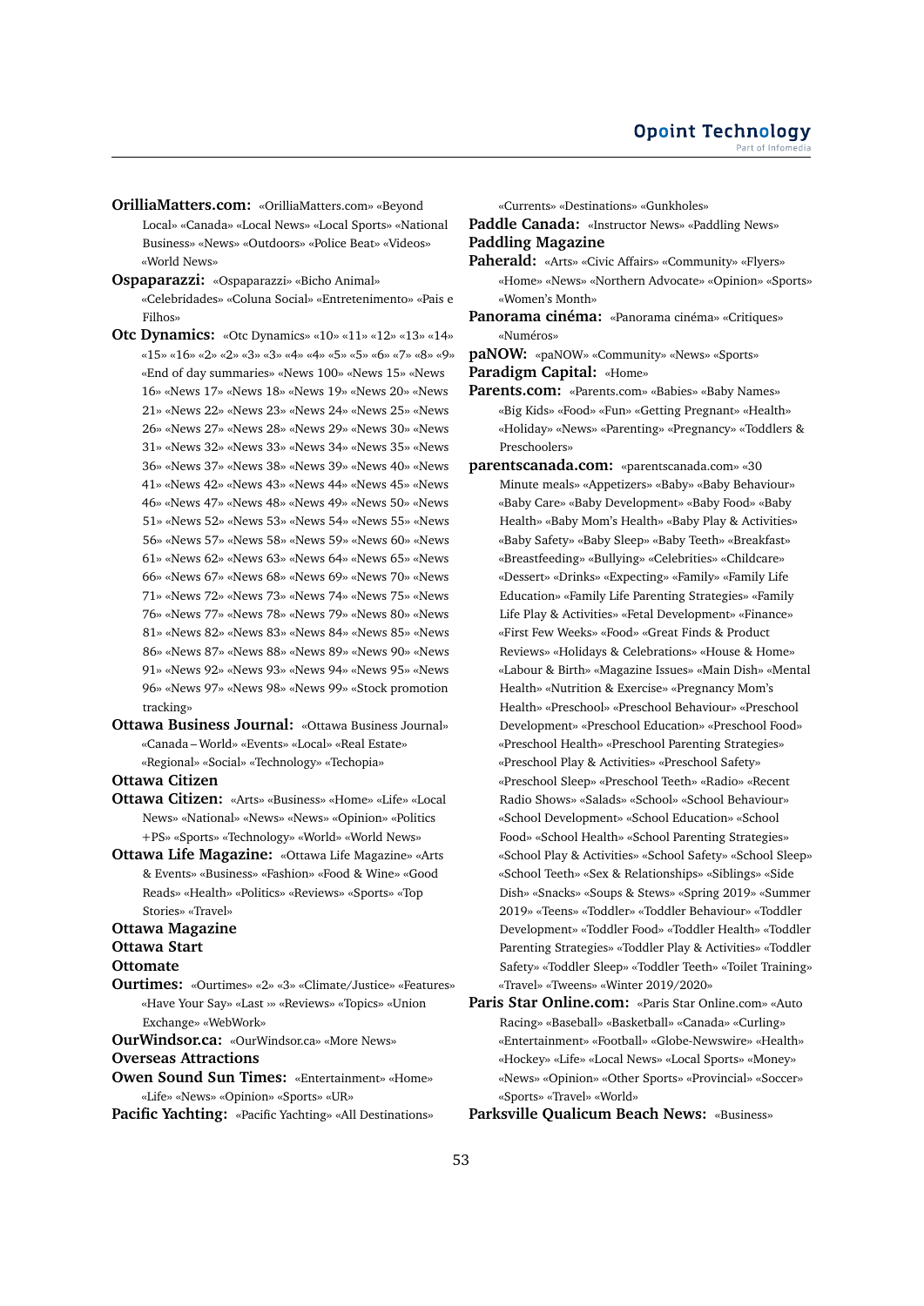**OrilliaMatters.com:** «OrilliaMatters.com» «Beyond Local» «Canada» «Local News» «Local Sports» «National Business» «News» «Outdoors» «Police Beat» «Videos» «World News»

**Ospaparazzi:** «Ospaparazzi» «Bicho Animal» «Celebridades» «Coluna Social» «Entretenimento» «Pais e Filhos»

**Otc Dynamics:** «Otc Dynamics» «10» «11» «12» «13» «14» «15» «16» «2» «2» «3» «3» «4» «4» «5» «5» «6» «7» «8» «9» «End of day summaries» «News 100» «News 15» «News 16» «News 17» «News 18» «News 19» «News 20» «News 21» «News 22» «News 23» «News 24» «News 25» «News 26» «News 27» «News 28» «News 29» «News 30» «News 31» «News 32» «News 33» «News 34» «News 35» «News 36» «News 37» «News 38» «News 39» «News 40» «News 41» «News 42» «News 43» «News 44» «News 45» «News 46» «News 47» «News 48» «News 49» «News 50» «News 51» «News 52» «News 53» «News 54» «News 55» «News 56» «News 57» «News 58» «News 59» «News 60» «News 61» «News 62» «News 63» «News 64» «News 65» «News 66» «News 67» «News 68» «News 69» «News 70» «News 71» «News 72» «News 73» «News 74» «News 75» «News 76» «News 77» «News 78» «News 79» «News 80» «News 81» «News 82» «News 83» «News 84» «News 85» «News 86» «News 87» «News 88» «News 89» «News 90» «News 91» «News 92» «News 93» «News 94» «News 95» «News 96» «News 97» «News 98» «News 99» «Stock promotion tracking»

**Ottawa Business Journal:** «Ottawa Business Journal» «Canada – World» «Events» «Local» «Real Estate» «Regional» «Social» «Technology» «Techopia»

**Ottawa Citizen**

**Ottawa Citizen:** «Arts» «Business» «Home» «Life» «Local News» «National» «News» «News» «Opinion» «Politics +PS» «Sports» «Technology» «World» «World News»

**Ottawa Life Magazine:** «Ottawa Life Magazine» «Arts & Events» «Business» «Fashion» «Food & Wine» «Good Reads» «Health» «Politics» «Reviews» «Sports» «Top Stories» «Travel»

**Ottawa Magazine**

**Ottawa Start**

**Ottomate**

**Ourtimes:** «Ourtimes» «2» «3» «Climate/Justice» «Features» «Have Your Say» «Last » «Reviews» «Topics» «Union Exchange» «WebWork»

**OurWindsor.ca:** «OurWindsor.ca» «More News»

**Overseas Attractions**

**Owen Sound Sun Times:** «Entertainment» «Home» «Life» «News» «Opinion» «Sports» «UR»

**Pacific Yachting:** «Pacific Yachting» «All Destinations» «Currents» «Destinations» «Gunkholes»

**Paddle Canada:** «Instructor News» «Paddling News»

**Paddling Magazine**

**Paherald:** «Arts» «Civic Affairs» «Community» «Flyers» «Home» «News» «Northern Advocate» «Opinion» «Sports» «Women's Month»

**Panorama cinéma:** «Panorama cinéma» «Critiques» «Numéros»

**paNOW:** «paNOW» «Community» «News» «Sports»

**Paradigm Capital:** «Home»

**Parents.com:** «Parents.com» «Babies» «Baby Names» «Big Kids» «Food» «Fun» «Getting Pregnant» «Health» «Holiday» «News» «Parenting» «Pregnancy» «Toddlers & Preschoolers»

**parentscanada.com:** «parentscanada.com» «30 Minute meals» «Appetizers» «Baby» «Baby Behaviour» «Baby Care» «Baby Development» «Baby Food» «Baby Health» «Baby Mom's Health» «Baby Play & Activities» «Baby Safety» «Baby Sleep» «Baby Teeth» «Breakfast» «Breastfeeding» «Bullying» «Celebrities» «Childcare» «Dessert» «Drinks» «Expecting» «Family» «Family Life Education» «Family Life Parenting Strategies» «Family Life Play & Activities» «Fetal Development» «Finance» «First Few Weeks» «Food» «Great Finds & Product Reviews» «Holidays & Celebrations» «House & Home» «Labour & Birth» «Magazine Issues» «Main Dish» «Mental Health» «Nutrition & Exercise» «Pregnancy Mom's Health» «Preschool» «Preschool Behaviour» «Preschool Development» «Preschool Education» «Preschool Food» «Preschool Health» «Preschool Parenting Strategies» «Preschool Play & Activities» «Preschool Safety» «Preschool Sleep» «Preschool Teeth» «Radio» «Recent Radio Shows» «Salads» «School» «School Behaviour» «School Development» «School Education» «School Food» «School Health» «School Parenting Strategies» «School Play & Activities» «School Safety» «School Sleep» «School Teeth» «Sex & Relationships» «Siblings» «Side Dish» «Snacks» «Soups & Stews» «Spring 2019» «Summer 2019» «Teens» «Toddler» «Toddler Behaviour» «Toddler Development» «Toddler Food» «Toddler Health» «Toddler Parenting Strategies» «Toddler Play & Activities» «Toddler Safety» «Toddler Sleep» «Toddler Teeth» «Toilet Training» «Travel» «Tweens» «Winter 2019/2020»

**Paris Star Online.com:** «Paris Star Online.com» «Auto Racing» «Baseball» «Basketball» «Canada» «Curling» «Entertainment» «Football» «Globe-Newswire» «Health» «Hockey» «Life» «Local News» «Local Sports» «Money» «News» «Opinion» «Other Sports» «Provincial» «Soccer» «Sports» «Travel» «World»

**Parksville Qualicum Beach News:** «Business»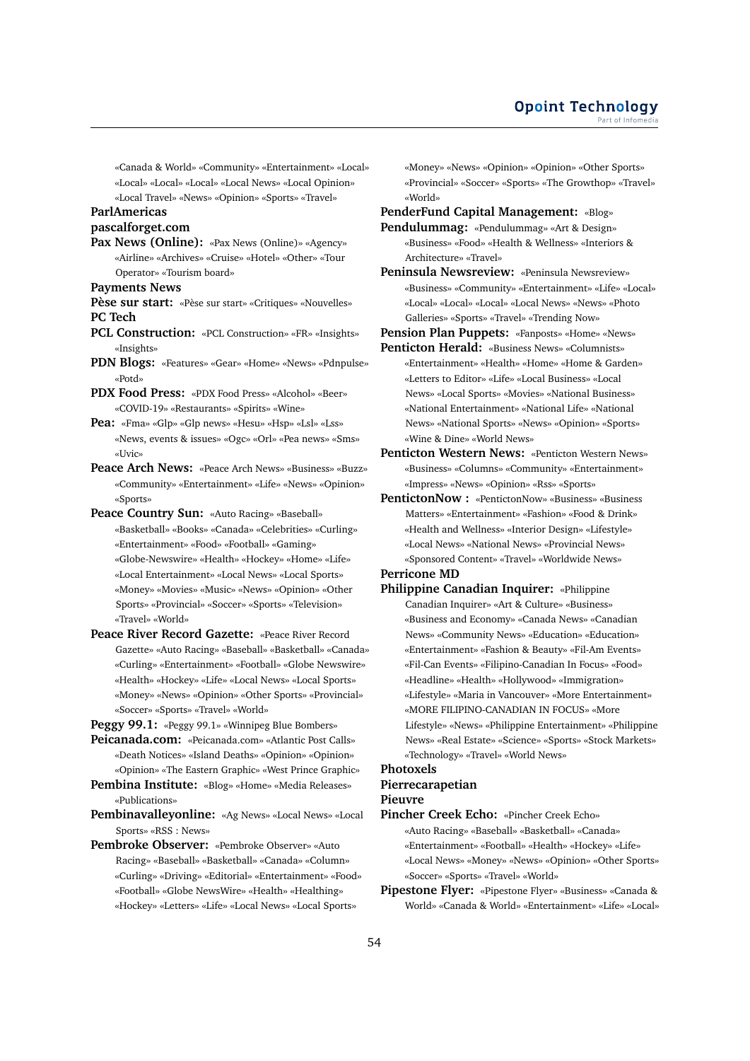«Canada & World» «Community» «Entertainment» «Local» «Local» «Local» «Local» «Local News» «Local Opinion» «Local Travel» «News» «Opinion» «Sports» «Travel»

**ParlAmericas**

**pascalforget.com**

**Pax News (Online):** «Pax News (Online)» «Agency» «Airline» «Archives» «Cruise» «Hotel» «Other» «Tour Operator» «Tourism board»

**Payments News**

**Pèse sur start:** «Pèse sur start» «Critiques» «Nouvelles»

**PC Tech**

**PCL Construction:** «PCL Construction» «FR» «Insights» «Insights»

**PDN Blogs:** «Features» «Gear» «Home» «News» «Pdnpulse» «Potd»

**PDX Food Press:** «PDX Food Press» «Alcohol» «Beer» «COVID-19» «Restaurants» «Spirits» «Wine»

**Pea:** «Fma» «Glp» «Glp news» «Hesu» «Hsp» «Lsl» «Lss» «News, events & issues» «Ogc» «Orl» «Pea news» «Sms» «Uvic»

**Peace Arch News:** «Peace Arch News» «Business» «Buzz» «Community» «Entertainment» «Life» «News» «Opinion» «Sports»

**Peace Country Sun:** «Auto Racing» «Baseball» «Basketball» «Books» «Canada» «Celebrities» «Curling» «Entertainment» «Food» «Football» «Gaming» «Globe-Newswire» «Health» «Hockey» «Home» «Life» «Local Entertainment» «Local News» «Local Sports» «Money» «Movies» «Music» «News» «Opinion» «Other Sports» «Provincial» «Soccer» «Sports» «Television» «Travel» «World»

**Peace River Record Gazette:** «Peace River Record Gazette» «Auto Racing» «Baseball» «Basketball» «Canada» «Curling» «Entertainment» «Football» «Globe Newswire» «Health» «Hockey» «Life» «Local News» «Local Sports» «Money» «News» «Opinion» «Other Sports» «Provincial» «Soccer» «Sports» «Travel» «World»

**Peggy 99.1:** «Peggy 99.1» «Winnipeg Blue Bombers»

**Peicanada.com:** «Peicanada.com» «Atlantic Post Calls» «Death Notices» «Island Deaths» «Opinion» «Opinion» «Opinion» «The Eastern Graphic» «West Prince Graphic»

**Pembina Institute:** «Blog» «Home» «Media Releases» «Publications»

**Pembinavalleyonline:** «Ag News» «Local News» «Local Sports» «RSS : News»

**Pembroke Observer:** «Pembroke Observer» «Auto Racing» «Baseball» «Basketball» «Canada» «Column» «Curling» «Driving» «Editorial» «Entertainment» «Food» «Football» «Globe NewsWire» «Health» «Healthing» «Hockey» «Letters» «Life» «Local News» «Local Sports» «Money» «News» «Opinion» «Opinion» «Other Sports» «Provincial» «Soccer» «Sports» «The Growthop» «Travel» «World»

**PenderFund Capital Management:** «Blog»

**Pendulummag:** «Pendulummag» «Art & Design» «Business» «Food» «Health & Wellness» «Interiors & Architecture» «Travel»

**Peninsula Newsreview:** «Peninsula Newsreview» «Business» «Community» «Entertainment» «Life» «Local» «Local» «Local» «Local» «Local News» «News» «Photo Galleries» «Sports» «Travel» «Trending Now»

**Pension Plan Puppets:** «Fanposts» «Home» «News»

**Penticton Herald:** «Business News» «Columnists» «Entertainment» «Health» «Home» «Home & Garden» «Letters to Editor» «Life» «Local Business» «Local News» «Local Sports» «Movies» «National Business» «National Entertainment» «National Life» «National News» «National Sports» «News» «Opinion» «Sports» «Wine & Dine» «World News»

**Penticton Western News:** «Penticton Western News» «Business» «Columns» «Community» «Entertainment» «Impress» «News» «Opinion» «Rss» «Sports»

**PentictonNow :** «PentictonNow» «Business» «Business Matters» «Entertainment» «Fashion» «Food & Drink» «Health and Wellness» «Interior Design» «Lifestyle» «Local News» «National News» «Provincial News» «Sponsored Content» «Travel» «Worldwide News»

**Perricone MD**

**Philippine Canadian Inquirer:** «Philippine Canadian Inquirer» «Art & Culture» «Business» «Business and Economy» «Canada News» «Canadian News» «Community News» «Education» «Education» «Entertainment» «Fashion & Beauty» «Fil-Am Events» «Fil-Can Events» «Filipino-Canadian In Focus» «Food» «Headline» «Health» «Hollywood» «Immigration» «Lifestyle» «Maria in Vancouver» «More Entertainment» «MORE FILIPINO-CANADIAN IN FOCUS» «More Lifestyle» «News» «Philippine Entertainment» «Philippine News» «Real Estate» «Science» «Sports» «Stock Markets» «Technology» «Travel» «World News»

**Photoxels**

**Pierrecarapetian**

**Pieuvre**

**Pincher Creek Echo:** «Pincher Creek Echo» «Auto Racing» «Baseball» «Basketball» «Canada» «Entertainment» «Football» «Health» «Hockey» «Life» «Local News» «Money» «News» «Opinion» «Other Sports» «Soccer» «Sports» «Travel» «World»

**Pipestone Flyer:** «Pipestone Flyer» «Business» «Canada & World» «Canada & World» «Entertainment» «Life» «Local»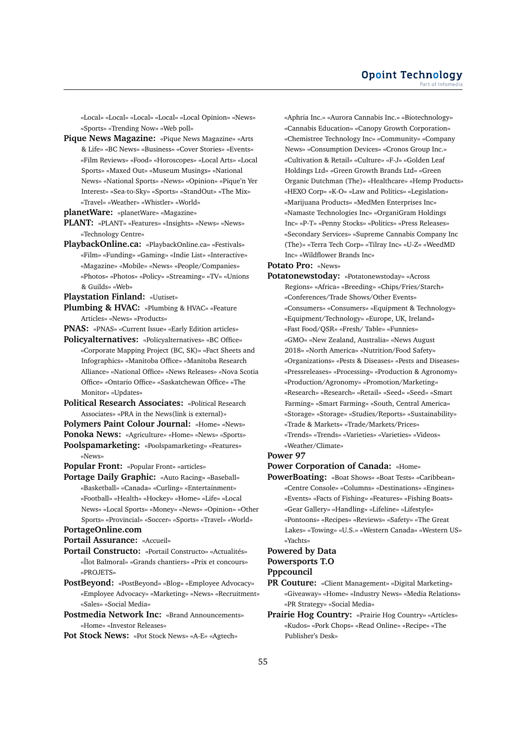«Local» «Local» «Local» «Local» «Local Opinion» «News» «Sports» «Trending Now» «Web poll»

**Pique News Magazine:** «Pique News Magazine» «Arts & Life» «BC News» «Business» «Cover Stories» «Events» «Film Reviews» «Food» «Horoscopes» «Local Arts» «Local Sports» «Maxed Out» «Museum Musings» «National News» «National Sports» «News» «Opinion» «Pique'n Yer Interest» «Sea-to-Sky» «Sports» «StandOut» «The Mix» «Travel» «Weather» «Whistler» «World»

**planetWare:** «planetWare» «Magazine»

**PLANT:** «PLANT» «Features» «Insights» «News» «News» «Technology Centre»

**PlaybackOnline.ca:** «PlaybackOnline.ca» «Festivals» «Film» «Funding» «Gaming» «Indie List» «Interactive» «Magazine» «Mobile» «News» «People/Companies» «Photos» «Photos» «Policy» «Streaming» «TV» «Unions & Guilds» «Web»

**Playstation Finland:** «Uutiset»

**Plumbing & HVAC:** «Plumbing & HVAC» «Feature Articles» «News» «Products»

**PNAS:** «PNAS» «Current Issue» «Early Edition articles»

**Policyalternatives:** «Policyalternatives» «BC Office» «Corporate Mapping Project (BC, SK)» «Fact Sheets and Infographics» «Manitoba Office» «Manitoba Research Alliance» «National Office» «News Releases» «Nova Scotia Office» «Ontario Office» «Saskatchewan Office» «The Monitor» «Updates»

**Political Research Associates:** «Political Research Associates» «PRA in the News(link is external)»

**Polymers Paint Colour Journal:** «Home» «News»

**Ponoka News:** «Agriculture» «Home» «News» «Sports»

**Poolspamarketing:** «Poolspamarketing» «Features» «News»

**Popular Front:** «Popular Front» «articles»

**Portage Daily Graphic:** «Auto Racing» «Baseball» «Basketball» «Canada» «Curling» «Entertainment» «Football» «Health» «Hockey» «Home» «Life» «Local News» «Local Sports» «Money» «News» «Opinion» «Other Sports» «Provincial» «Soccer» «Sports» «Travel» «World»

**PortageOnline.com**

**Portail Assurance:** «Accueil»

**Portail Constructo:** «Portail Constructo» «Actualités» «Îlot Balmoral» «Grands chantiers» «Prix et concours» «PROJETS»

**PostBeyond:** «PostBeyond» «Blog» «Employee Advocacy» «Employee Advocacy» «Marketing» «News» «Recruitment» «Sales» «Social Media»

**Postmedia Network Inc:** «Brand Announcements» «Home» «Investor Releases»

**Pot Stock News:** «Pot Stock News» «A-E» «Agtech» «Aphria Inc.» «Aurora Cannabis Inc.» «Biotechnology» «Cannabis Education» «Canopy Growth Corporation» «Chemistree Technology Inc» «Community» «Company News» «Consumption Devices» «Cronos Group Inc.» «Cultivation & Retail» «Culture» «F-J» «Golden Leaf Holdings Ltd» «Green Growth Brands Ltd» «Green Organic Dutchman (The)» «Healthcare» «Hemp Products» «HEXO Corp» «K-O» «Law and Politics» «Legislation» «Marijuana Products» «MedMen Enterprises Inc» «Namaste Technologies Inc» «OrganiGram Holdings Inc» «P-T» «Penny Stocks» «Politics» «Press Releases» «Secondary Services» «Supreme Cannabis Company Inc (The)» «Terra Tech Corp» «Tilray Inc» «U-Z» «WeedMD Inc» «Wildflower Brands Inc»

**Potato Pro:** «News»

**Potatonewstoday:** «Potatonewstoday» «Across Regions» «Africa» «Breeding» «Chips/Fries/Starch» «Conferences/Trade Shows/Other Events» «Consumers» «Consumers» «Equipment & Technology» «Equipment/Technology» «Europe, UK, Ireland» «Fast Food/QSR» «Fresh/ Table» «Funnies» «GMO» «New Zealand, Australia» «News August 2018» «North America» «Nutrition/Food Safety» «Organizations» «Pests & Diseases» «Pests and Diseases» «Pressreleases» «Processing» «Production & Agronomy» «Production/Agronomy» «Promotion/Marketing» «Research» «Research» «Retail» «Seed» «Seed» «Smart Farming» «Smart Farming» «South, Central America» «Storage» «Storage» «Studies/Reports» «Sustainability» «Trade & Markets» «Trade/Markets/Prices» «Trends» «Trends» «Varieties» «Varieties» «Videos» «Weather/Climate»

**Power 97**

**Power Corporation of Canada:** «Home»

**PowerBoating:** «Boat Shows» «Boat Tests» «Caribbean» «Centre Console» «Columns» «Destinations» «Engines» «Events» «Facts of Fishing» «Features» «Fishing Boats» «Gear Gallery» «Handling» «Lifeline» «Lifestyle» «Pontoons» «Recipes» «Reviews» «Safety» «The Great Lakes» «Towing» «U.S.» «Western Canada» «Western US» «Yachts»

**Powered by Data**

**Powersports T.O**

**Pppcouncil**

**PR Couture:** «Client Management» «Digital Marketing» «Giveaway» «Home» «Industry News» «Media Relations» «PR Strategy» «Social Media»

**Prairie Hog Country:** «Prairie Hog Country» «Articles» «Kudos» «Pork Chops» «Read Online» «Recipe» «The Publisher's Desk»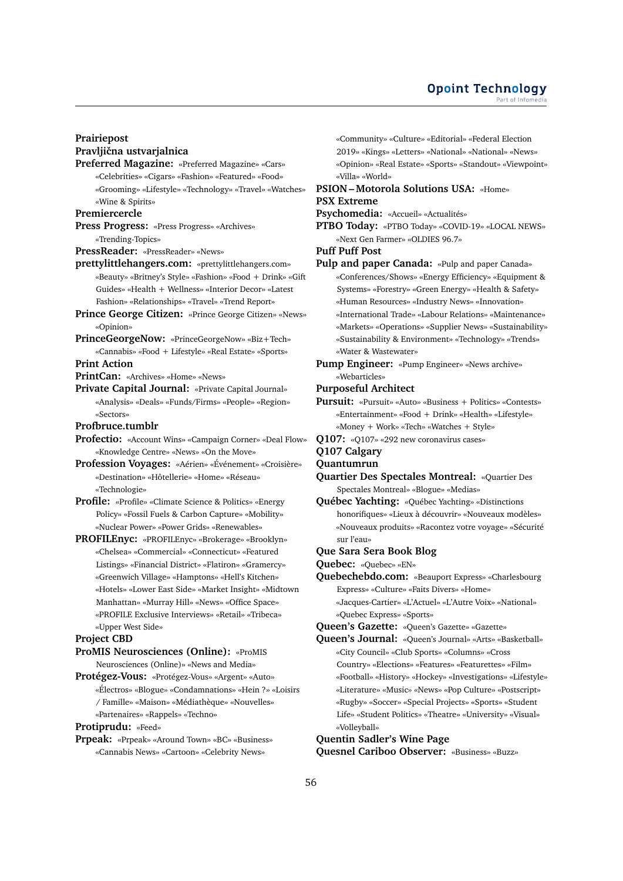**Prairiepost**
**Pravljična ustvarjalnica**
**Preferred Magazine:** «Preferred Magazine» «Cars» «Celebrities» «Cigars» «Fashion» «Featured» «Food» «Grooming» «Lifestyle» «Technology» «Travel» «Watches» «Wine & Spirits»
**Premiercercle**
**Press Progress:** «Press Progress» «Archives» «Trending-Topics»
**PressReader:** «PressReader» «News»
**prettylittlehangers.com:** «prettylittlehangers.com» «Beauty» «Britney's Style» «Fashion» «Food + Drink» «Gift Guides» «Health + Wellness» «Interior Decor» «Latest Fashion» «Relationships» «Travel» «Trend Report»
**Prince George Citizen:** «Prince George Citizen» «News» «Opinion»
**PrinceGeorgeNow:** «PrinceGeorgeNow» «Biz+Tech» «Cannabis» «Food + Lifestyle» «Real Estate» «Sports»
**Print Action**
**PrintCan:** «Archives» «Home» «News»
**Private Capital Journal:** «Private Capital Journal» «Analysis» «Deals» «Funds/Firms» «People» «Region» «Sectors»
**Profbruce.tumblr**
**Profectio:** «Account Wins» «Campaign Corner» «Deal Flow» «Knowledge Centre» «News» «On the Move»
**Profession Voyages:** «Aérien» «Événement» «Croisière» «Destination» «Hôtellerie» «Home» «Réseau» «Technologie»
**Profile:** «Profile» «Climate Science & Politics» «Energy Policy» «Fossil Fuels & Carbon Capture» «Mobility» «Nuclear Power» «Power Grids» «Renewables»
**PROFILEnyc:** «PROFILEnyc» «Brokerage» «Brooklyn» «Chelsea» «Commercial» «Connecticut» «Featured Listings» «Financial District» «Flatiron» «Gramercy» «Greenwich Village» «Hamptons» «Hell's Kitchen» «Hotels» «Lower East Side» «Market Insight» «Midtown Manhattan» «Murray Hill» «News» «Office Space» «PROFILE Exclusive Interviews» «Retail» «Tribeca» «Upper West Side»
**Project CBD**
**ProMIS Neurosciences (Online):** «ProMIS Neurosciences (Online)» «News and Media»
**Protégez-Vous:** «Protégez-Vous» «Argent» «Auto» «Électros» «Blogue» «Condamnations» «Hein ?» «Loisirs / Famille» «Maison» «Médiathèque» «Nouvelles» «Partenaires» «Rappels» «Techno»
**Protiprudu:** «Feed»
**Prpeak:** «Prpeak» «Around Town» «BC» «Business» «Cannabis News» «Cartoon» «Celebrity News» «Community» «Culture» «Editorial» «Federal Election 2019» «Kings» «Letters» «National» «National» «News» «Opinion» «Real Estate» «Sports» «Standout» «Viewpoint» «Villa» «World»
**PSION – Motorola Solutions USA:** «Home»
**PSX Extreme**
**Psychomedia:** «Accueil» «Actualités»
**PTBO Today:** «PTBO Today» «COVID-19» «LOCAL NEWS» «Next Gen Farmer» «OLDIES 96.7»
**Puff Puff Post**
**Pulp and paper Canada:** «Pulp and paper Canada» «Conferences/Shows» «Energy Efficiency» «Equipment & Systems» «Forestry» «Green Energy» «Health & Safety» «Human Resources» «Industry News» «Innovation» «International Trade» «Labour Relations» «Maintenance» «Markets» «Operations» «Supplier News» «Sustainability» «Sustainability & Environment» «Technology» «Trends» «Water & Wastewater»
**Pump Engineer:** «Pump Engineer» «News archive» «Webarticles»
**Purposeful Architect**
**Pursuit:** «Pursuit» «Auto» «Business + Politics» «Contests» «Entertainment» «Food + Drink» «Health» «Lifestyle» «Money + Work» «Tech» «Watches + Style»
**Q107:** «Q107» «292 new coronavirus cases»
**Q107 Calgary**
**Quantumrun**
**Quartier Des Spectales Montreal:** «Quartier Des Spectales Montreal» «Blogue» «Medias»
**Québec Yachting:** «Québec Yachting» «Distinctions honorifiques» «Lieux à découvrir» «Nouveaux modèles» «Nouveaux produits» «Racontez votre voyage» «Sécurité sur l'eau»
**Que Sara Sera Book Blog**
**Quebec:** «Quebec» «EN»
**Quebechebdo.com:** «Beauport Express» «Charlesbourg Express» «Culture» «Faits Divers» «Home» «Jacques-Cartier» «L'Actuel» «L'Autre Voix» «National» «Quebec Express» «Sports»
**Queen's Gazette:** «Queen's Gazette» «Gazette»
**Queen's Journal:** «Queen's Journal» «Arts» «Basketball» «City Council» «Club Sports» «Columns» «Cross Country» «Elections» «Features» «Featurettes» «Film» «Football» «History» «Hockey» «Investigations» «Lifestyle» «Literature» «Music» «News» «Pop Culture» «Postscript» «Rugby» «Soccer» «Special Projects» «Sports» «Student Life» «Student Politics» «Theatre» «University» «Visual» «Volleyball»
**Quentin Sadler's Wine Page**
**Quesnel Cariboo Observer:** «Business» «Buzz»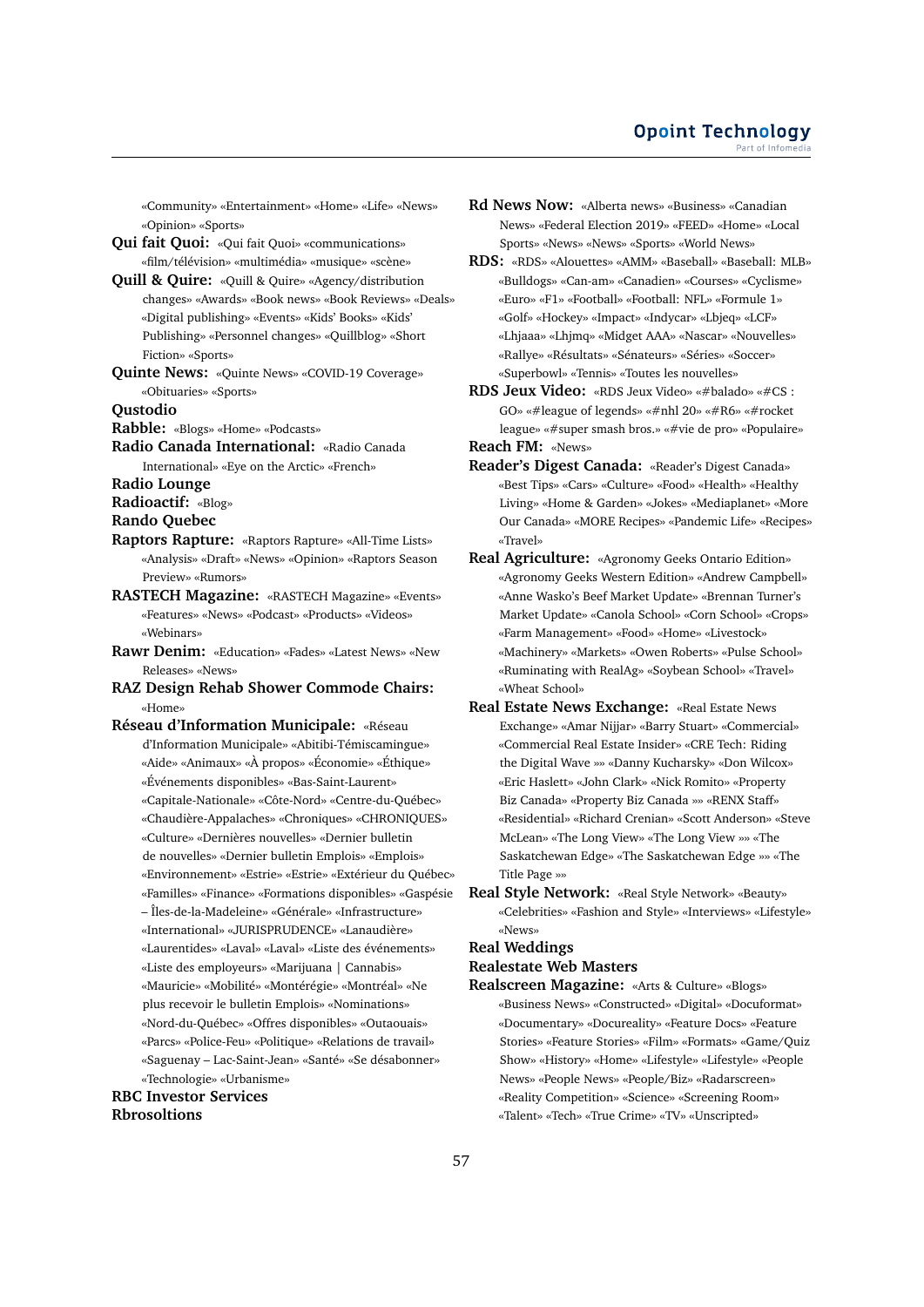«Community» «Entertainment» «Home» «Life» «News» «Opinion» «Sports»

**Qui fait Quoi:** «Qui fait Quoi» «communications» «film/télévision» «multimédia» «musique» «scène»

**Quill & Quire:** «Quill & Quire» «Agency/distribution changes» «Awards» «Book news» «Book Reviews» «Deals» «Digital publishing» «Events» «Kids' Books» «Kids' Publishing» «Personnel changes» «Quillblog» «Short Fiction» «Sports»

**Quinte News:** «Quinte News» «COVID-19 Coverage» «Obituaries» «Sports»

**Qustodio**

**Rabble:** «Blogs» «Home» «Podcasts»

**Radio Canada International:** «Radio Canada International» «Eye on the Arctic» «French»

**Radio Lounge**

**Radioactif:** «Blog»

**Rando Quebec**

**Raptors Rapture:** «Raptors Rapture» «All-Time Lists» «Analysis» «Draft» «News» «Opinion» «Raptors Season Preview» «Rumors»

**RASTECH Magazine:** «RASTECH Magazine» «Events» «Features» «News» «Podcast» «Products» «Videos» «Webinars»

**Rawr Denim:** «Education» «Fades» «Latest News» «New Releases» «News»

**RAZ Design Rehab Shower Commode Chairs:** «Home»

**Réseau d'Information Municipale:** «Réseau d'Information Municipale» «Abitibi-Témiscamingue» «Aide» «Animaux» «À propos» «Économie» «Éthique» «Événements disponibles» «Bas-Saint-Laurent» «Capitale-Nationale» «Côte-Nord» «Centre-du-Québec» «Chaudière-Appalaches» «Chroniques» «CHRONIQUES» «Culture» «Dernières nouvelles» «Dernier bulletin de nouvelles» «Dernier bulletin Emplois» «Emplois» «Environnement» «Estrie» «Estrie» «Extérieur du Québec» «Familles» «Finance» «Formations disponibles» «Gaspésie – Îles-de-la-Madeleine» «Générale» «Infrastructure» «International» «JURISPRUDENCE» «Lanaudière» «Laurentides» «Laval» «Laval» «Liste des événements» «Liste des employeurs» «Marijuana | Cannabis» «Mauricie» «Mobilité» «Montérégie» «Montréal» «Ne plus recevoir le bulletin Emplois» «Nominations» «Nord-du-Québec» «Offres disponibles» «Outaouais» «Parcs» «Police-Feu» «Politique» «Relations de travail» «Saguenay – Lac-Saint-Jean» «Santé» «Se désabonner» «Technologie» «Urbanisme»

**RBC Investor Services**

**Rbrosoltions**

**Rd News Now:** «Alberta news» «Business» «Canadian News» «Federal Election 2019» «FEED» «Home» «Local Sports» «News» «News» «Sports» «World News»

**RDS:** «RDS» «Alouettes» «AMM» «Baseball» «Baseball: MLB» «Bulldogs» «Can-am» «Canadien» «Courses» «Cyclisme» «Euro» «F1» «Football» «Football: NFL» «Formule 1» «Golf» «Hockey» «Impact» «Indycar» «Lbjeq» «LCF» «Lhjaaa» «Lhjmq» «Midget AAA» «Nascar» «Nouvelles» «Rallye» «Résultats» «Sénateurs» «Séries» «Soccer» «Superbowl» «Tennis» «Toutes les nouvelles»

**RDS Jeux Video:** «RDS Jeux Video» «#balado» «#CS : GO» «#league of legends» «#nhl 20» «#R6» «#rocket league» «#super smash bros.» «#vie de pro» «Populaire»

**Reach FM:** «News»

**Reader's Digest Canada:** «Reader's Digest Canada» «Best Tips» «Cars» «Culture» «Food» «Health» «Healthy Living» «Home & Garden» «Jokes» «Mediaplanet» «More Our Canada» «MORE Recipes» «Pandemic Life» «Recipes» «Travel»

**Real Agriculture:** «Agronomy Geeks Ontario Edition» «Agronomy Geeks Western Edition» «Andrew Campbell» «Anne Wasko's Beef Market Update» «Brennan Turner's Market Update» «Canola School» «Corn School» «Crops» «Farm Management» «Food» «Home» «Livestock» «Machinery» «Markets» «Owen Roberts» «Pulse School» «Ruminating with RealAg» «Soybean School» «Travel» «Wheat School»

**Real Estate News Exchange:** «Real Estate News Exchange» «Amar Nijjar» «Barry Stuart» «Commercial» «Commercial Real Estate Insider» «CRE Tech: Riding the Digital Wave »» «Danny Kucharsky» «Don Wilcox» «Eric Haslett» «John Clark» «Nick Romito» «Property Biz Canada» «Property Biz Canada »» «RENX Staff» «Residential» «Richard Crenian» «Scott Anderson» «Steve McLean» «The Long View» «The Long View »» «The Saskatchewan Edge» «The Saskatchewan Edge »» «The Title Page »»

**Real Style Network:** «Real Style Network» «Beauty» «Celebrities» «Fashion and Style» «Interviews» «Lifestyle» «News»

**Real Weddings**

**Realestate Web Masters**

**Realscreen Magazine:** «Arts & Culture» «Blogs» «Business News» «Constructed» «Digital» «Docuformat» «Documentary» «Docureality» «Feature Docs» «Feature Stories» «Feature Stories» «Film» «Formats» «Game/Quiz Show» «History» «Home» «Lifestyle» «Lifestyle» «People News» «People News» «People/Biz» «Radarscreen» «Reality Competition» «Science» «Screening Room» «Talent» «Tech» «True Crime» «TV» «Unscripted»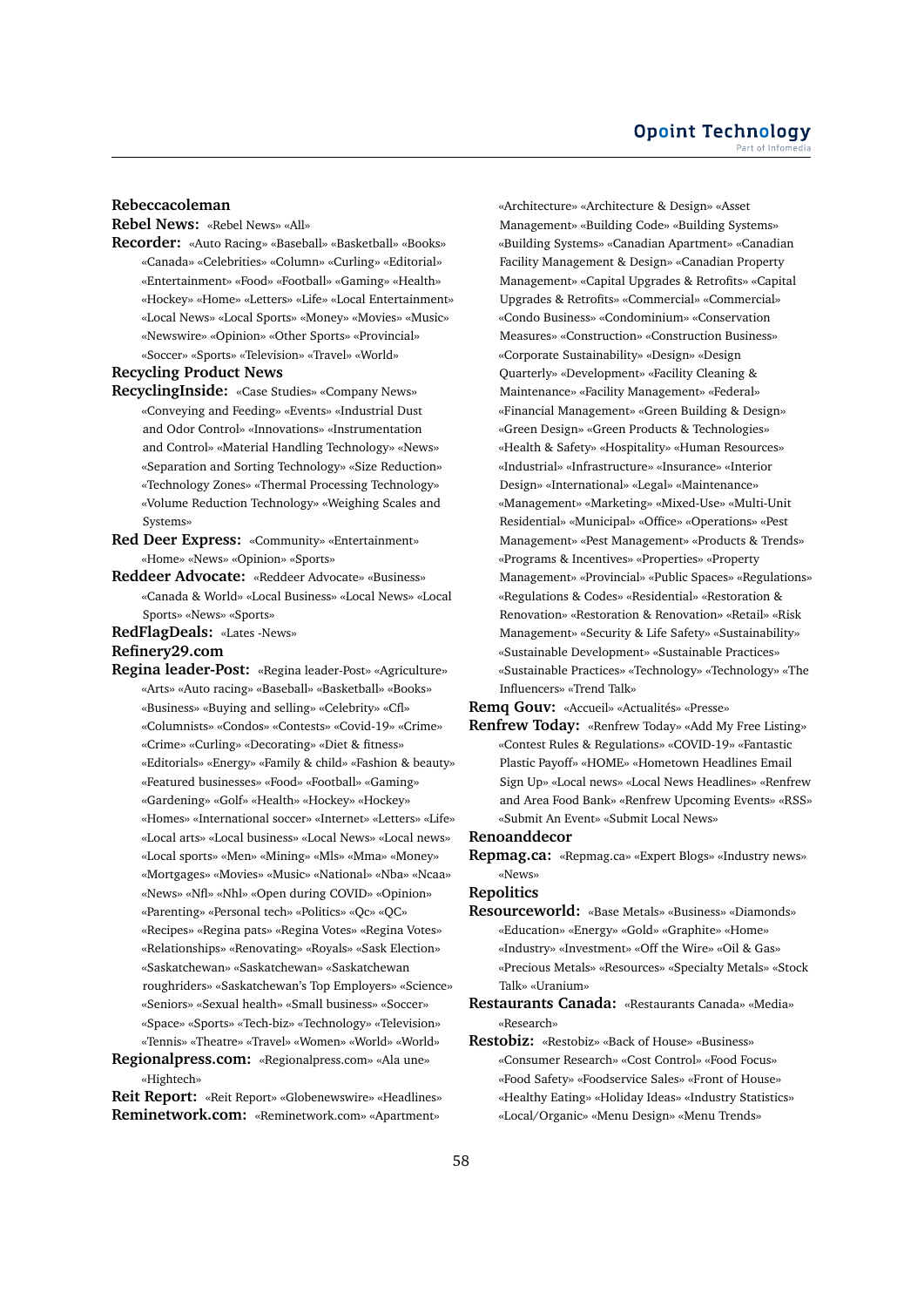**Rebeccacoleman**

**Rebel News:** «Rebel News» «All»

**Recorder:** «Auto Racing» «Baseball» «Basketball» «Books» «Canada» «Celebrities» «Column» «Curling» «Editorial» «Entertainment» «Food» «Football» «Gaming» «Health» «Hockey» «Home» «Letters» «Life» «Local Entertainment» «Local News» «Local Sports» «Money» «Movies» «Music» «Newswire» «Opinion» «Other Sports» «Provincial» «Soccer» «Sports» «Television» «Travel» «World»

**Recycling Product News**

**RecyclingInside:** «Case Studies» «Company News» «Conveying and Feeding» «Events» «Industrial Dust and Odor Control» «Innovations» «Instrumentation and Control» «Material Handling Technology» «News» «Separation and Sorting Technology» «Size Reduction» «Technology Zones» «Thermal Processing Technology» «Volume Reduction Technology» «Weighing Scales and Systems»

**Red Deer Express:** «Community» «Entertainment» «Home» «News» «Opinion» «Sports»

**Reddeer Advocate:** «Reddeer Advocate» «Business» «Canada & World» «Local Business» «Local News» «Local Sports» «News» «Sports»

**RedFlagDeals:** «Lates -News»

**Refinery29.com**

**Regina leader-Post:** «Regina leader-Post» «Agriculture» «Arts» «Auto racing» «Baseball» «Basketball» «Books» «Business» «Buying and selling» «Celebrity» «Cfl» «Columnists» «Condos» «Contests» «Covid-19» «Crime» «Crime» «Curling» «Decorating» «Diet & fitness» «Editorials» «Energy» «Family & child» «Fashion & beauty» «Featured businesses» «Food» «Football» «Gaming» «Gardening» «Golf» «Health» «Hockey» «Hockey» «Homes» «International soccer» «Internet» «Letters» «Life» «Local arts» «Local business» «Local News» «Local news» «Local sports» «Men» «Mining» «Mls» «Mma» «Money» «Mortgages» «Movies» «Music» «National» «Nba» «Ncaa» «News» «Nfl» «Nhl» «Open during COVID» «Opinion» «Parenting» «Personal tech» «Politics» «Qc» «QC» «Recipes» «Regina pats» «Regina Votes» «Regina Votes» «Relationships» «Renovating» «Royals» «Sask Election» «Saskatchewan» «Saskatchewan» «Saskatchewan roughriders» «Saskatchewan's Top Employers» «Science» «Seniors» «Sexual health» «Small business» «Soccer» «Space» «Sports» «Tech-biz» «Technology» «Television» «Tennis» «Theatre» «Travel» «Women» «World» «World»

**Regionalpress.com:** «Regionalpress.com» «Ala une» «Hightech»

**Reit Report:** «Reit Report» «Globenewswire» «Headlines»

**Reminetwork.com:** «Reminetwork.com» «Apartment» «Architecture» «Architecture & Design» «Asset Management» «Building Code» «Building Systems» «Building Systems» «Canadian Apartment» «Canadian Facility Management & Design» «Canadian Property Management» «Capital Upgrades & Retrofits» «Capital Upgrades & Retrofits» «Commercial» «Commercial» «Condo Business» «Condominium» «Conservation Measures» «Construction» «Construction Business» «Corporate Sustainability» «Design» «Design Quarterly» «Development» «Facility Cleaning & Maintenance» «Facility Management» «Federal» «Financial Management» «Green Building & Design» «Green Design» «Green Products & Technologies» «Health & Safety» «Hospitality» «Human Resources» «Industrial» «Infrastructure» «Insurance» «Interior Design» «International» «Legal» «Maintenance» «Management» «Marketing» «Mixed-Use» «Multi-Unit Residential» «Municipal» «Office» «Operations» «Pest Management» «Pest Management» «Products & Trends» «Programs & Incentives» «Properties» «Property Management» «Provincial» «Public Spaces» «Regulations» «Regulations & Codes» «Residential» «Restoration & Renovation» «Restoration & Renovation» «Retail» «Risk Management» «Security & Life Safety» «Sustainability» «Sustainable Development» «Sustainable Practices» «Sustainable Practices» «Technology» «Technology» «The Influencers» «Trend Talk»

**Remq Gouv:** «Accueil» «Actualités» «Presse»

**Renfrew Today:** «Renfrew Today» «Add My Free Listing» «Contest Rules & Regulations» «COVID-19» «Fantastic Plastic Payoff» «HOME» «Hometown Headlines Email Sign Up» «Local news» «Local News Headlines» «Renfrew and Area Food Bank» «Renfrew Upcoming Events» «RSS» «Submit An Event» «Submit Local News»

**Renoanddecor**

**Repmag.ca:** «Repmag.ca» «Expert Blogs» «Industry news» «News»

**Repolitics**

**Resourceworld:** «Base Metals» «Business» «Diamonds» «Education» «Energy» «Gold» «Graphite» «Home» «Industry» «Investment» «Off the Wire» «Oil & Gas» «Precious Metals» «Resources» «Specialty Metals» «Stock Talk» «Uranium»

**Restaurants Canada:** «Restaurants Canada» «Media» «Research»

**Restobiz:** «Restobiz» «Back of House» «Business» «Consumer Research» «Cost Control» «Food Focus» «Food Safety» «Foodservice Sales» «Front of House» «Healthy Eating» «Holiday Ideas» «Industry Statistics» «Local/Organic» «Menu Design» «Menu Trends»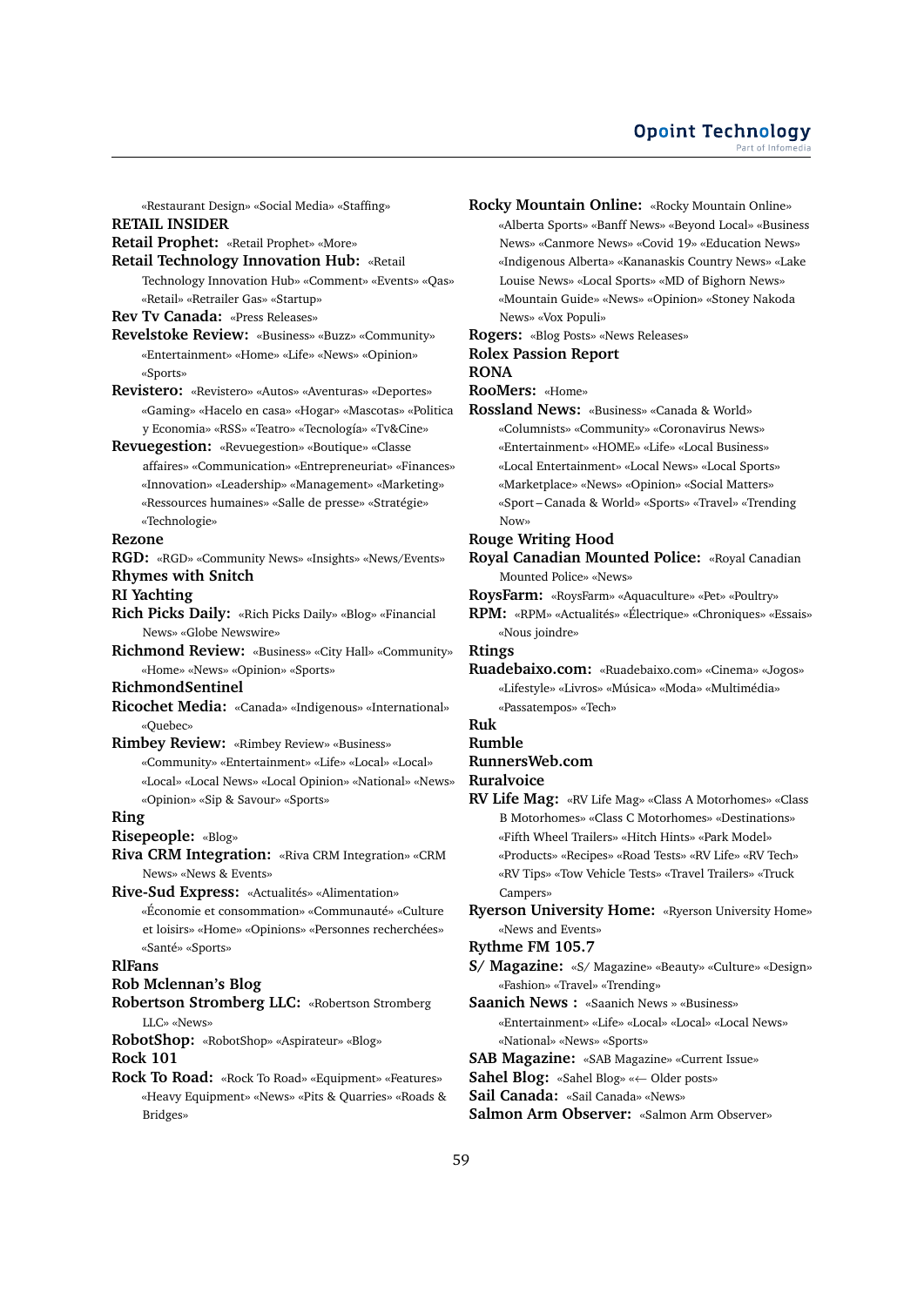«Restaurant Design» «Social Media» «Staffing»

**RETAIL INSIDER**

**Retail Prophet:** «Retail Prophet» «More»

**Retail Technology Innovation Hub:** «Retail Technology Innovation Hub» «Comment» «Events» «Qas» «Retail» «Retailer Gas» «Startup»

**Rev Tv Canada:** «Press Releases»

**Revelstoke Review:** «Business» «Buzz» «Community» «Entertainment» «Home» «Life» «News» «Opinion» «Sports»

**Revistero:** «Revistero» «Autos» «Aventuras» «Deportes» «Gaming» «Hacelo en casa» «Hogar» «Mascotas» «Politica y Economia» «RSS» «Teatro» «Tecnología» «Tv&Cine»

**Revuegestion:** «Revuegestion» «Boutique» «Classe affaires» «Communication» «Entrepreneuriat» «Finances» «Innovation» «Leadership» «Management» «Marketing» «Ressources humaines» «Salle de presse» «Stratégie» «Technologie»

**Rezone**

**RGD:** «RGD» «Community News» «Insights» «News/Events»

**Rhymes with Snitch**

**RI Yachting**

**Rich Picks Daily:** «Rich Picks Daily» «Blog» «Financial News» «Globe Newswire»

**Richmond Review:** «Business» «City Hall» «Community» «Home» «News» «Opinion» «Sports»

**RichmondSentinel**

**Ricochet Media:** «Canada» «Indigenous» «International» «Quebec»

**Rimbey Review:** «Rimbey Review» «Business» «Community» «Entertainment» «Life» «Local» «Local» «Local» «Local News» «Local Opinion» «National» «News» «Opinion» «Sip & Savour» «Sports»

**Ring**

**Risepeople:** «Blog»

**Riva CRM Integration:** «Riva CRM Integration» «CRM News» «News & Events»

**Rive-Sud Express:** «Actualités» «Alimentation» «Économie et consommation» «Communauté» «Culture et loisirs» «Home» «Opinions» «Personnes recherchées» «Santé» «Sports»

**RlFans**

**Rob Mclennan's Blog**

**Robertson Stromberg LLC:** «Robertson Stromberg LLC» «News»

**RobotShop:** «RobotShop» «Aspirateur» «Blog»

**Rock 101**

**Rock To Road:** «Rock To Road» «Equipment» «Features» «Heavy Equipment» «News» «Pits & Quarries» «Roads & Bridges»

**Rocky Mountain Online:** «Rocky Mountain Online» «Alberta Sports» «Banff News» «Beyond Local» «Business News» «Canmore News» «Covid 19» «Education News» «Indigenous Alberta» «Kananaskis Country News» «Lake Louise News» «Local Sports» «MD of Bighorn News» «Mountain Guide» «News» «Opinion» «Stoney Nakoda News» «Vox Populi»

**Rogers:** «Blog Posts» «News Releases»

**Rolex Passion Report**

**RONA**

**RooMers:** «Home»

**Rossland News:** «Business» «Canada & World» «Columnists» «Community» «Coronavirus News» «Entertainment» «HOME» «Life» «Local Business» «Local Entertainment» «Local News» «Local Sports» «Marketplace» «News» «Opinion» «Social Matters» «Sport – Canada & World» «Sports» «Travel» «Trending Now»

**Rouge Writing Hood**

**Royal Canadian Mounted Police:** «Royal Canadian Mounted Police» «News»

**RoysFarm:** «RoysFarm» «Aquaculture» «Pet» «Poultry»

**RPM:** «RPM» «Actualités» «Électrique» «Chroniques» «Essais» «Nous joindre»

**Rtings**

**Ruadebaixo.com:** «Ruadebaixo.com» «Cinema» «Jogos» «Lifestyle» «Livros» «Música» «Moda» «Multimédia» «Passatempos» «Tech»

**Ruk**

**Rumble**

**RunnersWeb.com**

**Ruralvoice**

**RV Life Mag:** «RV Life Mag» «Class A Motorhomes» «Class B Motorhomes» «Class C Motorhomes» «Destinations» «Fifth Wheel Trailers» «Hitch Hints» «Park Model» «Products» «Recipes» «Road Tests» «RV Life» «RV Tech» «RV Tips» «Tow Vehicle Tests» «Travel Trailers» «Truck Campers»

**Ryerson University Home:** «Ryerson University Home» «News and Events»

**Rythme FM 105.7**

**S/ Magazine:** «S/ Magazine» «Beauty» «Culture» «Design» «Fashion» «Travel» «Trending»

**Saanich News :** «Saanich News » «Business» «Entertainment» «Life» «Local» «Local» «Local News» «National» «News» «Sports»

**SAB Magazine:** «SAB Magazine» «Current Issue»

**Sahel Blog:** «Sahel Blog» «← Older posts»

**Sail Canada:** «Sail Canada» «News»

**Salmon Arm Observer:** «Salmon Arm Observer»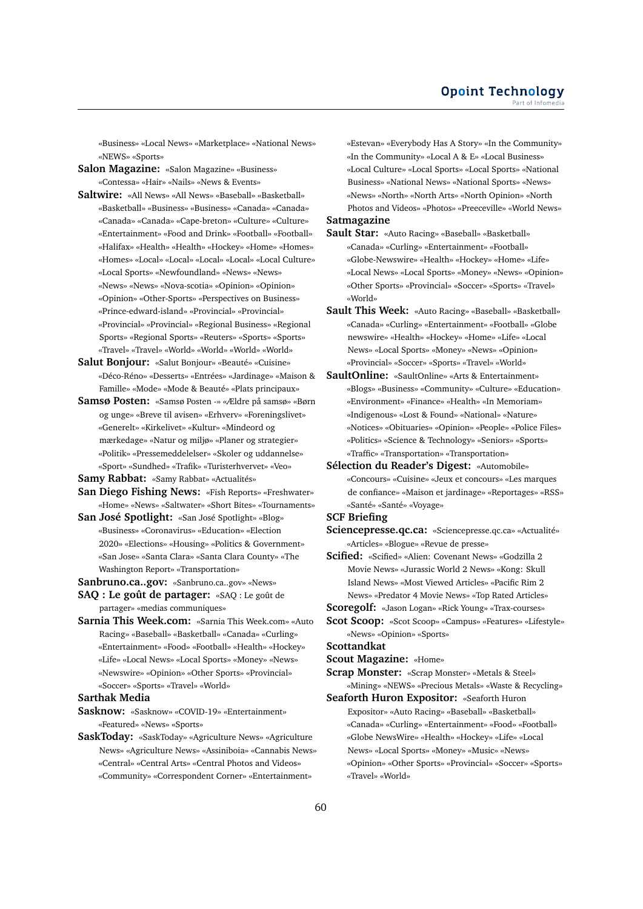«Business» «Local News» «Marketplace» «National News» «NEWS» «Sports»

**Salon Magazine:** «Salon Magazine» «Business» «Contessa» «Hair» «Nails» «News & Events»

**Saltwire:** «All News» «All News» «Baseball» «Basketball» «Basketball» «Business» «Business» «Canada» «Canada» «Canada» «Canada» «Cape-breton» «Culture» «Culture» «Entertainment» «Food and Drink» «Football» «Football» «Halifax» «Health» «Health» «Hockey» «Home» «Homes» «Homes» «Local» «Local» «Local» «Local» «Local Culture» «Local Sports» «Newfoundland» «News» «News» «News» «News» «Nova-scotia» «Opinion» «Opinion» «Opinion» «Other-Sports» «Perspectives on Business» «Prince-edward-island» «Provincial» «Provincial» «Provincial» «Provincial» «Regional Business» «Regional Sports» «Regional Sports» «Reuters» «Sports» «Sports» «Travel» «Travel» «World» «World» «World» «World»

**Salut Bonjour:** «Salut Bonjour» «Beauté» «Cuisine» «Déco-Réno» «Desserts» «Entrées» «Jardinage» «Maison & Famille» «Mode» «Mode & Beauté» «Plats principaux»

**Samsø Posten:** «Samsø Posten -» «Ældre på samsø» «Børn og unge» «Breve til avisen» «Erhverv» «Foreningslivet» «Generelt» «Kirkelivet» «Kultur» «Mindeord og mærkedage» «Natur og miljø» «Planer og strategier» «Politik» «Pressemeddelelser» «Skoler og uddannelse» «Sport» «Sundhed» «Trafik» «Turisterhvervet» «Veo»

**Samy Rabbat:** «Samy Rabbat» «Actualités»

**San Diego Fishing News:** «Fish Reports» «Freshwater» «Home» «News» «Saltwater» «Short Bites» «Tournaments»

**San José Spotlight:** «San José Spotlight» «Blog» «Business» «Coronavirus» «Education» «Election 2020» «Elections» «Housing» «Politics & Government» «San Jose» «Santa Clara» «Santa Clara County» «The Washington Report» «Transportation»

**Sanbruno.ca..gov:** «Sanbruno.ca..gov» «News»

**SAQ : Le goût de partager:** «SAQ : Le goût de partager» «medias communiques»

**Sarnia This Week.com:** «Sarnia This Week.com» «Auto Racing» «Baseball» «Basketball» «Canada» «Curling» «Entertainment» «Food» «Football» «Health» «Hockey» «Life» «Local News» «Local Sports» «Money» «News» «Newswire» «Opinion» «Other Sports» «Provincial» «Soccer» «Sports» «Travel» «World»

**Sarthak Media**

**Sasknow:** «Sasknow» «COVID-19» «Entertainment» «Featured» «News» «Sports»

**SaskToday:** «SaskToday» «Agriculture News» «Agriculture News» «Agriculture News» «Assiniboia» «Cannabis News» «Central» «Central Arts» «Central Photos and Videos» «Community» «Correspondent Corner» «Entertainment» «Estevan» «Everybody Has A Story» «In the Community» «In the Community» «Local A & E» «Local Business» «Local Culture» «Local Sports» «Local Sports» «National Business» «National News» «National Sports» «News» «News» «North» «North Arts» «North Opinion» «North Photos and Videos» «Photos» «Preeceville» «World News»

**Satmagazine**

**Sault Star:** «Auto Racing» «Baseball» «Basketball» «Canada» «Curling» «Entertainment» «Football» «Globe-Newswire» «Health» «Hockey» «Home» «Life» «Local News» «Local Sports» «Money» «News» «Opinion» «Other Sports» «Provincial» «Soccer» «Sports» «Travel» «World»

**Sault This Week:** «Auto Racing» «Baseball» «Basketball» «Canada» «Curling» «Entertainment» «Football» «Globe newswire» «Health» «Hockey» «Home» «Life» «Local News» «Local Sports» «Money» «News» «Opinion» «Provincial» «Soccer» «Sports» «Travel» «World»

**SaultOnline:** «SaultOnline» «Arts & Entertainment» «Blogs» «Business» «Community» «Culture» «Education» «Environment» «Finance» «Health» «In Memoriam» «Indigenous» «Lost & Found» «National» «Nature» «Notices» «Obituaries» «Opinion» «People» «Police Files» «Politics» «Science & Technology» «Seniors» «Sports» «Traffic» «Transportation» «Transportation»

**Sélection du Reader's Digest:** «Automobile» «Concours» «Cuisine» «Jeux et concours» «Les marques de confiance» «Maison et jardinage» «Reportages» «RSS» «Santé» «Santé» «Voyage»

**SCF Briefing**

**Sciencepresse.qc.ca:** «Sciencepresse.qc.ca» «Actualité» «Articles» «Blogue» «Revue de presse»

**Scified:** «Scified» «Alien: Covenant News» «Godzilla 2 Movie News» «Jurassic World 2 News» «Kong: Skull Island News» «Most Viewed Articles» «Pacific Rim 2 News» «Predator 4 Movie News» «Top Rated Articles»

**Scoregolf:** «Jason Logan» «Rick Young» «Trax-courses»

**Scot Scoop:** «Scot Scoop» «Campus» «Features» «Lifestyle» «News» «Opinion» «Sports»

**Scottandkat**

**Scout Magazine:** «Home»

**Scrap Monster:** «Scrap Monster» «Metals & Steel» «Mining» «NEWS» «Precious Metals» «Waste & Recycling»

**Seaforth Huron Expositor:** «Seaforth Huron Expositor» «Auto Racing» «Baseball» «Basketball» «Canada» «Curling» «Entertainment» «Food» «Football» «Globe NewsWire» «Health» «Hockey» «Life» «Local News» «Local Sports» «Money» «Music» «News» «Opinion» «Other Sports» «Provincial» «Soccer» «Sports» «Travel» «World»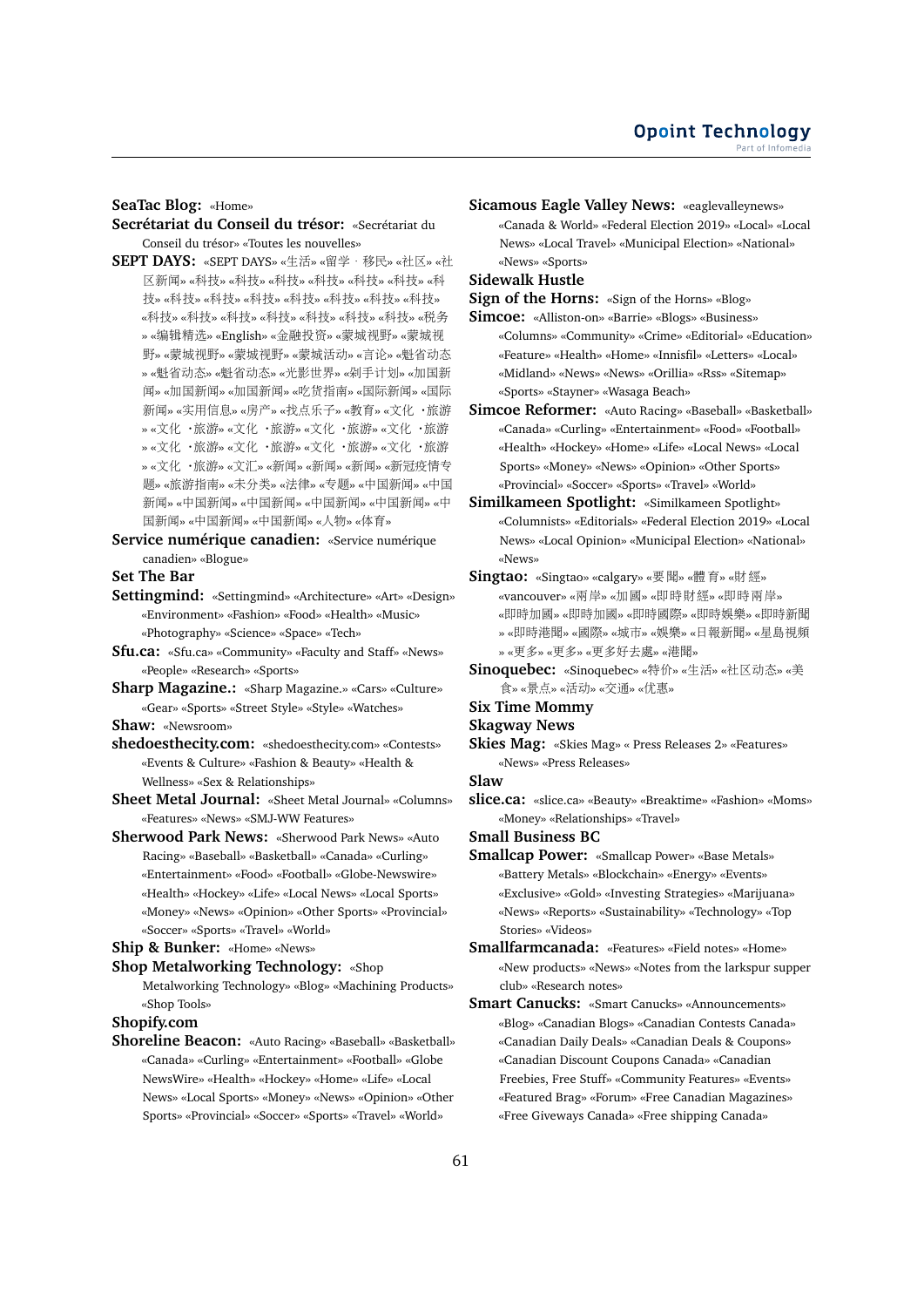**SeaTac Blog:** «Home»

**Secrétariat du Conseil du trésor:** «Secrétariat du Conseil du trésor» «Toutes les nouvelles»

**SEPT DAYS:** «SEPT DAYS» «生活» «留学・移民» «社区» «社区新闻» «科技» «科技» «科技» «科技» «科技» «科技» «科技» «科技» «科技» «科技» «科技» «科技» «科技» «科技» «科技» «科技» «科技» «科技» «科技» «科技» «科技» «税务» «编辑精选» «English» «金融投资» «蒙城视野» «蒙城视野» «蒙城视野» «蒙城视野» «蒙城活动» «言论» «魁省动态» «魁省动态» «魁省动态» «光影世界» «剁手计划» «加国新闻» «加国新闻» «加国新闻» «吃货指南» «国际新闻» «国际新闻» «实用信息» «房产» «找点乐子» «教育» «文化・旅游» «文化・旅游» «文化・旅游» «文化・旅游» «文化・旅游» «文化・旅游» «文化・旅游» «文化・旅游» «文化・旅游» «文汇» «新闻» «新闻» «新闻» «新冠疫情专题» «旅游指南» «未分类» «法律» «专题» «中国新闻» «中国新闻» «中国新闻» «中国新闻» «中国新闻» «中国新闻» «中国新闻» «中国新闻» «中国新闻» «人物» «体育»

**Service numérique canadien:** «Service numérique canadien» «Blogue»

**Set The Bar**

**Settingmind:** «Settingmind» «Architecture» «Art» «Design» «Environment» «Fashion» «Food» «Health» «Music» «Photography» «Science» «Space» «Tech»

**Sfu.ca:** «Sfu.ca» «Community» «Faculty and Staff» «News» «People» «Research» «Sports»

**Sharp Magazine.:** «Sharp Magazine.» «Cars» «Culture» «Gear» «Sports» «Street Style» «Style» «Watches»

**Shaw:** «Newsroom»

**shedoesthecity.com:** «shedoesthecity.com» «Contests» «Events & Culture» «Fashion & Beauty» «Health & Wellness» «Sex & Relationships»

**Sheet Metal Journal:** «Sheet Metal Journal» «Columns» «Features» «News» «SMJ-WW Features»

**Sherwood Park News:** «Sherwood Park News» «Auto Racing» «Baseball» «Basketball» «Canada» «Curling» «Entertainment» «Food» «Football» «Globe-Newswire» «Health» «Hockey» «Life» «Local News» «Local Sports» «Money» «News» «Opinion» «Other Sports» «Provincial» «Soccer» «Sports» «Travel» «World»

**Ship & Bunker:** «Home» «News»

**Shop Metalworking Technology:** «Shop Metalworking Technology» «Blog» «Machining Products» «Shop Tools»

**Shopify.com**

**Shoreline Beacon:** «Auto Racing» «Baseball» «Basketball» «Canada» «Curling» «Entertainment» «Football» «Globe NewsWire» «Health» «Hockey» «Home» «Life» «Local News» «Local Sports» «Money» «News» «Opinion» «Other Sports» «Provincial» «Soccer» «Sports» «Travel» «World»

**Sicamous Eagle Valley News:** «eaglevalleynews» «Canada & World» «Federal Election 2019» «Local» «Local News» «Local Travel» «Municipal Election» «National» «News» «Sports»

**Sidewalk Hustle**

**Sign of the Horns:** «Sign of the Horns» «Blog»

**Simcoe:** «Alliston-on» «Barrie» «Blogs» «Business» «Columns» «Community» «Crime» «Editorial» «Education» «Feature» «Health» «Home» «Innisfil» «Letters» «Local» «Midland» «News» «News» «Orillia» «Rss» «Sitemap» «Sports» «Stayner» «Wasaga Beach»

**Simcoe Reformer:** «Auto Racing» «Baseball» «Basketball» «Canada» «Curling» «Entertainment» «Food» «Football» «Health» «Hockey» «Home» «Life» «Local News» «Local Sports» «Money» «News» «Opinion» «Other Sports» «Provincial» «Soccer» «Sports» «Travel» «World»

**Similkameen Spotlight:** «Similkameen Spotlight» «Columnists» «Editorials» «Federal Election 2019» «Local News» «Local Opinion» «Municipal Election» «National» «News»

**Singtao:** «Singtao» «calgary» «要聞» «體育» «財經» «vancouver» «兩岸» «加國» «即時財經» «即時兩岸» «即時加國» «即時加國» «即時國際» «即時娛樂» «即時新聞» «即時港聞» «國際» «城市» «娛樂» «日報新聞» «星島視頻» «更多» «更多» «更多好去處» «港聞»

**Sinoquebec:** «Sinoquebec» «特价» «生活» «社区动态» «美食» «景点» «活动» «交通» «优惠»

**Six Time Mommy**

**Skagway News**

**Skies Mag:** «Skies Mag» « Press Releases 2» «Features» «News» «Press Releases»

**Slaw**

**slice.ca:** «slice.ca» «Beauty» «Breaktime» «Fashion» «Moms» «Money» «Relationships» «Travel»

**Small Business BC**

**Smallcap Power:** «Smallcap Power» «Base Metals» «Battery Metals» «Blockchain» «Energy» «Events» «Exclusive» «Gold» «Investing Strategies» «Marijuana» «News» «Reports» «Sustainability» «Technology» «Top Stories» «Videos»

**Smallfarmcanada:** «Features» «Field notes» «Home» «New products» «News» «Notes from the larkspur supper club» «Research notes»

**Smart Canucks:** «Smart Canucks» «Announcements» «Blog» «Canadian Blogs» «Canadian Contests Canada» «Canadian Daily Deals» «Canadian Deals & Coupons» «Canadian Discount Coupons Canada» «Canadian Freebies, Free Stuff» «Community Features» «Events» «Featured Brag» «Forum» «Free Canadian Magazines» «Free Giveways Canada» «Free shipping Canada»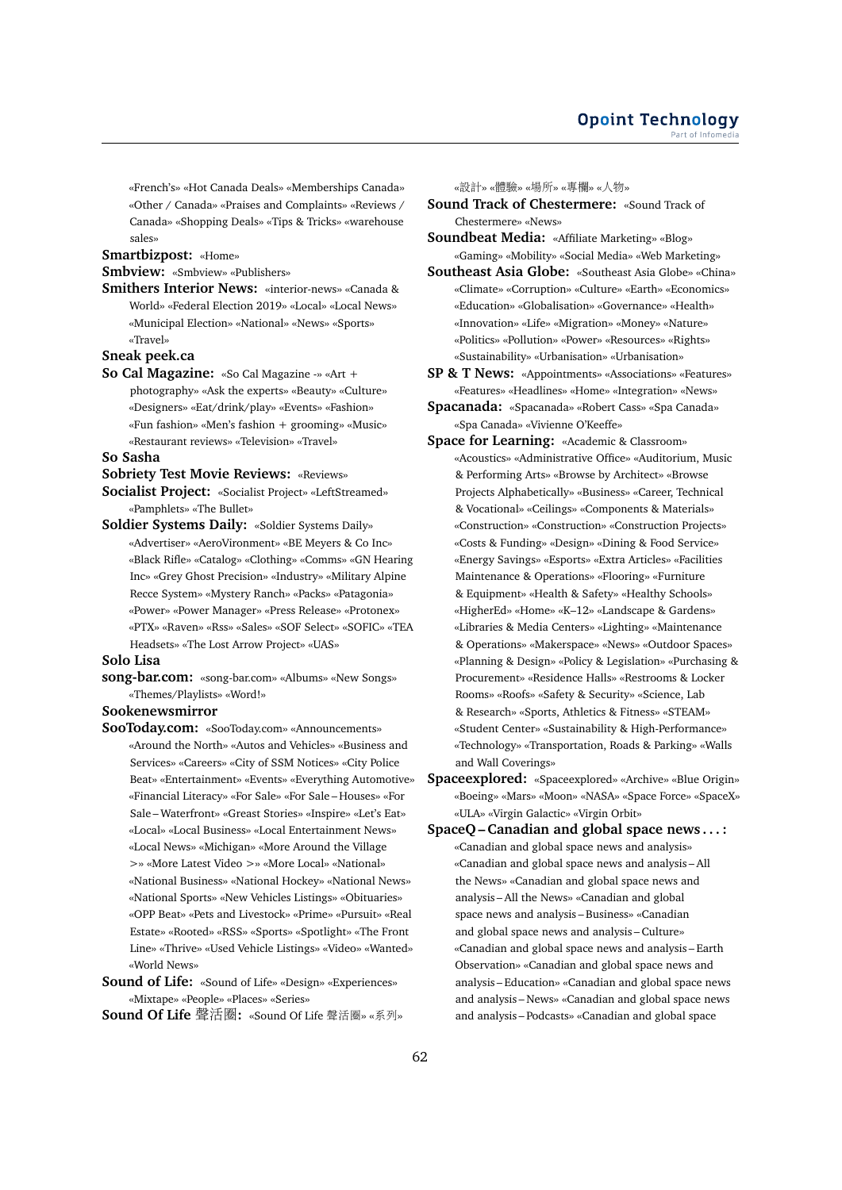«French's» «Hot Canada Deals» «Memberships Canada» «Other / Canada» «Praises and Complaints» «Reviews / Canada» «Shopping Deals» «Tips & Tricks» «warehouse sales»

**Smartbizpost:** «Home»

**Smbview:** «Smbview» «Publishers»

**Smithers Interior News:** «interior-news» «Canada & World» «Federal Election 2019» «Local» «Local News» «Municipal Election» «National» «News» «Sports» «Travel»

**Sneak peek.ca**

**So Cal Magazine:** «So Cal Magazine -» «Art + photography» «Ask the experts» «Beauty» «Culture» «Designers» «Eat/drink/play» «Events» «Fashion» «Fun fashion» «Men's fashion + grooming» «Music» «Restaurant reviews» «Television» «Travel»

**So Sasha**

**Sobriety Test Movie Reviews:** «Reviews»

**Socialist Project:** «Socialist Project» «LeftStreamed» «Pamphlets» «The Bullet»

**Soldier Systems Daily:** «Soldier Systems Daily» «Advertiser» «AeroVironment» «BE Meyers & Co Inc» «Black Rifle» «Catalog» «Clothing» «Comms» «GN Hearing Inc» «Grey Ghost Precision» «Industry» «Military Alpine Recce System» «Mystery Ranch» «Packs» «Patagonia» «Power» «Power Manager» «Press Release» «Protonex» «PTX» «Raven» «Rss» «Sales» «SOF Select» «SOFIC» «TEA Headsets» «The Lost Arrow Project» «UAS»

**Solo Lisa**

**song-bar.com:** «song-bar.com» «Albums» «New Songs» «Themes/Playlists» «Word!»

**Sookenewsmirror**

**SooToday.com:** «SooToday.com» «Announcements» «Around the North» «Autos and Vehicles» «Business and Services» «Careers» «City of SSM Notices» «City Police Beat» «Entertainment» «Events» «Everything Automotive» «Financial Literacy» «For Sale» «For Sale – Houses» «For Sale – Waterfront» «Greast Stories» «Inspire» «Let's Eat» «Local» «Local Business» «Local Entertainment News» «Local News» «Michigan» «More Around the Village >» «More Latest Video >» «More Local» «National» «National Business» «National Hockey» «National News» «National Sports» «New Vehicles Listings» «Obituaries» «OPP Beat» «Pets and Livestock» «Prime» «Pursuit» «Real Estate» «Rooted» «RSS» «Sports» «Spotlight» «The Front Line» «Thrive» «Used Vehicle Listings» «Video» «Wanted» «World News»

**Sound of Life:** «Sound of Life» «Design» «Experiences» «Mixtape» «People» «Places» «Series»

**Sound Of Life 聲活圈:** «Sound Of Life 聲活圈» «系列» «設計» «體驗» «場所» «專欄» «人物»

**Sound Track of Chestermere:** «Sound Track of Chestermere» «News»

**Soundbeat Media:** «Affiliate Marketing» «Blog» «Gaming» «Mobility» «Social Media» «Web Marketing»

**Southeast Asia Globe:** «Southeast Asia Globe» «China» «Climate» «Corruption» «Culture» «Earth» «Economics» «Education» «Globalisation» «Governance» «Health» «Innovation» «Life» «Migration» «Money» «Nature» «Politics» «Pollution» «Power» «Resources» «Rights» «Sustainability» «Urbanisation» «Urbanisation»

**SP & T News:** «Appointments» «Associations» «Features» «Features» «Headlines» «Home» «Integration» «News»

**Spacanada:** «Spacanada» «Robert Cass» «Spa Canada» «Spa Canada» «Vivienne O'Keeffe»

**Space for Learning:** «Academic & Classroom» «Acoustics» «Administrative Office» «Auditorium, Music & Performing Arts» «Browse by Architect» «Browse Projects Alphabetically» «Business» «Career, Technical & Vocational» «Ceilings» «Components & Materials» «Construction» «Construction» «Construction Projects» «Costs & Funding» «Design» «Dining & Food Service» «Energy Savings» «Esports» «Extra Articles» «Facilities Maintenance & Operations» «Flooring» «Furniture & Equipment» «Health & Safety» «Healthy Schools» «HigherEd» «Home» «K–12» «Landscape & Gardens» «Libraries & Media Centers» «Lighting» «Maintenance & Operations» «Makerspace» «News» «Outdoor Spaces» «Planning & Design» «Policy & Legislation» «Purchasing & Procurement» «Residence Halls» «Restrooms & Locker Rooms» «Roofs» «Safety & Security» «Science, Lab & Research» «Sports, Athletics & Fitness» «STEAM» «Student Center» «Sustainability & High-Performance» «Technology» «Transportation, Roads & Parking» «Walls and Wall Coverings»

**Spaceexplored:** «Spaceexplored» «Archive» «Blue Origin» «Boeing» «Mars» «Moon» «NASA» «Space Force» «SpaceX» «ULA» «Virgin Galactic» «Virgin Orbit»

**SpaceQ – Canadian and global space news . . . :** «Canadian and global space news and analysis» «Canadian and global space news and analysis – All the News» «Canadian and global space news and analysis – All the News» «Canadian and global space news and analysis – Business» «Canadian and global space news and analysis – Culture» «Canadian and global space news and analysis – Earth Observation» «Canadian and global space news and analysis – Education» «Canadian and global space news and analysis – News» «Canadian and global space news and analysis – Podcasts» «Canadian and global space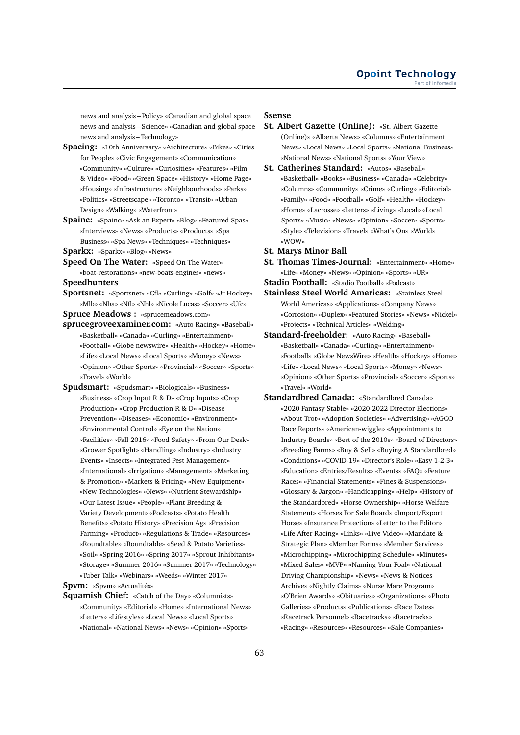news and analysis – Policy» «Canadian and global space news and analysis – Science» «Canadian and global space news and analysis – Technology»

**Spacing:** «10th Anniversary» «Architecture» «Bikes» «Cities for People» «Civic Engagement» «Communication» «Community» «Culture» «Curiosities» «Features» «Film & Video» «Food» «Green Space» «History» «Home Page» «Housing» «Infrastructure» «Neighbourhoods» «Parks» «Politics» «Streetscape» «Toronto» «Transit» «Urban Design» «Walking» «Waterfront»

**Spainc:** «Spainc» «Ask an Expert» «Blog» «Featured Spas» «Interviews» «News» «Products» «Products» «Spa Business» «Spa News» «Techniques» «Techniques»

**Sparkx:** «Sparkx» «Blog» «News»

**Speed On The Water:** «Speed On The Water» «boat-restorations» «new-boats-engines» «news»

**Speedhunters**

**Sportsnet:** «Sportsnet» «Cfl» «Curling» «Golf» «Jr Hockey» «Mlb» «Nba» «Nfl» «Nhl» «Nicole Lucas» «Soccer» «Ufc»

**Spruce Meadows :** «sprucemeadows.com»

**sprucegroveexaminer.com:** «Auto Racing» «Baseball» «Basketball» «Canada» «Curling» «Entertainment» «Football» «Globe newswire» «Health» «Hockey» «Home» «Life» «Local News» «Local Sports» «Money» «News» «Opinion» «Other Sports» «Provincial» «Soccer» «Sports» «Travel» «World»

**Spudsmart:** «Spudsmart» «Biologicals» «Business» «Business» «Crop Input R & D» «Crop Inputs» «Crop Production» «Crop Production R & D» «Disease Prevention» «Diseases» «Economic» «Environment» «Environmental Control» «Eye on the Nation» «Facilities» «Fall 2016» «Food Safety» «From Our Desk» «Grower Spotlight» «Handling» «Industry» «Industry Events» «Insects» «Integrated Pest Management» «International» «Irrigation» «Management» «Marketing & Promotion» «Markets & Pricing» «New Equipment» «New Technologies» «News» «Nutrient Stewardship» «Our Latest Issue» «People» «Plant Breeding & Variety Development» «Podcasts» «Potato Health Benefits» «Potato History» «Precision Ag» «Precision Farming» «Product» «Regulations & Trade» «Resources» «Roundtable» «Roundtable» «Seed & Potato Varieties» «Soil» «Spring 2016» «Spring 2017» «Sprout Inhibitants» «Storage» «Summer 2016» «Summer 2017» «Technology» «Tuber Talk» «Webinars» «Weeds» «Winter 2017»

**Spvm:** «Spvm» «Actualités»

**Squamish Chief:** «Catch of the Day» «Columnists» «Community» «Editorial» «Home» «International News» «Letters» «Lifestyles» «Local News» «Local Sports» «National» «National News» «News» «Opinion» «Sports»

**Ssense**

**St. Albert Gazette (Online):** «St. Albert Gazette (Online)» «Alberta News» «Columns» «Entertainment News» «Local News» «Local Sports» «National Business» «National News» «National Sports» «Your View»

**St. Catherines Standard:** «Autos» «Baseball» «Basketball» «Books» «Business» «Canada» «Celebrity» «Columns» «Community» «Crime» «Curling» «Editorial» «Family» «Food» «Football» «Golf» «Health» «Hockey» «Home» «Lacrosse» «Letters» «Living» «Local» «Local Sports» «Music» «News» «Opinion» «Soccer» «Sports» «Style» «Television» «Travel» «What's On» «World» «WOW»

**St. Marys Minor Ball**

**St. Thomas Times-Journal:** «Entertainment» «Home» «Life» «Money» «News» «Opinion» «Sports» «UR»

**Stadio Football:** «Stadio Football» «Podcast»

**Stainless Steel World Americas:** «Stainless Steel World Americas» «Applications» «Company News» «Corrosion» «Duplex» «Featured Stories» «News» «Nickel» «Projects» «Technical Articles» «Welding»

**Standard-freeholder:** «Auto Racing» «Baseball» «Basketball» «Canada» «Curling» «Entertainment» «Football» «Globe NewsWire» «Health» «Hockey» «Home» «Life» «Local News» «Local Sports» «Money» «News» «Opinion» «Other Sports» «Provincial» «Soccer» «Sports» «Travel» «World»

**Standardbred Canada:** «Standardbred Canada» «2020 Fantasy Stable» «2020-2022 Director Elections» «About Trot» «Adoption Societies» «Advertising» «AGCO Race Reports» «American-wiggle» «Appointments to Industry Boards» «Best of the 2010s» «Board of Directors» «Breeding Farms» «Buy & Sell» «Buying A Standardbred» «Conditions» «COVID-19» «Director's Role» «Easy 1-2-3» «Education» «Entries/Results» «Events» «FAQ» «Feature Races» «Financial Statements» «Fines & Suspensions» «Glossary & Jargon» «Handicapping» «Help» «History of the Standardbred» «Horse Ownership» «Horse Welfare Statement» «Horses For Sale Board» «Import/Export Horse» «Insurance Protection» «Letter to the Editor» «Life After Racing» «Links» «Live Video» «Mandate & Strategic Plan» «Member Forms» «Member Services» «Microchipping» «Microchipping Schedule» «Minutes» «Mixed Sales» «MVP» «Naming Your Foal» «National Driving Championship» «News» «News & Notices Archive» «Nightly Claims» «Nurse Mare Program» «O'Brien Awards» «Obituaries» «Organizations» «Photo Galleries» «Products» «Publications» «Race Dates» «Racetrack Personnel» «Racetracks» «Racetracks» «Racing» «Resources» «Resources» «Sale Companies»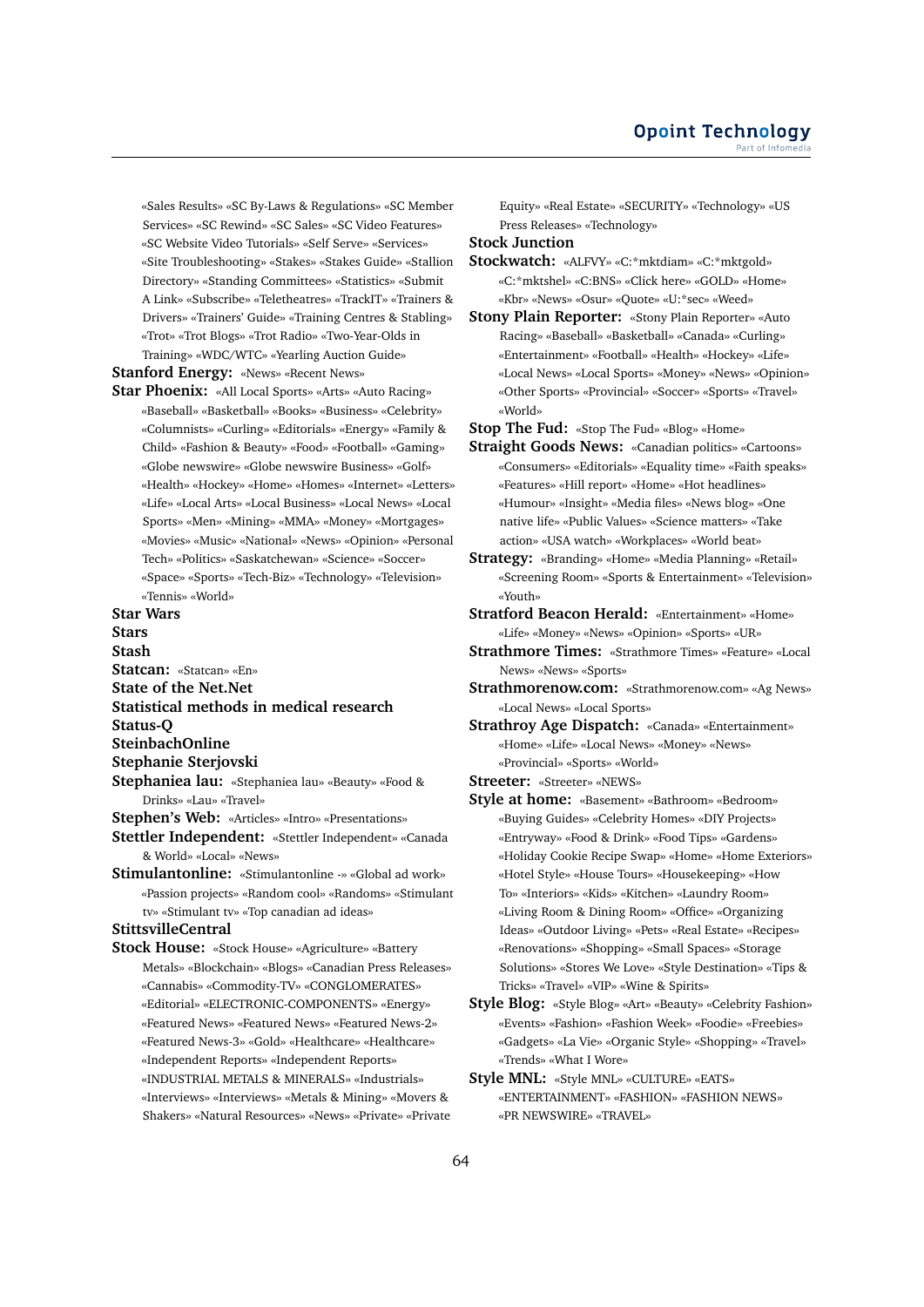«Sales Results» «SC By-Laws & Regulations» «SC Member Services» «SC Rewind» «SC Sales» «SC Video Features» «SC Website Video Tutorials» «Self Serve» «Services» «Site Troubleshooting» «Stakes» «Stakes Guide» «Stallion Directory» «Standing Committees» «Statistics» «Submit A Link» «Subscribe» «Teletheatres» «TrackIT» «Trainers & Drivers» «Trainers' Guide» «Training Centres & Stabling» «Trot» «Trot Blogs» «Trot Radio» «Two-Year-Olds in Training» «WDC/WTC» «Yearling Auction Guide»

**Stanford Energy:** «News» «Recent News»

**Star Phoenix:** «All Local Sports» «Arts» «Auto Racing» «Baseball» «Basketball» «Books» «Business» «Celebrity» «Columnists» «Curling» «Editorials» «Energy» «Family & Child» «Fashion & Beauty» «Food» «Football» «Gaming» «Globe newswire» «Globe newswire Business» «Golf» «Health» «Hockey» «Home» «Homes» «Internet» «Letters» «Life» «Local Arts» «Local Business» «Local News» «Local Sports» «Men» «Mining» «MMA» «Money» «Mortgages» «Movies» «Music» «National» «News» «Opinion» «Personal Tech» «Politics» «Saskatchewan» «Science» «Soccer» «Space» «Sports» «Tech-Biz» «Technology» «Television» «Tennis» «World»

**Star Wars**

**Stars**

**Stash**

**Statcan:** «Statcan» «En»

**State of the Net.Net**

**Statistical methods in medical research**

**Status-Q**

**SteinbachOnline**

**Stephanie Sterjovski**

**Stephaniea lau:** «Stephaniea lau» «Beauty» «Food & Drinks» «Lau» «Travel»

**Stephen's Web:** «Articles» «Intro» «Presentations»

**Stettler Independent:** «Stettler Independent» «Canada & World» «Local» «News»

**Stimulantonline:** «Stimulantonline -» «Global ad work» «Passion projects» «Random cool» «Randoms» «Stimulant tv» «Stimulant tv» «Top canadian ad ideas»

**StittsvilleCentral**

**Stock House:** «Stock House» «Agriculture» «Battery Metals» «Blockchain» «Blogs» «Canadian Press Releases» «Cannabis» «Commodity-TV» «CONGLOMERATES» «Editorial» «ELECTRONIC-COMPONENTS» «Energy» «Featured News» «Featured News» «Featured News-2» «Featured News-3» «Gold» «Healthcare» «Healthcare» «Independent Reports» «Independent Reports» «INDUSTRIAL METALS & MINERALS» «Industrials» «Interviews» «Interviews» «Metals & Mining» «Movers & Shakers» «Natural Resources» «News» «Private» «Private Equity» «Real Estate» «SECURITY» «Technology» «US Press Releases» «Technology»

**Stock Junction**

**Stockwatch:** «ALFVY» «C:*mktdiam» «C:*mktgold» «C:*mktshel» «C:BNS» «Click here» «GOLD» «Home» «Kbr» «News» «Osur» «Quote» «U:*sec» «Weed»

**Stony Plain Reporter:** «Stony Plain Reporter» «Auto Racing» «Baseball» «Basketball» «Canada» «Curling» «Entertainment» «Football» «Health» «Hockey» «Life» «Local News» «Local Sports» «Money» «News» «Opinion» «Other Sports» «Provincial» «Soccer» «Sports» «Travel» «World»

**Stop The Fud:** «Stop The Fud» «Blog» «Home»

**Straight Goods News:** «Canadian politics» «Cartoons» «Consumers» «Editorials» «Equality time» «Faith speaks» «Features» «Hill report» «Home» «Hot headlines» «Humour» «Insight» «Media files» «News blog» «One native life» «Public Values» «Science matters» «Take action» «USA watch» «Workplaces» «World beat»

**Strategy:** «Branding» «Home» «Media Planning» «Retail» «Screening Room» «Sports & Entertainment» «Television» «Youth»

**Stratford Beacon Herald:** «Entertainment» «Home» «Life» «Money» «News» «Opinion» «Sports» «UR»

**Strathmore Times:** «Strathmore Times» «Feature» «Local News» «News» «Sports»

**Strathmorenow.com:** «Strathmorenow.com» «Ag News» «Local News» «Local Sports»

**Strathroy Age Dispatch:** «Canada» «Entertainment» «Home» «Life» «Local News» «Money» «News» «Provincial» «Sports» «World»

**Streeter:** «Streeter» «NEWS»

**Style at home:** «Basement» «Bathroom» «Bedroom» «Buying Guides» «Celebrity Homes» «DIY Projects» «Entryway» «Food & Drink» «Food Tips» «Gardens» «Holiday Cookie Recipe Swap» «Home» «Home Exteriors» «Hotel Style» «House Tours» «Housekeeping» «How To» «Interiors» «Kids» «Kitchen» «Laundry Room» «Living Room & Dining Room» «Office» «Organizing Ideas» «Outdoor Living» «Pets» «Real Estate» «Recipes» «Renovations» «Shopping» «Small Spaces» «Storage Solutions» «Stores We Love» «Style Destination» «Tips & Tricks» «Travel» «VIP» «Wine & Spirits»

**Style Blog:** «Style Blog» «Art» «Beauty» «Celebrity Fashion» «Events» «Fashion» «Fashion Week» «Foodie» «Freebies» «Gadgets» «La Vie» «Organic Style» «Shopping» «Travel» «Trends» «What I Wore»

**Style MNL:** «Style MNL» «CULTURE» «EATS» «ENTERTAINMENT» «FASHION» «FASHION NEWS» «PR NEWSWIRE» «TRAVEL»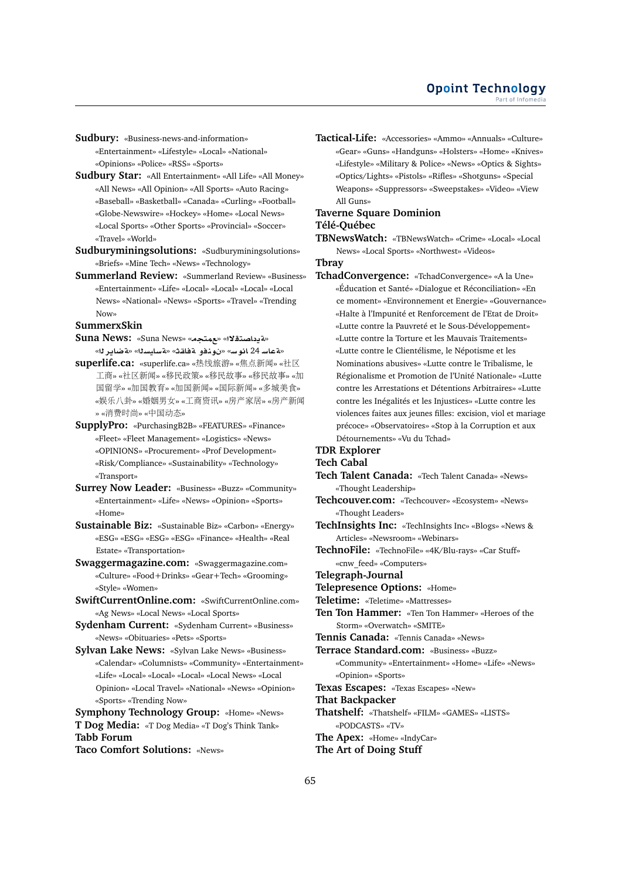**Sudbury:** «Business-news-and-information» «Entertainment» «Lifestyle» «Local» «National» «Opinions» «Police» «RSS» «Sports»

**Sudbury Star:** «All Entertainment» «All Life» «All Money» «All News» «All Opinion» «All Sports» «Auto Racing» «Baseball» «Basketball» «Canada» «Curling» «Football» «Globe-Newswire» «Hockey» «Home» «Local News» «Local Sports» «Other Sports» «Provincial» «Soccer» «Travel» «World»

**Sudburyminingsolutions:** «Sudburyminingsolutions» «Briefs» «Mine Tech» «News» «Technology»

**Summerland Review:** «Summerland Review» «Business» «Entertainment» «Life» «Local» «Local» «Local» «Local News» «National» «News» «Sports» «Travel» «Trending Now»

**SummerxSkin**

**Suna News:** «Suna News» «مجتمع» «الاقتصادية» «24 ساعة» «سونو وفاقة» «السياسة» «الرياضة»

**superlife.ca:** «superlife.ca» «热线旅游» «焦点新闻» «社区工商» «社区新闻» «移民政策» «移民故事» «移民故事» «加国留学» «加国教育» «加国新闻» «国际新闻» «多城美食» «娱乐八卦» «婚姻男女» «工商资讯» «房产家居» «房产新闻» «消费时尚» «中国动态»

**SupplyPro:** «PurchasingB2B» «FEATURES» «Finance» «Fleet» «Fleet Management» «Logistics» «News» «OPINIONS» «Procurement» «Prof Development» «Risk/Compliance» «Sustainability» «Technology» «Transport»

**Surrey Now Leader:** «Business» «Buzz» «Community» «Entertainment» «Life» «News» «Opinion» «Sports» «Home»

**Sustainable Biz:** «Sustainable Biz» «Carbon» «Energy» «ESG» «ESG» «ESG» «ESG» «Finance» «Health» «Real Estate» «Transportation»

**Swaggermagazine.com:** «Swaggermagazine.com» «Culture» «Food+Drinks» «Gear+Tech» «Grooming» «Style» «Women»

**SwiftCurrentOnline.com:** «SwiftCurrentOnline.com» «Ag News» «Local News» «Local Sports»

**Sydenham Current:** «Sydenham Current» «Business» «News» «Obituaries» «Pets» «Sports»

**Sylvan Lake News:** «Sylvan Lake News» «Business» «Calendar» «Columnists» «Community» «Entertainment» «Life» «Local» «Local» «Local» «Local News» «Local Opinion» «Local Travel» «National» «News» «Opinion» «Sports» «Trending Now»

**Symphony Technology Group:** «Home» «News»

**T Dog Media:** «T Dog Media» «T Dog's Think Tank»

**Tabb Forum**

**Taco Comfort Solutions:** «News»

**Tactical-Life:** «Accessories» «Ammo» «Annuals» «Culture» «Gear» «Guns» «Handguns» «Holsters» «Home» «Knives» «Lifestyle» «Military & Police» «News» «Optics & Sights» «Optics/Lights» «Pistols» «Rifles» «Shotguns» «Special Weapons» «Suppressors» «Sweepstakes» «Video» «View All Guns»

**Taverne Square Dominion**

**Télé-Québec**

**TBNewsWatch:** «TBNewsWatch» «Crime» «Local» «Local News» «Local Sports» «Northwest» «Videos»

**Tbray**

**TchadConvergence:** «TchadConvergence» «A la Une» «Éducation et Santé» «Dialogue et Réconciliation» «En ce moment» «Environnement et Energie» «Gouvernance» «Halte à l'Impunité et Renforcement de l'Etat de Droit» «Lutte contre la Pauvreté et le Sous-Développement» «Lutte contre la Torture et les Mauvais Traitements» «Lutte contre le Clientélisme, le Népotisme et les Nominations abusives» «Lutte contre le Tribalisme, le Régionalisme et Promotion de l'Unité Nationale» «Lutte contre les Arrestations et Détentions Arbitraires» «Lutte contre les Inégalités et les Injustices» «Lutte contre les violences faites aux jeunes filles: excision, viol et mariage précoce» «Observatoires» «Stop à la Corruption et aux Détournements» «Vu du Tchad»

**TDR Explorer**

**Tech Cabal**

**Tech Talent Canada:** «Tech Talent Canada» «News» «Thought Leadership»

**Techcouver.com:** «Techcouver» «Ecosystem» «News» «Thought Leaders»

**TechInsights Inc:** «TechInsights Inc» «Blogs» «News & Articles» «Newsroom» «Webinars»

**TechnoFile:** «TechnoFile» «4K/Blu-rays» «Car Stuff» «cnw_feed» «Computers»

**Telegraph-Journal**

**Telepresence Options:** «Home»

**Teletime:** «Teletime» «Mattresses»

**Ten Ton Hammer:** «Ten Ton Hammer» «Heroes of the Storm» «Overwatch» «SMITE»

**Tennis Canada:** «Tennis Canada» «News»

**Terrace Standard.com:** «Business» «Buzz» «Community» «Entertainment» «Home» «Life» «News» «Opinion» «Sports»

**Texas Escapes:** «Texas Escapes» «New»

**That Backpacker**

**Thatshelf:** «Thatshelf» «FILM» «GAMES» «LISTS» «PODCASTS» «TV»

**The Apex:** «Home» «IndyCar»

**The Art of Doing Stuff**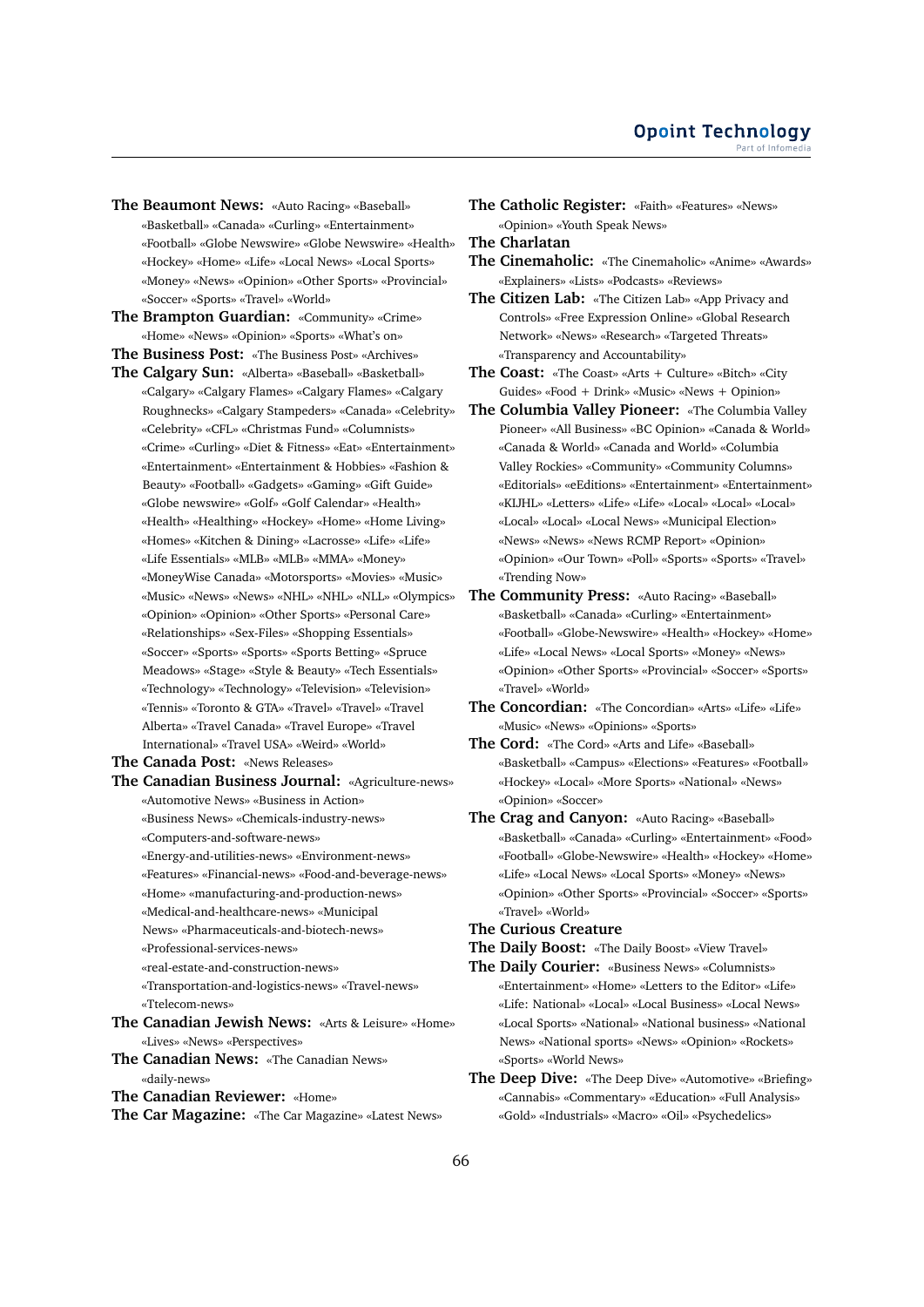**The Beaumont News:** «Auto Racing» «Baseball» «Basketball» «Canada» «Curling» «Entertainment» «Football» «Globe Newswire» «Globe Newswire» «Health» «Hockey» «Home» «Life» «Local News» «Local Sports» «Money» «News» «Opinion» «Other Sports» «Provincial» «Soccer» «Sports» «Travel» «World»

**The Brampton Guardian:** «Community» «Crime» «Home» «News» «Opinion» «Sports» «What's on»

**The Business Post:** «The Business Post» «Archives»

**The Calgary Sun:** «Alberta» «Baseball» «Basketball» «Calgary» «Calgary Flames» «Calgary Flames» «Calgary Roughnecks» «Calgary Stampeders» «Canada» «Celebrity» «Celebrity» «CFL» «Christmas Fund» «Columnists» «Crime» «Curling» «Diet & Fitness» «Eat» «Entertainment» «Entertainment» «Entertainment & Hobbies» «Fashion & Beauty» «Football» «Gadgets» «Gaming» «Gift Guide» «Globe newswire» «Golf» «Golf Calendar» «Health» «Health» «Healthing» «Hockey» «Home» «Home Living» «Homes» «Kitchen & Dining» «Lacrosse» «Life» «Life» «Life Essentials» «MLB» «MLB» «MMA» «Money» «MoneyWise Canada» «Motorsports» «Movies» «Music» «Music» «News» «News» «NHL» «NHL» «NLL» «Olympics» «Opinion» «Opinion» «Other Sports» «Personal Care» «Relationships» «Sex-Files» «Shopping Essentials» «Soccer» «Sports» «Sports» «Sports Betting» «Spruce Meadows» «Stage» «Style & Beauty» «Tech Essentials» «Technology» «Technology» «Television» «Television» «Tennis» «Toronto & GTA» «Travel» «Travel» «Travel Alberta» «Travel Canada» «Travel Europe» «Travel International» «Travel USA» «Weird» «World»

**The Canada Post:** «News Releases»

**The Canadian Business Journal:** «Agriculture-news» «Automotive News» «Business in Action» «Business News» «Chemicals-industry-news» «Computers-and-software-news» «Energy-and-utilities-news» «Environment-news» «Features» «Financial-news» «Food-and-beverage-news» «Home» «manufacturing-and-production-news» «Medical-and-healthcare-news» «Municipal News» «Pharmaceuticals-and-biotech-news» «Professional-services-news» «real-estate-and-construction-news» «Transportation-and-logistics-news» «Travel-news» «Ttelecom-news»

**The Canadian Jewish News:** «Arts & Leisure» «Home» «Lives» «News» «Perspectives»

**The Canadian News:** «The Canadian News» «daily-news»

**The Canadian Reviewer:** «Home»

**The Car Magazine:** «The Car Magazine» «Latest News»

**The Catholic Register:** «Faith» «Features» «News» «Opinion» «Youth Speak News»

**The Charlatan**

**The Cinemaholic:** «The Cinemaholic» «Anime» «Awards» «Explainers» «Lists» «Podcasts» «Reviews»

**The Citizen Lab:** «The Citizen Lab» «App Privacy and Controls» «Free Expression Online» «Global Research Network» «News» «Research» «Targeted Threats» «Transparency and Accountability»

**The Coast:** «The Coast» «Arts + Culture» «Bitch» «City Guides» «Food + Drink» «Music» «News + Opinion»

**The Columbia Valley Pioneer:** «The Columbia Valley Pioneer» «All Business» «BC Opinion» «Canada & World» «Canada & World» «Canada and World» «Columbia Valley Rockies» «Community» «Community Columns» «Editorials» «eEditions» «Entertainment» «Entertainment» «KIJHL» «Letters» «Life» «Life» «Local» «Local» «Local» «Local» «Local» «Local News» «Municipal Election» «News» «News» «News RCMP Report» «Opinion» «Opinion» «Our Town» «Poll» «Sports» «Sports» «Travel» «Trending Now»

**The Community Press:** «Auto Racing» «Baseball» «Basketball» «Canada» «Curling» «Entertainment» «Football» «Globe-Newswire» «Health» «Hockey» «Home» «Life» «Local News» «Local Sports» «Money» «News» «Opinion» «Other Sports» «Provincial» «Soccer» «Sports» «Travel» «World»

**The Concordian:** «The Concordian» «Arts» «Life» «Life» «Music» «News» «Opinions» «Sports»

**The Cord:** «The Cord» «Arts and Life» «Baseball» «Basketball» «Campus» «Elections» «Features» «Football» «Hockey» «Local» «More Sports» «National» «News» «Opinion» «Soccer»

**The Crag and Canyon:** «Auto Racing» «Baseball» «Basketball» «Canada» «Curling» «Entertainment» «Food» «Football» «Globe-Newswire» «Health» «Hockey» «Home» «Life» «Local News» «Local Sports» «Money» «News» «Opinion» «Other Sports» «Provincial» «Soccer» «Sports» «Travel» «World»

**The Curious Creature**

**The Daily Boost:** «The Daily Boost» «View Travel»

**The Daily Courier:** «Business News» «Columnists» «Entertainment» «Home» «Letters to the Editor» «Life» «Life: National» «Local» «Local Business» «Local News» «Local Sports» «National» «National business» «National News» «National sports» «News» «Opinion» «Rockets» «Sports» «World News»

**The Deep Dive:** «The Deep Dive» «Automotive» «Briefing» «Cannabis» «Commentary» «Education» «Full Analysis» «Gold» «Industrials» «Macro» «Oil» «Psychedelics»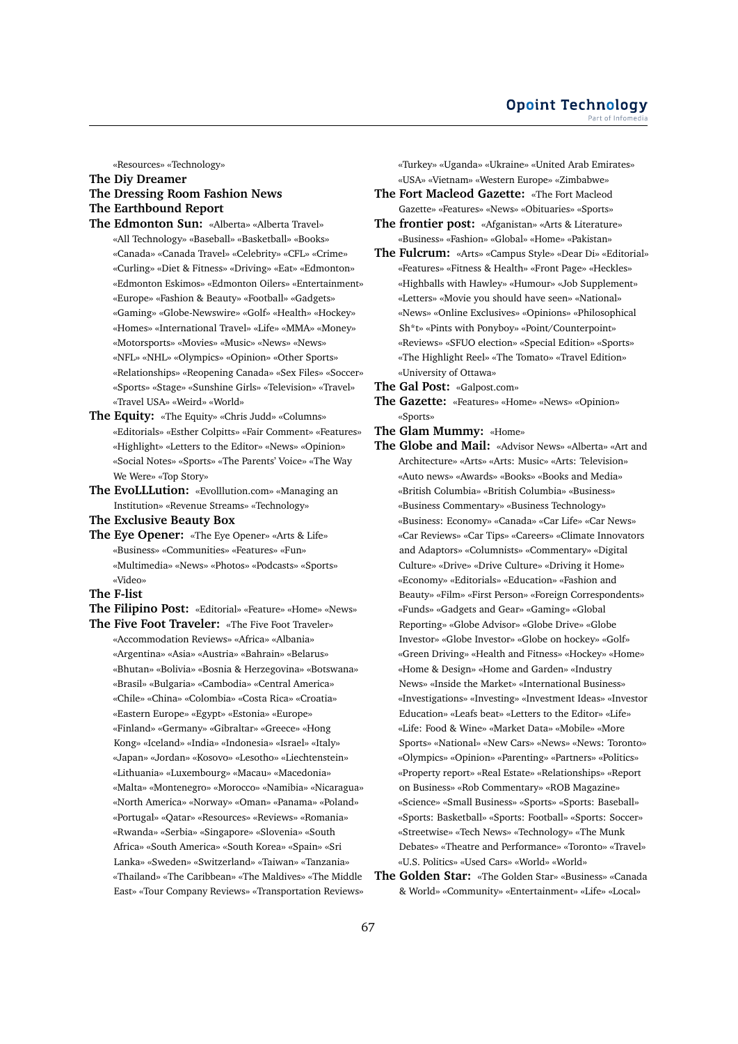«Resources» «Technology»

**The Diy Dreamer**

**The Dressing Room Fashion News**

**The Earthbound Report**

**The Edmonton Sun:** «Alberta» «Alberta Travel» «All Technology» «Baseball» «Basketball» «Books» «Canada» «Canada Travel» «Celebrity» «CFL» «Crime» «Curling» «Diet & Fitness» «Driving» «Eat» «Edmonton» «Edmonton Eskimos» «Edmonton Oilers» «Entertainment» «Europe» «Fashion & Beauty» «Football» «Gadgets» «Gaming» «Globe-Newswire» «Golf» «Health» «Hockey» «Homes» «International Travel» «Life» «MMA» «Money» «Motorsports» «Movies» «Music» «News» «News» «NFL» «NHL» «Olympics» «Opinion» «Other Sports» «Relationships» «Reopening Canada» «Sex Files» «Soccer» «Sports» «Stage» «Sunshine Girls» «Television» «Travel» «Travel USA» «Weird» «World»

**The Equity:** «The Equity» «Chris Judd» «Columns» «Editorials» «Esther Colpitts» «Fair Comment» «Features» «Highlight» «Letters to the Editor» «News» «Opinion» «Social Notes» «Sports» «The Parents' Voice» «The Way We Were» «Top Story»

**The EvoLLLution:** «Evolllution.com» «Managing an Institution» «Revenue Streams» «Technology»

**The Exclusive Beauty Box**

**The Eye Opener:** «The Eye Opener» «Arts & Life» «Business» «Communities» «Features» «Fun» «Multimedia» «News» «Photos» «Podcasts» «Sports» «Video»

**The F-list**

**The Filipino Post:** «Editorial» «Feature» «Home» «News»

**The Five Foot Traveler:** «The Five Foot Traveler» «Accommodation Reviews» «Africa» «Albania» «Argentina» «Asia» «Austria» «Bahrain» «Belarus» «Bhutan» «Bolivia» «Bosnia & Herzegovina» «Botswana» «Brasil» «Bulgaria» «Cambodia» «Central America» «Chile» «China» «Colombia» «Costa Rica» «Croatia» «Eastern Europe» «Egypt» «Estonia» «Europe» «Finland» «Germany» «Gibraltar» «Greece» «Hong Kong» «Iceland» «India» «Indonesia» «Israel» «Italy» «Japan» «Jordan» «Kosovo» «Lesotho» «Liechtenstein» «Lithuania» «Luxembourg» «Macau» «Macedonia» «Malta» «Montenegro» «Morocco» «Namibia» «Nicaragua» «North America» «Norway» «Oman» «Panama» «Poland» «Portugal» «Qatar» «Resources» «Reviews» «Romania» «Rwanda» «Serbia» «Singapore» «Slovenia» «South Africa» «South America» «South Korea» «Spain» «Sri Lanka» «Sweden» «Switzerland» «Taiwan» «Tanzania» «Thailand» «The Caribbean» «The Maldives» «The Middle East» «Tour Company Reviews» «Transportation Reviews» «Turkey» «Uganda» «Ukraine» «United Arab Emirates» «USA» «Vietnam» «Western Europe» «Zimbabwe»

**The Fort Macleod Gazette:** «The Fort Macleod Gazette» «Features» «News» «Obituaries» «Sports»

**The frontier post:** «Afganistan» «Arts & Literature» «Business» «Fashion» «Global» «Home» «Pakistan»

**The Fulcrum:** «Arts» «Campus Style» «Dear Di» «Editorial» «Features» «Fitness & Health» «Front Page» «Heckles» «Highballs with Hawley» «Humour» «Job Supplement» «Letters» «Movie you should have seen» «National» «News» «Online Exclusives» «Opinions» «Philosophical Sh*t» «Pints with Ponyboy» «Point/Counterpoint» «Reviews» «SFUO election» «Special Edition» «Sports» «The Highlight Reel» «The Tomato» «Travel Edition» «University of Ottawa»

**The Gal Post:** «Galpost.com»

**The Gazette:** «Features» «Home» «News» «Opinion» «Sports»

**The Glam Mummy:** «Home»

**The Globe and Mail:** «Advisor News» «Alberta» «Art and Architecture» «Arts» «Arts: Music» «Arts: Television» «Auto news» «Awards» «Books» «Books and Media» «British Columbia» «British Columbia» «Business» «Business Commentary» «Business Technology» «Business: Economy» «Canada» «Car Life» «Car News» «Car Reviews» «Car Tips» «Careers» «Climate Innovators and Adaptors» «Columnists» «Commentary» «Digital Culture» «Drive» «Drive Culture» «Driving it Home» «Economy» «Editorials» «Education» «Fashion and Beauty» «Film» «First Person» «Foreign Correspondents» «Funds» «Gadgets and Gear» «Gaming» «Global Reporting» «Globe Advisor» «Globe Drive» «Globe Investor» «Globe Investor» «Globe on hockey» «Golf» «Green Driving» «Health and Fitness» «Hockey» «Home» «Home & Design» «Home and Garden» «Industry News» «Inside the Market» «International Business» «Investigations» «Investing» «Investment Ideas» «Investor Education» «Leafs beat» «Letters to the Editor» «Life» «Life: Food & Wine» «Market Data» «Mobile» «More Sports» «National» «New Cars» «News» «News: Toronto» «Olympics» «Opinion» «Parenting» «Partners» «Politics» «Property report» «Real Estate» «Relationships» «Report on Business» «Rob Commentary» «ROB Magazine» «Science» «Small Business» «Sports» «Sports: Baseball» «Sports: Basketball» «Sports: Football» «Sports: Soccer» «Streetwise» «Tech News» «Technology» «The Munk Debates» «Theatre and Performance» «Toronto» «Travel» «U.S. Politics» «Used Cars» «World» «World»

**The Golden Star:** «The Golden Star» «Business» «Canada & World» «Community» «Entertainment» «Life» «Local»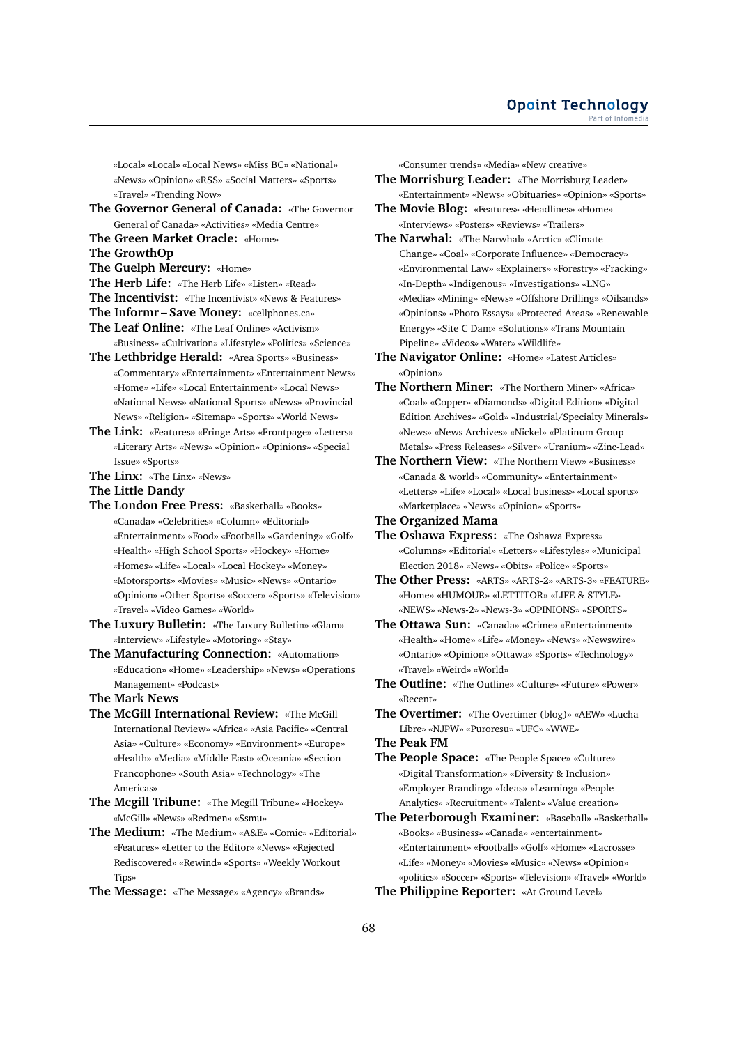«Local» «Local» «Local News» «Miss BC» «National» «News» «Opinion» «RSS» «Social Matters» «Sports» «Travel» «Trending Now»

**The Governor General of Canada:** «The Governor General of Canada» «Activities» «Media Centre»

**The Green Market Oracle:** «Home»

**The GrowthOp**

**The Guelph Mercury:** «Home»

**The Herb Life:** «The Herb Life» «Listen» «Read»

**The Incentivist:** «The Incentivist» «News & Features»

**The Informr – Save Money:** «cellphones.ca»

**The Leaf Online:** «The Leaf Online» «Activism» «Business» «Cultivation» «Lifestyle» «Politics» «Science»

**The Lethbridge Herald:** «Area Sports» «Business» «Commentary» «Entertainment» «Entertainment News» «Home» «Life» «Local Entertainment» «Local News» «National News» «National Sports» «News» «Provincial News» «Religion» «Sitemap» «Sports» «World News»

**The Link:** «Features» «Fringe Arts» «Frontpage» «Letters» «Literary Arts» «News» «Opinion» «Opinions» «Special Issue» «Sports»

**The Linx:** «The Linx» «News»

**The Little Dandy**

**The London Free Press:** «Basketball» «Books» «Canada» «Celebrities» «Column» «Editorial» «Entertainment» «Food» «Football» «Gardening» «Golf» «Health» «High School Sports» «Hockey» «Home» «Homes» «Life» «Local» «Local Hockey» «Money» «Motorsports» «Movies» «Music» «News» «Ontario» «Opinion» «Other Sports» «Soccer» «Sports» «Television» «Travel» «Video Games» «World»

**The Luxury Bulletin:** «The Luxury Bulletin» «Glam» «Interview» «Lifestyle» «Motoring» «Stay»

**The Manufacturing Connection:** «Automation» «Education» «Home» «Leadership» «News» «Operations Management» «Podcast»

**The Mark News**

**The McGill International Review:** «The McGill International Review» «Africa» «Asia Pacific» «Central Asia» «Culture» «Economy» «Environment» «Europe» «Health» «Media» «Middle East» «Oceania» «Section Francophone» «South Asia» «Technology» «The Americas»

**The Mcgill Tribune:** «The Mcgill Tribune» «Hockey» «McGill» «News» «Redmen» «Ssmu»

**The Medium:** «The Medium» «A&E» «Comic» «Editorial» «Features» «Letter to the Editor» «News» «Rejected Rediscovered» «Rewind» «Sports» «Weekly Workout Tips»

**The Message:** «The Message» «Agency» «Brands» «Consumer trends» «Media» «New creative»

**The Morrisburg Leader:** «The Morrisburg Leader» «Entertainment» «News» «Obituaries» «Opinion» «Sports»

**The Movie Blog:** «Features» «Headlines» «Home» «Interviews» «Posters» «Reviews» «Trailers»

**The Narwhal:** «The Narwhal» «Arctic» «Climate Change» «Coal» «Corporate Influence» «Democracy» «Environmental Law» «Explainers» «Forestry» «Fracking» «In-Depth» «Indigenous» «Investigations» «LNG» «Media» «Mining» «News» «Offshore Drilling» «Oilsands» «Opinions» «Photo Essays» «Protected Areas» «Renewable Energy» «Site C Dam» «Solutions» «Trans Mountain Pipeline» «Videos» «Water» «Wildlife»

**The Navigator Online:** «Home» «Latest Articles» «Opinion»

**The Northern Miner:** «The Northern Miner» «Africa» «Coal» «Copper» «Diamonds» «Digital Edition» «Digital Edition Archives» «Gold» «Industrial/Specialty Minerals» «News» «News Archives» «Nickel» «Platinum Group Metals» «Press Releases» «Silver» «Uranium» «Zinc-Lead»

**The Northern View:** «The Northern View» «Business» «Canada & world» «Community» «Entertainment» «Letters» «Life» «Local» «Local business» «Local sports» «Marketplace» «News» «Opinion» «Sports»

**The Organized Mama**

**The Oshawa Express:** «The Oshawa Express» «Columns» «Editorial» «Letters» «Lifestyles» «Municipal Election 2018» «News» «Obits» «Police» «Sports»

**The Other Press:** «ARTS» «ARTS-2» «ARTS-3» «FEATURE» «Home» «HUMOUR» «LETTITOR» «LIFE & STYLE» «NEWS» «News-2» «News-3» «OPINIONS» «SPORTS»

**The Ottawa Sun:** «Canada» «Crime» «Entertainment» «Health» «Home» «Life» «Money» «News» «Newswire» «Ontario» «Opinion» «Ottawa» «Sports» «Technology» «Travel» «Weird» «World»

**The Outline:** «The Outline» «Culture» «Future» «Power» «Recent»

**The Overtimer:** «The Overtimer (blog)» «AEW» «Lucha Libre» «NJPW» «Puroresu» «UFC» «WWE»

**The Peak FM**

**The People Space:** «The People Space» «Culture» «Digital Transformation» «Diversity & Inclusion» «Employer Branding» «Ideas» «Learning» «People Analytics» «Recruitment» «Talent» «Value creation»

**The Peterborough Examiner:** «Baseball» «Basketball» «Books» «Business» «Canada» «entertainment» «Entertainment» «Football» «Golf» «Home» «Lacrosse» «Life» «Money» «Movies» «Music» «News» «Opinion» «politics» «Soccer» «Sports» «Television» «Travel» «World»

**The Philippine Reporter:** «At Ground Level»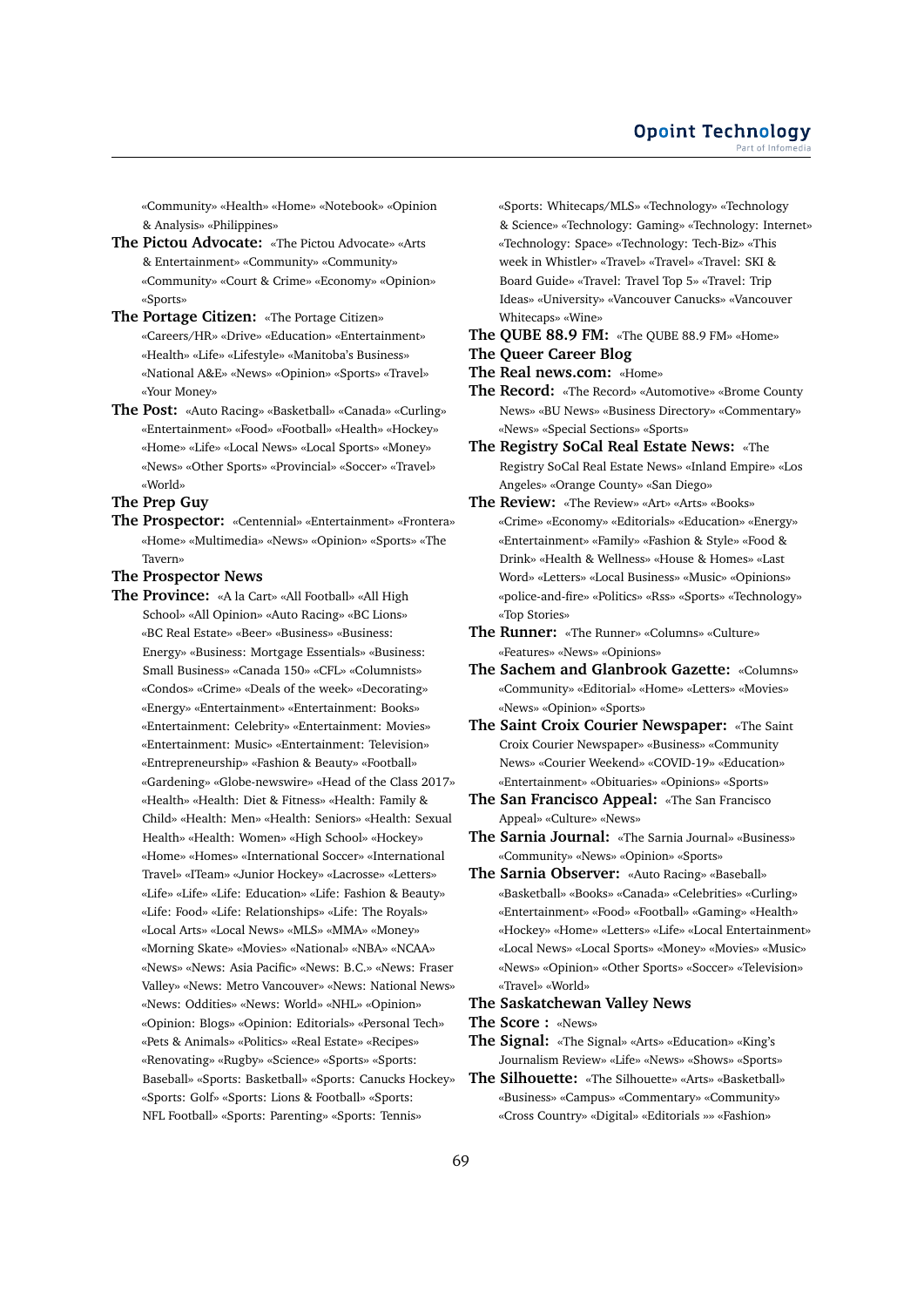«Community» «Health» «Home» «Notebook» «Opinion & Analysis» «Philippines»

**The Pictou Advocate:** «The Pictou Advocate» «Arts & Entertainment» «Community» «Community» «Community» «Court & Crime» «Economy» «Opinion» «Sports»

**The Portage Citizen:** «The Portage Citizen» «Careers/HR» «Drive» «Education» «Entertainment» «Health» «Life» «Lifestyle» «Manitoba's Business» «National A&E» «News» «Opinion» «Sports» «Travel» «Your Money»

**The Post:** «Auto Racing» «Basketball» «Canada» «Curling» «Entertainment» «Food» «Football» «Health» «Hockey» «Home» «Life» «Local News» «Local Sports» «Money» «News» «Other Sports» «Provincial» «Soccer» «Travel» «World»

**The Prep Guy**

**The Prospector:** «Centennial» «Entertainment» «Frontera» «Home» «Multimedia» «News» «Opinion» «Sports» «The Tavern»

**The Prospector News**

**The Province:** «A la Cart» «All Football» «All High School» «All Opinion» «Auto Racing» «BC Lions» «BC Real Estate» «Beer» «Business» «Business: Energy» «Business: Mortgage Essentials» «Business: Small Business» «Canada 150» «CFL» «Columnists» «Condos» «Crime» «Deals of the week» «Decorating» «Energy» «Entertainment» «Entertainment: Books» «Entertainment: Celebrity» «Entertainment: Movies» «Entertainment: Music» «Entertainment: Television» «Entrepreneurship» «Fashion & Beauty» «Football» «Gardening» «Globe-newswire» «Head of the Class 2017» «Health» «Health: Diet & Fitness» «Health: Family & Child» «Health: Men» «Health: Seniors» «Health: Sexual Health» «Health: Women» «High School» «Hockey» «Home» «Homes» «International Soccer» «International Travel» «ITeam» «Junior Hockey» «Lacrosse» «Letters» «Life» «Life» «Life: Education» «Life: Fashion & Beauty» «Life: Food» «Life: Relationships» «Life: The Royals» «Local Arts» «Local News» «MLS» «MMA» «Money» «Morning Skate» «Movies» «National» «NBA» «NCAA» «News» «News: Asia Pacific» «News: B.C.» «News: Fraser Valley» «News: Metro Vancouver» «News: National News» «News: Oddities» «News: World» «NHL» «Opinion» «Opinion: Blogs» «Opinion: Editorials» «Personal Tech» «Pets & Animals» «Politics» «Real Estate» «Recipes» «Renovating» «Rugby» «Science» «Sports» «Sports: Baseball» «Sports: Basketball» «Sports: Canucks Hockey» «Sports: Golf» «Sports: Lions & Football» «Sports: NFL Football» «Sports: Parenting» «Sports: Tennis» «Sports: Whitecaps/MLS» «Technology» «Technology & Science» «Technology: Gaming» «Technology: Internet» «Technology: Space» «Technology: Tech-Biz» «This week in Whistler» «Travel» «Travel» «Travel: SKI & Board Guide» «Travel: Travel Top 5» «Travel: Trip Ideas» «University» «Vancouver Canucks» «Vancouver Whitecaps» «Wine»

**The QUBE 88.9 FM:** «The QUBE 88.9 FM» «Home»

**The Queer Career Blog**

**The Real news.com:** «Home»

**The Record:** «The Record» «Automotive» «Brome County News» «BU News» «Business Directory» «Commentary» «News» «Special Sections» «Sports»

**The Registry SoCal Real Estate News:** «The Registry SoCal Real Estate News» «Inland Empire» «Los Angeles» «Orange County» «San Diego»

**The Review:** «The Review» «Art» «Arts» «Books» «Crime» «Economy» «Editorials» «Education» «Energy» «Entertainment» «Family» «Fashion & Style» «Food & Drink» «Health & Wellness» «House & Homes» «Last Word» «Letters» «Local Business» «Music» «Opinions» «police-and-fire» «Politics» «Rss» «Sports» «Technology» «Top Stories»

**The Runner:** «The Runner» «Columns» «Culture» «Features» «News» «Opinions»

**The Sachem and Glanbrook Gazette:** «Columns» «Community» «Editorial» «Home» «Letters» «Movies» «News» «Opinion» «Sports»

**The Saint Croix Courier Newspaper:** «The Saint Croix Courier Newspaper» «Business» «Community News» «Courier Weekend» «COVID-19» «Education» «Entertainment» «Obituaries» «Opinions» «Sports»

**The San Francisco Appeal:** «The San Francisco Appeal» «Culture» «News»

**The Sarnia Journal:** «The Sarnia Journal» «Business» «Community» «News» «Opinion» «Sports»

**The Sarnia Observer:** «Auto Racing» «Baseball» «Basketball» «Books» «Canada» «Celebrities» «Curling» «Entertainment» «Food» «Football» «Gaming» «Health» «Hockey» «Home» «Letters» «Life» «Local Entertainment» «Local News» «Local Sports» «Money» «Movies» «Music» «News» «Opinion» «Other Sports» «Soccer» «Television» «Travel» «World»

**The Saskatchewan Valley News**

**The Score :** «News»

**The Signal:** «The Signal» «Arts» «Education» «King's Journalism Review» «Life» «News» «Shows» «Sports»

**The Silhouette:** «The Silhouette» «Arts» «Basketball» «Business» «Campus» «Commentary» «Community» «Cross Country» «Digital» «Editorials »» «Fashion»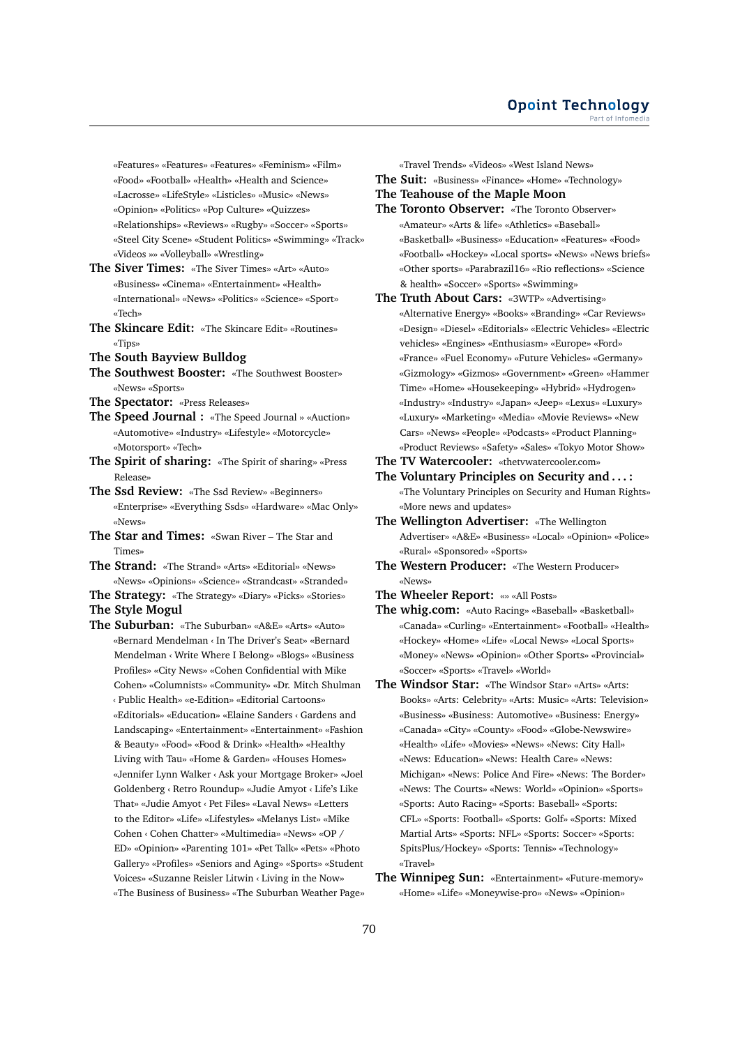«Features» «Features» «Features» «Feminism» «Film» «Food» «Football» «Health» «Health and Science» «Lacrosse» «LifeStyle» «Listicles» «Music» «News» «Opinion» «Politics» «Pop Culture» «Quizzes» «Relationships» «Reviews» «Rugby» «Soccer» «Sports» «Steel City Scene» «Student Politics» «Swimming» «Track» «Videos »» «Volleyball» «Wrestling»

**The Siver Times:** «The Siver Times» «Art» «Auto» «Business» «Cinema» «Entertainment» «Health» «International» «News» «Politics» «Science» «Sport» «Tech»

**The Skincare Edit:** «The Skincare Edit» «Routines» «Tips»

**The South Bayview Bulldog**

**The Southwest Booster:** «The Southwest Booster» «News» «Sports»

**The Spectator:** «Press Releases»

**The Speed Journal :** «The Speed Journal » «Auction» «Automotive» «Industry» «Lifestyle» «Motorcycle» «Motorsport» «Tech»

**The Spirit of sharing:** «The Spirit of sharing» «Press Release»

**The Ssd Review:** «The Ssd Review» «Beginners» «Enterprise» «Everything Ssds» «Hardware» «Mac Only» «News»

**The Star and Times:** «Swan River – The Star and Times»

**The Strand:** «The Strand» «Arts» «Editorial» «News» «News» «Opinions» «Science» «Strandcast» «Stranded»

**The Strategy:** «The Strategy» «Diary» «Picks» «Stories»

**The Style Mogul**

**The Suburban:** «The Suburban» «A&E» «Arts» «Auto» «Bernard Mendelman ‹ In The Driver's Seat» «Bernard Mendelman ‹ Write Where I Belong» «Blogs» «Business Profiles» «City News» «Cohen Confidential with Mike Cohen» «Columnists» «Community» «Dr. Mitch Shulman ‹ Public Health» «e-Edition» «Editorial Cartoons» «Editorials» «Education» «Elaine Sanders ‹ Gardens and Landscaping» «Entertainment» «Entertainment» «Fashion & Beauty» «Food» «Food & Drink» «Health» «Healthy Living with Tau» «Home & Garden» «Houses Homes» «Jennifer Lynn Walker ‹ Ask your Mortgage Broker» «Joel Goldenberg ‹ Retro Roundup» «Judie Amyot ‹ Life's Like That» «Judie Amyot ‹ Pet Files» «Laval News» «Letters to the Editor» «Life» «Lifestyles» «Melanys List» «Mike Cohen ‹ Cohen Chatter» «Multimedia» «News» «OP / ED» «Opinion» «Parenting 101» «Pet Talk» «Pets» «Photo Gallery» «Profiles» «Seniors and Aging» «Sports» «Student Voices» «Suzanne Reisler Litwin ‹ Living in the Now» «The Business of Business» «The Suburban Weather Page» «Travel Trends» «Videos» «West Island News»

**The Suit:** «Business» «Finance» «Home» «Technology»

**The Teahouse of the Maple Moon**

**The Toronto Observer:** «The Toronto Observer» «Amateur» «Arts & life» «Athletics» «Baseball» «Basketball» «Business» «Education» «Features» «Food» «Football» «Hockey» «Local sports» «News» «News briefs» «Other sports» «Parabrazil16» «Rio reflections» «Science & health» «Soccer» «Sports» «Swimming»

**The Truth About Cars:** «3WTP» «Advertising» «Alternative Energy» «Books» «Branding» «Car Reviews» «Design» «Diesel» «Editorials» «Electric Vehicles» «Electric vehicles» «Engines» «Enthusiasm» «Europe» «Ford» «France» «Fuel Economy» «Future Vehicles» «Germany» «Gizmology» «Gizmos» «Government» «Green» «Hammer Time» «Home» «Housekeeping» «Hybrid» «Hydrogen» «Industry» «Industry» «Japan» «Jeep» «Lexus» «Luxury» «Luxury» «Marketing» «Media» «Movie Reviews» «New Cars» «News» «People» «Podcasts» «Product Planning» «Product Reviews» «Safety» «Sales» «Tokyo Motor Show»

**The TV Watercooler:** «thetvwatercooler.com»

**The Voluntary Principles on Security and . . . :** «The Voluntary Principles on Security and Human Rights» «More news and updates»

**The Wellington Advertiser:** «The Wellington Advertiser» «A&E» «Business» «Local» «Opinion» «Police» «Rural» «Sponsored» «Sports»

**The Western Producer:** «The Western Producer» «News»

**The Wheeler Report:** «» «All Posts»

**The whig.com:** «Auto Racing» «Baseball» «Basketball» «Canada» «Curling» «Entertainment» «Football» «Health» «Hockey» «Home» «Life» «Local News» «Local Sports» «Money» «News» «Opinion» «Other Sports» «Provincial» «Soccer» «Sports» «Travel» «World»

**The Windsor Star:** «The Windsor Star» «Arts» «Arts: Books» «Arts: Celebrity» «Arts: Music» «Arts: Television» «Business» «Business: Automotive» «Business: Energy» «Canada» «City» «County» «Food» «Globe-Newswire» «Health» «Life» «Movies» «News» «News: City Hall» «News: Education» «News: Health Care» «News: Michigan» «News: Police And Fire» «News: The Border» «News: The Courts» «News: World» «Opinion» «Sports» «Sports: Auto Racing» «Sports: Baseball» «Sports: CFL» «Sports: Football» «Sports: Golf» «Sports: Mixed Martial Arts» «Sports: NFL» «Sports: Soccer» «Sports: SpitsPlus/Hockey» «Sports: Tennis» «Technology» «Travel»

**The Winnipeg Sun:** «Entertainment» «Future-memory» «Home» «Life» «Moneywise-pro» «News» «Opinion»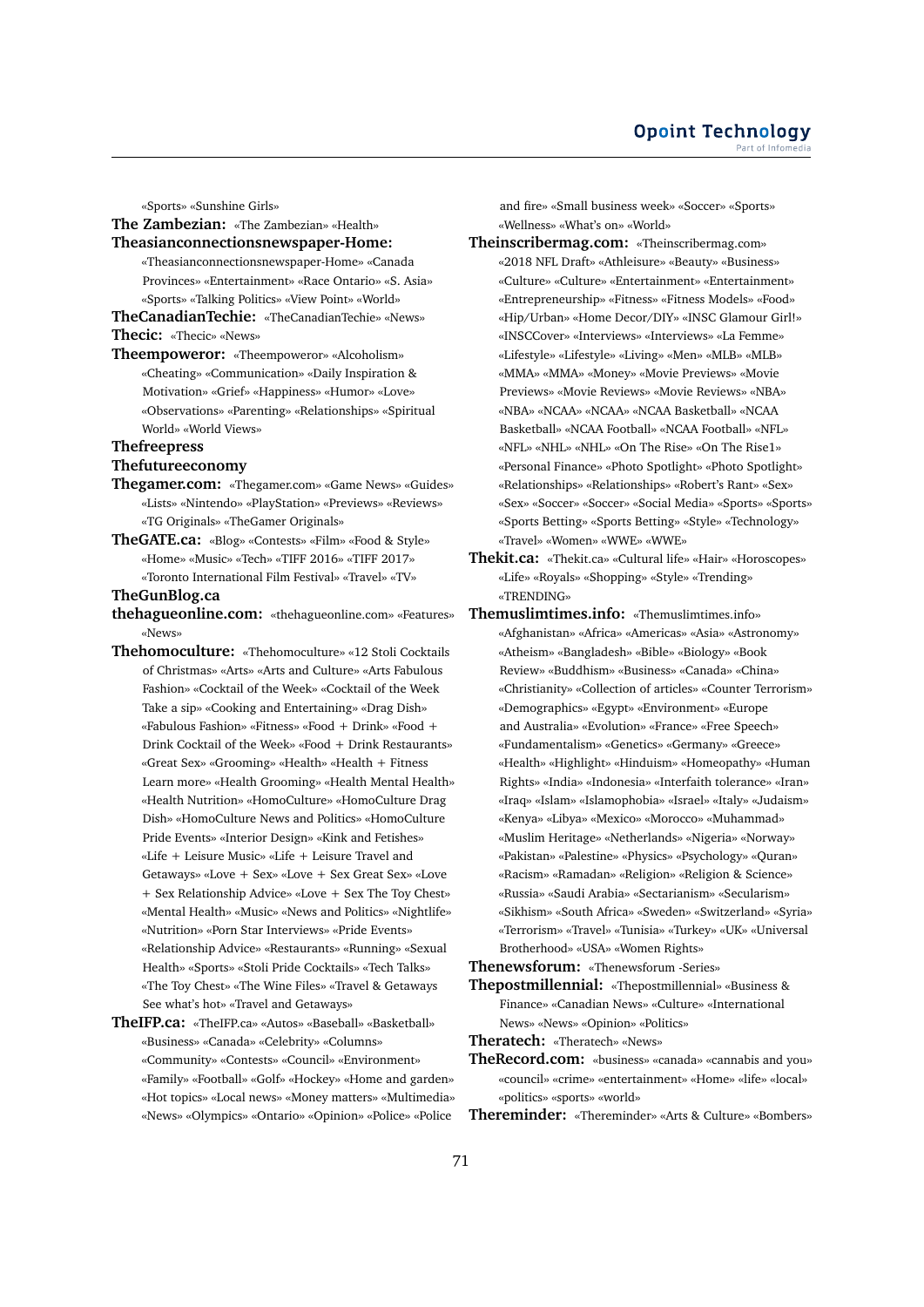«Sports» «Sunshine Girls»

**The Zambezian:** «The Zambezian» «Health»

**Theasianconnectionsnewspaper-Home:** «Theasianconnectionsnewspaper-Home» «Canada Provinces» «Entertainment» «Race Ontario» «S. Asia» «Sports» «Talking Politics» «View Point» «World»

**TheCanadianTechie:** «TheCanadianTechie» «News»

**Thecic:** «Thecic» «News»

**Theempoweror:** «Theempoweror» «Alcoholism» «Cheating» «Communication» «Daily Inspiration & Motivation» «Grief» «Happiness» «Humor» «Love» «Observations» «Parenting» «Relationships» «Spiritual World» «World Views»

**Thefreepress**

**Thefutureeconomy**

**Thegamer.com:** «Thegamer.com» «Game News» «Guides» «Lists» «Nintendo» «PlayStation» «Previews» «Reviews» «TG Originals» «TheGamer Originals»

**TheGATE.ca:** «Blog» «Contests» «Film» «Food & Style» «Home» «Music» «Tech» «TIFF 2016» «TIFF 2017» «Toronto International Film Festival» «Travel» «TV»

**TheGunBlog.ca**

**thehagueonline.com:** «thehagueonline.com» «Features» «News»

**Thehomoculture:** «Thehomoculture» «12 Stoli Cocktails of Christmas» «Arts» «Arts and Culture» «Arts Fabulous Fashion» «Cocktail of the Week» «Cocktail of the Week Take a sip» «Cooking and Entertaining» «Drag Dish» «Fabulous Fashion» «Fitness» «Food + Drink» «Food + Drink Cocktail of the Week» «Food + Drink Restaurants» «Great Sex» «Grooming» «Health» «Health + Fitness Learn more» «Health Grooming» «Health Mental Health» «Health Nutrition» «HomoCulture» «HomoCulture Drag Dish» «HomoCulture News and Politics» «HomoCulture Pride Events» «Interior Design» «Kink and Fetishes» «Life + Leisure Music» «Life + Leisure Travel and Getaways» «Love + Sex» «Love + Sex Great Sex» «Love + Sex Relationship Advice» «Love + Sex The Toy Chest» «Mental Health» «Music» «News and Politics» «Nightlife» «Nutrition» «Porn Star Interviews» «Pride Events» «Relationship Advice» «Restaurants» «Running» «Sexual Health» «Sports» «Stoli Pride Cocktails» «Tech Talks» «The Toy Chest» «The Wine Files» «Travel & Getaways See what's hot» «Travel and Getaways»

**TheIFP.ca:** «TheIFP.ca» «Autos» «Baseball» «Basketball» «Business» «Canada» «Celebrity» «Columns» «Community» «Contests» «Council» «Environment» «Family» «Football» «Golf» «Hockey» «Home and garden» «Hot topics» «Local news» «Money matters» «Multimedia» «News» «Olympics» «Ontario» «Opinion» «Police» «Police and fire» «Small business week» «Soccer» «Sports» «Wellness» «What's on» «World»

**Theinscribermag.com:** «Theinscribermag.com» «2018 NFL Draft» «Athleisure» «Beauty» «Business» «Culture» «Culture» «Entertainment» «Entertainment» «Entrepreneurship» «Fitness» «Fitness Models» «Food» «Hip/Urban» «Home Decor/DIY» «INSC Glamour Girl!» «INSCCover» «Interviews» «Interviews» «La Femme» «Lifestyle» «Lifestyle» «Living» «Men» «MLB» «MLB» «MMA» «MMA» «Money» «Movie Previews» «Movie Previews» «Movie Reviews» «Movie Reviews» «NBA» «NBA» «NCAA» «NCAA» «NCAA Basketball» «NCAA Basketball» «NCAA Football» «NCAA Football» «NFL» «NFL» «NHL» «NHL» «On The Rise» «On The Rise1» «Personal Finance» «Photo Spotlight» «Photo Spotlight» «Relationships» «Relationships» «Robert's Rant» «Sex» «Sex» «Soccer» «Soccer» «Social Media» «Sports» «Sports» «Sports Betting» «Sports Betting» «Style» «Technology» «Travel» «Women» «WWE» «WWE»

**Thekit.ca:** «Thekit.ca» «Cultural life» «Hair» «Horoscopes» «Life» «Royals» «Shopping» «Style» «Trending» «TRENDING»

**Themuslimtimes.info:** «Themuslimtimes.info» «Afghanistan» «Africa» «Americas» «Asia» «Astronomy» «Atheism» «Bangladesh» «Bible» «Biology» «Book Review» «Buddhism» «Business» «Canada» «China» «Christianity» «Collection of articles» «Counter Terrorism» «Demographics» «Egypt» «Environment» «Europe and Australia» «Evolution» «France» «Free Speech» «Fundamentalism» «Genetics» «Germany» «Greece» «Health» «Highlight» «Hinduism» «Homeopathy» «Human Rights» «India» «Indonesia» «Interfaith tolerance» «Iran» «Iraq» «Islam» «Islamophobia» «Israel» «Italy» «Judaism» «Kenya» «Libya» «Mexico» «Morocco» «Muhammad» «Muslim Heritage» «Netherlands» «Nigeria» «Norway» «Pakistan» «Palestine» «Physics» «Psychology» «Quran» «Racism» «Ramadan» «Religion» «Religion & Science» «Russia» «Saudi Arabia» «Sectarianism» «Secularism» «Sikhism» «South Africa» «Sweden» «Switzerland» «Syria» «Terrorism» «Travel» «Tunisia» «Turkey» «UK» «Universal Brotherhood» «USA» «Women Rights»

**Thenewsforum:** «Thenewsforum -Series»

**Thepostmillennial:** «Thepostmillennial» «Business & Finance» «Canadian News» «Culture» «International News» «News» «Opinion» «Politics»

**Theratech:** «Theratech» «News»

**TheRecord.com:** «business» «canada» «cannabis and you» «council» «crime» «entertainment» «Home» «life» «local» «politics» «sports» «world»

**Thereminder:** «Thereminder» «Arts & Culture» «Bombers»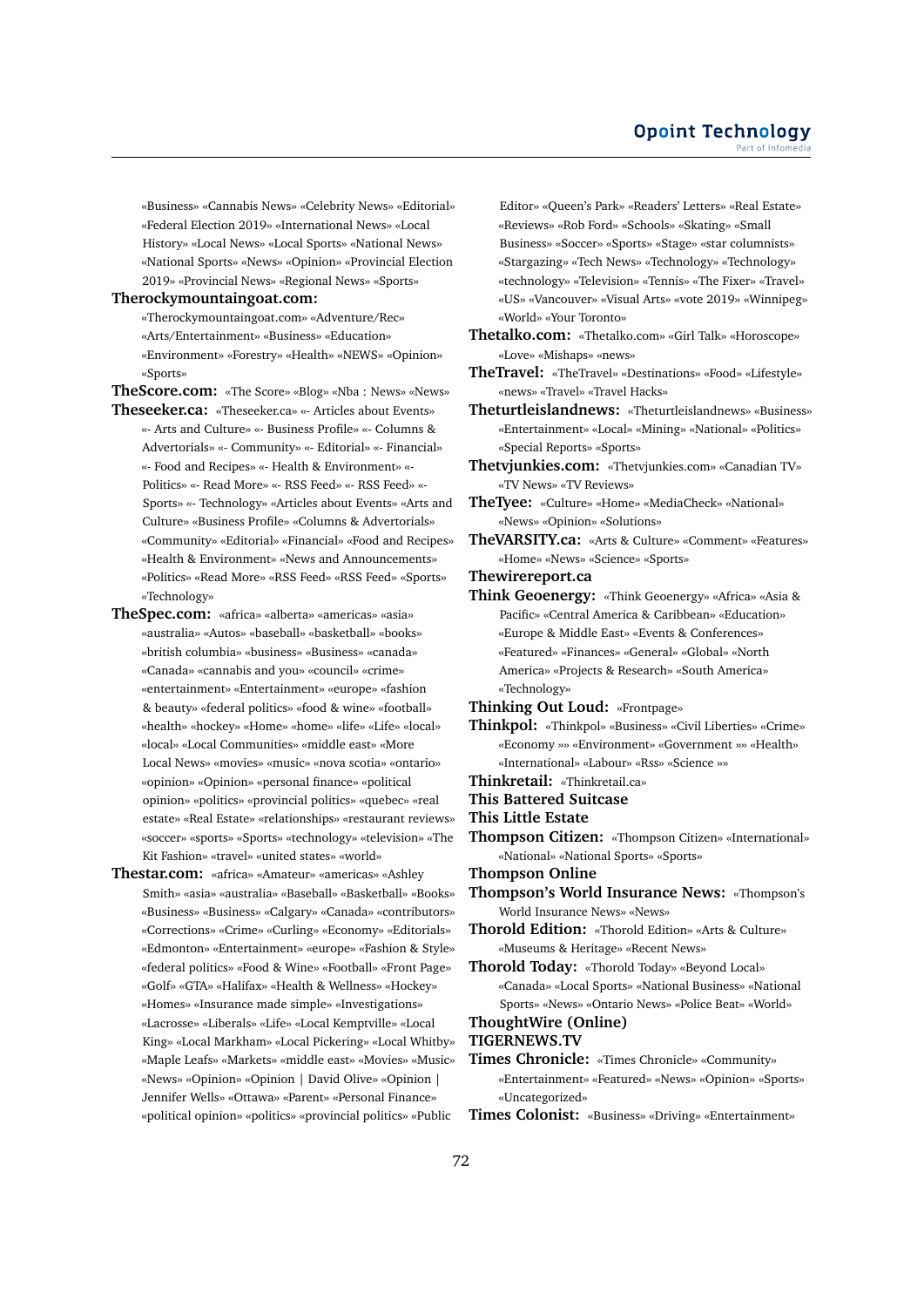«Business» «Cannabis News» «Celebrity News» «Editorial» «Federal Election 2019» «International News» «Local History» «Local News» «Local Sports» «National News» «National Sports» «News» «Opinion» «Provincial Election 2019» «Provincial News» «Regional News» «Sports»

**Therockymountaingoat.com:** «Therockymountaingoat.com» «Adventure/Rec» «Arts/Entertainment» «Business» «Education» «Environment» «Forestry» «Health» «NEWS» «Opinion» «Sports»

**TheScore.com:** «The Score» «Blog» «Nba : News» «News»

**Theseeker.ca:** «Theseeker.ca» «- Articles about Events» «- Arts and Culture» «- Business Profile» «- Columns & Advertorials» «- Community» «- Editorial» «- Financial» «- Food and Recipes» «- Health & Environment» «- Politics» «- Read More» «- RSS Feed» «- RSS Feed» «- Sports» «- Technology» «Articles about Events» «Arts and Culture» «Business Profile» «Columns & Advertorials» «Community» «Editorial» «Financial» «Food and Recipes» «Health & Environment» «News and Announcements» «Politics» «Read More» «RSS Feed» «RSS Feed» «Sports» «Technology»

**TheSpec.com:** «africa» «alberta» «americas» «asia» «australia» «Autos» «baseball» «basketball» «books» «british columbia» «business» «Business» «canada» «Canada» «cannabis and you» «council» «crime» «entertainment» «Entertainment» «europe» «fashion & beauty» «federal politics» «food & wine» «football» «health» «hockey» «Home» «home» «life» «Life» «local» «local» «Local Communities» «middle east» «More Local News» «movies» «music» «nova scotia» «ontario» «opinion» «Opinion» «personal finance» «political opinion» «politics» «provincial politics» «quebec» «real estate» «Real Estate» «relationships» «restaurant reviews» «soccer» «sports» «Sports» «technology» «television» «The Kit Fashion» «travel» «united states» «world»

**Thestar.com:** «africa» «Amateur» «americas» «Ashley Smith» «asia» «australia» «Baseball» «Basketball» «Books» «Business» «Business» «Calgary» «Canada» «contributors» «Corrections» «Crime» «Curling» «Economy» «Editorials» «Edmonton» «Entertainment» «europe» «Fashion & Style» «federal politics» «Food & Wine» «Football» «Front Page» «Golf» «GTA» «Halifax» «Health & Wellness» «Hockey» «Homes» «Insurance made simple» «Investigations» «Lacrosse» «Liberals» «Life» «Local Kemptville» «Local King» «Local Markham» «Local Pickering» «Local Whitby» «Maple Leafs» «Markets» «middle east» «Movies» «Music» «News» «Opinion» «Opinion | David Olive» «Opinion | Jennifer Wells» «Ottawa» «Parent» «Personal Finance» «political opinion» «politics» «provincial politics» «Public Editor» «Queen's Park» «Readers' Letters» «Real Estate» «Reviews» «Rob Ford» «Schools» «Skating» «Small Business» «Soccer» «Sports» «Stage» «star columnists» «Stargazing» «Tech News» «Technology» «Technology» «technology» «Television» «Tennis» «The Fixer» «Travel» «US» «Vancouver» «Visual Arts» «vote 2019» «Winnipeg» «World» «Your Toronto»

**Thetalko.com:** «Thetalko.com» «Girl Talk» «Horoscope» «Love» «Mishaps» «news»

**TheTravel:** «TheTravel» «Destinations» «Food» «Lifestyle» «news» «Travel» «Travel Hacks»

**Theturtleislandnews:** «Theturtleislandnews» «Business» «Entertainment» «Local» «Mining» «National» «Politics» «Special Reports» «Sports»

**Thetvjunkies.com:** «Thetvjunkies.com» «Canadian TV» «TV News» «TV Reviews»

**TheTyee:** «Culture» «Home» «MediaCheck» «National» «News» «Opinion» «Solutions»

**TheVARSITY.ca:** «Arts & Culture» «Comment» «Features» «Home» «News» «Science» «Sports»

**Thewirereport.ca**

**Think Geoenergy:** «Think Geoenergy» «Africa» «Asia & Pacific» «Central America & Caribbean» «Education» «Europe & Middle East» «Events & Conferences» «Featured» «Finances» «General» «Global» «North America» «Projects & Research» «South America» «Technology»

**Thinking Out Loud:** «Frontpage»

**Thinkpol:** «Thinkpol» «Business» «Civil Liberties» «Crime» «Economy »» «Environment» «Government »» «Health» «International» «Labour» «Rss» «Science »»

**Thinkretail:** «Thinkretail.ca»

**This Battered Suitcase**

**This Little Estate**

**Thompson Citizen:** «Thompson Citizen» «International» «National» «National Sports» «Sports»

**Thompson Online**

**Thompson's World Insurance News:** «Thompson's World Insurance News» «News»

**Thorold Edition:** «Thorold Edition» «Arts & Culture» «Museums & Heritage» «Recent News»

**Thorold Today:** «Thorold Today» «Beyond Local» «Canada» «Local Sports» «National Business» «National Sports» «News» «Ontario News» «Police Beat» «World»

**ThoughtWire (Online)**

**TIGERNEWS.TV**

**Times Chronicle:** «Times Chronicle» «Community» «Entertainment» «Featured» «News» «Opinion» «Sports» «Uncategorized»

**Times Colonist:** «Business» «Driving» «Entertainment»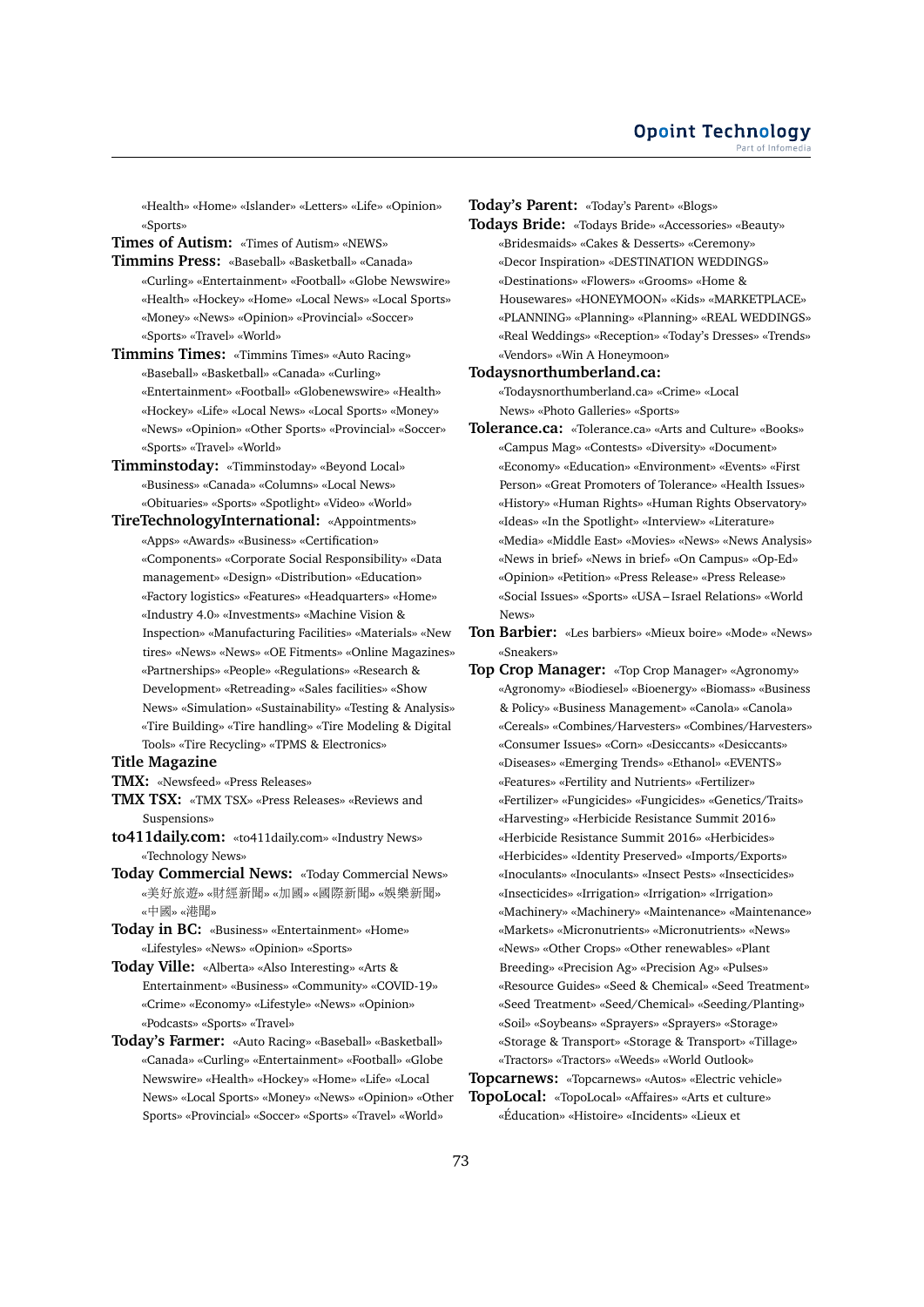«Health» «Home» «Islander» «Letters» «Life» «Opinion» «Sports»

**Times of Autism:** «Times of Autism» «NEWS»

**Timmins Press:** «Baseball» «Basketball» «Canada» «Curling» «Entertainment» «Football» «Globe Newswire» «Health» «Hockey» «Home» «Local News» «Local Sports» «Money» «News» «Opinion» «Provincial» «Soccer» «Sports» «Travel» «World»

**Timmins Times:** «Timmins Times» «Auto Racing» «Baseball» «Basketball» «Canada» «Curling» «Entertainment» «Football» «Globenewswire» «Health» «Hockey» «Life» «Local News» «Local Sports» «Money» «News» «Opinion» «Other Sports» «Provincial» «Soccer» «Sports» «Travel» «World»

**Timminstoday:** «Timminstoday» «Beyond Local» «Business» «Canada» «Columns» «Local News» «Obituaries» «Sports» «Spotlight» «Video» «World»

**TireTechnologyInternational:** «Appointments» «Apps» «Awards» «Business» «Certification» «Components» «Corporate Social Responsibility» «Data management» «Design» «Distribution» «Education» «Factory logistics» «Features» «Headquarters» «Home» «Industry 4.0» «Investments» «Machine Vision & Inspection» «Manufacturing Facilities» «Materials» «New tires» «News» «News» «OE Fitments» «Online Magazines» «Partnerships» «People» «Regulations» «Research & Development» «Retreading» «Sales facilities» «Show News» «Simulation» «Sustainability» «Testing & Analysis» «Tire Building» «Tire handling» «Tire Modeling & Digital Tools» «Tire Recycling» «TPMS & Electronics»

**Title Magazine**

**TMX:** «Newsfeed» «Press Releases»

**TMX TSX:** «TMX TSX» «Press Releases» «Reviews and Suspensions»

**to411daily.com:** «to411daily.com» «Industry News» «Technology News»

**Today Commercial News:** «Today Commercial News» «美好旅遊» «財經新聞» «加國» «國際新聞» «娛樂新聞» «中國» «港聞»

**Today in BC:** «Business» «Entertainment» «Home» «Lifestyles» «News» «Opinion» «Sports»

**Today Ville:** «Alberta» «Also Interesting» «Arts & Entertainment» «Business» «Community» «COVID-19» «Crime» «Economy» «Lifestyle» «News» «Opinion» «Podcasts» «Sports» «Travel»

**Today's Farmer:** «Auto Racing» «Baseball» «Basketball» «Canada» «Curling» «Entertainment» «Football» «Globe Newswire» «Health» «Hockey» «Home» «Life» «Local News» «Local Sports» «Money» «News» «Opinion» «Other Sports» «Provincial» «Soccer» «Sports» «Travel» «World»

**Today's Parent:** «Today's Parent» «Blogs»

**Todays Bride:** «Todays Bride» «Accessories» «Beauty» «Bridesmaids» «Cakes & Desserts» «Ceremony» «Decor Inspiration» «DESTINATION WEDDINGS» «Destinations» «Flowers» «Grooms» «Home & Housewares» «HONEYMOON» «Kids» «MARKETPLACE» «PLANNING» «Planning» «Planning» «REAL WEDDINGS» «Real Weddings» «Reception» «Today's Dresses» «Trends» «Vendors» «Win A Honeymoon»

**Todaysnorthumberland.ca:** «Todaysnorthumberland.ca» «Crime» «Local News» «Photo Galleries» «Sports»

**Tolerance.ca:** «Tolerance.ca» «Arts and Culture» «Books» «Campus Mag» «Contests» «Diversity» «Document» «Economy» «Education» «Environment» «Events» «First Person» «Great Promoters of Tolerance» «Health Issues» «History» «Human Rights» «Human Rights Observatory» «Ideas» «In the Spotlight» «Interview» «Literature» «Media» «Middle East» «Movies» «News» «News Analysis» «News in brief» «News in brief» «On Campus» «Op-Ed» «Opinion» «Petition» «Press Release» «Press Release» «Social Issues» «Sports» «USA – Israel Relations» «World News»

**Ton Barbier:** «Les barbiers» «Mieux boire» «Mode» «News» «Sneakers»

**Top Crop Manager:** «Top Crop Manager» «Agronomy» «Agronomy» «Biodiesel» «Bioenergy» «Biomass» «Business & Policy» «Business Management» «Canola» «Canola» «Cereals» «Combines/Harvesters» «Combines/Harvesters» «Consumer Issues» «Corn» «Desiccants» «Desiccants» «Diseases» «Emerging Trends» «Ethanol» «EVENTS» «Features» «Fertility and Nutrients» «Fertilizer» «Fertilizer» «Fungicides» «Fungicides» «Genetics/Traits» «Harvesting» «Herbicide Resistance Summit 2016» «Herbicide Resistance Summit 2016» «Herbicides» «Herbicides» «Identity Preserved» «Imports/Exports» «Inoculants» «Inoculants» «Insect Pests» «Insecticides» «Insecticides» «Irrigation» «Irrigation» «Irrigation» «Machinery» «Machinery» «Maintenance» «Maintenance» «Markets» «Micronutrients» «Micronutrients» «News» «News» «Other Crops» «Other renewables» «Plant Breeding» «Precision Ag» «Precision Ag» «Pulses» «Resource Guides» «Seed & Chemical» «Seed Treatment» «Seed Treatment» «Seed/Chemical» «Seeding/Planting» «Soil» «Soybeans» «Sprayers» «Sprayers» «Storage» «Storage & Transport» «Storage & Transport» «Tillage» «Tractors» «Tractors» «Weeds» «World Outlook»

**Topcarnews:** «Topcarnews» «Autos» «Electric vehicle»

**TopoLocal:** «TopoLocal» «Affaires» «Arts et culture» «Éducation» «Histoire» «Incidents» «Lieux et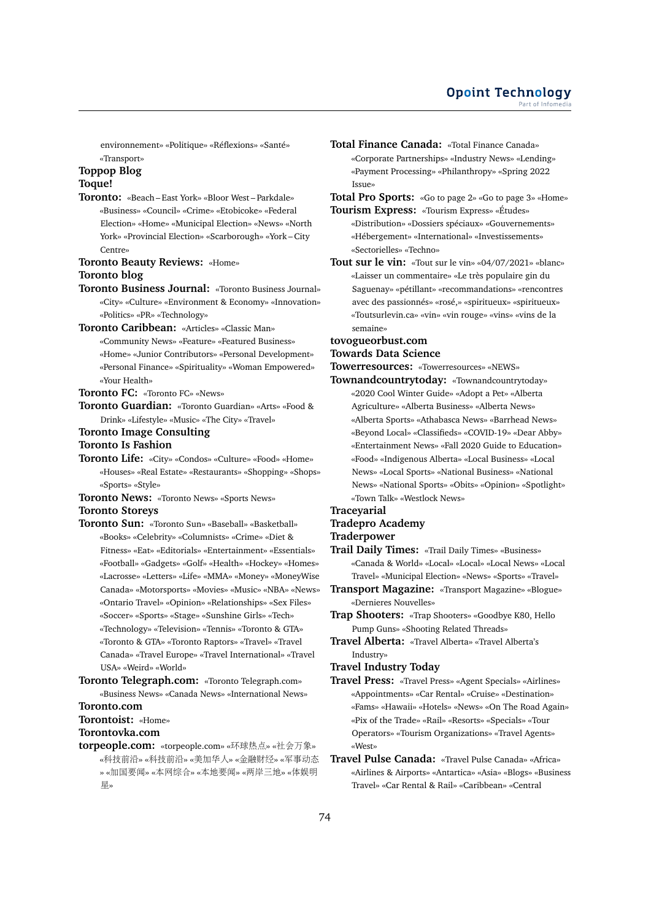environnement» «Politique» «Réflexions» «Santé» «Transport»

**Toppop Blog**

**Toque!**

**Toronto:** «Beach – East York» «Bloor West – Parkdale» «Business» «Council» «Crime» «Etobicoke» «Federal Election» «Home» «Municipal Election» «News» «North York» «Provincial Election» «Scarborough» «York – City Centre»

**Toronto Beauty Reviews:** «Home»

**Toronto blog**

**Toronto Business Journal:** «Toronto Business Journal» «City» «Culture» «Environment & Economy» «Innovation» «Politics» «PR» «Technology»

**Toronto Caribbean:** «Articles» «Classic Man» «Community News» «Feature» «Featured Business» «Home» «Junior Contributors» «Personal Development» «Personal Finance» «Spirituality» «Woman Empowered» «Your Health»

**Toronto FC:** «Toronto FC» «News»

**Toronto Guardian:** «Toronto Guardian» «Arts» «Food & Drink» «Lifestyle» «Music» «The City» «Travel»

**Toronto Image Consulting**

**Toronto Is Fashion**

**Toronto Life:** «City» «Condos» «Culture» «Food» «Home» «Houses» «Real Estate» «Restaurants» «Shopping» «Shops» «Sports» «Style»

**Toronto News:** «Toronto News» «Sports News»

**Toronto Storeys**

**Toronto Sun:** «Toronto Sun» «Baseball» «Basketball» «Books» «Celebrity» «Columnists» «Crime» «Diet & Fitness» «Eat» «Editorials» «Entertainment» «Essentials» «Football» «Gadgets» «Golf» «Health» «Hockey» «Homes» «Lacrosse» «Letters» «Life» «MMA» «Money» «MoneyWise Canada» «Motorsports» «Movies» «Music» «NBA» «News» «Ontario Travel» «Opinion» «Relationships» «Sex Files» «Soccer» «Sports» «Stage» «Sunshine Girls» «Tech» «Technology» «Television» «Tennis» «Toronto & GTA» «Toronto & GTA» «Toronto Raptors» «Travel» «Travel Canada» «Travel Europe» «Travel International» «Travel USA» «Weird» «World»

**Toronto Telegraph.com:** «Toronto Telegraph.com» «Business News» «Canada News» «International News»

**Toronto.com**

**Torontoist:** «Home»

**Torontovka.com**

**torpeople.com:** «torpeople.com» «环球热点» «社会万象» «科技前沿» «科技前沿» «美加华人» «金融财经» «军事动态» «加国要闻» «本网综合» «本地要闻» «两岸三地» «体娱明星»

**Total Finance Canada:** «Total Finance Canada» «Corporate Partnerships» «Industry News» «Lending» «Payment Processing» «Philanthropy» «Spring 2022 Issue»

**Total Pro Sports:** «Go to page 2» «Go to page 3» «Home»

**Tourism Express:** «Tourism Express» «Études» «Distribution» «Dossiers spéciaux» «Gouvernements» «Hébergement» «International» «Investissements» «Sectorielles» «Techno»

**Tout sur le vin:** «Tout sur le vin» «04/07/2021» «blanc» «Laisser un commentaire» «Le très populaire gin du Saguenay» «pétillant» «recommandations» «rencontres avec des passionnés» «rosé,» «spiritueux» «spiritueux» «Toutsurlevin.ca» «vin» «vin rouge» «vins» «vins de la semaine»

**tovogueorbust.com**

**Towards Data Science**

**Towerresources:** «Towerresources» «NEWS»

**Townandcountrytoday:** «Townandcountrytoday» «2020 Cool Winter Guide» «Adopt a Pet» «Alberta Agriculture» «Alberta Business» «Alberta News» «Alberta Sports» «Athabasca News» «Barrhead News» «Beyond Local» «Classifieds» «COVID-19» «Dear Abby» «Entertainment News» «Fall 2020 Guide to Education» «Food» «Indigenous Alberta» «Local Business» «Local News» «Local Sports» «National Business» «National News» «National Sports» «Obits» «Opinion» «Spotlight» «Town Talk» «Westlock News»

**Traceyarial**

**Tradepro Academy**

**Traderpower**

**Trail Daily Times:** «Trail Daily Times» «Business» «Canada & World» «Local» «Local» «Local News» «Local Travel» «Municipal Election» «News» «Sports» «Travel»

**Transport Magazine:** «Transport Magazine» «Blogue» «Dernieres Nouvelles»

**Trap Shooters:** «Trap Shooters» «Goodbye K80, Hello Pump Guns» «Shooting Related Threads»

**Travel Alberta:** «Travel Alberta» «Travel Alberta's Industry»

**Travel Industry Today**

**Travel Press:** «Travel Press» «Agent Specials» «Airlines» «Appointments» «Car Rental» «Cruise» «Destination» «Fams» «Hawaii» «Hotels» «News» «On The Road Again» «Pix of the Trade» «Rail» «Resorts» «Specials» «Tour Operators» «Tourism Organizations» «Travel Agents» «West»

**Travel Pulse Canada:** «Travel Pulse Canada» «Africa» «Airlines & Airports» «Antartica» «Asia» «Blogs» «Business Travel» «Car Rental & Rail» «Caribbean» «Central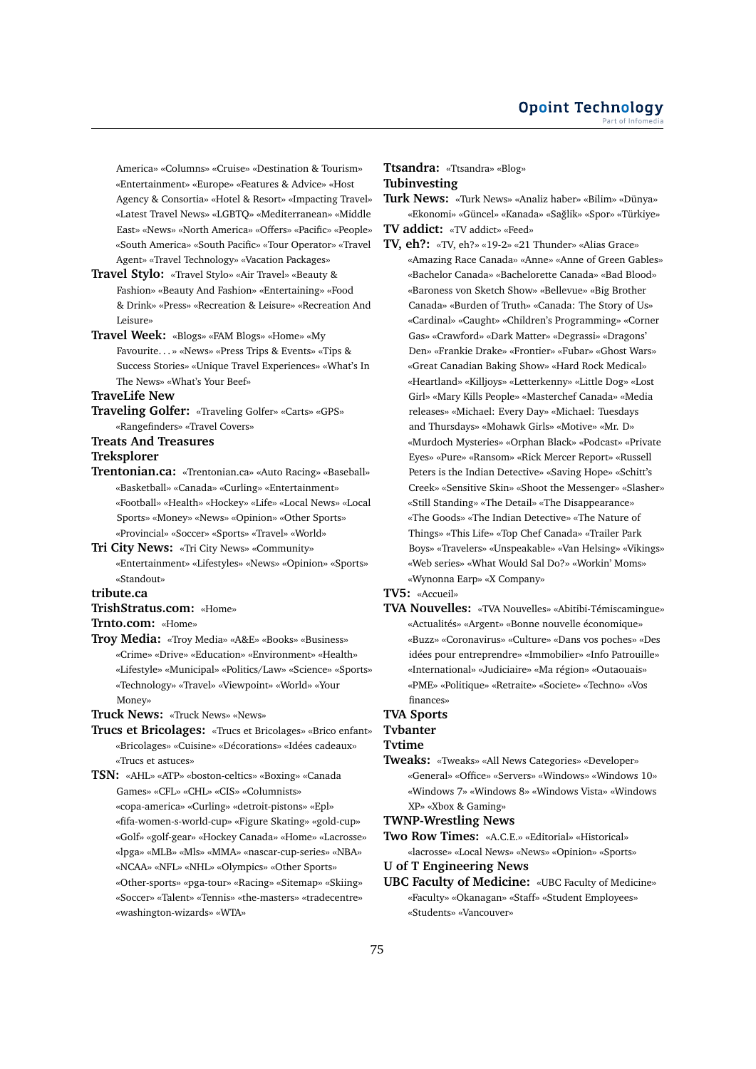America» «Columns» «Cruise» «Destination & Tourism» «Entertainment» «Europe» «Features & Advice» «Host Agency & Consortia» «Hotel & Resort» «Impacting Travel» «Latest Travel News» «LGBTQ» «Mediterranean» «Middle East» «News» «North America» «Offers» «Pacific» «People» «South America» «South Pacific» «Tour Operator» «Travel Agent» «Travel Technology» «Vacation Packages»

**Travel Stylo:** «Travel Stylo» «Air Travel» «Beauty & Fashion» «Beauty And Fashion» «Entertaining» «Food & Drink» «Press» «Recreation & Leisure» «Recreation And Leisure»

**Travel Week:** «Blogs» «FAM Blogs» «Home» «My Favourite. . . » «News» «Press Trips & Events» «Tips & Success Stories» «Unique Travel Experiences» «What's In The News» «What's Your Beef»

**TraveLife New**

**Traveling Golfer:** «Traveling Golfer» «Carts» «GPS» «Rangefinders» «Travel Covers»

**Treats And Treasures**

**Treksplorer**

**Trentonian.ca:** «Trentonian.ca» «Auto Racing» «Baseball» «Basketball» «Canada» «Curling» «Entertainment» «Football» «Health» «Hockey» «Life» «Local News» «Local Sports» «Money» «News» «Opinion» «Other Sports» «Provincial» «Soccer» «Sports» «Travel» «World»

**Tri City News:** «Tri City News» «Community» «Entertainment» «Lifestyles» «News» «Opinion» «Sports» «Standout»

**tribute.ca**

**TrishStratus.com:** «Home»

**Trnto.com:** «Home»

**Troy Media:** «Troy Media» «A&E» «Books» «Business» «Crime» «Drive» «Education» «Environment» «Health» «Lifestyle» «Municipal» «Politics/Law» «Science» «Sports» «Technology» «Travel» «Viewpoint» «World» «Your Money»

**Truck News:** «Truck News» «News»

**Trucs et Bricolages:** «Trucs et Bricolages» «Brico enfant» «Bricolages» «Cuisine» «Décorations» «Idées cadeaux» «Trucs et astuces»

**TSN:** «AHL» «ATP» «boston-celtics» «Boxing» «Canada Games» «CFL» «CHL» «CIS» «Columnists» «copa-america» «Curling» «detroit-pistons» «Epl» «fifa-women-s-world-cup» «Figure Skating» «gold-cup» «Golf» «golf-gear» «Hockey Canada» «Home» «Lacrosse» «lpga» «MLB» «Mls» «MMA» «nascar-cup-series» «NBA» «NCAA» «NFL» «NHL» «Olympics» «Other Sports» «Other-sports» «pga-tour» «Racing» «Sitemap» «Skiing» «Soccer» «Talent» «Tennis» «the-masters» «tradecentre» «washington-wizards» «WTA»

**Ttsandra:** «Ttsandra» «Blog»

**Tubinvesting**

**Turk News:** «Turk News» «Analiz haber» «Bilim» «Dünya» «Ekonomi» «Güncel» «Kanada» «Sağlik» «Spor» «Türkiye»

**TV addict:** «TV addict» «Feed»

**TV, eh?:** «TV, eh?» «19-2» «21 Thunder» «Alias Grace» «Amazing Race Canada» «Anne» «Anne of Green Gables» «Bachelor Canada» «Bachelorette Canada» «Bad Blood» «Baroness von Sketch Show» «Bellevue» «Big Brother Canada» «Burden of Truth» «Canada: The Story of Us» «Cardinal» «Caught» «Children's Programming» «Corner Gas» «Crawford» «Dark Matter» «Degrassi» «Dragons' Den» «Frankie Drake» «Frontier» «Fubar» «Ghost Wars» «Great Canadian Baking Show» «Hard Rock Medical» «Heartland» «Killjoys» «Letterkenny» «Little Dog» «Lost Girl» «Mary Kills People» «Masterchef Canada» «Media releases» «Michael: Every Day» «Michael: Tuesdays and Thursdays» «Mohawk Girls» «Motive» «Mr. D» «Murdoch Mysteries» «Orphan Black» «Podcast» «Private Eyes» «Pure» «Ransom» «Rick Mercer Report» «Russell Peters is the Indian Detective» «Saving Hope» «Schitt's Creek» «Sensitive Skin» «Shoot the Messenger» «Slasher» «Still Standing» «The Detail» «The Disappearance» «The Goods» «The Indian Detective» «The Nature of Things» «This Life» «Top Chef Canada» «Trailer Park Boys» «Travelers» «Unspeakable» «Van Helsing» «Vikings» «Web series» «What Would Sal Do?» «Workin' Moms» «Wynonna Earp» «X Company»

**TV5:** «Accueil»

**TVA Nouvelles:** «TVA Nouvelles» «Abitibi-Témiscamingue» «Actualités» «Argent» «Bonne nouvelle économique» «Buzz» «Coronavirus» «Culture» «Dans vos poches» «Des idées pour entreprendre» «Immobilier» «Info Patrouille» «International» «Judiciaire» «Ma région» «Outaouais» «PME» «Politique» «Retraite» «Societe» «Techno» «Vos finances»

**TVA Sports**

**Tvbanter**

**Tvtime**

**Tweaks:** «Tweaks» «All News Categories» «Developer» «General» «Office» «Servers» «Windows» «Windows 10» «Windows 7» «Windows 8» «Windows Vista» «Windows XP» «Xbox & Gaming»

**TWNP-Wrestling News**

**Two Row Times:** «A.C.E.» «Editorial» «Historical» «lacrosse» «Local News» «News» «Opinion» «Sports»

**U of T Engineering News**

**UBC Faculty of Medicine:** «UBC Faculty of Medicine» «Faculty» «Okanagan» «Staff» «Student Employees» «Students» «Vancouver»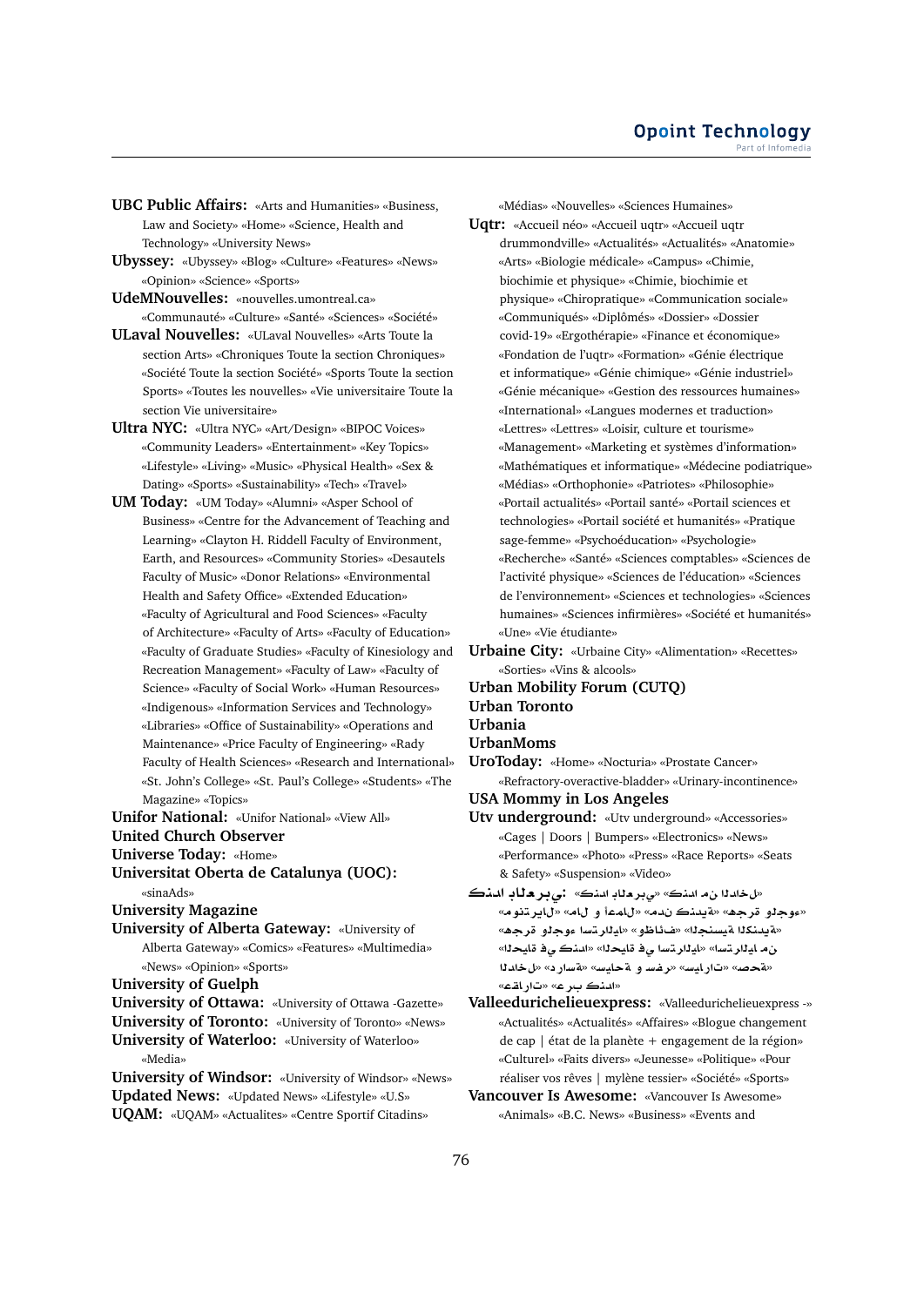**UBC Public Affairs:** «Arts and Humanities» «Business, Law and Society» «Home» «Science, Health and Technology» «University News»

**Ubyssey:** «Ubyssey» «Blog» «Culture» «Features» «News» «Opinion» «Science» «Sports»

**UdeMNouvelles:** «nouvelles.umontreal.ca» «Communauté» «Culture» «Santé» «Sciences» «Société»

**ULaval Nouvelles:** «ULaval Nouvelles» «Arts Toute la section Arts» «Chroniques Toute la section Chroniques» «Société Toute la section Société» «Sports Toute la section Sports» «Toutes les nouvelles» «Vie universitaire Toute la section Vie universitaire»

**Ultra NYC:** «Ultra NYC» «Art/Design» «BIPOC Voices» «Community Leaders» «Entertainment» «Key Topics» «Lifestyle» «Living» «Music» «Physical Health» «Sex & Dating» «Sports» «Sustainability» «Tech» «Travel»

**UM Today:** «UM Today» «Alumni» «Asper School of Business» «Centre for the Advancement of Teaching and Learning» «Clayton H. Riddell Faculty of Environment, Earth, and Resources» «Community Stories» «Desautels Faculty of Music» «Donor Relations» «Environmental Health and Safety Office» «Extended Education» «Faculty of Agricultural and Food Sciences» «Faculty of Architecture» «Faculty of Arts» «Faculty of Education» «Faculty of Graduate Studies» «Faculty of Kinesiology and Recreation Management» «Faculty of Law» «Faculty of Science» «Faculty of Social Work» «Human Resources» «Indigenous» «Information Services and Technology» «Libraries» «Office of Sustainability» «Operations and Maintenance» «Price Faculty of Engineering» «Rady Faculty of Health Sciences» «Research and International» «St. John's College» «St. Paul's College» «Students» «The Magazine» «Topics»

**Unifor National:** «Unifor National» «View All»

**United Church Observer**

**Universe Today:** «Home»

**Universitat Oberta de Catalunya (UOC):** «sinaAds»

**University Magazine**

**University of Alberta Gateway:** «University of Alberta Gateway» «Comics» «Features» «Multimedia» «News» «Opinion» «Sports»

**University of Guelph**

**University of Ottawa:** «University of Ottawa -Gazette»

**University of Toronto:** «University of Toronto» «News»

**University of Waterloo:** «University of Waterloo» «Media»

**University of Windsor:** «University of Windsor» «News»

**Updated News:** «Updated News» «Lifestyle» «U.S»

**UQAM:** «UQAM» «Actualites» «Centre Sportif Citadins» «Médias» «Nouvelles» «Sciences Humaines»

**Uqtr:** «Accueil néo» «Accueil uqtr» «Accueil uqtr drummondville» «Actualités» «Actualités» «Anatomie» «Arts» «Biologie médicale» «Campus» «Chimie, biochimie et physique» «Chimie, biochimie et physique» «Chiropratique» «Communication sociale» «Communiqués» «Diplômés» «Dossier» «Dossier covid-19» «Ergothérapie» «Finance et économique» «Fondation de l'uqtr» «Formation» «Génie électrique et informatique» «Génie chimique» «Génie industriel» «Génie mécanique» «Gestion des ressources humaines» «International» «Langues modernes et traduction» «Lettres» «Lettres» «Loisir, culture et tourisme» «Management» «Marketing et systèmes d'information» «Mathématiques et informatique» «Médecine podiatrique» «Médias» «Orthophonie» «Patriotes» «Philosophie» «Portail actualités» «Portail santé» «Portail sciences et technologies» «Portail société et humanités» «Pratique sage-femme» «Psychoéducation» «Psychologie» «Recherche» «Santé» «Sciences comptables» «Sciences de l'activité physique» «Sciences de l'éducation» «Sciences de l'environnement» «Sciences et technologies» «Sciences humaines» «Sciences infirmières» «Société et humanités» «Une» «Vie étudiante»

**Urbaine City:** «Urbaine City» «Alimentation» «Recettes» «Sorties» «Vins & alcools»

**Urban Mobility Forum (CUTQ)**

**Urban Toronto**

**Urbania**

**UrbanMoms**

**UroToday:** «Home» «Nocturia» «Prostate Cancer» «Refractory-overactive-bladder» «Urinary-incontinence»

**USA Mommy in Los Angeles**

**Utv underground:** «Utv underground» «Accessories» «Cages | Doors | Bumpers» «Electronics» «News» «Performance» «Photo» «Press» «Race Reports» «Seats & Safety» «Suspension» «Video»

**كندا بالعربي:** «كندا بالعربي» «كندا من الداخل» «مونتريال» «مال و أعمال» «مدن كندية» «هجرة ولجوء» «هجرة ولجوء استراليا» «وظائف» «الجنسية الكندية» «الحياة في كندا» «الحياة في استراليا» «استراليا من الداخل» «دراسة» «سياحة و سفر» «سيارات» «صحة» «عرب كندا» «مقالات»

**Valleedurichelieuexpress:** «Valleedurichelieuexpress -» «Actualités» «Actualités» «Affaires» «Blogue changement de cap | état de la planète + engagement de la région» «Culturel» «Faits divers» «Jeunesse» «Politique» «Pour réaliser vos rêves | mylène tessier» «Société» «Sports»

**Vancouver Is Awesome:** «Vancouver Is Awesome» «Animals» «B.C. News» «Business» «Events and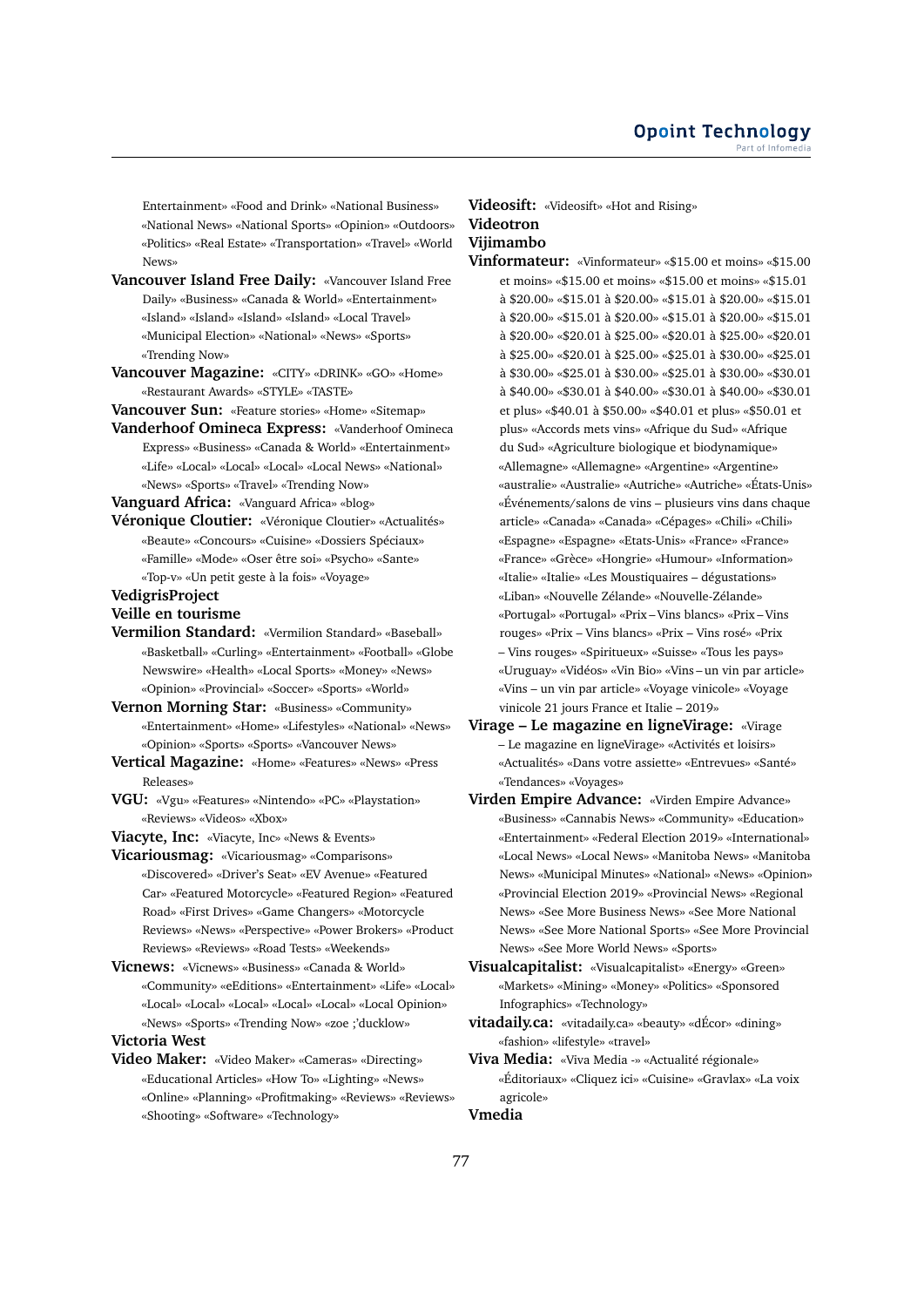Entertainment» «Food and Drink» «National Business» «National News» «National Sports» «Opinion» «Outdoors» «Politics» «Real Estate» «Transportation» «Travel» «World News»

**Vancouver Island Free Daily:** «Vancouver Island Free Daily» «Business» «Canada & World» «Entertainment» «Island» «Island» «Island» «Island» «Local Travel» «Municipal Election» «National» «News» «Sports» «Trending Now»

**Vancouver Magazine:** «CITY» «DRINK» «GO» «Home» «Restaurant Awards» «STYLE» «TASTE»

**Vancouver Sun:** «Feature stories» «Home» «Sitemap»

**Vanderhoof Omineca Express:** «Vanderhoof Omineca Express» «Business» «Canada & World» «Entertainment» «Life» «Local» «Local» «Local» «Local News» «National» «News» «Sports» «Travel» «Trending Now»

**Vanguard Africa:** «Vanguard Africa» «blog»

**Véronique Cloutier:** «Véronique Cloutier» «Actualités» «Beaute» «Concours» «Cuisine» «Dossiers Spéciaux» «Famille» «Mode» «Oser être soi» «Psycho» «Sante» «Top-v» «Un petit geste à la fois» «Voyage»

**VedigrisProject**

**Veille en tourisme**

**Vermilion Standard:** «Vermilion Standard» «Baseball» «Basketball» «Curling» «Entertainment» «Football» «Globe Newswire» «Health» «Local Sports» «Money» «News» «Opinion» «Provincial» «Soccer» «Sports» «World»

**Vernon Morning Star:** «Business» «Community» «Entertainment» «Home» «Lifestyles» «National» «News» «Opinion» «Sports» «Sports» «Vancouver News»

**Vertical Magazine:** «Home» «Features» «News» «Press Releases»

**VGU:** «Vgu» «Features» «Nintendo» «PC» «Playstation» «Reviews» «Videos» «Xbox»

**Viacyte, Inc:** «Viacyte, Inc» «News & Events»

**Vicariousmag:** «Vicariousmag» «Comparisons» «Discovered» «Driver's Seat» «EV Avenue» «Featured Car» «Featured Motorcycle» «Featured Region» «Featured Road» «First Drives» «Game Changers» «Motorcycle Reviews» «News» «Perspective» «Power Brokers» «Product Reviews» «Reviews» «Road Tests» «Weekends»

**Vicnews:** «Vicnews» «Business» «Canada & World» «Community» «eEditions» «Entertainment» «Life» «Local» «Local» «Local» «Local» «Local» «Local» «Local Opinion» «News» «Sports» «Trending Now» «zoe ;'ducklow»

**Victoria West**

**Video Maker:** «Video Maker» «Cameras» «Directing» «Educational Articles» «How To» «Lighting» «News» «Online» «Planning» «Profitmaking» «Reviews» «Reviews» «Shooting» «Software» «Technology»

**Videosift:** «Videosift» «Hot and Rising»

**Videotron**

**Vijimambo**

**Vinformateur:** «Vinformateur» «$15.00 et moins» «$15.00 et moins» «$15.00 et moins» «$15.00 et moins» «$15.01 à $20.00» «$15.01 à $20.00» «$15.01 à $20.00» «$15.01 à $20.00» «$15.01 à $20.00» «$15.01 à $20.00» «$15.01 à $20.00» «$20.01 à $25.00» «$20.01 à $25.00» «$20.01 à $25.00» «$20.01 à $25.00» «$25.01 à $30.00» «$25.01 à $30.00» «$25.01 à $30.00» «$30.01 à $40.00» «$30.01 à $40.00» «$30.01 à $40.00» «$30.01 et plus» «$40.01 à $50.00» «$40.01 et plus» «$50.01 et plus» «Accords mets vins» «Afrique du Sud» «Afrique du Sud» «Agriculture biologique et biodynamique» «Allemagne» «Allemagne» «Argentine» «Argentine» «australie» «Australie» «Autriche» «Autriche» «États-Unis» «Événements/salons de vins – plusieurs vins dans chaque article» «Canada» «Canada» «Cépages» «Chili» «Chili» «Espagne» «Espagne» «Etats-Unis» «France» «France» «France» «Grèce» «Hongrie» «Humour» «Information» «Italie» «Italie» «Les Moustiquaires – dégustations» «Liban» «Nouvelle Zélande» «Nouvelle-Zélande» «Portugal» «Portugal» «Prix – Vins blancs» «Prix – Vins rouges» «Prix – Vins blancs» «Prix – Vins rosé» «Prix – Vins rouges» «Spiritueux» «Suisse» «Tous les pays» «Uruguay» «Vidéos» «Vin Bio» «Vins – un vin par article» «Vins – un vin par article» «Voyage vinicole» «Voyage vinicole 21 jours France et Italie – 2019»

**Virage – Le magazine en ligneVirage:** «Virage – Le magazine en ligneVirage» «Activités et loisirs» «Actualités» «Dans votre assiette» «Entrevues» «Santé» «Tendances» «Voyages»

**Virden Empire Advance:** «Virden Empire Advance» «Business» «Cannabis News» «Community» «Education» «Entertainment» «Federal Election 2019» «International» «Local News» «Local News» «Manitoba News» «Manitoba News» «Municipal Minutes» «National» «News» «Opinion» «Provincial Election 2019» «Provincial News» «Regional News» «See More Business News» «See More National News» «See More National Sports» «See More Provincial News» «See More World News» «Sports»

**Visualcapitalist:** «Visualcapitalist» «Energy» «Green» «Markets» «Mining» «Money» «Politics» «Sponsored Infographics» «Technology»

**vitadaily.ca:** «vitadaily.ca» «beauty» «dÉcor» «dining» «fashion» «lifestyle» «travel»

**Viva Media:** «Viva Media -» «Actualité régionale» «Éditoriaux» «Cliquez ici» «Cuisine» «Gravlax» «La voix agricole»

**Vmedia**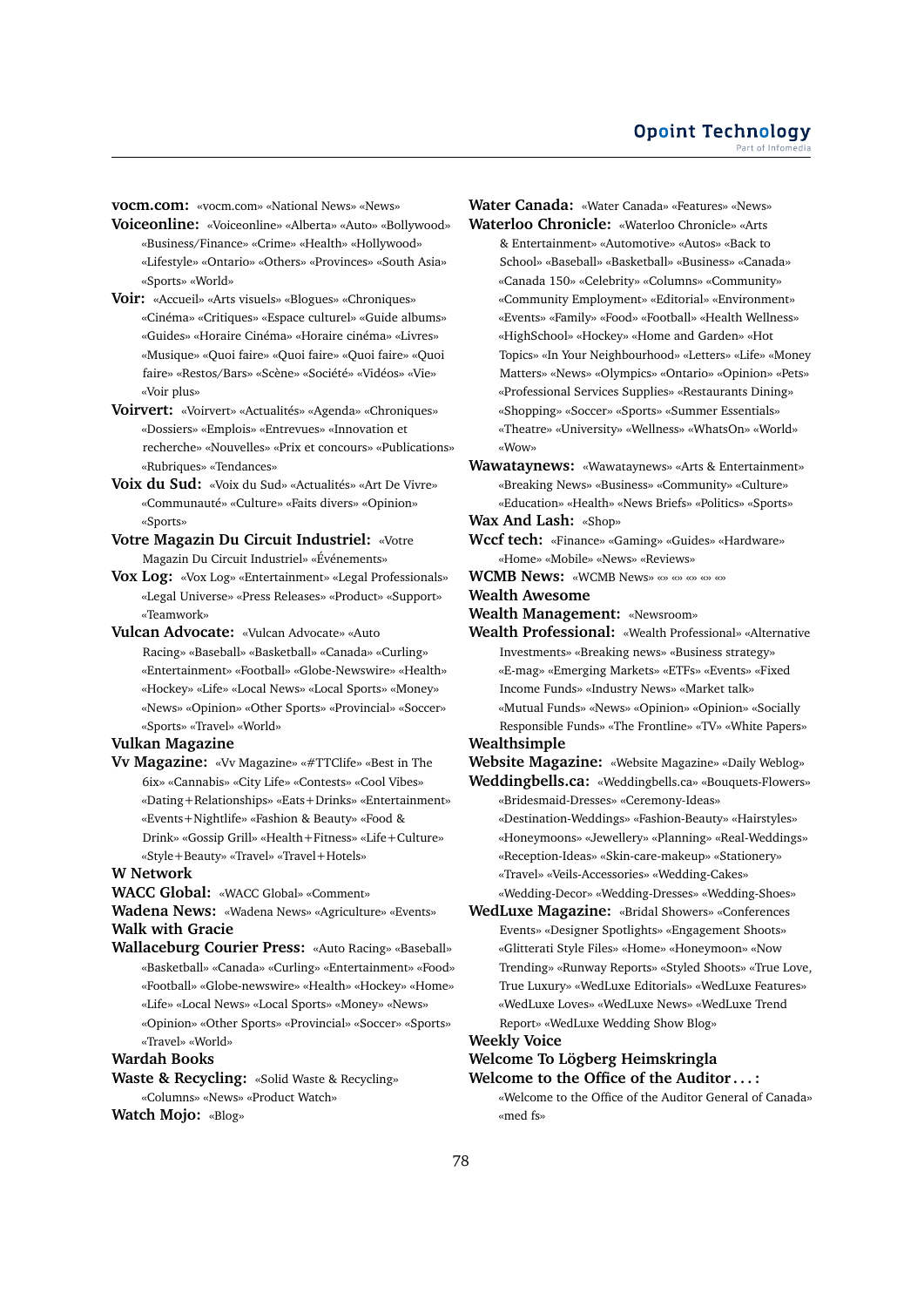**vocm.com:** «vocm.com» «National News» «News»

**Voiceonline:** «Voiceonline» «Alberta» «Auto» «Bollywood» «Business/Finance» «Crime» «Health» «Hollywood» «Lifestyle» «Ontario» «Others» «Provinces» «South Asia» «Sports» «World»

**Voir:** «Accueil» «Arts visuels» «Blogues» «Chroniques» «Cinéma» «Critiques» «Espace culturel» «Guide albums» «Guides» «Horaire Cinéma» «Horaire cinéma» «Livres» «Musique» «Quoi faire» «Quoi faire» «Quoi faire» «Quoi faire» «Restos/Bars» «Scène» «Société» «Vidéos» «Vie» «Voir plus»

**Voirvert:** «Voirvert» «Actualités» «Agenda» «Chroniques» «Dossiers» «Emplois» «Entrevues» «Innovation et recherche» «Nouvelles» «Prix et concours» «Publications» «Rubriques» «Tendances»

**Voix du Sud:** «Voix du Sud» «Actualités» «Art De Vivre» «Communauté» «Culture» «Faits divers» «Opinion» «Sports»

**Votre Magazin Du Circuit Industriel:** «Votre Magazin Du Circuit Industriel» «Événements»

**Vox Log:** «Vox Log» «Entertainment» «Legal Professionals» «Legal Universe» «Press Releases» «Product» «Support» «Teamwork»

**Vulcan Advocate:** «Vulcan Advocate» «Auto Racing» «Baseball» «Basketball» «Canada» «Curling» «Entertainment» «Football» «Globe-Newswire» «Health» «Hockey» «Life» «Local News» «Local Sports» «Money» «News» «Opinion» «Other Sports» «Provincial» «Soccer» «Sports» «Travel» «World»

**Vulkan Magazine**

**Vv Magazine:** «Vv Magazine» «#TTClife» «Best in The 6ix» «Cannabis» «City Life» «Contests» «Cool Vibes» «Dating+Relationships» «Eats+Drinks» «Entertainment» «Events+Nightlife» «Fashion & Beauty» «Food & Drink» «Gossip Grill» «Health+Fitness» «Life+Culture» «Style+Beauty» «Travel» «Travel+Hotels»

**W Network**

**WACC Global:** «WACC Global» «Comment»

**Wadena News:** «Wadena News» «Agriculture» «Events»

**Walk with Gracie**

**Wallaceburg Courier Press:** «Auto Racing» «Baseball» «Basketball» «Canada» «Curling» «Entertainment» «Food» «Football» «Globe-newswire» «Health» «Hockey» «Home» «Life» «Local News» «Local Sports» «Money» «News» «Opinion» «Other Sports» «Provincial» «Soccer» «Sports» «Travel» «World»

**Wardah Books**

**Waste & Recycling:** «Solid Waste & Recycling» «Columns» «News» «Product Watch»

**Watch Mojo:** «Blog»

**Water Canada:** «Water Canada» «Features» «News»

**Waterloo Chronicle:** «Waterloo Chronicle» «Arts & Entertainment» «Automotive» «Autos» «Back to School» «Baseball» «Basketball» «Business» «Canada» «Canada 150» «Celebrity» «Columns» «Community» «Community Employment» «Editorial» «Environment» «Events» «Family» «Food» «Football» «Health Wellness» «HighSchool» «Hockey» «Home and Garden» «Hot Topics» «In Your Neighbourhood» «Letters» «Life» «Money Matters» «News» «Olympics» «Ontario» «Opinion» «Pets» «Professional Services Supplies» «Restaurants Dining» «Shopping» «Soccer» «Sports» «Summer Essentials» «Theatre» «University» «Wellness» «WhatsOn» «World» «Wow»

**Wawataynews:** «Wawataynews» «Arts & Entertainment» «Breaking News» «Business» «Community» «Culture» «Education» «Health» «News Briefs» «Politics» «Sports»

**Wax And Lash:** «Shop»

**Wccf tech:** «Finance» «Gaming» «Guides» «Hardware» «Home» «Mobile» «News» «Reviews»

**WCMB News:** «WCMB News» «» «» «» «» «»

**Wealth Awesome**

**Wealth Management:** «Newsroom»

**Wealth Professional:** «Wealth Professional» «Alternative Investments» «Breaking news» «Business strategy» «E-mag» «Emerging Markets» «ETFs» «Events» «Fixed Income Funds» «Industry News» «Market talk» «Mutual Funds» «News» «Opinion» «Opinion» «Socially Responsible Funds» «The Frontline» «TV» «White Papers»

**Wealthsimple**

**Website Magazine:** «Website Magazine» «Daily Weblog»

**Weddingbells.ca:** «Weddingbells.ca» «Bouquets-Flowers» «Bridesmaid-Dresses» «Ceremony-Ideas» «Destination-Weddings» «Fashion-Beauty» «Hairstyles» «Honeymoons» «Jewellery» «Planning» «Real-Weddings» «Reception-Ideas» «Skin-care-makeup» «Stationery» «Travel» «Veils-Accessories» «Wedding-Cakes» «Wedding-Decor» «Wedding-Dresses» «Wedding-Shoes»

**WedLuxe Magazine:** «Bridal Showers» «Conferences Events» «Designer Spotlights» «Engagement Shoots» «Glitterati Style Files» «Home» «Honeymoon» «Now Trending» «Runway Reports» «Styled Shoots» «True Love, True Luxury» «WedLuxe Editorials» «WedLuxe Features» «WedLuxe Loves» «WedLuxe News» «WedLuxe Trend Report» «WedLuxe Wedding Show Blog»

**Weekly Voice**

**Welcome To Lögberg Heimskringla**

**Welcome to the Office of the Auditor . . . :** «Welcome to the Office of the Auditor General of Canada» «med fs»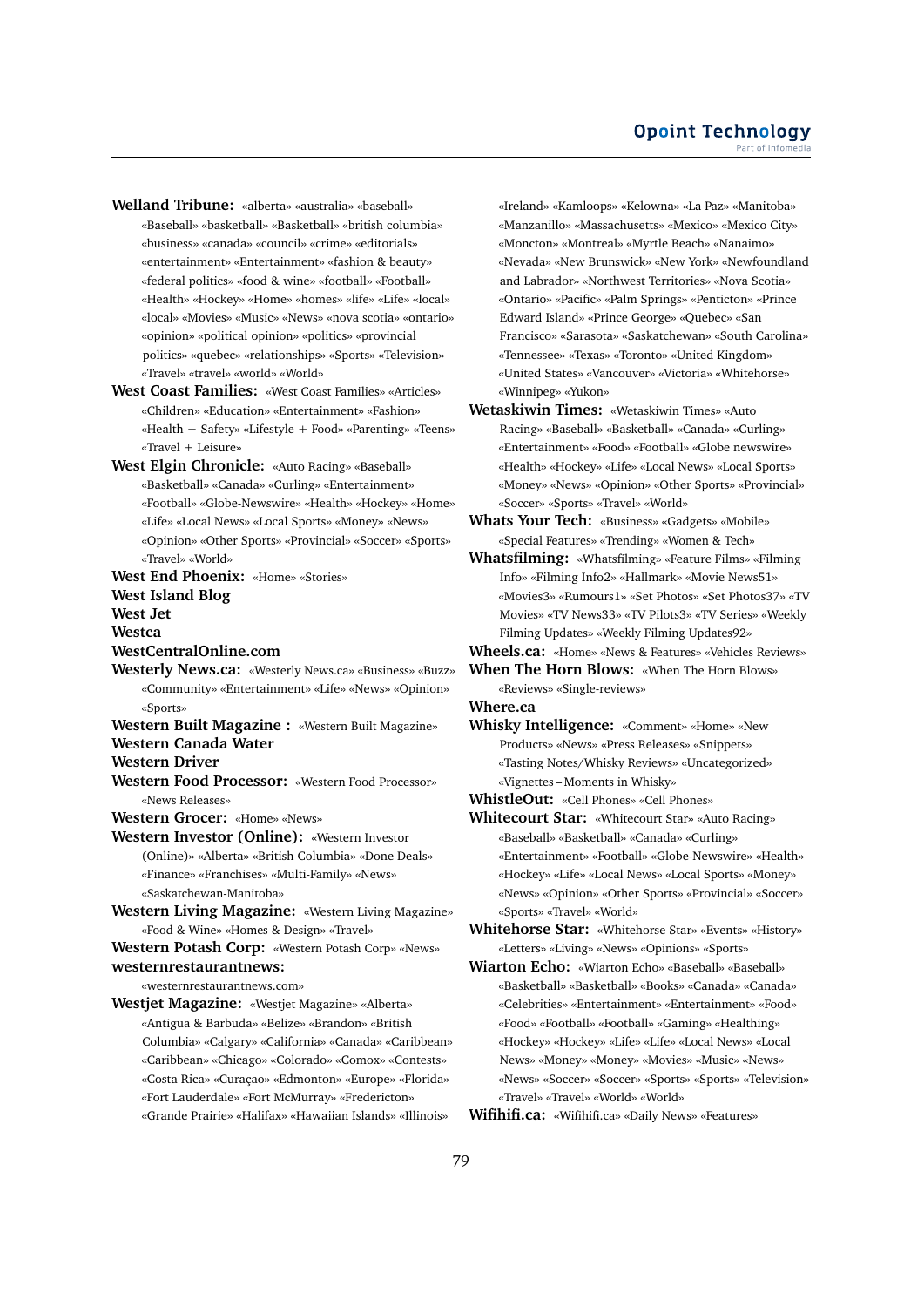**Welland Tribune:** «alberta» «australia» «baseball» «Baseball» «basketball» «Basketball» «british columbia» «business» «canada» «council» «crime» «editorials» «entertainment» «Entertainment» «fashion & beauty» «federal politics» «food & wine» «football» «Football» «Health» «Hockey» «Home» «homes» «life» «Life» «local» «local» «Movies» «Music» «News» «nova scotia» «ontario» «opinion» «political opinion» «politics» «provincial politics» «quebec» «relationships» «Sports» «Television» «Travel» «travel» «world» «World»

**West Coast Families:** «West Coast Families» «Articles» «Children» «Education» «Entertainment» «Fashion» «Health + Safety» «Lifestyle + Food» «Parenting» «Teens» «Travel + Leisure»

**West Elgin Chronicle:** «Auto Racing» «Baseball» «Basketball» «Canada» «Curling» «Entertainment» «Football» «Globe-Newswire» «Health» «Hockey» «Home» «Life» «Local News» «Local Sports» «Money» «News» «Opinion» «Other Sports» «Provincial» «Soccer» «Sports» «Travel» «World»

**West End Phoenix:** «Home» «Stories»

**West Island Blog**

**West Jet**

**Westca**

**WestCentralOnline.com**

**Westerly News.ca:** «Westerly News.ca» «Business» «Buzz» «Community» «Entertainment» «Life» «News» «Opinion» «Sports»

**Western Built Magazine :** «Western Built Magazine»

**Western Canada Water**

**Western Driver**

**Western Food Processor:** «Western Food Processor» «News Releases»

**Western Grocer:** «Home» «News»

**Western Investor (Online):** «Western Investor (Online)» «Alberta» «British Columbia» «Done Deals» «Finance» «Franchises» «Multi-Family» «News» «Saskatchewan-Manitoba»

**Western Living Magazine:** «Western Living Magazine» «Food & Wine» «Homes & Design» «Travel»

**Western Potash Corp:** «Western Potash Corp» «News»

**westernrestaurantnews:** «westernrestaurantnews.com»

**Westjet Magazine:** «Westjet Magazine» «Alberta» «Antigua & Barbuda» «Belize» «Brandon» «British Columbia» «Calgary» «California» «Canada» «Caribbean» «Caribbean» «Chicago» «Colorado» «Comox» «Contests» «Costa Rica» «Curaçao» «Edmonton» «Europe» «Florida» «Fort Lauderdale» «Fort McMurray» «Fredericton» «Grande Prairie» «Halifax» «Hawaiian Islands» «Illinois» «Ireland» «Kamloops» «Kelowna» «La Paz» «Manitoba» «Manzanillo» «Massachusetts» «Mexico» «Mexico City» «Moncton» «Montreal» «Myrtle Beach» «Nanaimo» «Nevada» «New Brunswick» «New York» «Newfoundland and Labrador» «Northwest Territories» «Nova Scotia» «Ontario» «Pacific» «Palm Springs» «Penticton» «Prince Edward Island» «Prince George» «Quebec» «San Francisco» «Sarasota» «Saskatchewan» «South Carolina» «Tennessee» «Texas» «Toronto» «United Kingdom» «United States» «Vancouver» «Victoria» «Whitehorse» «Winnipeg» «Yukon»

**Wetaskiwin Times:** «Wetaskiwin Times» «Auto Racing» «Baseball» «Basketball» «Canada» «Curling» «Entertainment» «Food» «Football» «Globe newswire» «Health» «Hockey» «Life» «Local News» «Local Sports» «Money» «News» «Opinion» «Other Sports» «Provincial» «Soccer» «Sports» «Travel» «World»

**Whats Your Tech:** «Business» «Gadgets» «Mobile» «Special Features» «Trending» «Women & Tech»

**Whatsfilming:** «Whatsfilming» «Feature Films» «Filming Info» «Filming Info2» «Hallmark» «Movie News51» «Movies3» «Rumours1» «Set Photos» «Set Photos37» «TV Movies» «TV News33» «TV Pilots3» «TV Series» «Weekly Filming Updates» «Weekly Filming Updates92»

**Wheels.ca:** «Home» «News & Features» «Vehicles Reviews»

**When The Horn Blows:** «When The Horn Blows» «Reviews» «Single-reviews»

**Where.ca**

**Whisky Intelligence:** «Comment» «Home» «New Products» «News» «Press Releases» «Snippets» «Tasting Notes/Whisky Reviews» «Uncategorized» «Vignettes – Moments in Whisky»

**WhistleOut:** «Cell Phones» «Cell Phones»

**Whitecourt Star:** «Whitecourt Star» «Auto Racing» «Baseball» «Basketball» «Canada» «Curling» «Entertainment» «Football» «Globe-Newswire» «Health» «Hockey» «Life» «Local News» «Local Sports» «Money» «News» «Opinion» «Other Sports» «Provincial» «Soccer» «Sports» «Travel» «World»

**Whitehorse Star:** «Whitehorse Star» «Events» «History» «Letters» «Living» «News» «Opinions» «Sports»

**Wiarton Echo:** «Wiarton Echo» «Baseball» «Baseball» «Basketball» «Basketball» «Books» «Canada» «Canada» «Celebrities» «Entertainment» «Entertainment» «Food» «Food» «Football» «Football» «Gaming» «Healthing» «Hockey» «Hockey» «Life» «Life» «Local News» «Local News» «Money» «Money» «Movies» «Music» «News» «News» «Soccer» «Soccer» «Sports» «Sports» «Television» «Travel» «Travel» «World» «World»

**Wifihifi.ca:** «Wifihifi.ca» «Daily News» «Features»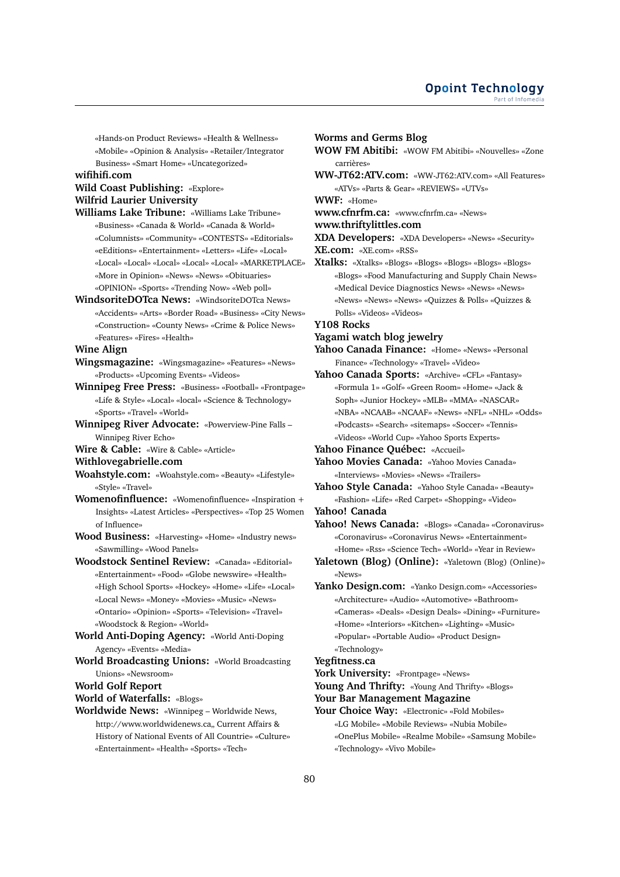«Hands-on Product Reviews» «Health & Wellness» «Mobile» «Opinion & Analysis» «Retailer/Integrator Business» «Smart Home» «Uncategorized»

**wifihifi.com**

**Wild Coast Publishing:** «Explore»

**Wilfrid Laurier University**

**Williams Lake Tribune:** «Williams Lake Tribune» «Business» «Canada & World» «Canada & World» «Columnists» «Community» «CONTESTS» «Editorials» «eEditions» «Entertainment» «Letters» «Life» «Local» «Local» «Local» «Local» «Local» «Local» «MARKETPLACE» «More in Opinion» «News» «News» «Obituaries» «OPINION» «Sports» «Trending Now» «Web poll»

**WindsoriteDOTca News:** «WindsoriteDOTca News» «Accidents» «Arts» «Border Road» «Business» «City News» «Construction» «County News» «Crime & Police News» «Features» «Fires» «Health»

**Wine Align**

**Wingsmagazine:** «Wingsmagazine» «Features» «News» «Products» «Upcoming Events» «Videos»

**Winnipeg Free Press:** «Business» «Football» «Frontpage» «Life & Style» «Local» «local» «Science & Technology» «Sports» «Travel» «World»

**Winnipeg River Advocate:** «Powerview-Pine Falls – Winnipeg River Echo»

**Wire & Cable:** «Wire & Cable» «Article»

**Withlovegabrielle.com**

**Woahstyle.com:** «Woahstyle.com» «Beauty» «Lifestyle» «Style» «Travel»

**Womenofinfluence:** «Womenofinfluence» «Inspiration + Insights» «Latest Articles» «Perspectives» «Top 25 Women of Influence»

**Wood Business:** «Harvesting» «Home» «Industry news» «Sawmilling» «Wood Panels»

**Woodstock Sentinel Review:** «Canada» «Editorial» «Entertainment» «Food» «Globe newswire» «Health» «High School Sports» «Hockey» «Home» «Life» «Local» «Local News» «Money» «Movies» «Music» «News» «Ontario» «Opinion» «Sports» «Television» «Travel» «Woodstock & Region» «World»

**World Anti-Doping Agency:** «World Anti-Doping Agency» «Events» «Media»

**World Broadcasting Unions:** «World Broadcasting Unions» «Newsroom»

**World Golf Report**

**World of Waterfalls:** «Blogs»

**Worldwide News:** «Winnipeg – Worldwide News, http://www.worldwidenews.ca,, Current Affairs & History of National Events of All Countrie» «Culture» «Entertainment» «Health» «Sports» «Tech»

**Worms and Germs Blog**

**WOW FM Abitibi:** «WOW FM Abitibi» «Nouvelles» «Zone carrières»

**WW-JT62:ATV.com:** «WW-JT62:ATV.com» «All Features» «ATVs» «Parts & Gear» «REVIEWS» «UTVs»

**WWF:** «Home»

**www.cfnrfm.ca:** «www.cfnrfm.ca» «News»

**www.thriftylittles.com**

**XDA Developers:** «XDA Developers» «News» «Security»

**XE.com:** «XE.com» «RSS»

**Xtalks:** «Xtalks» «Blogs» «Blogs» «Blogs» «Blogs» «Blogs» «Blogs» «Food Manufacturing and Supply Chain News» «Medical Device Diagnostics News» «News» «News» «News» «News» «News» «News» «Quizzes & Polls» «Quizzes & Polls» «Videos» «Videos»

**Y108 Rocks**

**Yagami watch blog jewelry**

**Yahoo Canada Finance:** «Home» «News» «Personal Finance» «Technology» «Travel» «Video»

**Yahoo Canada Sports:** «Archive» «CFL» «Fantasy» «Formula 1» «Golf» «Green Room» «Home» «Jack & Soph» «Junior Hockey» «MLB» «MMA» «NASCAR» «NBA» «NCAAB» «NCAAF» «News» «NFL» «NHL» «Odds» «Podcasts» «Search» «sitemaps» «Soccer» «Tennis» «Videos» «World Cup» «Yahoo Sports Experts»

**Yahoo Finance Québec:** «Accueil»

**Yahoo Movies Canada:** «Yahoo Movies Canada» «Interviews» «Movies» «News» «Trailers»

**Yahoo Style Canada:** «Yahoo Style Canada» «Beauty» «Fashion» «Life» «Red Carpet» «Shopping» «Video»

**Yahoo! Canada**

**Yahoo! News Canada:** «Blogs» «Canada» «Coronavirus» «Coronavirus» «Coronavirus News» «Entertainment» «Home» «Rss» «Science Tech» «World» «Year in Review»

**Yaletown (Blog) (Online):** «Yaletown (Blog) (Online)» «News»

**Yanko Design.com:** «Yanko Design.com» «Accessories» «Architecture» «Audio» «Automotive» «Bathroom» «Cameras» «Deals» «Design Deals» «Dining» «Furniture» «Home» «Interiors» «Kitchen» «Lighting» «Music» «Popular» «Portable Audio» «Product Design» «Technology»

**Yegfitness.ca**

**York University:** «Frontpage» «News»

**Young And Thrifty:** «Young And Thrifty» «Blogs»

**Your Bar Management Magazine**

**Your Choice Way:** «Electronic» «Fold Mobiles» «LG Mobile» «Mobile Reviews» «Nubia Mobile» «OnePlus Mobile» «Realme Mobile» «Samsung Mobile» «Technology» «Vivo Mobile»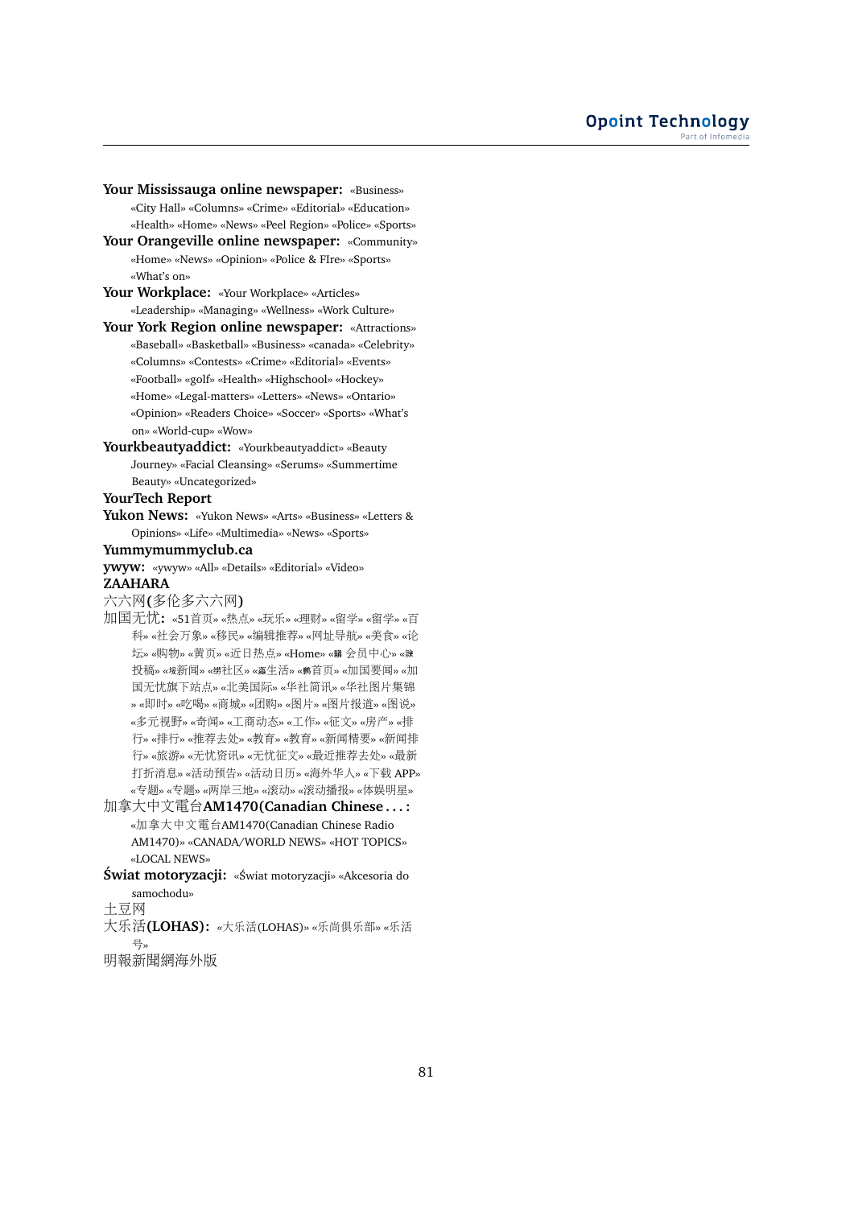**Your Mississauga online newspaper:** «Business» «City Hall» «Columns» «Crime» «Editorial» «Education» «Health» «Home» «News» «Peel Region» «Police» «Sports»

**Your Orangeville online newspaper:** «Community» «Home» «News» «Opinion» «Police & FIre» «Sports» «What's on»

**Your Workplace:** «Your Workplace» «Articles» «Leadership» «Managing» «Wellness» «Work Culture»

**Your York Region online newspaper:** «Attractions» «Baseball» «Basketball» «Business» «canada» «Celebrity» «Columns» «Contests» «Crime» «Editorial» «Events» «Football» «golf» «Health» «Highschool» «Hockey» «Home» «Legal-matters» «Letters» «News» «Ontario» «Opinion» «Readers Choice» «Soccer» «Sports» «What's on» «World-cup» «Wow»

**Yourkbeautyaddict:** «Yourkbeautyaddict» «Beauty Journey» «Facial Cleansing» «Serums» «Summertime Beauty» «Uncategorized»

**YourTech Report**

**Yukon News:** «Yukon News» «Arts» «Business» «Letters & Opinions» «Life» «Multimedia» «News» «Sports»

**Yummymummyclub.ca**

**ywyw:** «ywyw» «All» «Details» «Editorial» «Video»

**ZAAHARA**

六六网(多伦多六六网)

加国无忧: «51首页» «热点» «玩乐» «理财» «留学» «留学» «百科» «社会万象» «移民» «编辑推荐» «网址导航» «美食» «论坛» «购物» «黄页» «近日热点» «Home» «» 会员中心» «» 投稿» «新闻» «社区» «生活» «首页» «加国要闻» «加国无忧旗下站点» «北美国际» «华社简讯» «华社图片集锦» «即时» «吃喝» «商城» «团购» «图片» «图片报道» «图说» «多元视野» «奇闻» «工商动态» «工作» «征文» «房产» «排行» «排行» «推荐去处» «教育» «教育» «新闻精要» «新闻排行» «旅游» «无忧资讯» «无忧征文» «最近推荐去处» «最新打折消息» «活动预告» «活动日历» «海外华人» «下载 APP» «专题» «专题» «两岸三地» «滚动» «滚动播报» «体娱明星»

加拿大中文電台**AM1470(Canadian Chinese . . . :** «加拿大中文電台AM1470(Canadian Chinese Radio AM1470)» «CANADA/WORLD NEWS» «HOT TOPICS» «LOCAL NEWS»

**Świat motoryzacji:** «Świat motoryzacji» «Akcesoria do samochodu»

土豆网

大乐活**(LOHAS):** «大乐活(LOHAS)» «乐尚俱乐部» «乐活号»

明報新聞網海外版